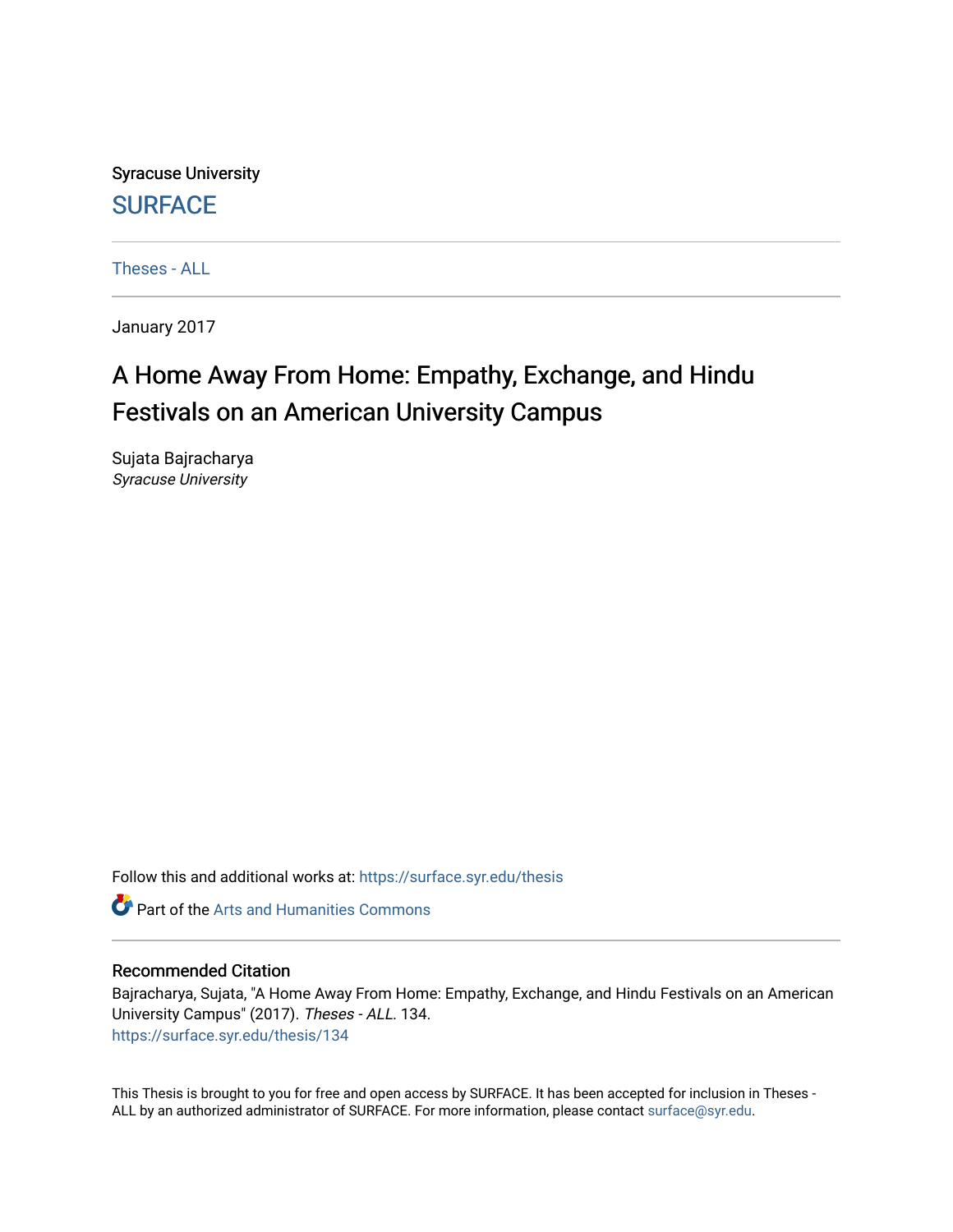Syracuse University

SURFACE

Theses - ALL

January 2017

# A Home Away From Home: Empathy, Exchange, and Hindu Festivals on an American University Campus

Sujata Bajracharya
*Syracuse University*

Follow this and additional works at: https://surface.syr.edu/thesis

Part of the Arts and Humanities Commons

## Recommended Citation

Bajracharya, Sujata, "A Home Away From Home: Empathy, Exchange, and Hindu Festivals on an American University Campus" (2017). *Theses - ALL*. 134.
https://surface.syr.edu/thesis/134

This Thesis is brought to you for free and open access by SURFACE. It has been accepted for inclusion in Theses - ALL by an authorized administrator of SURFACE. For more information, please contact surface@syr.edu.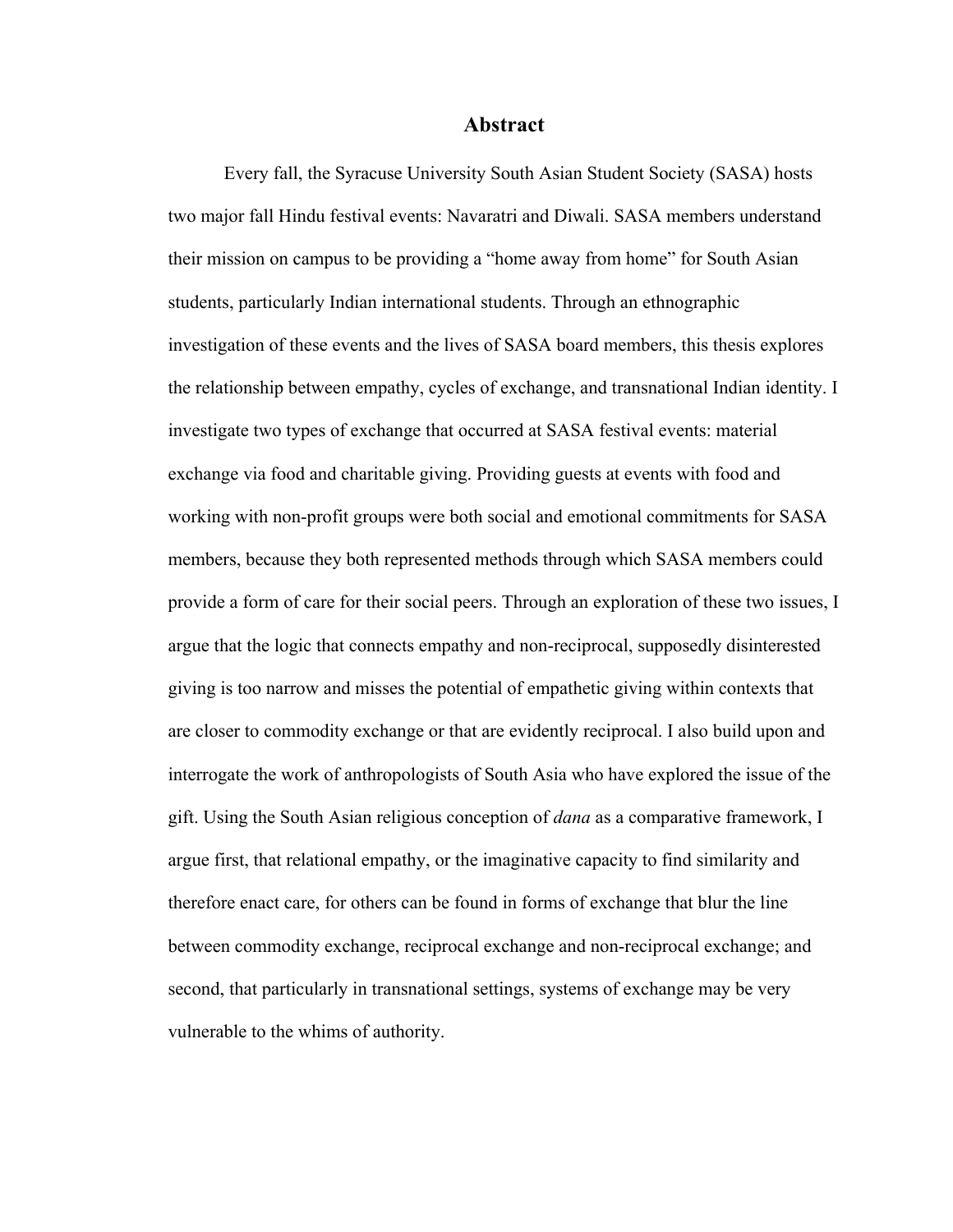# Abstract

Every fall, the Syracuse University South Asian Student Society (SASA) hosts two major fall Hindu festival events: Navaratri and Diwali. SASA members understand their mission on campus to be providing a "home away from home" for South Asian students, particularly Indian international students. Through an ethnographic investigation of these events and the lives of SASA board members, this thesis explores the relationship between empathy, cycles of exchange, and transnational Indian identity. I investigate two types of exchange that occurred at SASA festival events: material exchange via food and charitable giving. Providing guests at events with food and working with non-profit groups were both social and emotional commitments for SASA members, because they both represented methods through which SASA members could provide a form of care for their social peers. Through an exploration of these two issues, I argue that the logic that connects empathy and non-reciprocal, supposedly disinterested giving is too narrow and misses the potential of empathetic giving within contexts that are closer to commodity exchange or that are evidently reciprocal. I also build upon and interrogate the work of anthropologists of South Asia who have explored the issue of the gift. Using the South Asian religious conception of *dana* as a comparative framework, I argue first, that relational empathy, or the imaginative capacity to find similarity and therefore enact care, for others can be found in forms of exchange that blur the line between commodity exchange, reciprocal exchange and non-reciprocal exchange; and second, that particularly in transnational settings, systems of exchange may be very vulnerable to the whims of authority.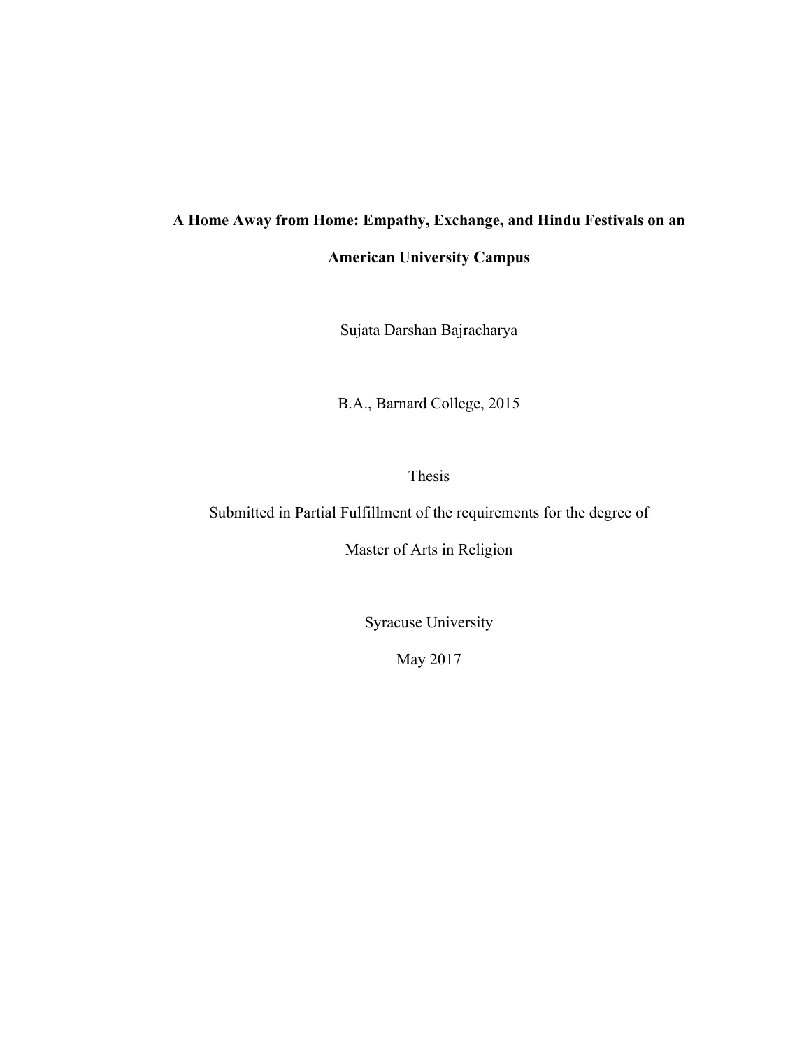**A Home Away from Home: Empathy, Exchange, and Hindu Festivals on an American University Campus**

Sujata Darshan Bajracharya

B.A., Barnard College, 2015

Thesis

Submitted in Partial Fulfillment of the requirements for the degree of

Master of Arts in Religion

Syracuse University

May 2017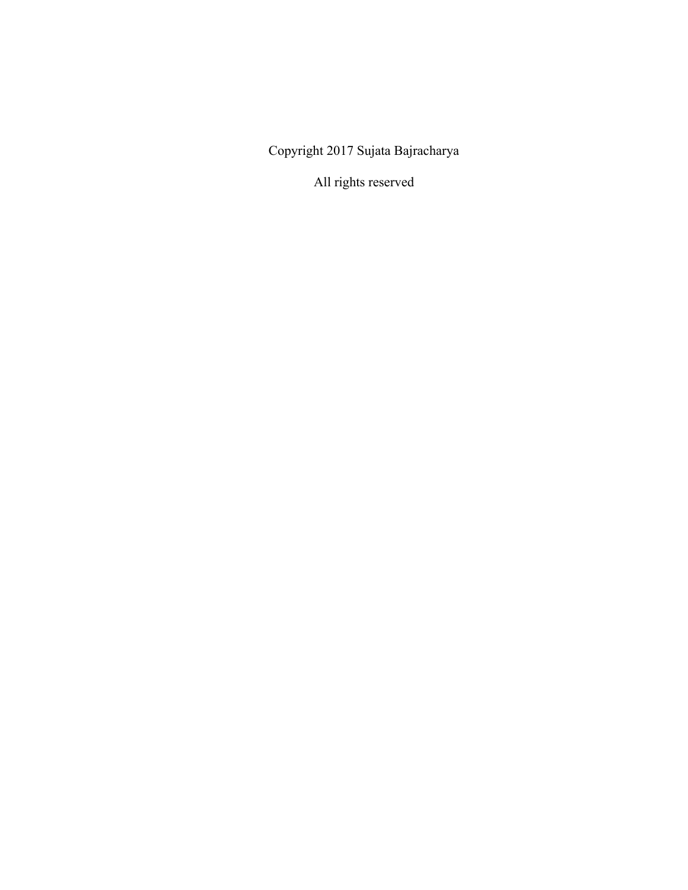Copyright 2017 Sujata Bajracharya

All rights reserved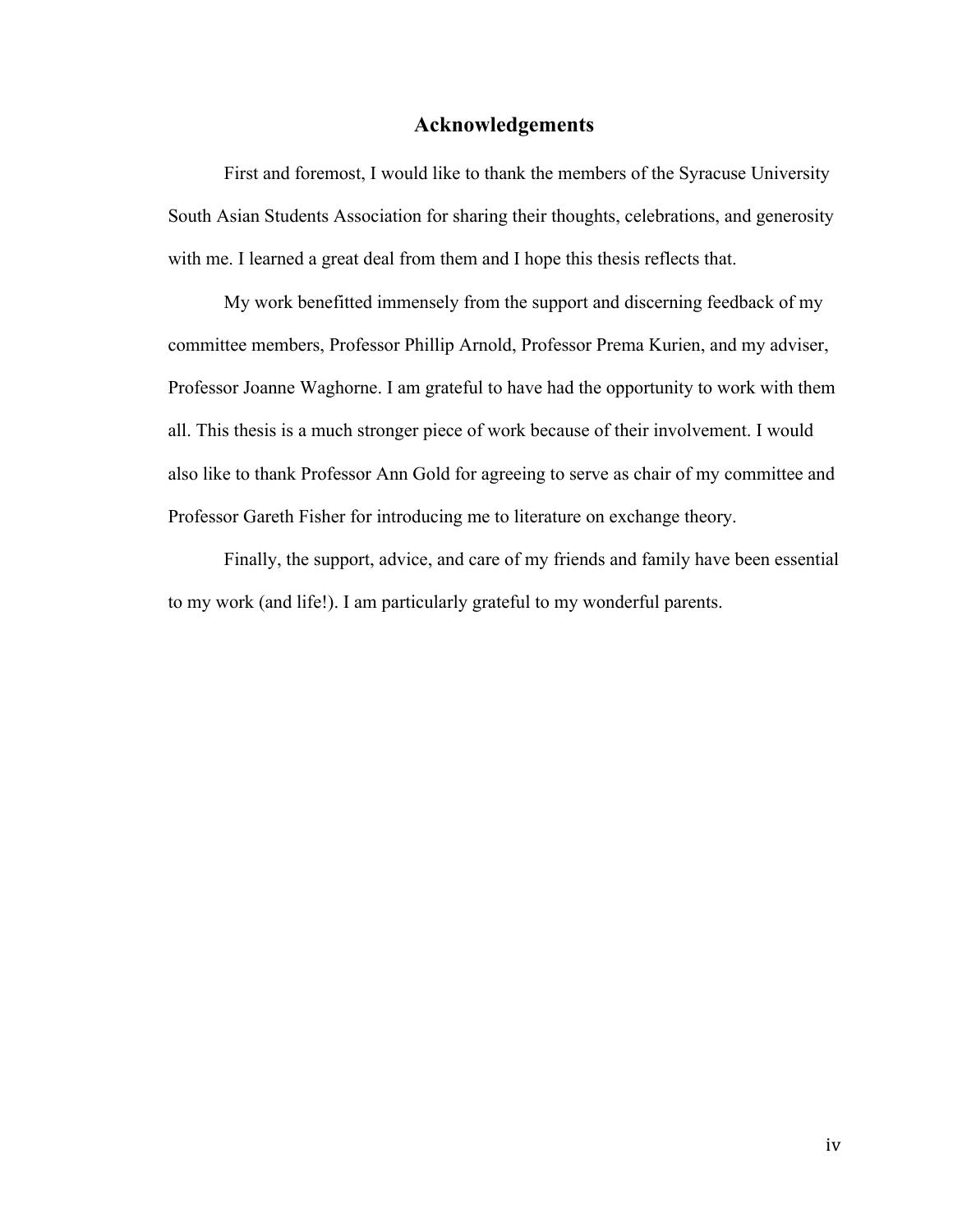# Acknowledgements

First and foremost, I would like to thank the members of the Syracuse University South Asian Students Association for sharing their thoughts, celebrations, and generosity with me. I learned a great deal from them and I hope this thesis reflects that.

My work benefitted immensely from the support and discerning feedback of my committee members, Professor Phillip Arnold, Professor Prema Kurien, and my adviser, Professor Joanne Waghorne. I am grateful to have had the opportunity to work with them all. This thesis is a much stronger piece of work because of their involvement. I would also like to thank Professor Ann Gold for agreeing to serve as chair of my committee and Professor Gareth Fisher for introducing me to literature on exchange theory.

Finally, the support, advice, and care of my friends and family have been essential to my work (and life!). I am particularly grateful to my wonderful parents.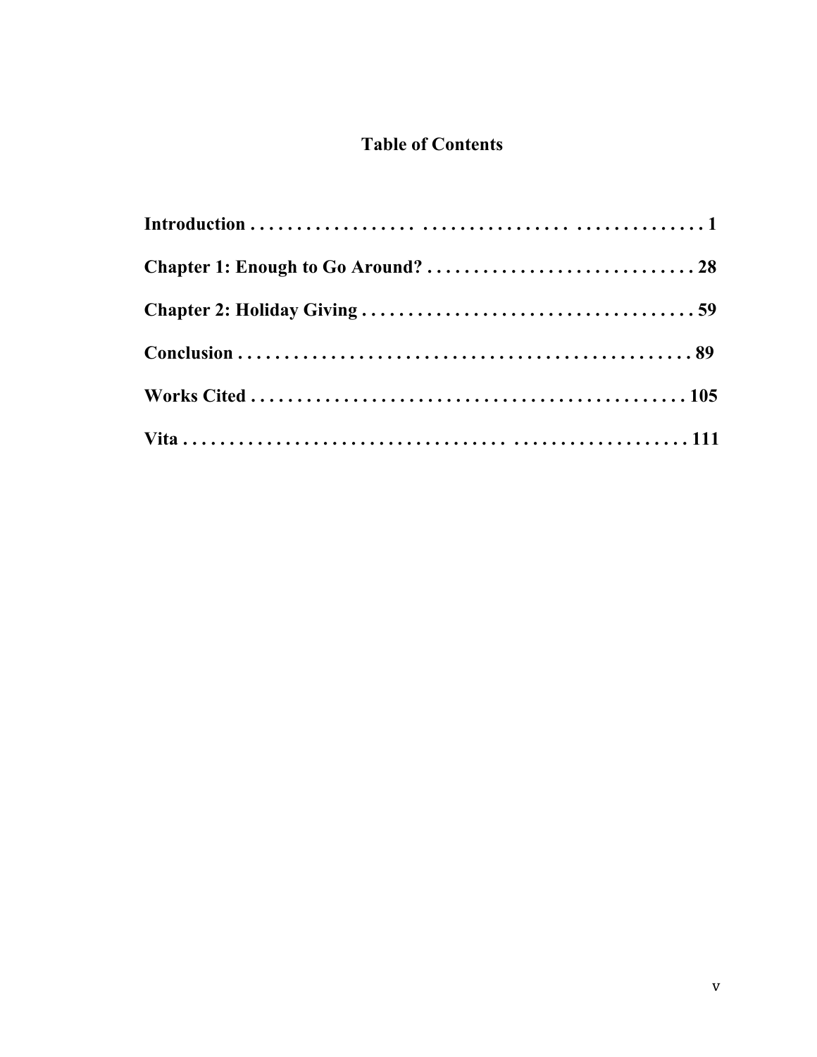# Table of Contents

**Introduction . . . . . . . . . . . . . . . . . . . . . . . . . . . . . . . . . . . . . . . . . . . . . . . . . . 1**

**Chapter 1: Enough to Go Around? . . . . . . . . . . . . . . . . . . . . . . . . . . . . . 28**

**Chapter 2: Holiday Giving . . . . . . . . . . . . . . . . . . . . . . . . . . . . . . . . . . . . 59**

**Conclusion . . . . . . . . . . . . . . . . . . . . . . . . . . . . . . . . . . . . . . . . . . . . . . . . 89**

**Works Cited . . . . . . . . . . . . . . . . . . . . . . . . . . . . . . . . . . . . . . . . . . . . . . 105**

**Vita . . . . . . . . . . . . . . . . . . . . . . . . . . . . . . . . . . . . . . . . . . . . . . . . . . . . . 111**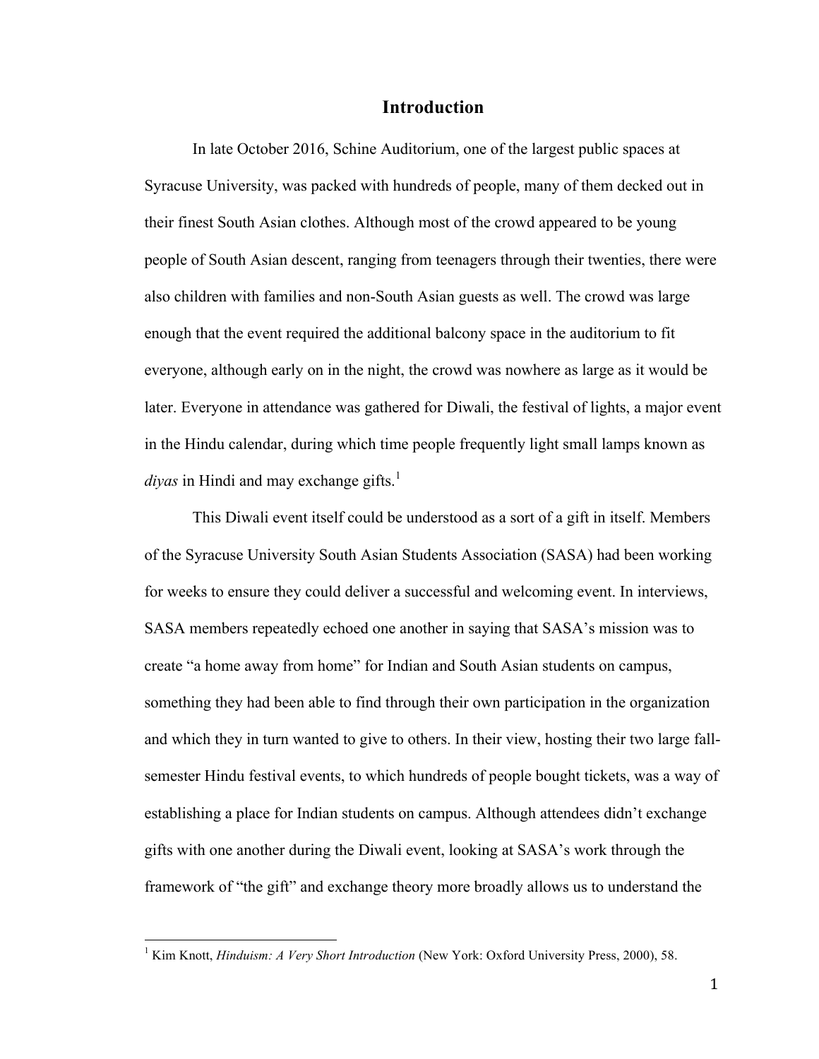# Introduction

In late October 2016, Schine Auditorium, one of the largest public spaces at Syracuse University, was packed with hundreds of people, many of them decked out in their finest South Asian clothes. Although most of the crowd appeared to be young people of South Asian descent, ranging from teenagers through their twenties, there were also children with families and non-South Asian guests as well. The crowd was large enough that the event required the additional balcony space in the auditorium to fit everyone, although early on in the night, the crowd was nowhere as large as it would be later. Everyone in attendance was gathered for Diwali, the festival of lights, a major event in the Hindu calendar, during which time people frequently light small lamps known as *diyas* in Hindi and may exchange gifts.[1]

This Diwali event itself could be understood as a sort of a gift in itself. Members of the Syracuse University South Asian Students Association (SASA) had been working for weeks to ensure they could deliver a successful and welcoming event. In interviews, SASA members repeatedly echoed one another in saying that SASA's mission was to create "a home away from home" for Indian and South Asian students on campus, something they had been able to find through their own participation in the organization and which they in turn wanted to give to others. In their view, hosting their two large fall-semester Hindu festival events, to which hundreds of people bought tickets, was a way of establishing a place for Indian students on campus. Although attendees didn't exchange gifts with one another during the Diwali event, looking at SASA's work through the framework of "the gift" and exchange theory more broadly allows us to understand the

[1] Kim Knott, *Hinduism: A Very Short Introduction* (New York: Oxford University Press, 2000), 58.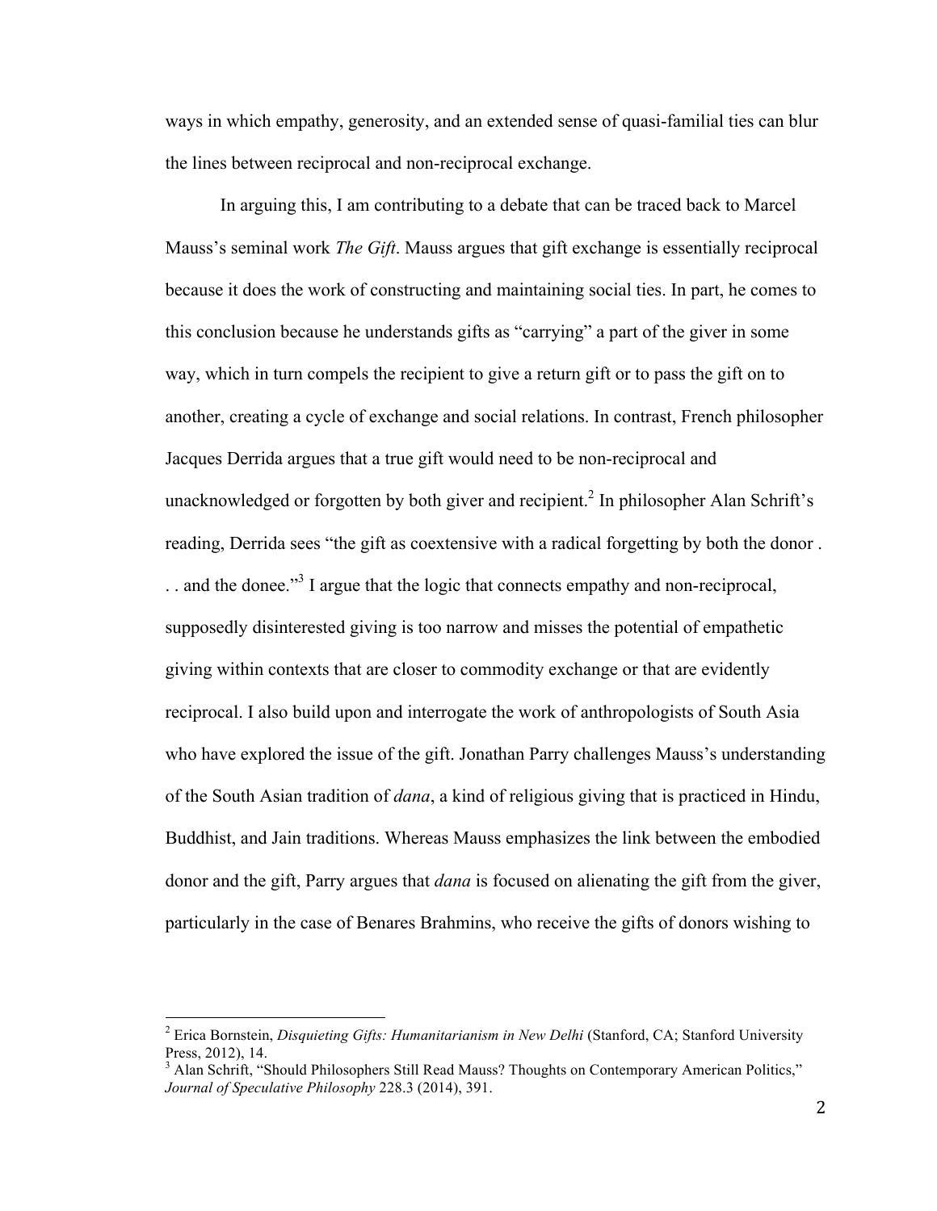ways in which empathy, generosity, and an extended sense of quasi-familial ties can blur the lines between reciprocal and non-reciprocal exchange.

In arguing this, I am contributing to a debate that can be traced back to Marcel Mauss's seminal work *The Gift*. Mauss argues that gift exchange is essentially reciprocal because it does the work of constructing and maintaining social ties. In part, he comes to this conclusion because he understands gifts as "carrying" a part of the giver in some way, which in turn compels the recipient to give a return gift or to pass the gift on to another, creating a cycle of exchange and social relations. In contrast, French philosopher Jacques Derrida argues that a true gift would need to be non-reciprocal and unacknowledged or forgotten by both giver and recipient.[2] In philosopher Alan Schrift's reading, Derrida sees "the gift as coextensive with a radical forgetting by both the donor . . . and the donee."[3] I argue that the logic that connects empathy and non-reciprocal, supposedly disinterested giving is too narrow and misses the potential of empathetic giving within contexts that are closer to commodity exchange or that are evidently reciprocal. I also build upon and interrogate the work of anthropologists of South Asia who have explored the issue of the gift. Jonathan Parry challenges Mauss's understanding of the South Asian tradition of *dana*, a kind of religious giving that is practiced in Hindu, Buddhist, and Jain traditions. Whereas Mauss emphasizes the link between the embodied donor and the gift, Parry argues that *dana* is focused on alienating the gift from the giver, particularly in the case of Benares Brahmins, who receive the gifts of donors wishing to

---

[2] Erica Bornstein, *Disquieting Gifts: Humanitarianism in New Delhi* (Stanford, CA; Stanford University Press, 2012), 14.

[3] Alan Schrift, "Should Philosophers Still Read Mauss? Thoughts on Contemporary American Politics," *Journal of Speculative Philosophy* 228.3 (2014), 391.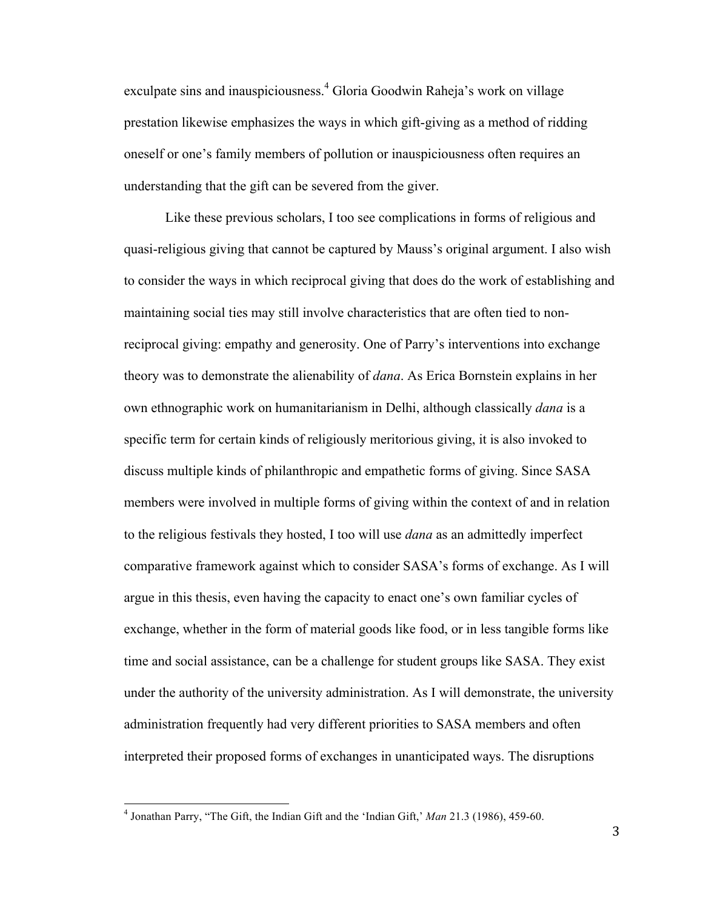exculpate sins and inauspiciousness.[4] Gloria Goodwin Raheja's work on village prestation likewise emphasizes the ways in which gift-giving as a method of ridding oneself or one's family members of pollution or inauspiciousness often requires an understanding that the gift can be severed from the giver.

Like these previous scholars, I too see complications in forms of religious and quasi-religious giving that cannot be captured by Mauss's original argument. I also wish to consider the ways in which reciprocal giving that does do the work of establishing and maintaining social ties may still involve characteristics that are often tied to non-reciprocal giving: empathy and generosity. One of Parry's interventions into exchange theory was to demonstrate the alienability of *dana*. As Erica Bornstein explains in her own ethnographic work on humanitarianism in Delhi, although classically *dana* is a specific term for certain kinds of religiously meritorious giving, it is also invoked to discuss multiple kinds of philanthropic and empathetic forms of giving. Since SASA members were involved in multiple forms of giving within the context of and in relation to the religious festivals they hosted, I too will use *dana* as an admittedly imperfect comparative framework against which to consider SASA's forms of exchange. As I will argue in this thesis, even having the capacity to enact one's own familiar cycles of exchange, whether in the form of material goods like food, or in less tangible forms like time and social assistance, can be a challenge for student groups like SASA. They exist under the authority of the university administration. As I will demonstrate, the university administration frequently had very different priorities to SASA members and often interpreted their proposed forms of exchanges in unanticipated ways. The disruptions

---

[4] Jonathan Parry, "The Gift, the Indian Gift and the 'Indian Gift,' *Man* 21.3 (1986), 459-60.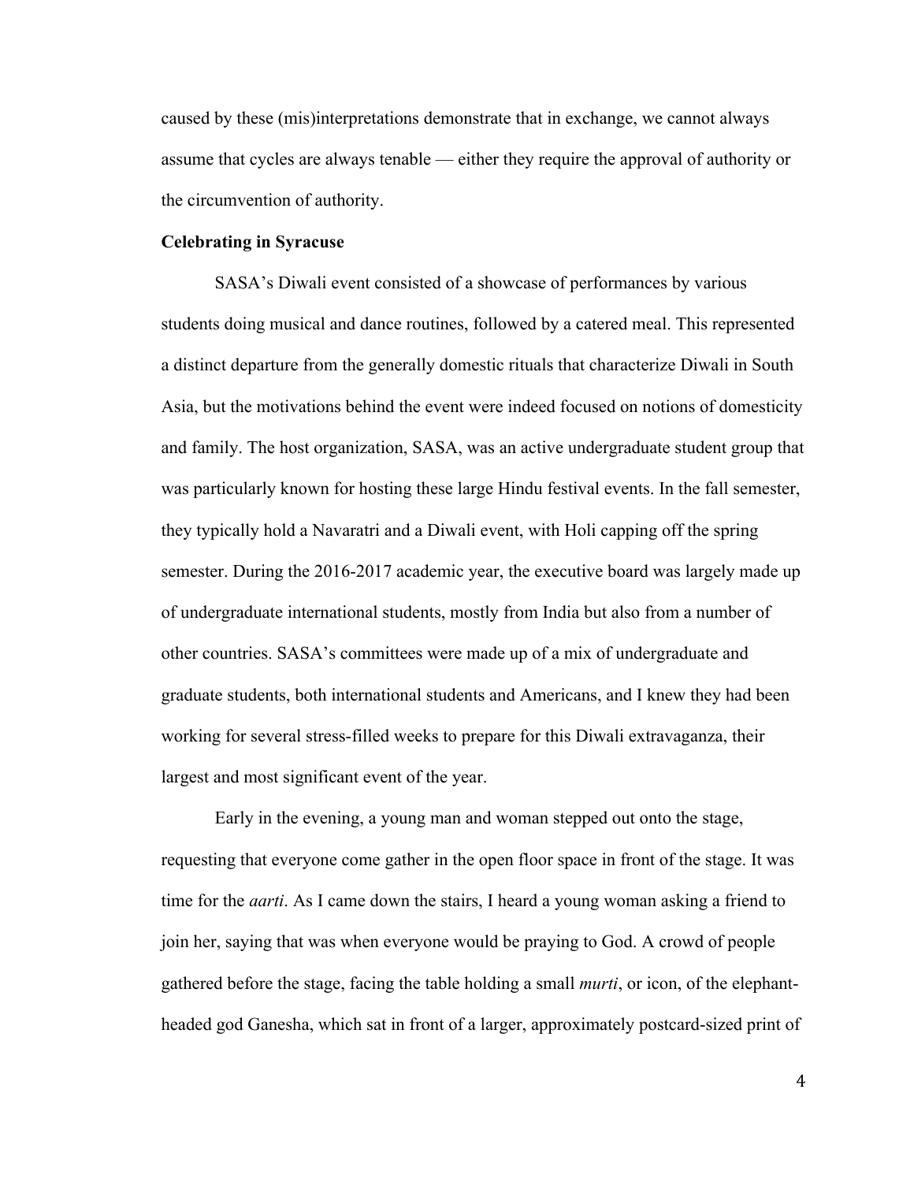caused by these (mis)interpretations demonstrate that in exchange, we cannot always assume that cycles are always tenable — either they require the approval of authority or the circumvention of authority.

**Celebrating in Syracuse**

SASA's Diwali event consisted of a showcase of performances by various students doing musical and dance routines, followed by a catered meal. This represented a distinct departure from the generally domestic rituals that characterize Diwali in South Asia, but the motivations behind the event were indeed focused on notions of domesticity and family. The host organization, SASA, was an active undergraduate student group that was particularly known for hosting these large Hindu festival events. In the fall semester, they typically hold a Navaratri and a Diwali event, with Holi capping off the spring semester. During the 2016-2017 academic year, the executive board was largely made up of undergraduate international students, mostly from India but also from a number of other countries. SASA's committees were made up of a mix of undergraduate and graduate students, both international students and Americans, and I knew they had been working for several stress-filled weeks to prepare for this Diwali extravaganza, their largest and most significant event of the year.

Early in the evening, a young man and woman stepped out onto the stage, requesting that everyone come gather in the open floor space in front of the stage. It was time for the *aarti*. As I came down the stairs, I heard a young woman asking a friend to join her, saying that was when everyone would be praying to God. A crowd of people gathered before the stage, facing the table holding a small *murti*, or icon, of the elephant-headed god Ganesha, which sat in front of a larger, approximately postcard-sized print of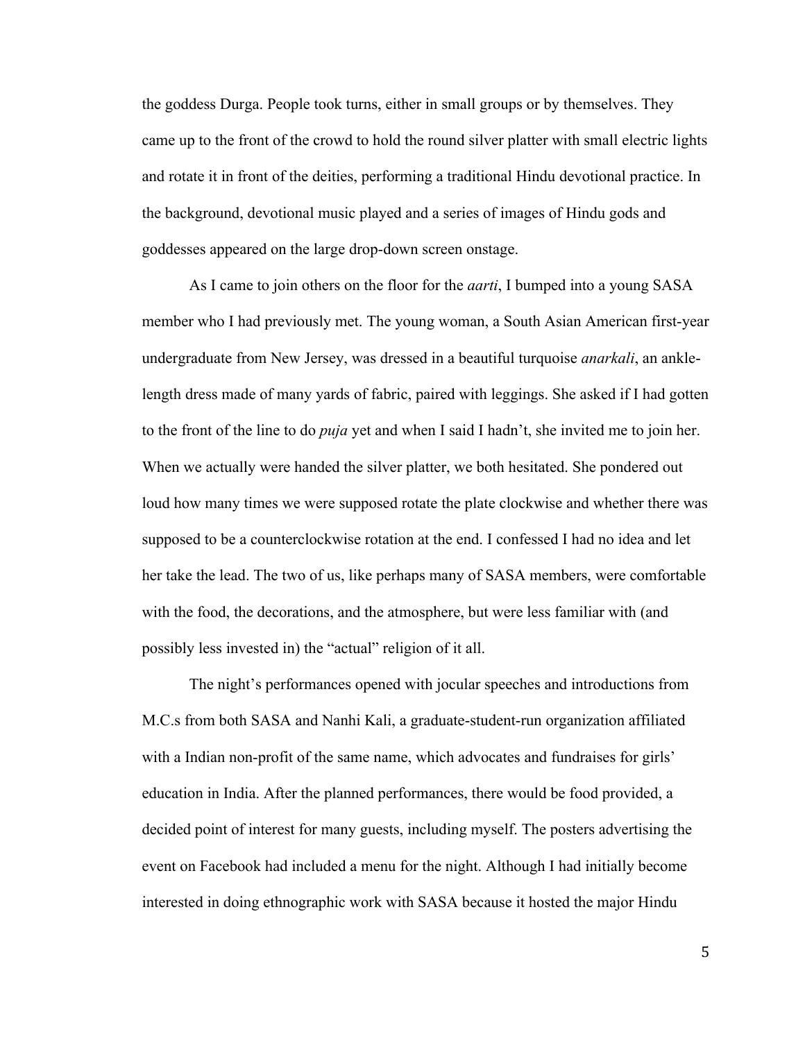the goddess Durga. People took turns, either in small groups or by themselves. They came up to the front of the crowd to hold the round silver platter with small electric lights and rotate it in front of the deities, performing a traditional Hindu devotional practice. In the background, devotional music played and a series of images of Hindu gods and goddesses appeared on the large drop-down screen onstage.

As I came to join others on the floor for the *aarti*, I bumped into a young SASA member who I had previously met. The young woman, a South Asian American first-year undergraduate from New Jersey, was dressed in a beautiful turquoise *anarkali*, an ankle-length dress made of many yards of fabric, paired with leggings. She asked if I had gotten to the front of the line to do *puja* yet and when I said I hadn't, she invited me to join her. When we actually were handed the silver platter, we both hesitated. She pondered out loud how many times we were supposed rotate the plate clockwise and whether there was supposed to be a counterclockwise rotation at the end. I confessed I had no idea and let her take the lead. The two of us, like perhaps many of SASA members, were comfortable with the food, the decorations, and the atmosphere, but were less familiar with (and possibly less invested in) the "actual" religion of it all.

The night's performances opened with jocular speeches and introductions from M.C.s from both SASA and Nanhi Kali, a graduate-student-run organization affiliated with a Indian non-profit of the same name, which advocates and fundraises for girls' education in India. After the planned performances, there would be food provided, a decided point of interest for many guests, including myself. The posters advertising the event on Facebook had included a menu for the night. Although I had initially become interested in doing ethnographic work with SASA because it hosted the major Hindu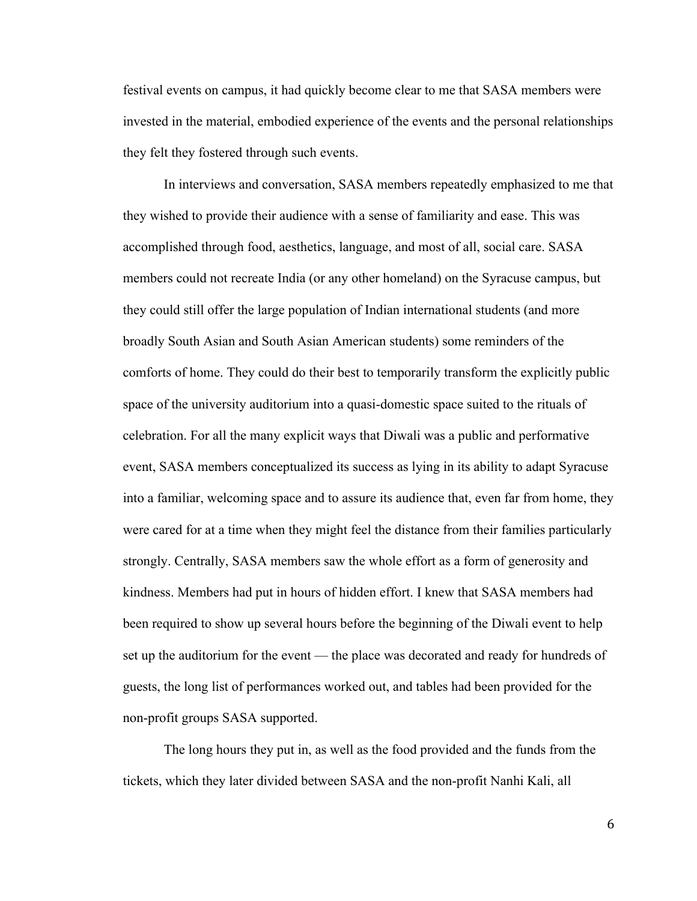festival events on campus, it had quickly become clear to me that SASA members were invested in the material, embodied experience of the events and the personal relationships they felt they fostered through such events.

In interviews and conversation, SASA members repeatedly emphasized to me that they wished to provide their audience with a sense of familiarity and ease. This was accomplished through food, aesthetics, language, and most of all, social care. SASA members could not recreate India (or any other homeland) on the Syracuse campus, but they could still offer the large population of Indian international students (and more broadly South Asian and South Asian American students) some reminders of the comforts of home. They could do their best to temporarily transform the explicitly public space of the university auditorium into a quasi-domestic space suited to the rituals of celebration. For all the many explicit ways that Diwali was a public and performative event, SASA members conceptualized its success as lying in its ability to adapt Syracuse into a familiar, welcoming space and to assure its audience that, even far from home, they were cared for at a time when they might feel the distance from their families particularly strongly. Centrally, SASA members saw the whole effort as a form of generosity and kindness. Members had put in hours of hidden effort. I knew that SASA members had been required to show up several hours before the beginning of the Diwali event to help set up the auditorium for the event — the place was decorated and ready for hundreds of guests, the long list of performances worked out, and tables had been provided for the non-profit groups SASA supported.

The long hours they put in, as well as the food provided and the funds from the tickets, which they later divided between SASA and the non-profit Nanhi Kali, all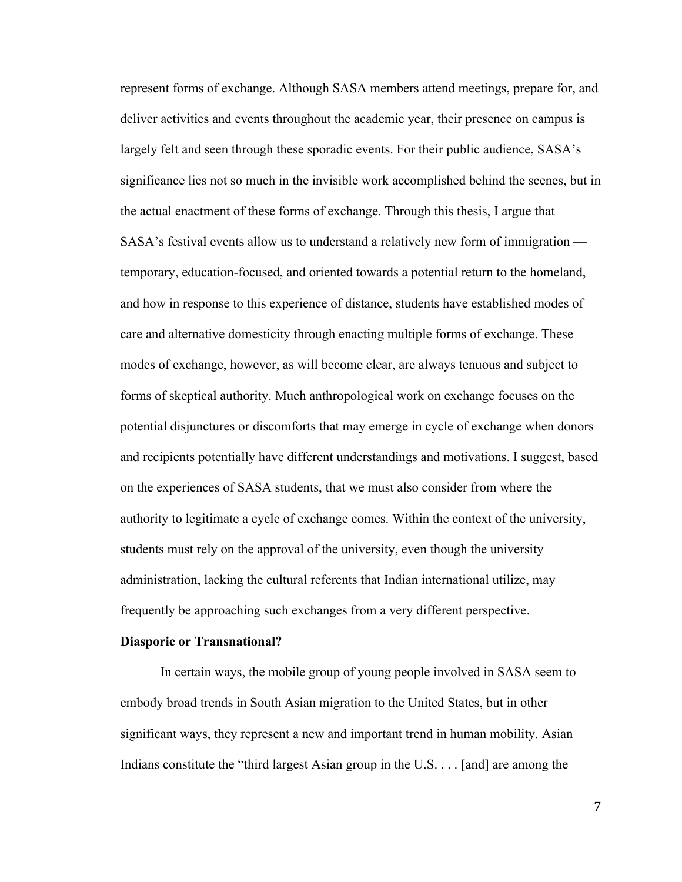represent forms of exchange. Although SASA members attend meetings, prepare for, and deliver activities and events throughout the academic year, their presence on campus is largely felt and seen through these sporadic events. For their public audience, SASA's significance lies not so much in the invisible work accomplished behind the scenes, but in the actual enactment of these forms of exchange. Through this thesis, I argue that SASA's festival events allow us to understand a relatively new form of immigration — temporary, education-focused, and oriented towards a potential return to the homeland, and how in response to this experience of distance, students have established modes of care and alternative domesticity through enacting multiple forms of exchange. These modes of exchange, however, as will become clear, are always tenuous and subject to forms of skeptical authority. Much anthropological work on exchange focuses on the potential disjunctures or discomforts that may emerge in cycle of exchange when donors and recipients potentially have different understandings and motivations. I suggest, based on the experiences of SASA students, that we must also consider from where the authority to legitimate a cycle of exchange comes. Within the context of the university, students must rely on the approval of the university, even though the university administration, lacking the cultural referents that Indian international utilize, may frequently be approaching such exchanges from a very different perspective.

**Diasporic or Transnational?**

In certain ways, the mobile group of young people involved in SASA seem to embody broad trends in South Asian migration to the United States, but in other significant ways, they represent a new and important trend in human mobility. Asian Indians constitute the "third largest Asian group in the U.S. . . . [and] are among the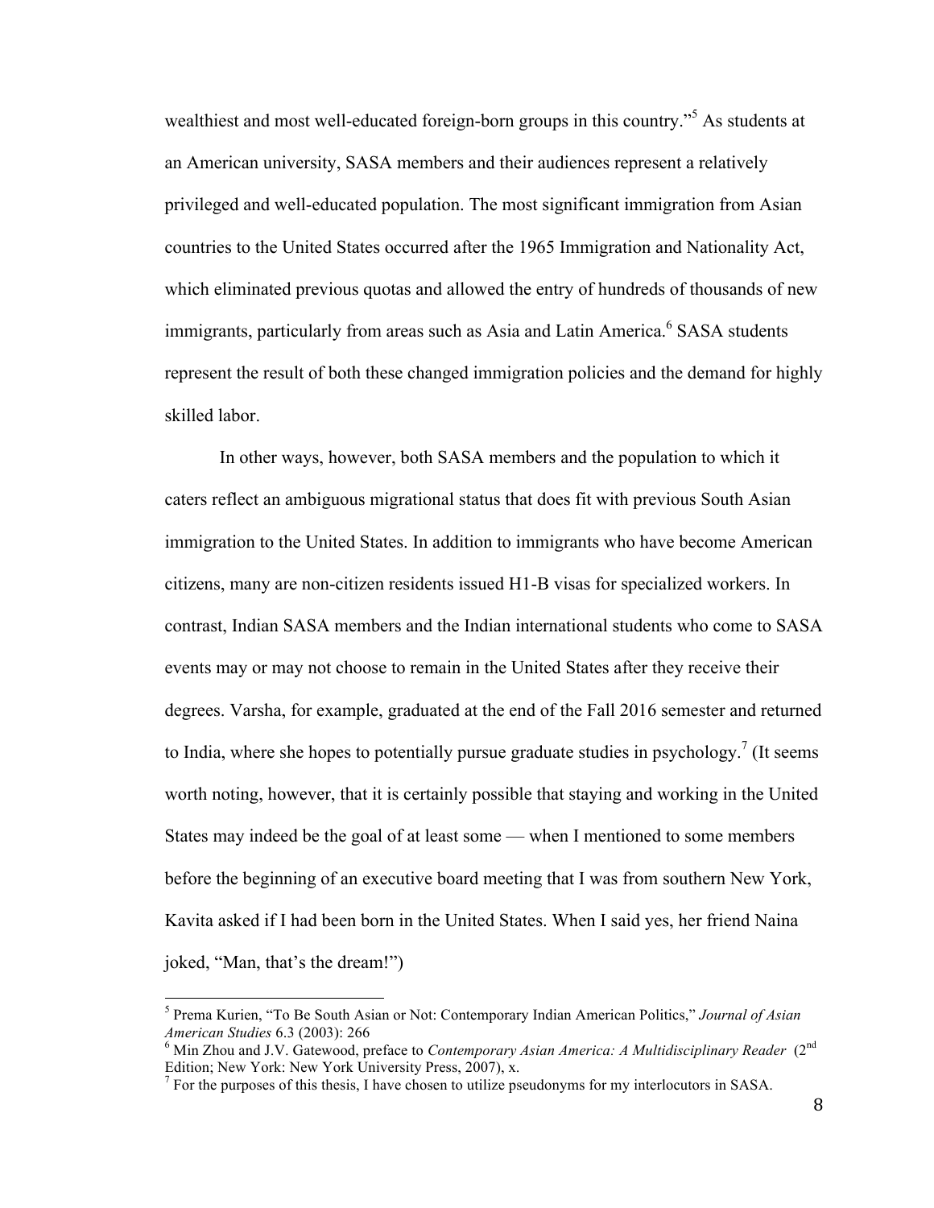wealthiest and most well-educated foreign-born groups in this country."[5] As students at an American university, SASA members and their audiences represent a relatively privileged and well-educated population. The most significant immigration from Asian countries to the United States occurred after the 1965 Immigration and Nationality Act, which eliminated previous quotas and allowed the entry of hundreds of thousands of new immigrants, particularly from areas such as Asia and Latin America.[6] SASA students represent the result of both these changed immigration policies and the demand for highly skilled labor.

In other ways, however, both SASA members and the population to which it caters reflect an ambiguous migrational status that does fit with previous South Asian immigration to the United States. In addition to immigrants who have become American citizens, many are non-citizen residents issued H1-B visas for specialized workers. In contrast, Indian SASA members and the Indian international students who come to SASA events may or may not choose to remain in the United States after they receive their degrees. Varsha, for example, graduated at the end of the Fall 2016 semester and returned to India, where she hopes to potentially pursue graduate studies in psychology.[7] (It seems worth noting, however, that it is certainly possible that staying and working in the United States may indeed be the goal of at least some — when I mentioned to some members before the beginning of an executive board meeting that I was from southern New York, Kavita asked if I had been born in the United States. When I said yes, her friend Naina joked, "Man, that's the dream!")

---

[5] Prema Kurien, "To Be South Asian or Not: Contemporary Indian American Politics," *Journal of Asian American Studies* 6.3 (2003): 266

[6] Min Zhou and J.V. Gatewood, preface to *Contemporary Asian America: A Multidisciplinary Reader* (2nd Edition; New York: New York University Press, 2007), x.

[7] For the purposes of this thesis, I have chosen to utilize pseudonyms for my interlocutors in SASA.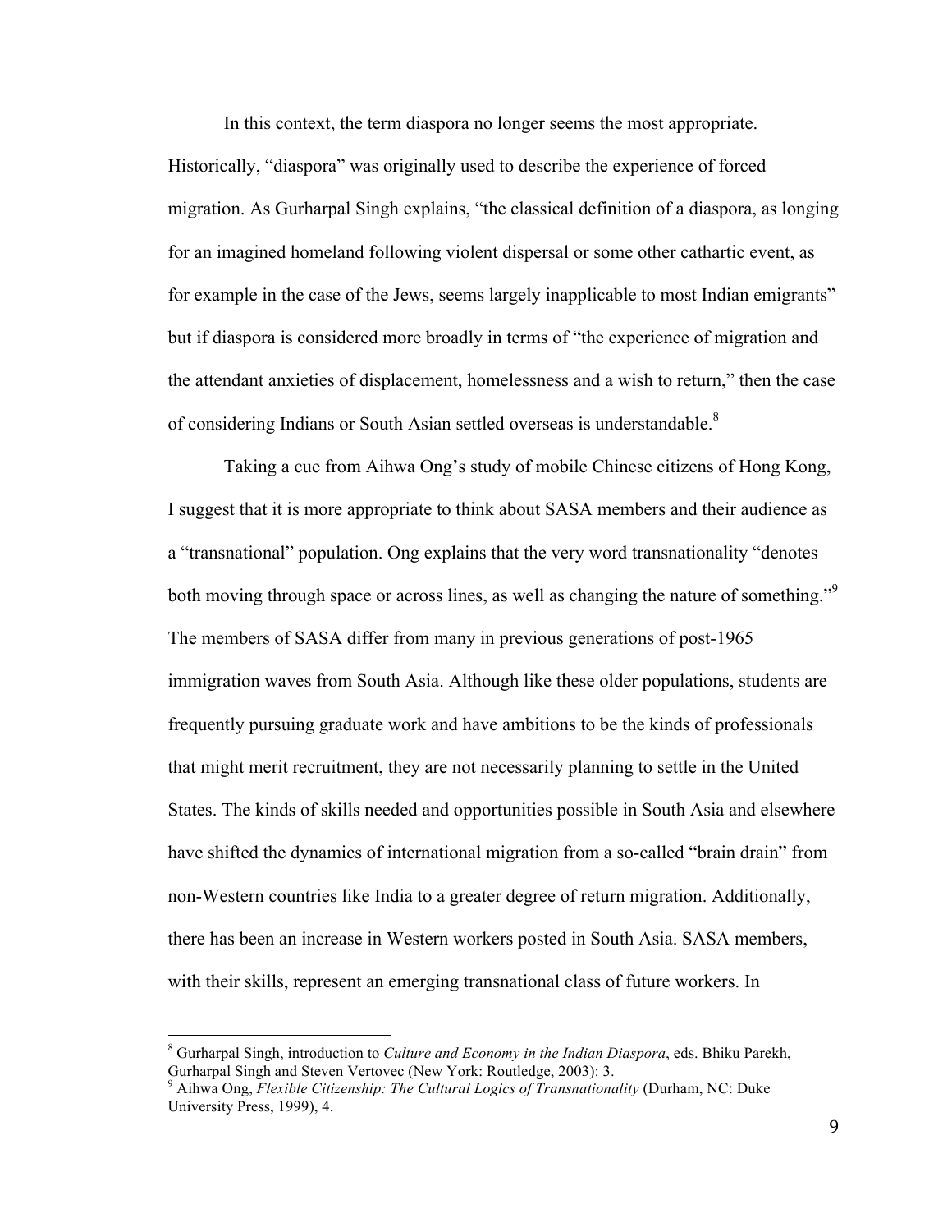In this context, the term diaspora no longer seems the most appropriate. Historically, "diaspora" was originally used to describe the experience of forced migration. As Gurharpal Singh explains, "the classical definition of a diaspora, as longing for an imagined homeland following violent dispersal or some other cathartic event, as for example in the case of the Jews, seems largely inapplicable to most Indian emigrants" but if diaspora is considered more broadly in terms of "the experience of migration and the attendant anxieties of displacement, homelessness and a wish to return," then the case of considering Indians or South Asian settled overseas is understandable.[8]

Taking a cue from Aihwa Ong's study of mobile Chinese citizens of Hong Kong, I suggest that it is more appropriate to think about SASA members and their audience as a "transnational" population. Ong explains that the very word transnationality "denotes both moving through space or across lines, as well as changing the nature of something."[9] The members of SASA differ from many in previous generations of post-1965 immigration waves from South Asia. Although like these older populations, students are frequently pursuing graduate work and have ambitions to be the kinds of professionals that might merit recruitment, they are not necessarily planning to settle in the United States. The kinds of skills needed and opportunities possible in South Asia and elsewhere have shifted the dynamics of international migration from a so-called "brain drain" from non-Western countries like India to a greater degree of return migration. Additionally, there has been an increase in Western workers posted in South Asia. SASA members, with their skills, represent an emerging transnational class of future workers. In

---

[8] Gurharpal Singh, introduction to *Culture and Economy in the Indian Diaspora*, eds. Bhiku Parekh, Gurharpal Singh and Steven Vertovec (New York: Routledge, 2003): 3.

[9] Aihwa Ong, *Flexible Citizenship: The Cultural Logics of Transnationality* (Durham, NC: Duke University Press, 1999), 4.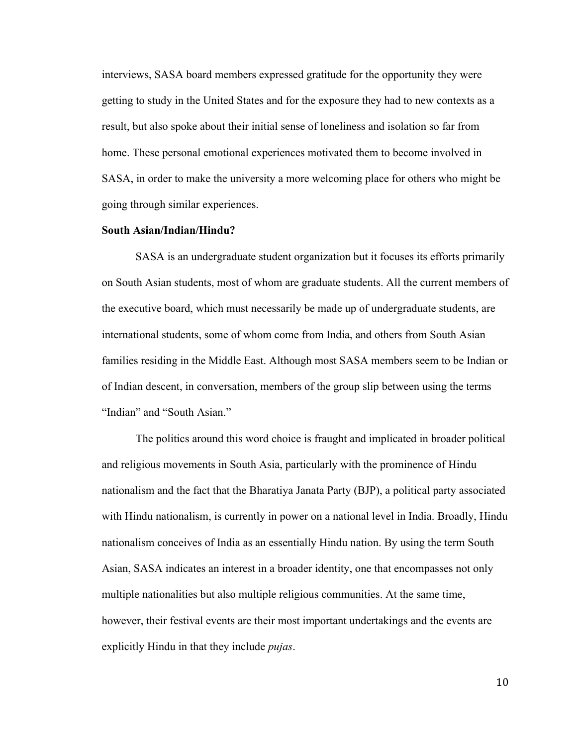interviews, SASA board members expressed gratitude for the opportunity they were getting to study in the United States and for the exposure they had to new contexts as a result, but also spoke about their initial sense of loneliness and isolation so far from home. These personal emotional experiences motivated them to become involved in SASA, in order to make the university a more welcoming place for others who might be going through similar experiences.

**South Asian/Indian/Hindu?**

SASA is an undergraduate student organization but it focuses its efforts primarily on South Asian students, most of whom are graduate students. All the current members of the executive board, which must necessarily be made up of undergraduate students, are international students, some of whom come from India, and others from South Asian families residing in the Middle East. Although most SASA members seem to be Indian or of Indian descent, in conversation, members of the group slip between using the terms "Indian" and "South Asian."

The politics around this word choice is fraught and implicated in broader political and religious movements in South Asia, particularly with the prominence of Hindu nationalism and the fact that the Bharatiya Janata Party (BJP), a political party associated with Hindu nationalism, is currently in power on a national level in India. Broadly, Hindu nationalism conceives of India as an essentially Hindu nation. By using the term South Asian, SASA indicates an interest in a broader identity, one that encompasses not only multiple nationalities but also multiple religious communities. At the same time, however, their festival events are their most important undertakings and the events are explicitly Hindu in that they include *pujas*.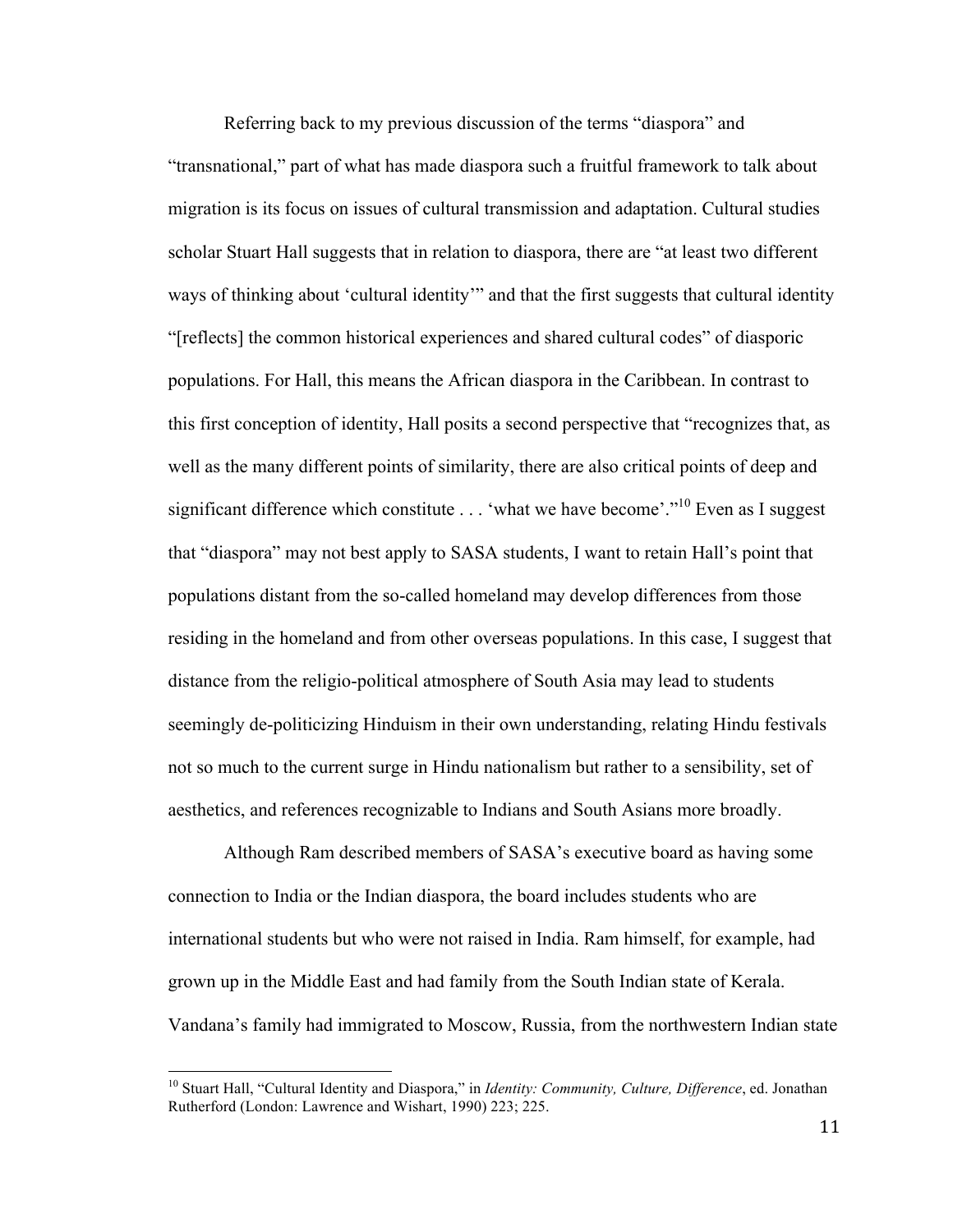Referring back to my previous discussion of the terms "diaspora" and "transnational," part of what has made diaspora such a fruitful framework to talk about migration is its focus on issues of cultural transmission and adaptation. Cultural studies scholar Stuart Hall suggests that in relation to diaspora, there are "at least two different ways of thinking about 'cultural identity'" and that the first suggests that cultural identity "[reflects] the common historical experiences and shared cultural codes" of diasporic populations. For Hall, this means the African diaspora in the Caribbean. In contrast to this first conception of identity, Hall posits a second perspective that "recognizes that, as well as the many different points of similarity, there are also critical points of deep and significant difference which constitute . . . 'what we have become'."[10] Even as I suggest that "diaspora" may not best apply to SASA students, I want to retain Hall's point that populations distant from the so-called homeland may develop differences from those residing in the homeland and from other overseas populations. In this case, I suggest that distance from the religio-political atmosphere of South Asia may lead to students seemingly de-politicizing Hinduism in their own understanding, relating Hindu festivals not so much to the current surge in Hindu nationalism but rather to a sensibility, set of aesthetics, and references recognizable to Indians and South Asians more broadly.

Although Ram described members of SASA's executive board as having some connection to India or the Indian diaspora, the board includes students who are international students but who were not raised in India. Ram himself, for example, had grown up in the Middle East and had family from the South Indian state of Kerala. Vandana's family had immigrated to Moscow, Russia, from the northwestern Indian state

---

[10] Stuart Hall, "Cultural Identity and Diaspora," in *Identity: Community, Culture, Difference*, ed. Jonathan Rutherford (London: Lawrence and Wishart, 1990) 223; 225.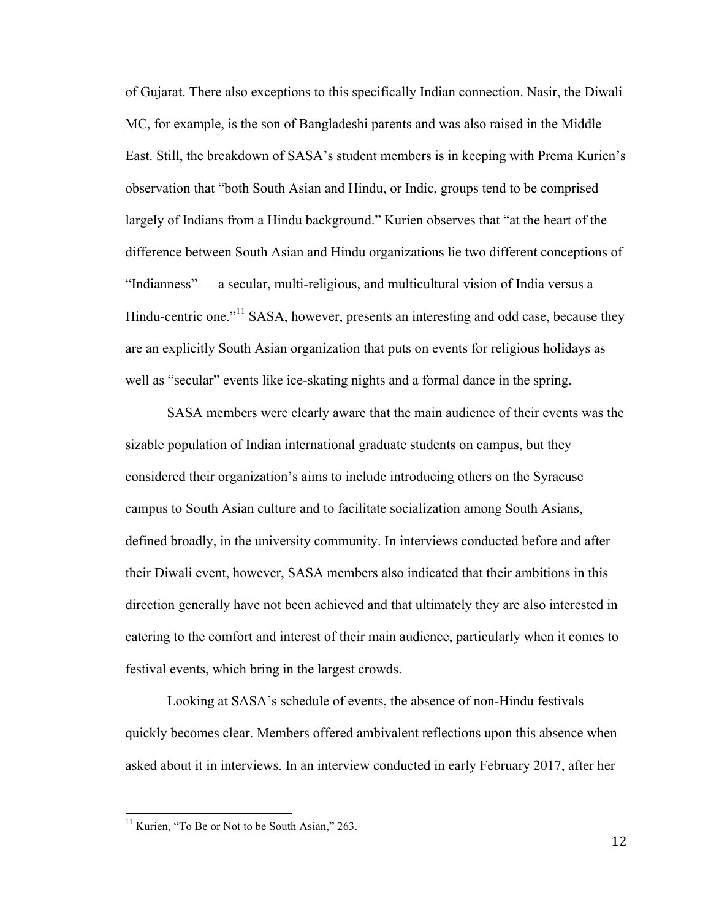of Gujarat. There also exceptions to this specifically Indian connection. Nasir, the Diwali MC, for example, is the son of Bangladeshi parents and was also raised in the Middle East. Still, the breakdown of SASA's student members is in keeping with Prema Kurien's observation that "both South Asian and Hindu, or Indic, groups tend to be comprised largely of Indians from a Hindu background." Kurien observes that "at the heart of the difference between South Asian and Hindu organizations lie two different conceptions of "Indianness" — a secular, multi-religious, and multicultural vision of India versus a Hindu-centric one."[11] SASA, however, presents an interesting and odd case, because they are an explicitly South Asian organization that puts on events for religious holidays as well as "secular" events like ice-skating nights and a formal dance in the spring.

SASA members were clearly aware that the main audience of their events was the sizable population of Indian international graduate students on campus, but they considered their organization's aims to include introducing others on the Syracuse campus to South Asian culture and to facilitate socialization among South Asians, defined broadly, in the university community. In interviews conducted before and after their Diwali event, however, SASA members also indicated that their ambitions in this direction generally have not been achieved and that ultimately they are also interested in catering to the comfort and interest of their main audience, particularly when it comes to festival events, which bring in the largest crowds.

Looking at SASA's schedule of events, the absence of non-Hindu festivals quickly becomes clear. Members offered ambivalent reflections upon this absence when asked about it in interviews. In an interview conducted in early February 2017, after her

[11] Kurien, "To Be or Not to be South Asian," 263.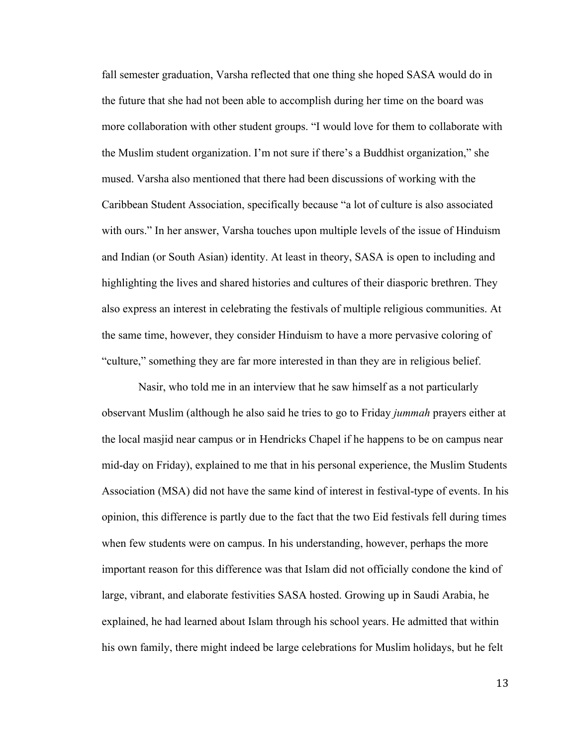fall semester graduation, Varsha reflected that one thing she hoped SASA would do in the future that she had not been able to accomplish during her time on the board was more collaboration with other student groups. "I would love for them to collaborate with the Muslim student organization. I'm not sure if there's a Buddhist organization," she mused. Varsha also mentioned that there had been discussions of working with the Caribbean Student Association, specifically because "a lot of culture is also associated with ours." In her answer, Varsha touches upon multiple levels of the issue of Hinduism and Indian (or South Asian) identity. At least in theory, SASA is open to including and highlighting the lives and shared histories and cultures of their diasporic brethren. They also express an interest in celebrating the festivals of multiple religious communities. At the same time, however, they consider Hinduism to have a more pervasive coloring of "culture," something they are far more interested in than they are in religious belief.

Nasir, who told me in an interview that he saw himself as a not particularly observant Muslim (although he also said he tries to go to Friday *jummah* prayers either at the local masjid near campus or in Hendricks Chapel if he happens to be on campus near mid-day on Friday), explained to me that in his personal experience, the Muslim Students Association (MSA) did not have the same kind of interest in festival-type of events. In his opinion, this difference is partly due to the fact that the two Eid festivals fell during times when few students were on campus. In his understanding, however, perhaps the more important reason for this difference was that Islam did not officially condone the kind of large, vibrant, and elaborate festivities SASA hosted. Growing up in Saudi Arabia, he explained, he had learned about Islam through his school years. He admitted that within his own family, there might indeed be large celebrations for Muslim holidays, but he felt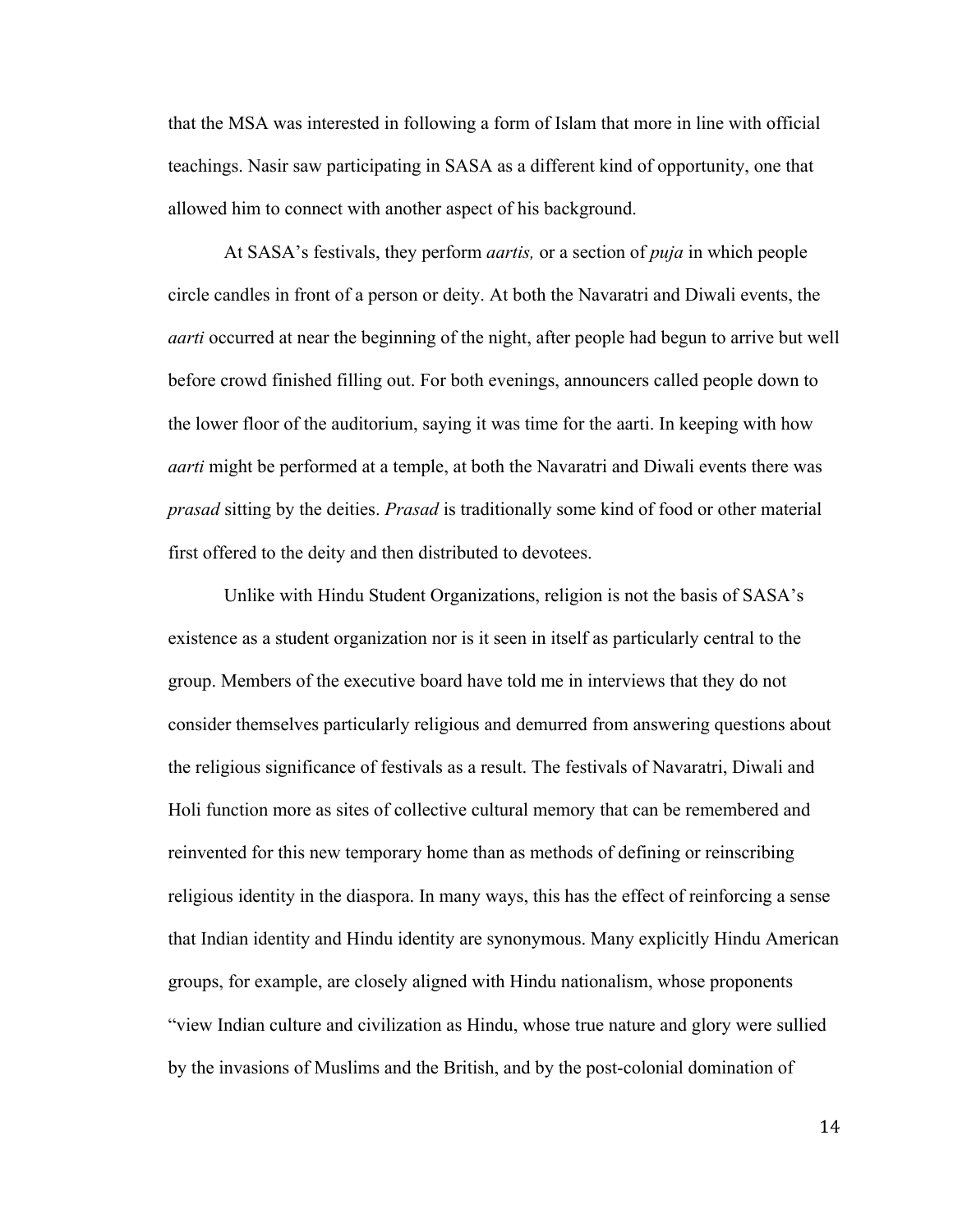that the MSA was interested in following a form of Islam that more in line with official teachings. Nasir saw participating in SASA as a different kind of opportunity, one that allowed him to connect with another aspect of his background.

At SASA's festivals, they perform *aartis,* or a section of *puja* in which people circle candles in front of a person or deity. At both the Navaratri and Diwali events, the *aarti* occurred at near the beginning of the night, after people had begun to arrive but well before crowd finished filling out. For both evenings, announcers called people down to the lower floor of the auditorium, saying it was time for the aarti. In keeping with how *aarti* might be performed at a temple, at both the Navaratri and Diwali events there was *prasad* sitting by the deities. *Prasad* is traditionally some kind of food or other material first offered to the deity and then distributed to devotees.

Unlike with Hindu Student Organizations, religion is not the basis of SASA's existence as a student organization nor is it seen in itself as particularly central to the group. Members of the executive board have told me in interviews that they do not consider themselves particularly religious and demurred from answering questions about the religious significance of festivals as a result. The festivals of Navaratri, Diwali and Holi function more as sites of collective cultural memory that can be remembered and reinvented for this new temporary home than as methods of defining or reinscribing religious identity in the diaspora. In many ways, this has the effect of reinforcing a sense that Indian identity and Hindu identity are synonymous. Many explicitly Hindu American groups, for example, are closely aligned with Hindu nationalism, whose proponents "view Indian culture and civilization as Hindu, whose true nature and glory were sullied by the invasions of Muslims and the British, and by the post-colonial domination of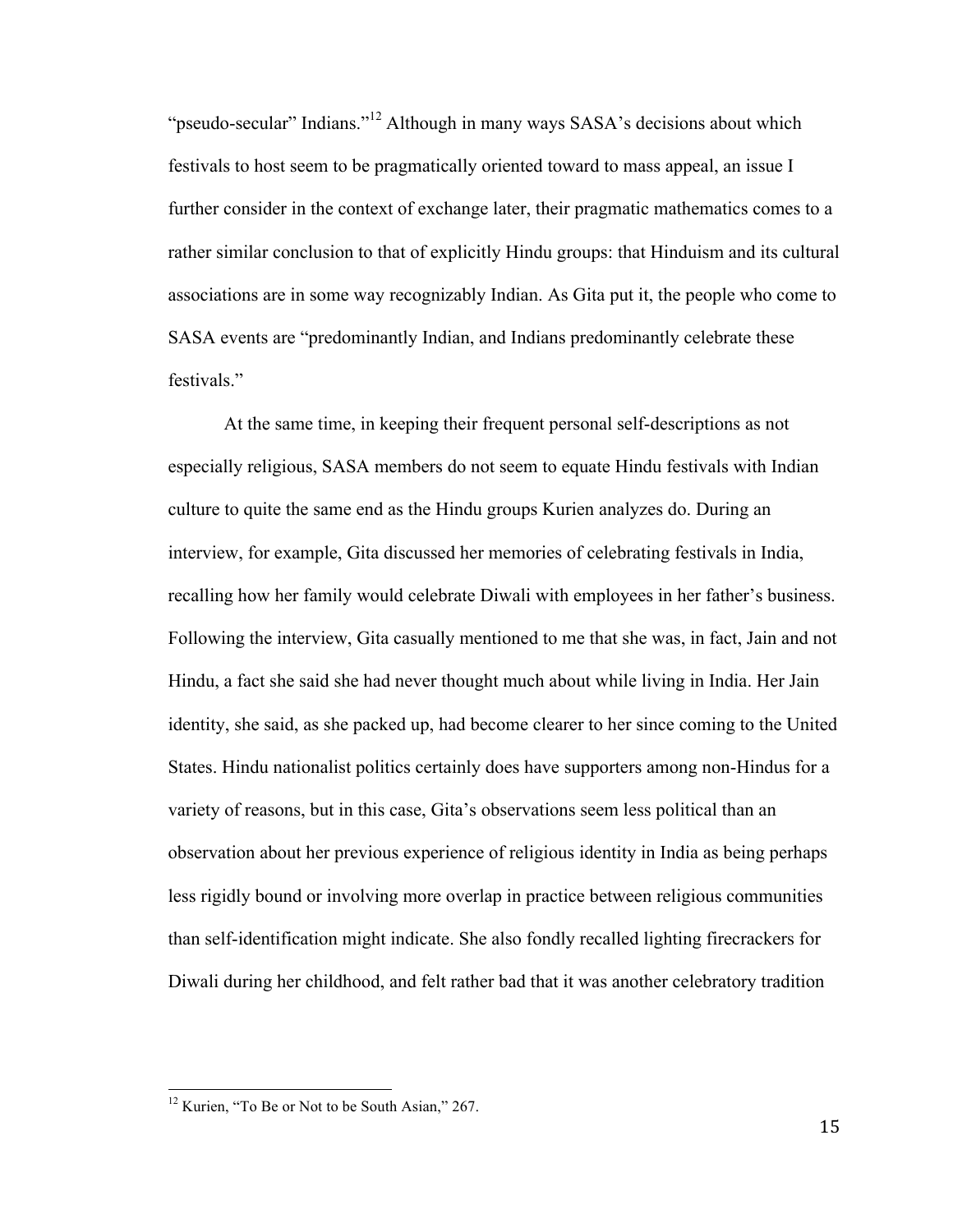"pseudo-secular" Indians."[12] Although in many ways SASA's decisions about which festivals to host seem to be pragmatically oriented toward to mass appeal, an issue I further consider in the context of exchange later, their pragmatic mathematics comes to a rather similar conclusion to that of explicitly Hindu groups: that Hinduism and its cultural associations are in some way recognizably Indian. As Gita put it, the people who come to SASA events are "predominantly Indian, and Indians predominantly celebrate these festivals."

At the same time, in keeping their frequent personal self-descriptions as not especially religious, SASA members do not seem to equate Hindu festivals with Indian culture to quite the same end as the Hindu groups Kurien analyzes do. During an interview, for example, Gita discussed her memories of celebrating festivals in India, recalling how her family would celebrate Diwali with employees in her father's business. Following the interview, Gita casually mentioned to me that she was, in fact, Jain and not Hindu, a fact she said she had never thought much about while living in India. Her Jain identity, she said, as she packed up, had become clearer to her since coming to the United States. Hindu nationalist politics certainly does have supporters among non-Hindus for a variety of reasons, but in this case, Gita's observations seem less political than an observation about her previous experience of religious identity in India as being perhaps less rigidly bound or involving more overlap in practice between religious communities than self-identification might indicate. She also fondly recalled lighting firecrackers for Diwali during her childhood, and felt rather bad that it was another celebratory tradition

[12] Kurien, "To Be or Not to be South Asian," 267.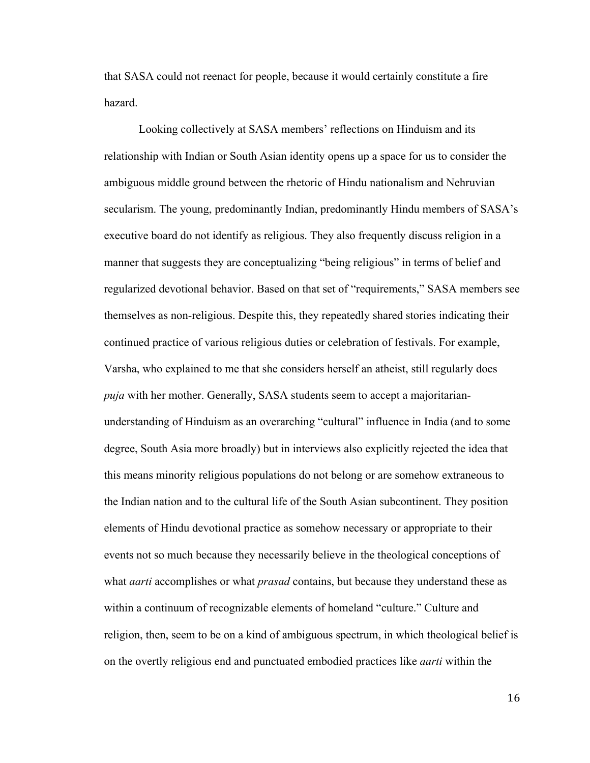that SASA could not reenact for people, because it would certainly constitute a fire hazard.

Looking collectively at SASA members' reflections on Hinduism and its relationship with Indian or South Asian identity opens up a space for us to consider the ambiguous middle ground between the rhetoric of Hindu nationalism and Nehruvian secularism. The young, predominantly Indian, predominantly Hindu members of SASA's executive board do not identify as religious. They also frequently discuss religion in a manner that suggests they are conceptualizing "being religious" in terms of belief and regularized devotional behavior. Based on that set of "requirements," SASA members see themselves as non-religious. Despite this, they repeatedly shared stories indicating their continued practice of various religious duties or celebration of festivals. For example, Varsha, who explained to me that she considers herself an atheist, still regularly does *puja* with her mother. Generally, SASA students seem to accept a majoritarian-understanding of Hinduism as an overarching "cultural" influence in India (and to some degree, South Asia more broadly) but in interviews also explicitly rejected the idea that this means minority religious populations do not belong or are somehow extraneous to the Indian nation and to the cultural life of the South Asian subcontinent. They position elements of Hindu devotional practice as somehow necessary or appropriate to their events not so much because they necessarily believe in the theological conceptions of what *aarti* accomplishes or what *prasad* contains, but because they understand these as within a continuum of recognizable elements of homeland "culture." Culture and religion, then, seem to be on a kind of ambiguous spectrum, in which theological belief is on the overtly religious end and punctuated embodied practices like *aarti* within the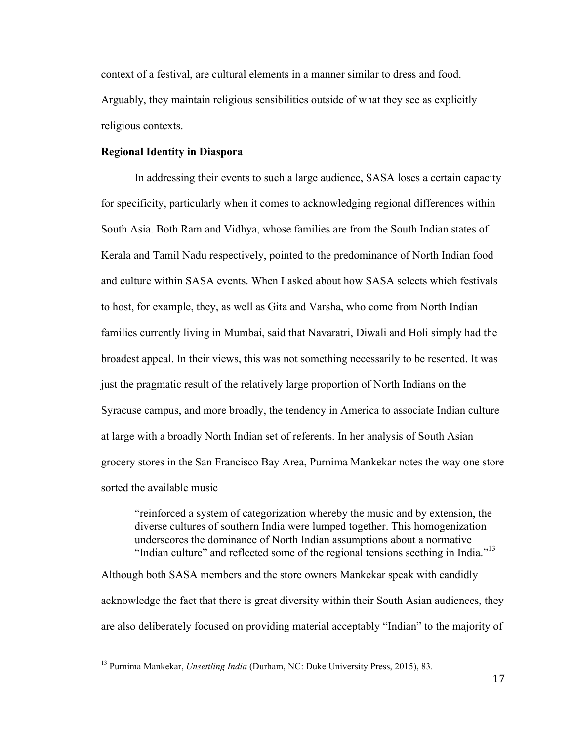context of a festival, are cultural elements in a manner similar to dress and food. Arguably, they maintain religious sensibilities outside of what they see as explicitly religious contexts.

**Regional Identity in Diaspora**

In addressing their events to such a large audience, SASA loses a certain capacity for specificity, particularly when it comes to acknowledging regional differences within South Asia. Both Ram and Vidhya, whose families are from the South Indian states of Kerala and Tamil Nadu respectively, pointed to the predominance of North Indian food and culture within SASA events. When I asked about how SASA selects which festivals to host, for example, they, as well as Gita and Varsha, who come from North Indian families currently living in Mumbai, said that Navaratri, Diwali and Holi simply had the broadest appeal. In their views, this was not something necessarily to be resented. It was just the pragmatic result of the relatively large proportion of North Indians on the Syracuse campus, and more broadly, the tendency in America to associate Indian culture at large with a broadly North Indian set of referents. In her analysis of South Asian grocery stores in the San Francisco Bay Area, Purnima Mankekar notes the way one store sorted the available music

> "reinforced a system of categorization whereby the music and by extension, the diverse cultures of southern India were lumped together. This homogenization underscores the dominance of North Indian assumptions about a normative "Indian culture" and reflected some of the regional tensions seething in India."[13]

Although both SASA members and the store owners Mankekar speak with candidly acknowledge the fact that there is great diversity within their South Asian audiences, they are also deliberately focused on providing material acceptably "Indian" to the majority of

---

[13] Purnima Mankekar, *Unsettling India* (Durham, NC: Duke University Press, 2015), 83.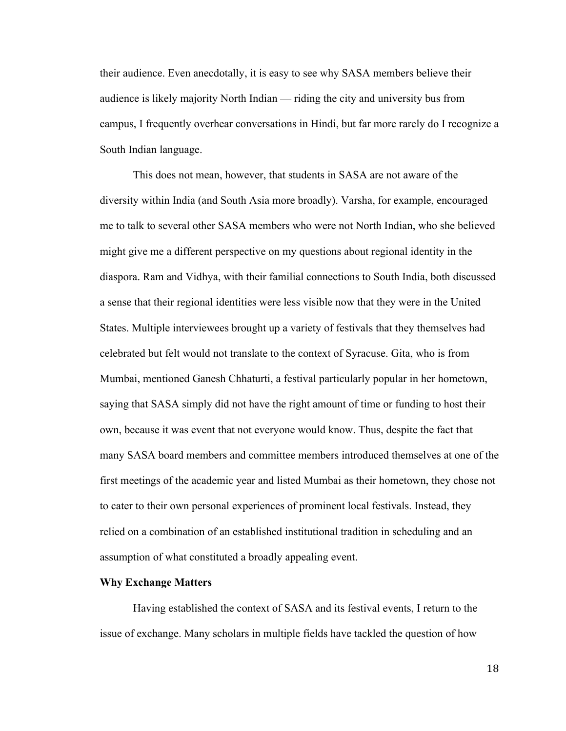their audience. Even anecdotally, it is easy to see why SASA members believe their audience is likely majority North Indian — riding the city and university bus from campus, I frequently overhear conversations in Hindi, but far more rarely do I recognize a South Indian language.

This does not mean, however, that students in SASA are not aware of the diversity within India (and South Asia more broadly). Varsha, for example, encouraged me to talk to several other SASA members who were not North Indian, who she believed might give me a different perspective on my questions about regional identity in the diaspora. Ram and Vidhya, with their familial connections to South India, both discussed a sense that their regional identities were less visible now that they were in the United States. Multiple interviewees brought up a variety of festivals that they themselves had celebrated but felt would not translate to the context of Syracuse. Gita, who is from Mumbai, mentioned Ganesh Chhaturti, a festival particularly popular in her hometown, saying that SASA simply did not have the right amount of time or funding to host their own, because it was event that not everyone would know. Thus, despite the fact that many SASA board members and committee members introduced themselves at one of the first meetings of the academic year and listed Mumbai as their hometown, they chose not to cater to their own personal experiences of prominent local festivals. Instead, they relied on a combination of an established institutional tradition in scheduling and an assumption of what constituted a broadly appealing event.

**Why Exchange Matters**

Having established the context of SASA and its festival events, I return to the issue of exchange. Many scholars in multiple fields have tackled the question of how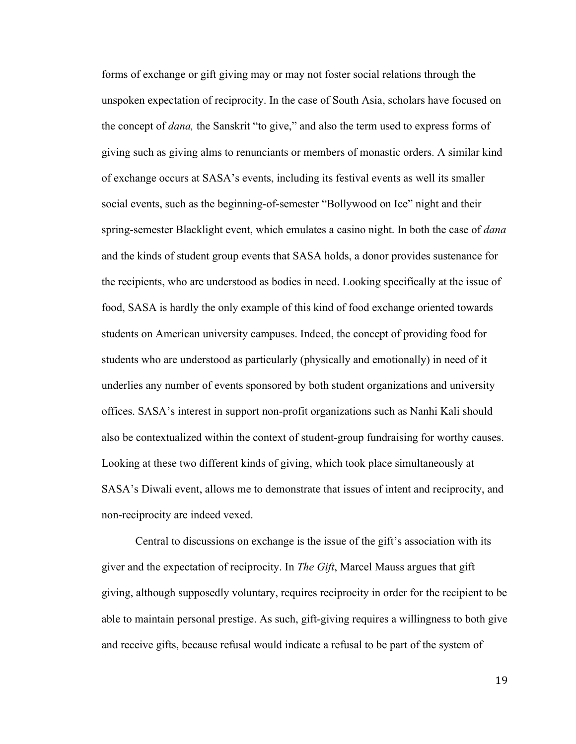forms of exchange or gift giving may or may not foster social relations through the unspoken expectation of reciprocity. In the case of South Asia, scholars have focused on the concept of *dana,* the Sanskrit "to give," and also the term used to express forms of giving such as giving alms to renunciants or members of monastic orders. A similar kind of exchange occurs at SASA's events, including its festival events as well its smaller social events, such as the beginning-of-semester "Bollywood on Ice" night and their spring-semester Blacklight event, which emulates a casino night. In both the case of *dana* and the kinds of student group events that SASA holds, a donor provides sustenance for the recipients, who are understood as bodies in need. Looking specifically at the issue of food, SASA is hardly the only example of this kind of food exchange oriented towards students on American university campuses. Indeed, the concept of providing food for students who are understood as particularly (physically and emotionally) in need of it underlies any number of events sponsored by both student organizations and university offices. SASA's interest in support non-profit organizations such as Nanhi Kali should also be contextualized within the context of student-group fundraising for worthy causes. Looking at these two different kinds of giving, which took place simultaneously at SASA's Diwali event, allows me to demonstrate that issues of intent and reciprocity, and non-reciprocity are indeed vexed.

Central to discussions on exchange is the issue of the gift's association with its giver and the expectation of reciprocity. In *The Gift*, Marcel Mauss argues that gift giving, although supposedly voluntary, requires reciprocity in order for the recipient to be able to maintain personal prestige. As such, gift-giving requires a willingness to both give and receive gifts, because refusal would indicate a refusal to be part of the system of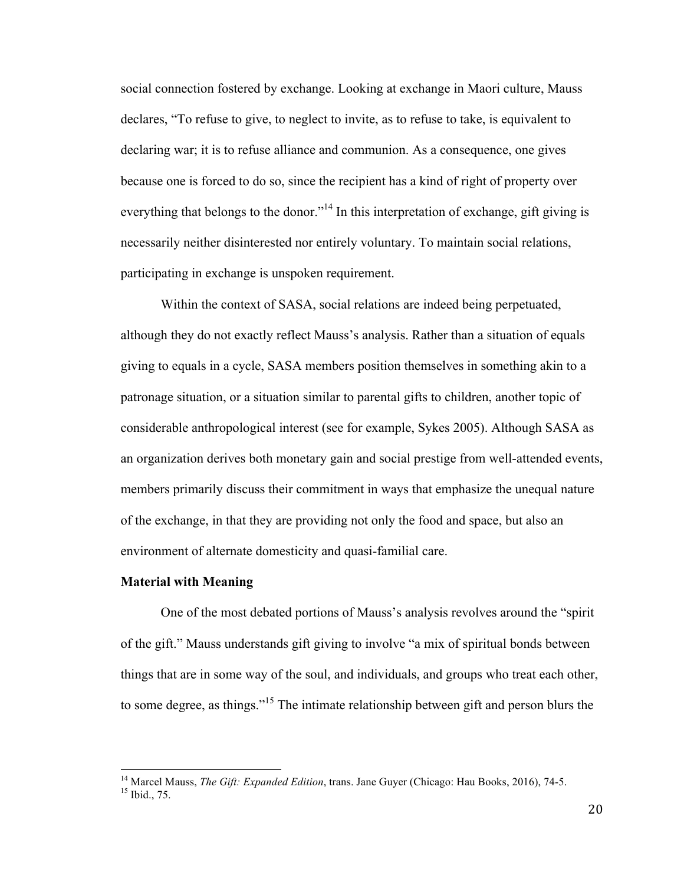social connection fostered by exchange. Looking at exchange in Maori culture, Mauss declares, "To refuse to give, to neglect to invite, as to refuse to take, is equivalent to declaring war; it is to refuse alliance and communion. As a consequence, one gives because one is forced to do so, since the recipient has a kind of right of property over everything that belongs to the donor."[14] In this interpretation of exchange, gift giving is necessarily neither disinterested nor entirely voluntary. To maintain social relations, participating in exchange is unspoken requirement.

Within the context of SASA, social relations are indeed being perpetuated, although they do not exactly reflect Mauss's analysis. Rather than a situation of equals giving to equals in a cycle, SASA members position themselves in something akin to a patronage situation, or a situation similar to parental gifts to children, another topic of considerable anthropological interest (see for example, Sykes 2005). Although SASA as an organization derives both monetary gain and social prestige from well-attended events, members primarily discuss their commitment in ways that emphasize the unequal nature of the exchange, in that they are providing not only the food and space, but also an environment of alternate domesticity and quasi-familial care.

**Material with Meaning**

One of the most debated portions of Mauss's analysis revolves around the "spirit of the gift." Mauss understands gift giving to involve "a mix of spiritual bonds between things that are in some way of the soul, and individuals, and groups who treat each other, to some degree, as things."[15] The intimate relationship between gift and person blurs the

[14] Marcel Mauss, *The Gift: Expanded Edition*, trans. Jane Guyer (Chicago: Hau Books, 2016), 74-5.
[15] Ibid., 75.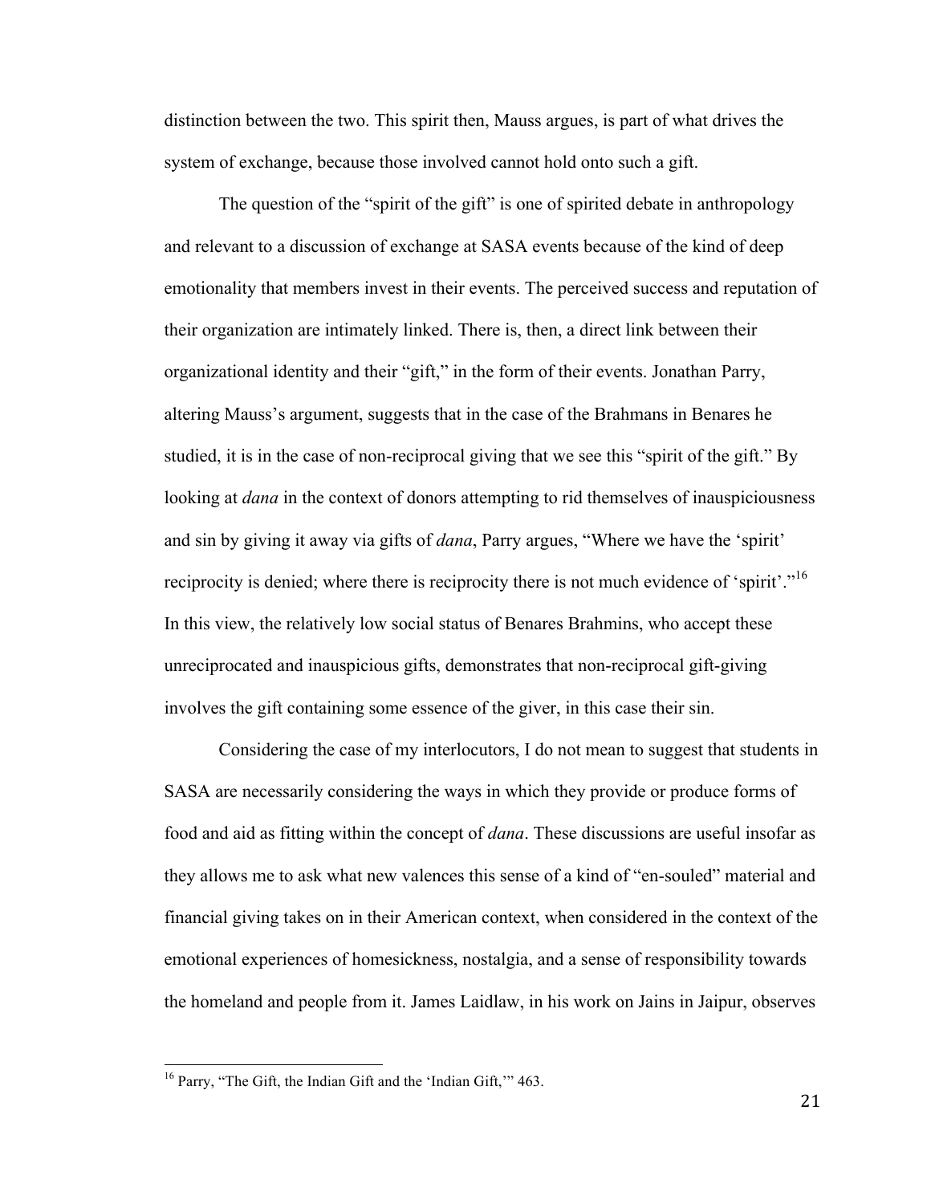distinction between the two. This spirit then, Mauss argues, is part of what drives the system of exchange, because those involved cannot hold onto such a gift.

The question of the "spirit of the gift" is one of spirited debate in anthropology and relevant to a discussion of exchange at SASA events because of the kind of deep emotionality that members invest in their events. The perceived success and reputation of their organization are intimately linked. There is, then, a direct link between their organizational identity and their "gift," in the form of their events. Jonathan Parry, altering Mauss's argument, suggests that in the case of the Brahmans in Benares he studied, it is in the case of non-reciprocal giving that we see this "spirit of the gift." By looking at *dana* in the context of donors attempting to rid themselves of inauspiciousness and sin by giving it away via gifts of *dana*, Parry argues, "Where we have the 'spirit' reciprocity is denied; where there is reciprocity there is not much evidence of 'spirit'."[16] In this view, the relatively low social status of Benares Brahmins, who accept these unreciprocated and inauspicious gifts, demonstrates that non-reciprocal gift-giving involves the gift containing some essence of the giver, in this case their sin.

Considering the case of my interlocutors, I do not mean to suggest that students in SASA are necessarily considering the ways in which they provide or produce forms of food and aid as fitting within the concept of *dana*. These discussions are useful insofar as they allows me to ask what new valences this sense of a kind of "en-souled" material and financial giving takes on in their American context, when considered in the context of the emotional experiences of homesickness, nostalgia, and a sense of responsibility towards the homeland and people from it. James Laidlaw, in his work on Jains in Jaipur, observes

---

[16] Parry, "The Gift, the Indian Gift and the 'Indian Gift,'" 463.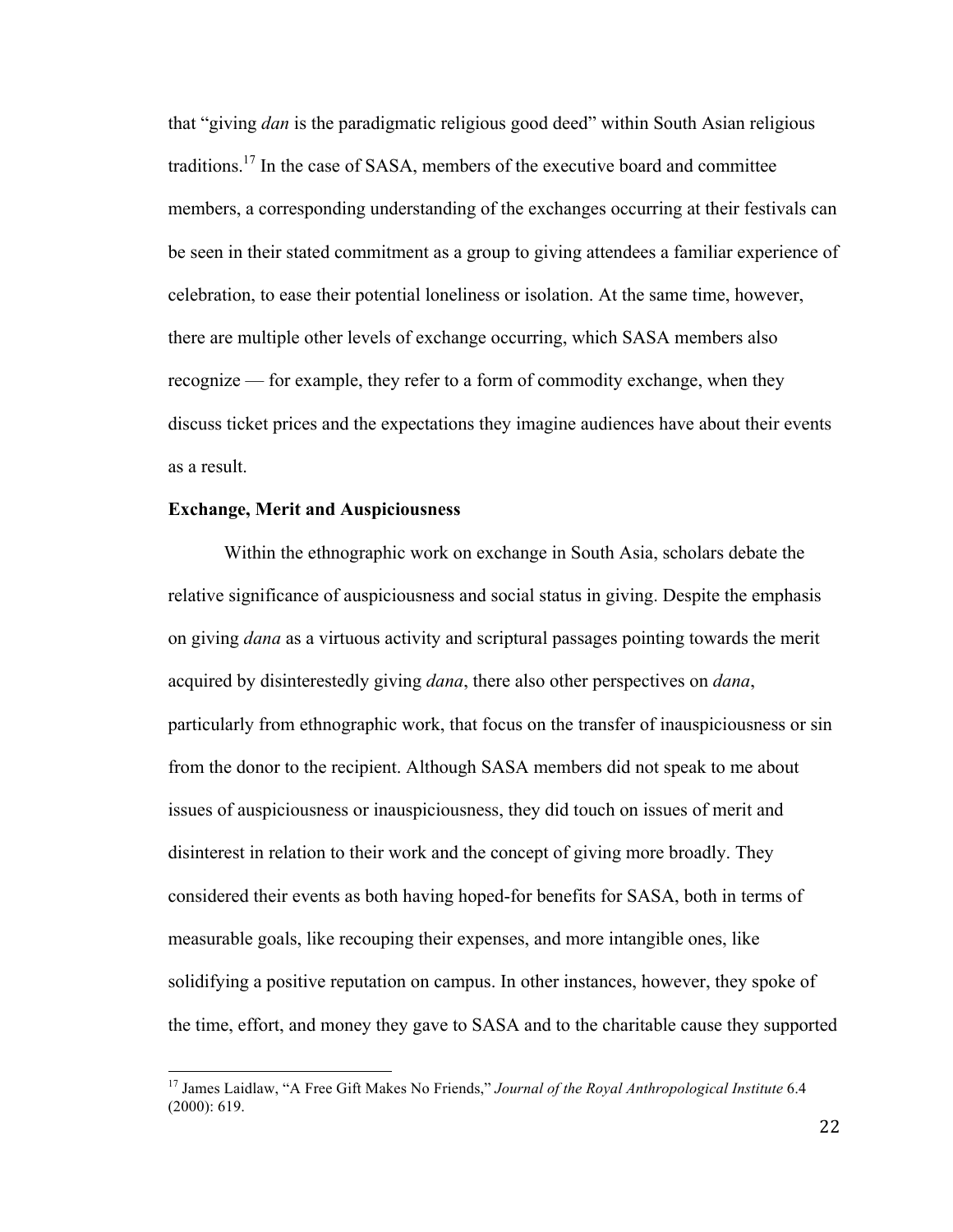that "giving *dan* is the paradigmatic religious good deed" within South Asian religious traditions.[17] In the case of SASA, members of the executive board and committee members, a corresponding understanding of the exchanges occurring at their festivals can be seen in their stated commitment as a group to giving attendees a familiar experience of celebration, to ease their potential loneliness or isolation. At the same time, however, there are multiple other levels of exchange occurring, which SASA members also recognize — for example, they refer to a form of commodity exchange, when they discuss ticket prices and the expectations they imagine audiences have about their events as a result.

**Exchange, Merit and Auspiciousness**

Within the ethnographic work on exchange in South Asia, scholars debate the relative significance of auspiciousness and social status in giving. Despite the emphasis on giving *dana* as a virtuous activity and scriptural passages pointing towards the merit acquired by disinterestedly giving *dana*, there also other perspectives on *dana*, particularly from ethnographic work, that focus on the transfer of inauspiciousness or sin from the donor to the recipient. Although SASA members did not speak to me about issues of auspiciousness or inauspiciousness, they did touch on issues of merit and disinterest in relation to their work and the concept of giving more broadly. They considered their events as both having hoped-for benefits for SASA, both in terms of measurable goals, like recouping their expenses, and more intangible ones, like solidifying a positive reputation on campus. In other instances, however, they spoke of the time, effort, and money they gave to SASA and to the charitable cause they supported

[17] James Laidlaw, "A Free Gift Makes No Friends," *Journal of the Royal Anthropological Institute* 6.4 (2000): 619.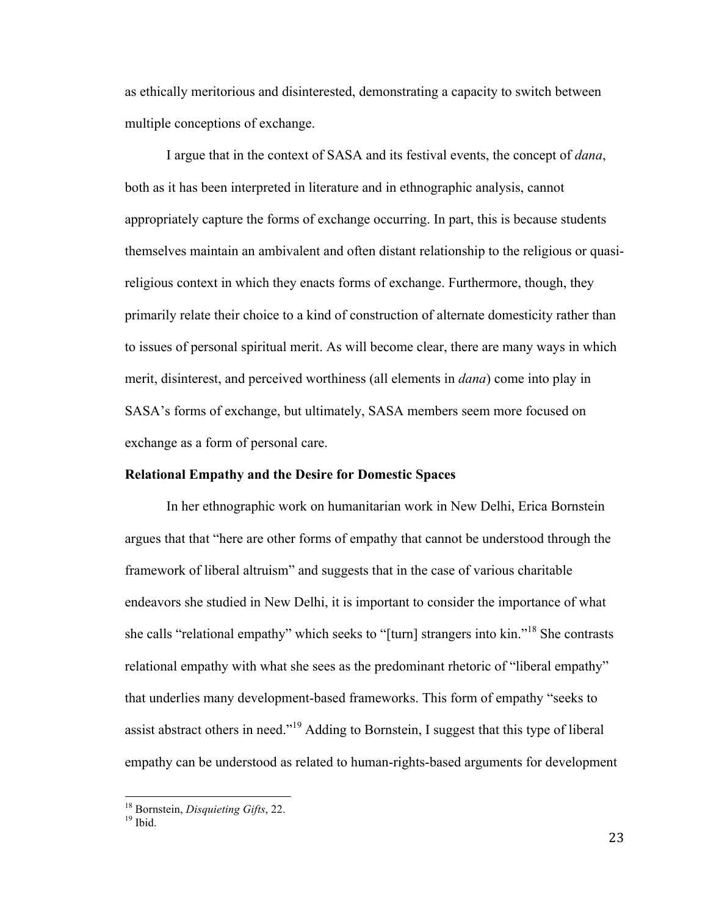as ethically meritorious and disinterested, demonstrating a capacity to switch between multiple conceptions of exchange.

I argue that in the context of SASA and its festival events, the concept of *dana*, both as it has been interpreted in literature and in ethnographic analysis, cannot appropriately capture the forms of exchange occurring. In part, this is because students themselves maintain an ambivalent and often distant relationship to the religious or quasi-religious context in which they enacts forms of exchange. Furthermore, though, they primarily relate their choice to a kind of construction of alternate domesticity rather than to issues of personal spiritual merit. As will become clear, there are many ways in which merit, disinterest, and perceived worthiness (all elements in *dana*) come into play in SASA's forms of exchange, but ultimately, SASA members seem more focused on exchange as a form of personal care.

**Relational Empathy and the Desire for Domestic Spaces**

In her ethnographic work on humanitarian work in New Delhi, Erica Bornstein argues that that "here are other forms of empathy that cannot be understood through the framework of liberal altruism" and suggests that in the case of various charitable endeavors she studied in New Delhi, it is important to consider the importance of what she calls "relational empathy" which seeks to "[turn] strangers into kin."[18] She contrasts relational empathy with what she sees as the predominant rhetoric of "liberal empathy" that underlies many development-based frameworks. This form of empathy "seeks to assist abstract others in need."[19] Adding to Bornstein, I suggest that this type of liberal empathy can be understood as related to human-rights-based arguments for development

---

[18] Bornstein, *Disquieting Gifts*, 22.

[19] Ibid.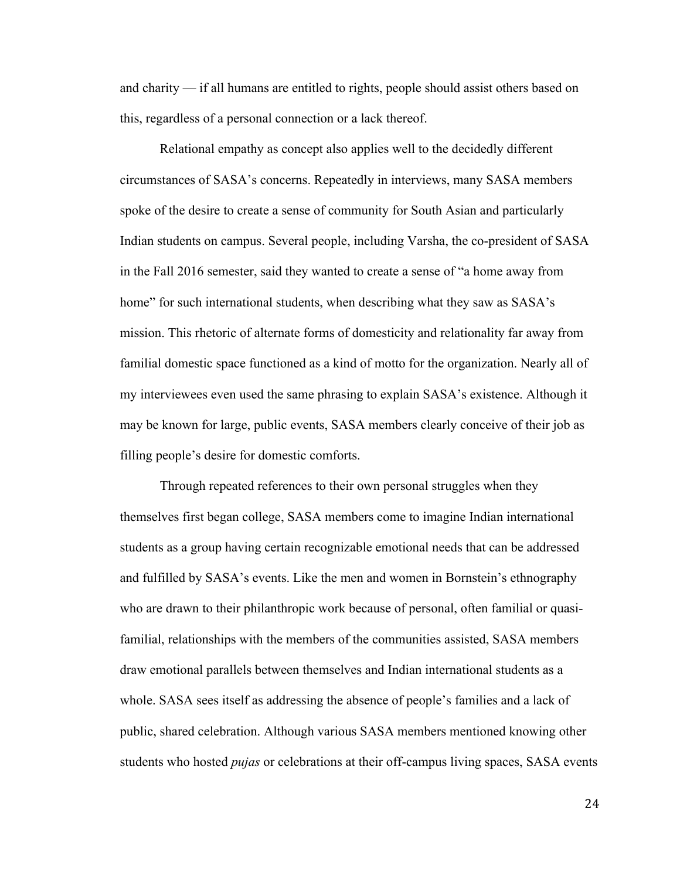and charity — if all humans are entitled to rights, people should assist others based on this, regardless of a personal connection or a lack thereof.

Relational empathy as concept also applies well to the decidedly different circumstances of SASA's concerns. Repeatedly in interviews, many SASA members spoke of the desire to create a sense of community for South Asian and particularly Indian students on campus. Several people, including Varsha, the co-president of SASA in the Fall 2016 semester, said they wanted to create a sense of "a home away from home" for such international students, when describing what they saw as SASA's mission. This rhetoric of alternate forms of domesticity and relationality far away from familial domestic space functioned as a kind of motto for the organization. Nearly all of my interviewees even used the same phrasing to explain SASA's existence. Although it may be known for large, public events, SASA members clearly conceive of their job as filling people's desire for domestic comforts.

Through repeated references to their own personal struggles when they themselves first began college, SASA members come to imagine Indian international students as a group having certain recognizable emotional needs that can be addressed and fulfilled by SASA's events. Like the men and women in Bornstein's ethnography who are drawn to their philanthropic work because of personal, often familial or quasi-familial, relationships with the members of the communities assisted, SASA members draw emotional parallels between themselves and Indian international students as a whole. SASA sees itself as addressing the absence of people's families and a lack of public, shared celebration. Although various SASA members mentioned knowing other students who hosted *pujas* or celebrations at their off-campus living spaces, SASA events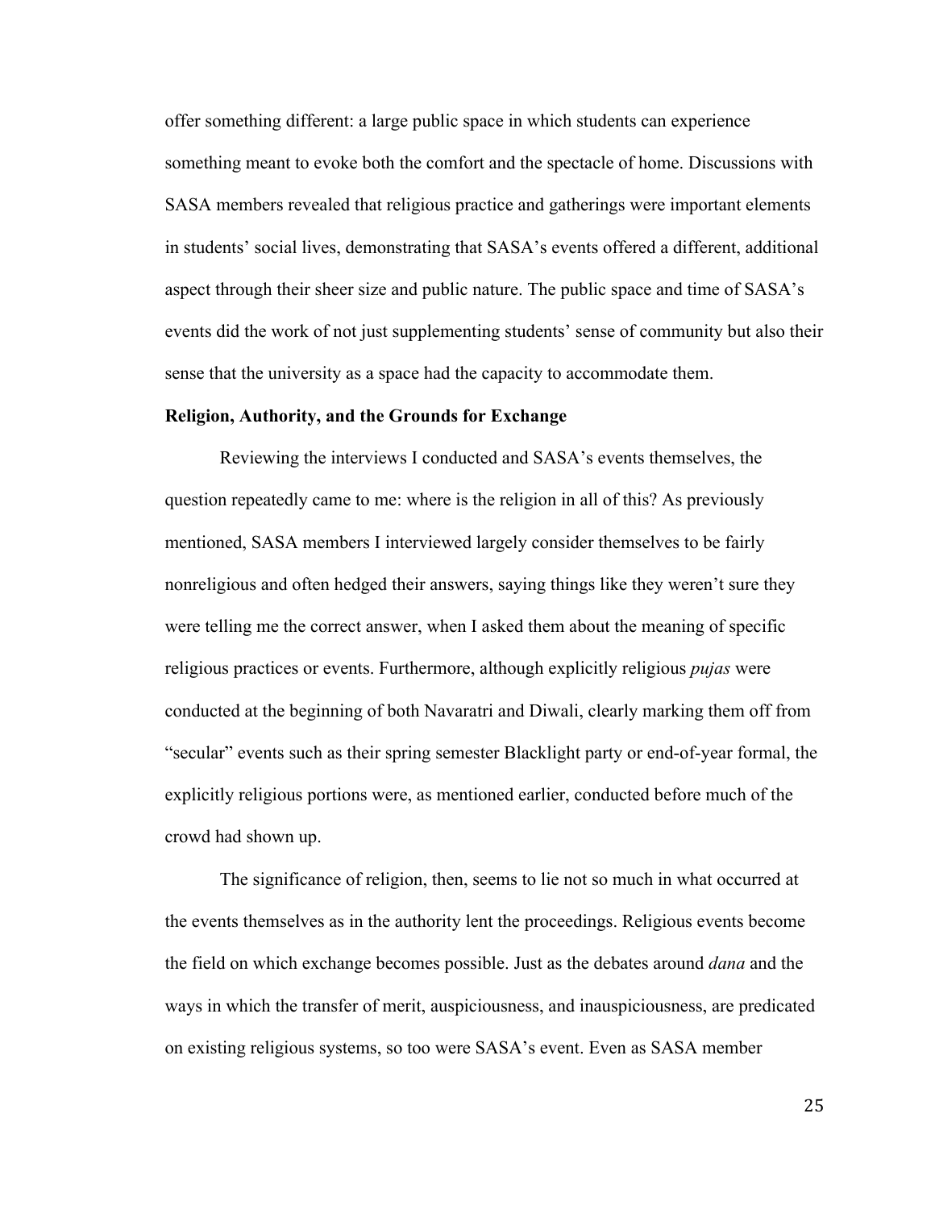offer something different: a large public space in which students can experience something meant to evoke both the comfort and the spectacle of home. Discussions with SASA members revealed that religious practice and gatherings were important elements in students' social lives, demonstrating that SASA's events offered a different, additional aspect through their sheer size and public nature. The public space and time of SASA's events did the work of not just supplementing students' sense of community but also their sense that the university as a space had the capacity to accommodate them.

**Religion, Authority, and the Grounds for Exchange**

Reviewing the interviews I conducted and SASA's events themselves, the question repeatedly came to me: where is the religion in all of this? As previously mentioned, SASA members I interviewed largely consider themselves to be fairly nonreligious and often hedged their answers, saying things like they weren't sure they were telling me the correct answer, when I asked them about the meaning of specific religious practices or events. Furthermore, although explicitly religious *pujas* were conducted at the beginning of both Navaratri and Diwali, clearly marking them off from "secular" events such as their spring semester Blacklight party or end-of-year formal, the explicitly religious portions were, as mentioned earlier, conducted before much of the crowd had shown up.

The significance of religion, then, seems to lie not so much in what occurred at the events themselves as in the authority lent the proceedings. Religious events become the field on which exchange becomes possible. Just as the debates around *dana* and the ways in which the transfer of merit, auspiciousness, and inauspiciousness, are predicated on existing religious systems, so too were SASA's event. Even as SASA member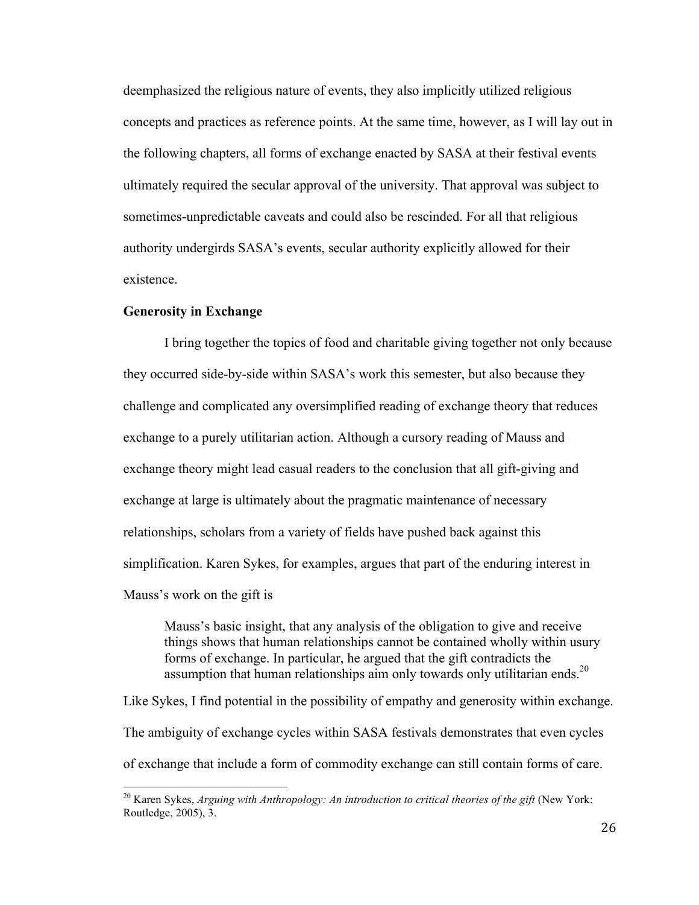deemphasized the religious nature of events, they also implicitly utilized religious concepts and practices as reference points. At the same time, however, as I will lay out in the following chapters, all forms of exchange enacted by SASA at their festival events ultimately required the secular approval of the university. That approval was subject to sometimes-unpredictable caveats and could also be rescinded. For all that religious authority undergirds SASA's events, secular authority explicitly allowed for their existence.

**Generosity in Exchange**

I bring together the topics of food and charitable giving together not only because they occurred side-by-side within SASA's work this semester, but also because they challenge and complicated any oversimplified reading of exchange theory that reduces exchange to a purely utilitarian action. Although a cursory reading of Mauss and exchange theory might lead casual readers to the conclusion that all gift-giving and exchange at large is ultimately about the pragmatic maintenance of necessary relationships, scholars from a variety of fields have pushed back against this simplification. Karen Sykes, for examples, argues that part of the enduring interest in Mauss's work on the gift is

> Mauss's basic insight, that any analysis of the obligation to give and receive things shows that human relationships cannot be contained wholly within usury forms of exchange. In particular, he argued that the gift contradicts the assumption that human relationships aim only towards only utilitarian ends.[20]

Like Sykes, I find potential in the possibility of empathy and generosity within exchange. The ambiguity of exchange cycles within SASA festivals demonstrates that even cycles of exchange that include a form of commodity exchange can still contain forms of care.

[20] Karen Sykes, *Arguing with Anthropology: An introduction to critical theories of the gift* (New York: Routledge, 2005), 3.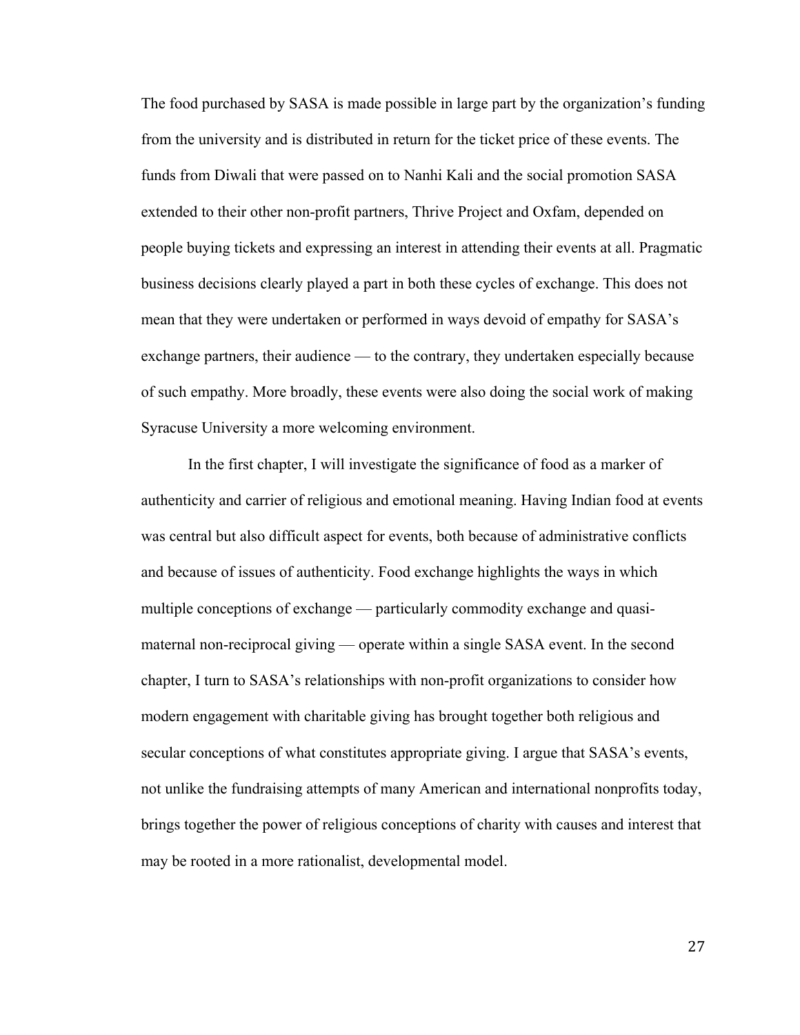The food purchased by SASA is made possible in large part by the organization's funding from the university and is distributed in return for the ticket price of these events. The funds from Diwali that were passed on to Nanhi Kali and the social promotion SASA extended to their other non-profit partners, Thrive Project and Oxfam, depended on people buying tickets and expressing an interest in attending their events at all. Pragmatic business decisions clearly played a part in both these cycles of exchange. This does not mean that they were undertaken or performed in ways devoid of empathy for SASA's exchange partners, their audience — to the contrary, they undertaken especially because of such empathy. More broadly, these events were also doing the social work of making Syracuse University a more welcoming environment.

In the first chapter, I will investigate the significance of food as a marker of authenticity and carrier of religious and emotional meaning. Having Indian food at events was central but also difficult aspect for events, both because of administrative conflicts and because of issues of authenticity. Food exchange highlights the ways in which multiple conceptions of exchange — particularly commodity exchange and quasi-maternal non-reciprocal giving — operate within a single SASA event. In the second chapter, I turn to SASA's relationships with non-profit organizations to consider how modern engagement with charitable giving has brought together both religious and secular conceptions of what constitutes appropriate giving. I argue that SASA's events, not unlike the fundraising attempts of many American and international nonprofits today, brings together the power of religious conceptions of charity with causes and interest that may be rooted in a more rationalist, developmental model.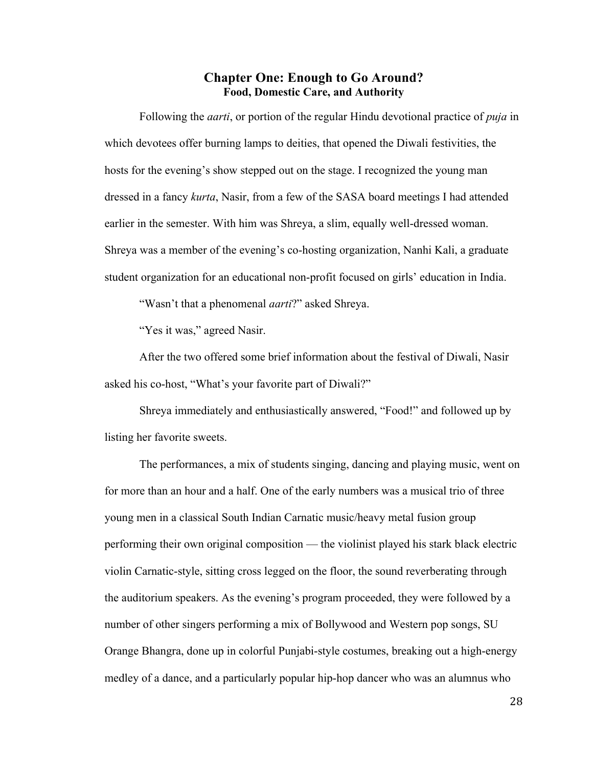# Chapter One: Enough to Go Around?
## Food, Domestic Care, and Authority

Following the *aarti*, or portion of the regular Hindu devotional practice of *puja* in which devotees offer burning lamps to deities, that opened the Diwali festivities, the hosts for the evening's show stepped out on the stage. I recognized the young man dressed in a fancy *kurta*, Nasir, from a few of the SASA board meetings I had attended earlier in the semester. With him was Shreya, a slim, equally well-dressed woman. Shreya was a member of the evening's co-hosting organization, Nanhi Kali, a graduate student organization for an educational non-profit focused on girls' education in India.

"Wasn't that a phenomenal *aarti*?" asked Shreya.

"Yes it was," agreed Nasir.

After the two offered some brief information about the festival of Diwali, Nasir asked his co-host, "What's your favorite part of Diwali?"

Shreya immediately and enthusiastically answered, "Food!" and followed up by listing her favorite sweets.

The performances, a mix of students singing, dancing and playing music, went on for more than an hour and a half. One of the early numbers was a musical trio of three young men in a classical South Indian Carnatic music/heavy metal fusion group performing their own original composition — the violinist played his stark black electric violin Carnatic-style, sitting cross legged on the floor, the sound reverberating through the auditorium speakers. As the evening's program proceeded, they were followed by a number of other singers performing a mix of Bollywood and Western pop songs, SU Orange Bhangra, done up in colorful Punjabi-style costumes, breaking out a high-energy medley of a dance, and a particularly popular hip-hop dancer who was an alumnus who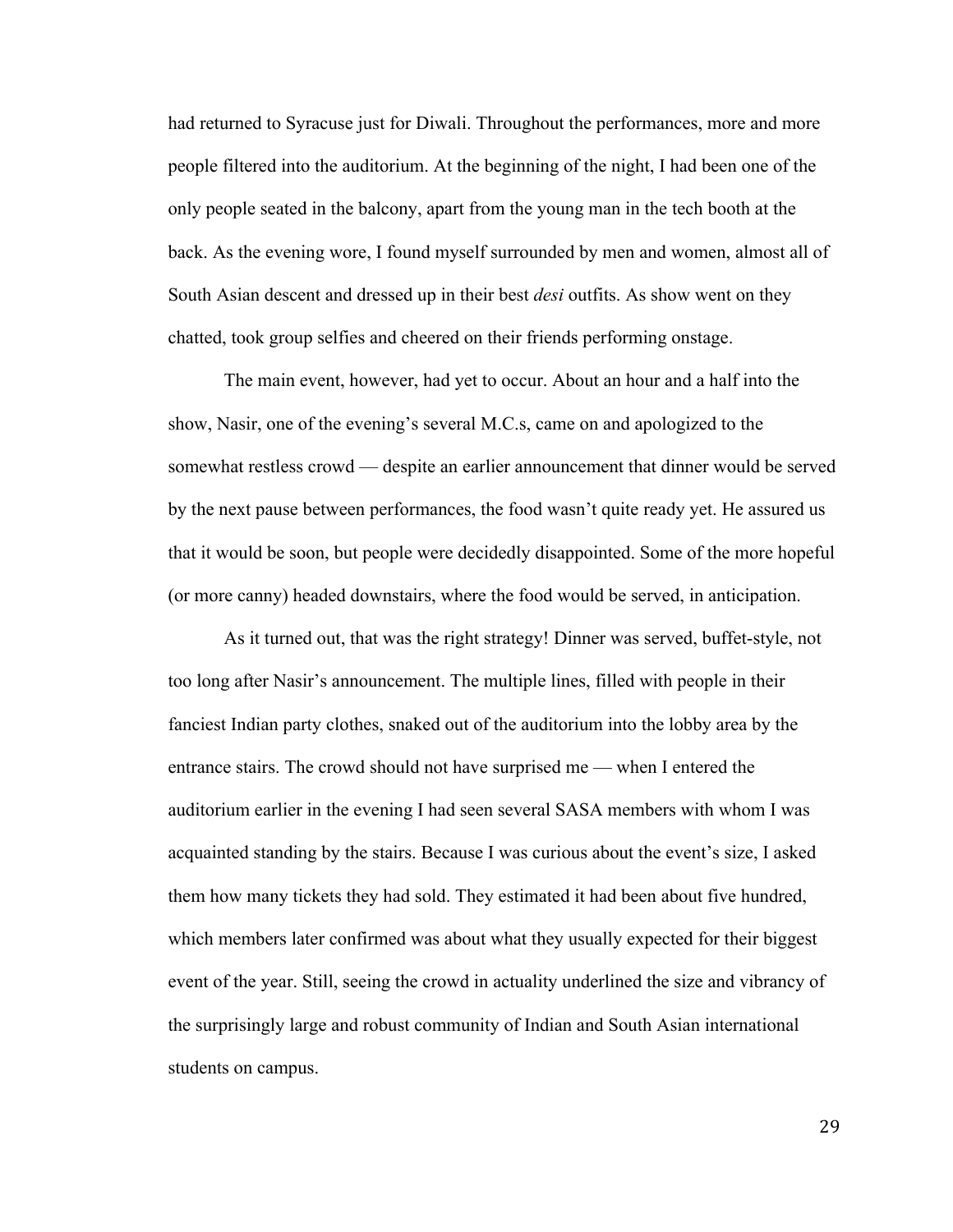had returned to Syracuse just for Diwali. Throughout the performances, more and more people filtered into the auditorium. At the beginning of the night, I had been one of the only people seated in the balcony, apart from the young man in the tech booth at the back. As the evening wore, I found myself surrounded by men and women, almost all of South Asian descent and dressed up in their best *desi* outfits. As show went on they chatted, took group selfies and cheered on their friends performing onstage.

The main event, however, had yet to occur. About an hour and a half into the show, Nasir, one of the evening's several M.C.s, came on and apologized to the somewhat restless crowd — despite an earlier announcement that dinner would be served by the next pause between performances, the food wasn't quite ready yet. He assured us that it would be soon, but people were decidedly disappointed. Some of the more hopeful (or more canny) headed downstairs, where the food would be served, in anticipation.

As it turned out, that was the right strategy! Dinner was served, buffet-style, not too long after Nasir's announcement. The multiple lines, filled with people in their fanciest Indian party clothes, snaked out of the auditorium into the lobby area by the entrance stairs. The crowd should not have surprised me — when I entered the auditorium earlier in the evening I had seen several SASA members with whom I was acquainted standing by the stairs. Because I was curious about the event's size, I asked them how many tickets they had sold. They estimated it had been about five hundred, which members later confirmed was about what they usually expected for their biggest event of the year. Still, seeing the crowd in actuality underlined the size and vibrancy of the surprisingly large and robust community of Indian and South Asian international students on campus.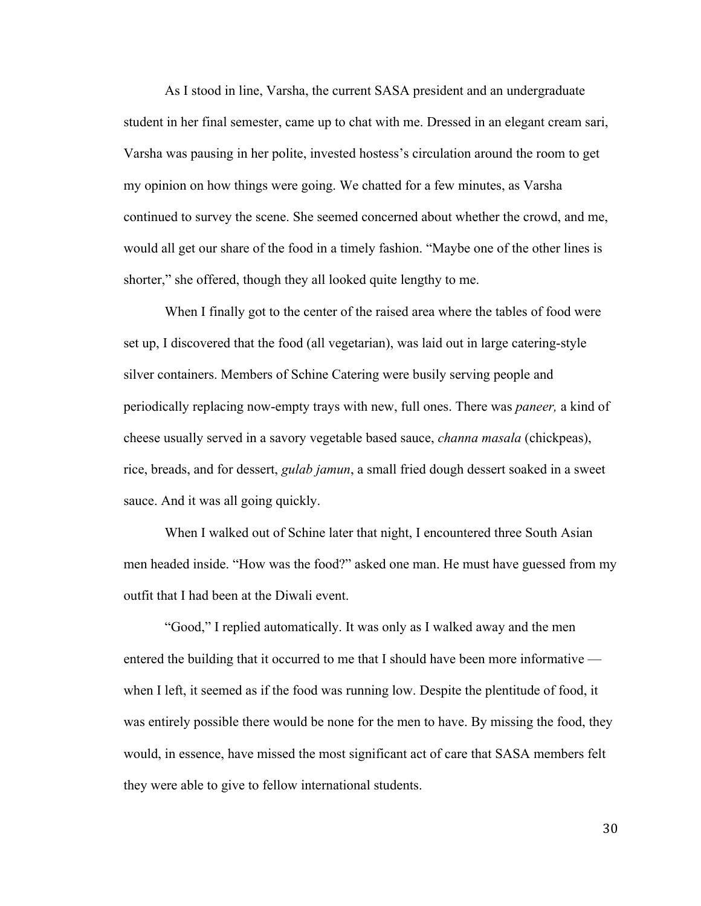As I stood in line, Varsha, the current SASA president and an undergraduate student in her final semester, came up to chat with me. Dressed in an elegant cream sari, Varsha was pausing in her polite, invested hostess's circulation around the room to get my opinion on how things were going. We chatted for a few minutes, as Varsha continued to survey the scene. She seemed concerned about whether the crowd, and me, would all get our share of the food in a timely fashion. "Maybe one of the other lines is shorter," she offered, though they all looked quite lengthy to me.

When I finally got to the center of the raised area where the tables of food were set up, I discovered that the food (all vegetarian), was laid out in large catering-style silver containers. Members of Schine Catering were busily serving people and periodically replacing now-empty trays with new, full ones. There was *paneer,* a kind of cheese usually served in a savory vegetable based sauce, *channa masala* (chickpeas), rice, breads, and for dessert, *gulab jamun*, a small fried dough dessert soaked in a sweet sauce. And it was all going quickly.

When I walked out of Schine later that night, I encountered three South Asian men headed inside. "How was the food?" asked one man. He must have guessed from my outfit that I had been at the Diwali event.

"Good," I replied automatically. It was only as I walked away and the men entered the building that it occurred to me that I should have been more informative — when I left, it seemed as if the food was running low. Despite the plentitude of food, it was entirely possible there would be none for the men to have. By missing the food, they would, in essence, have missed the most significant act of care that SASA members felt they were able to give to fellow international students.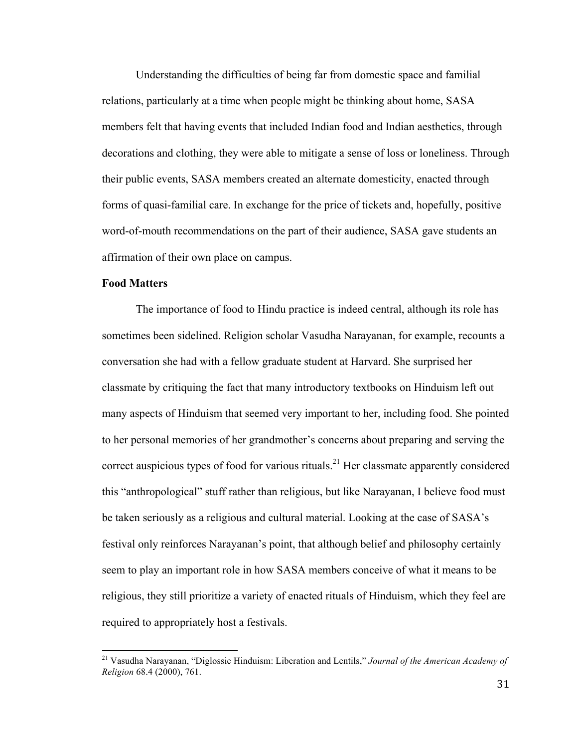Understanding the difficulties of being far from domestic space and familial relations, particularly at a time when people might be thinking about home, SASA members felt that having events that included Indian food and Indian aesthetics, through decorations and clothing, they were able to mitigate a sense of loss or loneliness. Through their public events, SASA members created an alternate domesticity, enacted through forms of quasi-familial care. In exchange for the price of tickets and, hopefully, positive word-of-mouth recommendations on the part of their audience, SASA gave students an affirmation of their own place on campus.

**Food Matters**

The importance of food to Hindu practice is indeed central, although its role has sometimes been sidelined. Religion scholar Vasudha Narayanan, for example, recounts a conversation she had with a fellow graduate student at Harvard. She surprised her classmate by critiquing the fact that many introductory textbooks on Hinduism left out many aspects of Hinduism that seemed very important to her, including food. She pointed to her personal memories of her grandmother's concerns about preparing and serving the correct auspicious types of food for various rituals.[21] Her classmate apparently considered this "anthropological" stuff rather than religious, but like Narayanan, I believe food must be taken seriously as a religious and cultural material. Looking at the case of SASA's festival only reinforces Narayanan's point, that although belief and philosophy certainly seem to play an important role in how SASA members conceive of what it means to be religious, they still prioritize a variety of enacted rituals of Hinduism, which they feel are required to appropriately host a festivals.

---

[21] Vasudha Narayanan, "Diglossic Hinduism: Liberation and Lentils," *Journal of the American Academy of Religion* 68.4 (2000), 761.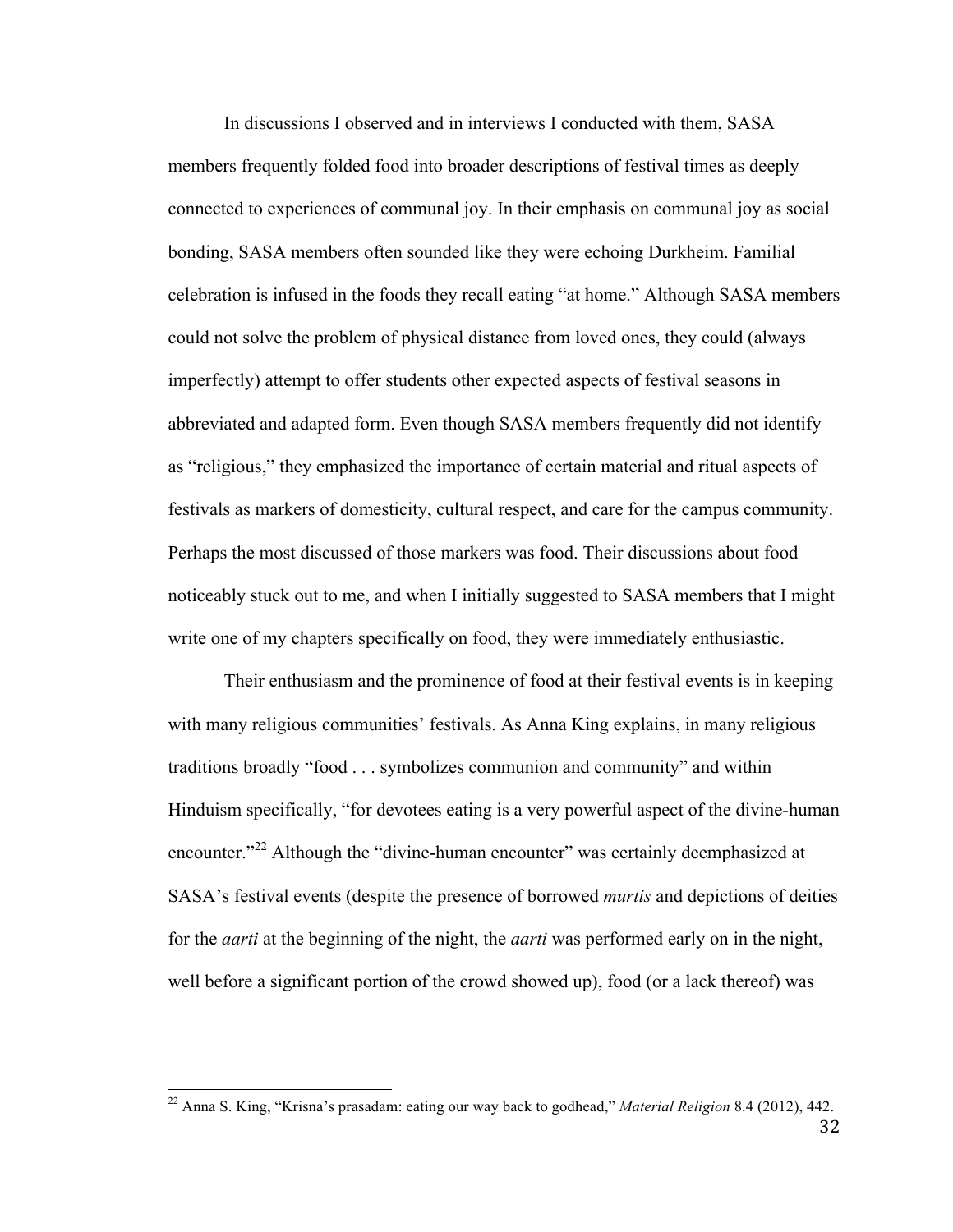In discussions I observed and in interviews I conducted with them, SASA members frequently folded food into broader descriptions of festival times as deeply connected to experiences of communal joy. In their emphasis on communal joy as social bonding, SASA members often sounded like they were echoing Durkheim. Familial celebration is infused in the foods they recall eating "at home." Although SASA members could not solve the problem of physical distance from loved ones, they could (always imperfectly) attempt to offer students other expected aspects of festival seasons in abbreviated and adapted form. Even though SASA members frequently did not identify as "religious," they emphasized the importance of certain material and ritual aspects of festivals as markers of domesticity, cultural respect, and care for the campus community. Perhaps the most discussed of those markers was food. Their discussions about food noticeably stuck out to me, and when I initially suggested to SASA members that I might write one of my chapters specifically on food, they were immediately enthusiastic.

Their enthusiasm and the prominence of food at their festival events is in keeping with many religious communities' festivals. As Anna King explains, in many religious traditions broadly "food . . . symbolizes communion and community" and within Hinduism specifically, "for devotees eating is a very powerful aspect of the divine-human encounter."[22] Although the "divine-human encounter" was certainly deemphasized at SASA's festival events (despite the presence of borrowed *murtis* and depictions of deities for the *aarti* at the beginning of the night, the *aarti* was performed early on in the night, well before a significant portion of the crowd showed up), food (or a lack thereof) was

[22] Anna S. King, "Krisna's prasadam: eating our way back to godhead," *Material Religion* 8.4 (2012), 442.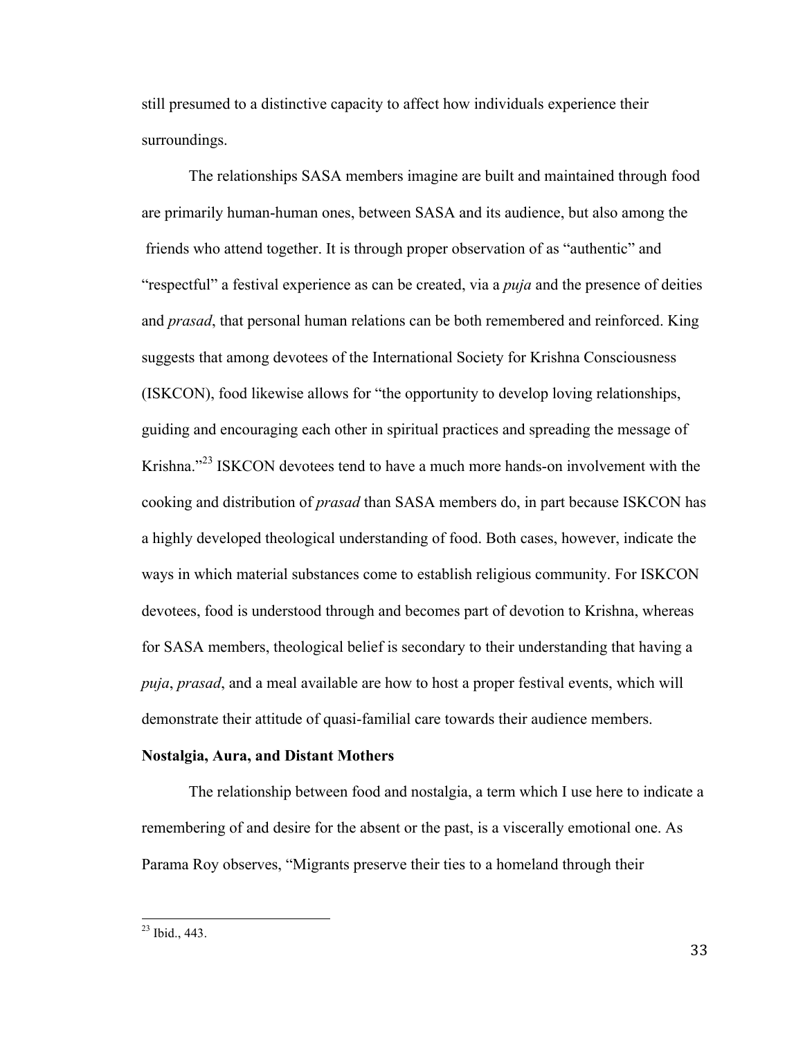still presumed to a distinctive capacity to affect how individuals experience their surroundings.

The relationships SASA members imagine are built and maintained through food are primarily human-human ones, between SASA and its audience, but also among the friends who attend together. It is through proper observation of as "authentic" and "respectful" a festival experience as can be created, via a *puja* and the presence of deities and *prasad*, that personal human relations can be both remembered and reinforced. King suggests that among devotees of the International Society for Krishna Consciousness (ISKCON), food likewise allows for "the opportunity to develop loving relationships, guiding and encouraging each other in spiritual practices and spreading the message of Krishna."[23] ISKCON devotees tend to have a much more hands-on involvement with the cooking and distribution of *prasad* than SASA members do, in part because ISKCON has a highly developed theological understanding of food. Both cases, however, indicate the ways in which material substances come to establish religious community. For ISKCON devotees, food is understood through and becomes part of devotion to Krishna, whereas for SASA members, theological belief is secondary to their understanding that having a *puja*, *prasad*, and a meal available are how to host a proper festival events, which will demonstrate their attitude of quasi-familial care towards their audience members.

**Nostalgia, Aura, and Distant Mothers**

The relationship between food and nostalgia, a term which I use here to indicate a remembering of and desire for the absent or the past, is a viscerally emotional one. As Parama Roy observes, "Migrants preserve their ties to a homeland through their

[23] Ibid., 443.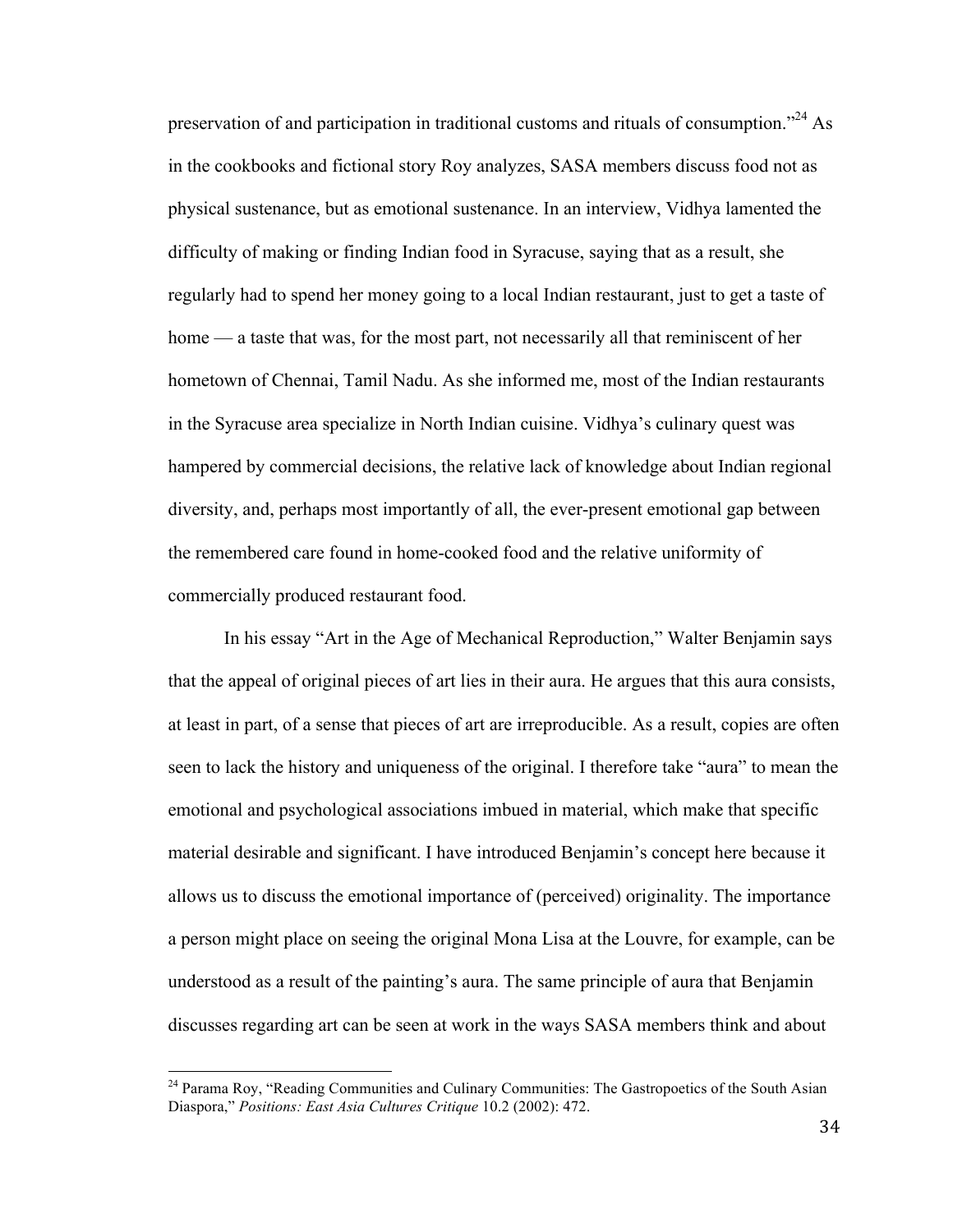preservation of and participation in traditional customs and rituals of consumption."[24] As in the cookbooks and fictional story Roy analyzes, SASA members discuss food not as physical sustenance, but as emotional sustenance. In an interview, Vidhya lamented the difficulty of making or finding Indian food in Syracuse, saying that as a result, she regularly had to spend her money going to a local Indian restaurant, just to get a taste of home — a taste that was, for the most part, not necessarily all that reminiscent of her hometown of Chennai, Tamil Nadu. As she informed me, most of the Indian restaurants in the Syracuse area specialize in North Indian cuisine. Vidhya's culinary quest was hampered by commercial decisions, the relative lack of knowledge about Indian regional diversity, and, perhaps most importantly of all, the ever-present emotional gap between the remembered care found in home-cooked food and the relative uniformity of commercially produced restaurant food.

In his essay "Art in the Age of Mechanical Reproduction," Walter Benjamin says that the appeal of original pieces of art lies in their aura. He argues that this aura consists, at least in part, of a sense that pieces of art are irreproducible. As a result, copies are often seen to lack the history and uniqueness of the original. I therefore take "aura" to mean the emotional and psychological associations imbued in material, which make that specific material desirable and significant. I have introduced Benjamin's concept here because it allows us to discuss the emotional importance of (perceived) originality. The importance a person might place on seeing the original Mona Lisa at the Louvre, for example, can be understood as a result of the painting's aura. The same principle of aura that Benjamin discusses regarding art can be seen at work in the ways SASA members think and about

---

[24] Parama Roy, "Reading Communities and Culinary Communities: The Gastropoetics of the South Asian Diaspora," *Positions: East Asia Cultures Critique* 10.2 (2002): 472.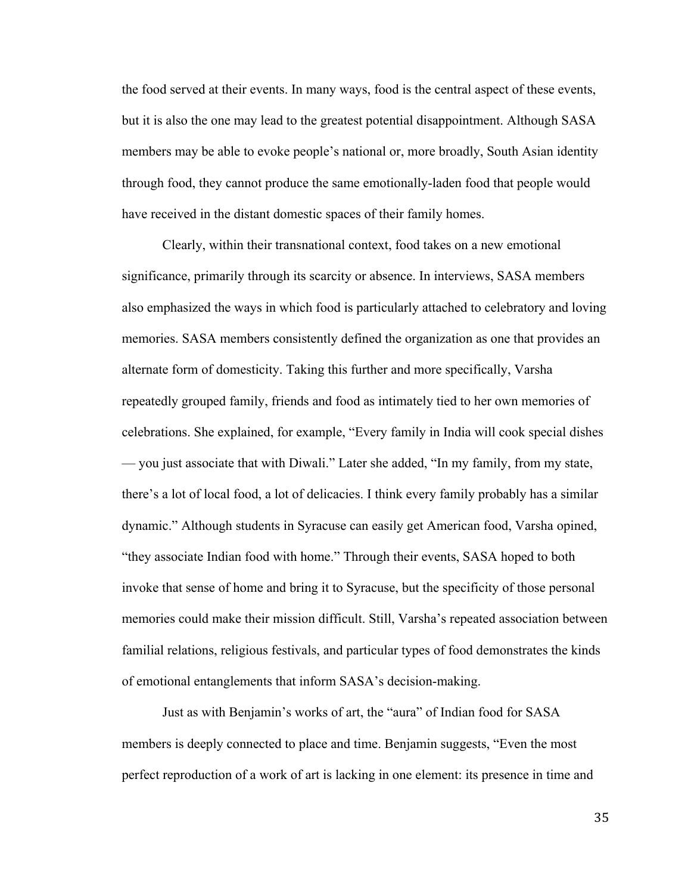the food served at their events. In many ways, food is the central aspect of these events, but it is also the one may lead to the greatest potential disappointment. Although SASA members may be able to evoke people's national or, more broadly, South Asian identity through food, they cannot produce the same emotionally-laden food that people would have received in the distant domestic spaces of their family homes.

Clearly, within their transnational context, food takes on a new emotional significance, primarily through its scarcity or absence. In interviews, SASA members also emphasized the ways in which food is particularly attached to celebratory and loving memories. SASA members consistently defined the organization as one that provides an alternate form of domesticity. Taking this further and more specifically, Varsha repeatedly grouped family, friends and food as intimately tied to her own memories of celebrations. She explained, for example, "Every family in India will cook special dishes — you just associate that with Diwali." Later she added, "In my family, from my state, there's a lot of local food, a lot of delicacies. I think every family probably has a similar dynamic." Although students in Syracuse can easily get American food, Varsha opined, "they associate Indian food with home." Through their events, SASA hoped to both invoke that sense of home and bring it to Syracuse, but the specificity of those personal memories could make their mission difficult. Still, Varsha's repeated association between familial relations, religious festivals, and particular types of food demonstrates the kinds of emotional entanglements that inform SASA's decision-making.

Just as with Benjamin's works of art, the "aura" of Indian food for SASA members is deeply connected to place and time. Benjamin suggests, "Even the most perfect reproduction of a work of art is lacking in one element: its presence in time and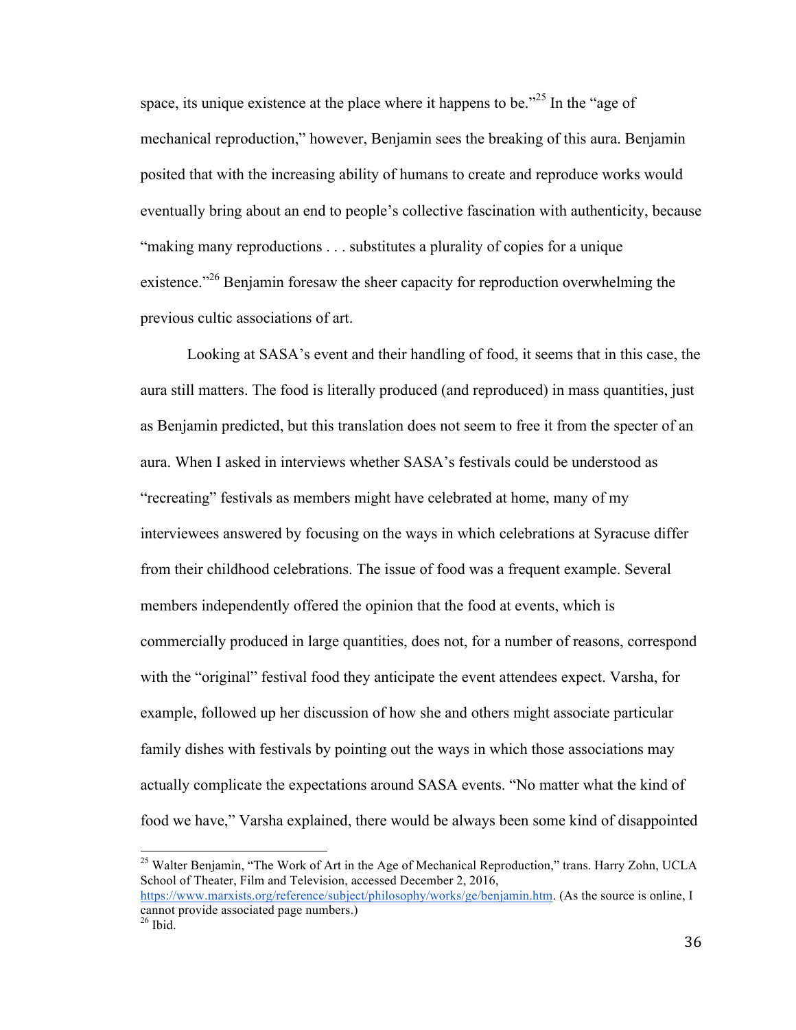space, its unique existence at the place where it happens to be."[25] In the "age of mechanical reproduction," however, Benjamin sees the breaking of this aura. Benjamin posited that with the increasing ability of humans to create and reproduce works would eventually bring about an end to people's collective fascination with authenticity, because "making many reproductions . . . substitutes a plurality of copies for a unique existence."[26] Benjamin foresaw the sheer capacity for reproduction overwhelming the previous cultic associations of art.

Looking at SASA's event and their handling of food, it seems that in this case, the aura still matters. The food is literally produced (and reproduced) in mass quantities, just as Benjamin predicted, but this translation does not seem to free it from the specter of an aura. When I asked in interviews whether SASA's festivals could be understood as "recreating" festivals as members might have celebrated at home, many of my interviewees answered by focusing on the ways in which celebrations at Syracuse differ from their childhood celebrations. The issue of food was a frequent example. Several members independently offered the opinion that the food at events, which is commercially produced in large quantities, does not, for a number of reasons, correspond with the "original" festival food they anticipate the event attendees expect. Varsha, for example, followed up her discussion of how she and others might associate particular family dishes with festivals by pointing out the ways in which those associations may actually complicate the expectations around SASA events. "No matter what the kind of food we have," Varsha explained, there would be always been some kind of disappointed

---

[25] Walter Benjamin, "The Work of Art in the Age of Mechanical Reproduction," trans. Harry Zohn, UCLA School of Theater, Film and Television, accessed December 2, 2016, https://www.marxists.org/reference/subject/philosophy/works/ge/benjamin.htm. (As the source is online, I cannot provide associated page numbers.)

[26] Ibid.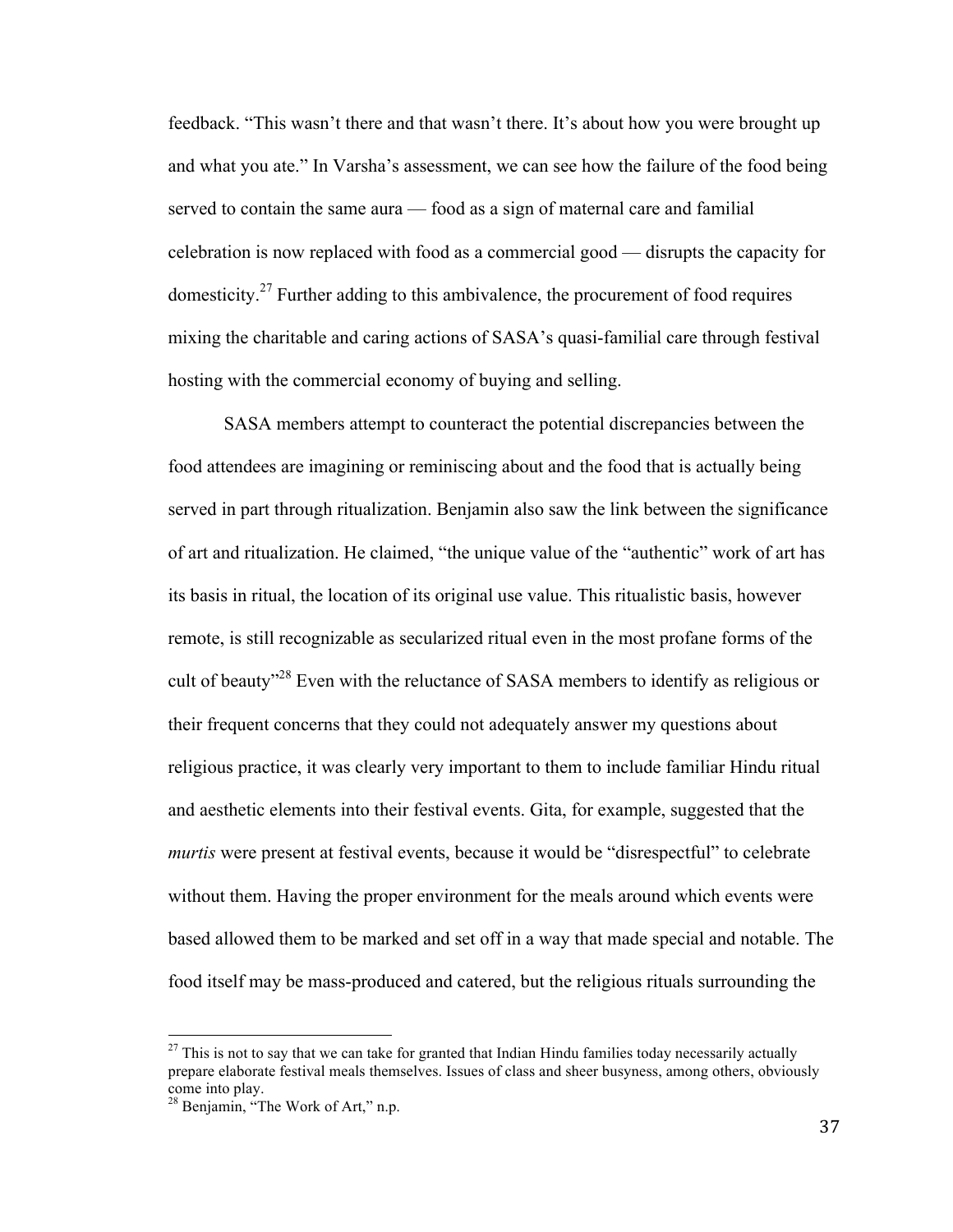feedback. "This wasn't there and that wasn't there. It's about how you were brought up and what you ate." In Varsha's assessment, we can see how the failure of the food being served to contain the same aura — food as a sign of maternal care and familial celebration is now replaced with food as a commercial good — disrupts the capacity for domesticity.[27] Further adding to this ambivalence, the procurement of food requires mixing the charitable and caring actions of SASA's quasi-familial care through festival hosting with the commercial economy of buying and selling.

SASA members attempt to counteract the potential discrepancies between the food attendees are imagining or reminiscing about and the food that is actually being served in part through ritualization. Benjamin also saw the link between the significance of art and ritualization. He claimed, "the unique value of the "authentic" work of art has its basis in ritual, the location of its original use value. This ritualistic basis, however remote, is still recognizable as secularized ritual even in the most profane forms of the cult of beauty"[28] Even with the reluctance of SASA members to identify as religious or their frequent concerns that they could not adequately answer my questions about religious practice, it was clearly very important to them to include familiar Hindu ritual and aesthetic elements into their festival events. Gita, for example, suggested that the *murtis* were present at festival events, because it would be "disrespectful" to celebrate without them. Having the proper environment for the meals around which events were based allowed them to be marked and set off in a way that made special and notable. The food itself may be mass-produced and catered, but the religious rituals surrounding the

---

[27] This is not to say that we can take for granted that Indian Hindu families today necessarily actually prepare elaborate festival meals themselves. Issues of class and sheer busyness, among others, obviously come into play.

[28] Benjamin, "The Work of Art," n.p.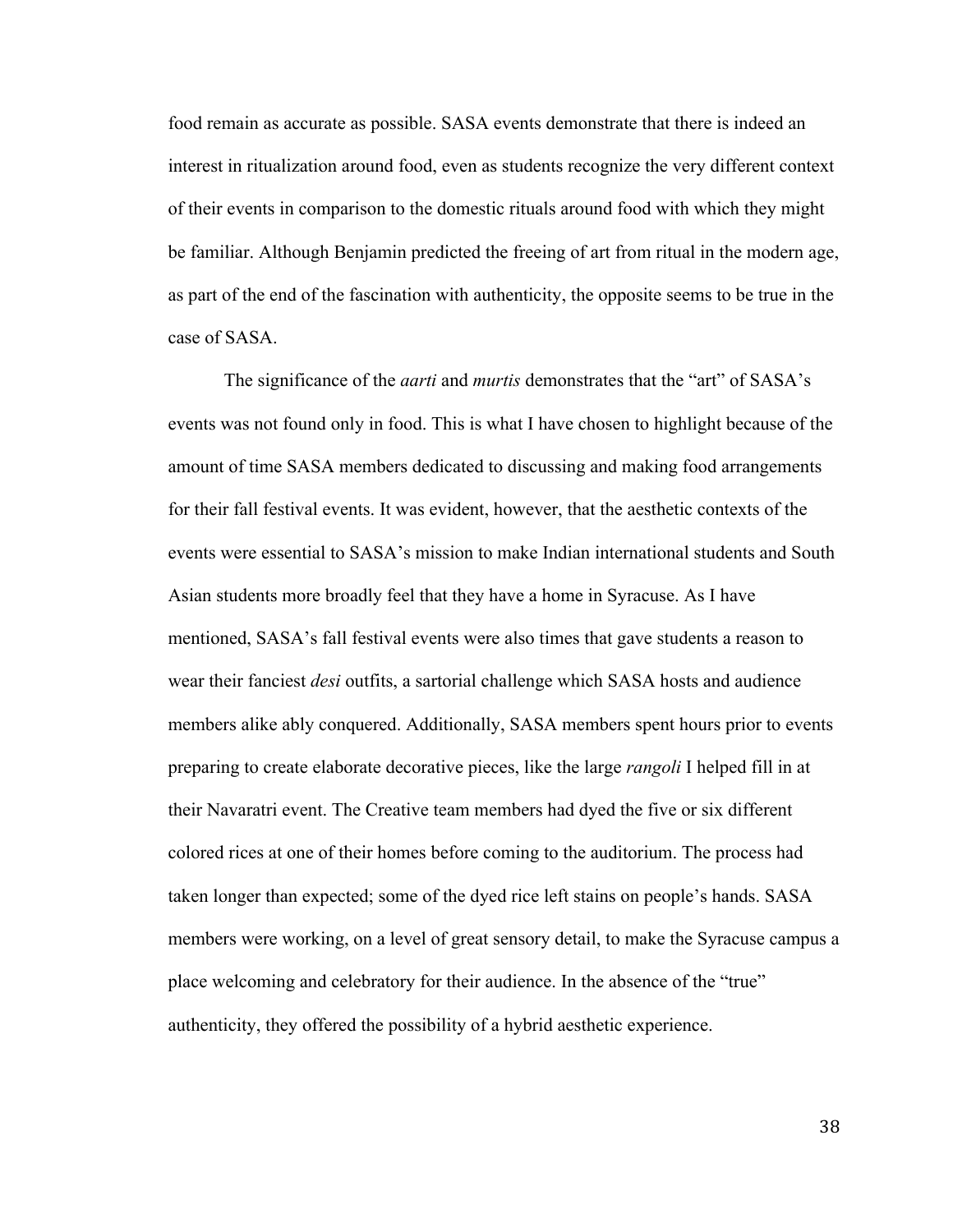food remain as accurate as possible. SASA events demonstrate that there is indeed an interest in ritualization around food, even as students recognize the very different context of their events in comparison to the domestic rituals around food with which they might be familiar. Although Benjamin predicted the freeing of art from ritual in the modern age, as part of the end of the fascination with authenticity, the opposite seems to be true in the case of SASA.

The significance of the *aarti* and *murtis* demonstrates that the "art" of SASA's events was not found only in food. This is what I have chosen to highlight because of the amount of time SASA members dedicated to discussing and making food arrangements for their fall festival events. It was evident, however, that the aesthetic contexts of the events were essential to SASA's mission to make Indian international students and South Asian students more broadly feel that they have a home in Syracuse. As I have mentioned, SASA's fall festival events were also times that gave students a reason to wear their fanciest *desi* outfits, a sartorial challenge which SASA hosts and audience members alike ably conquered. Additionally, SASA members spent hours prior to events preparing to create elaborate decorative pieces, like the large *rangoli* I helped fill in at their Navaratri event. The Creative team members had dyed the five or six different colored rices at one of their homes before coming to the auditorium. The process had taken longer than expected; some of the dyed rice left stains on people's hands. SASA members were working, on a level of great sensory detail, to make the Syracuse campus a place welcoming and celebratory for their audience. In the absence of the "true" authenticity, they offered the possibility of a hybrid aesthetic experience.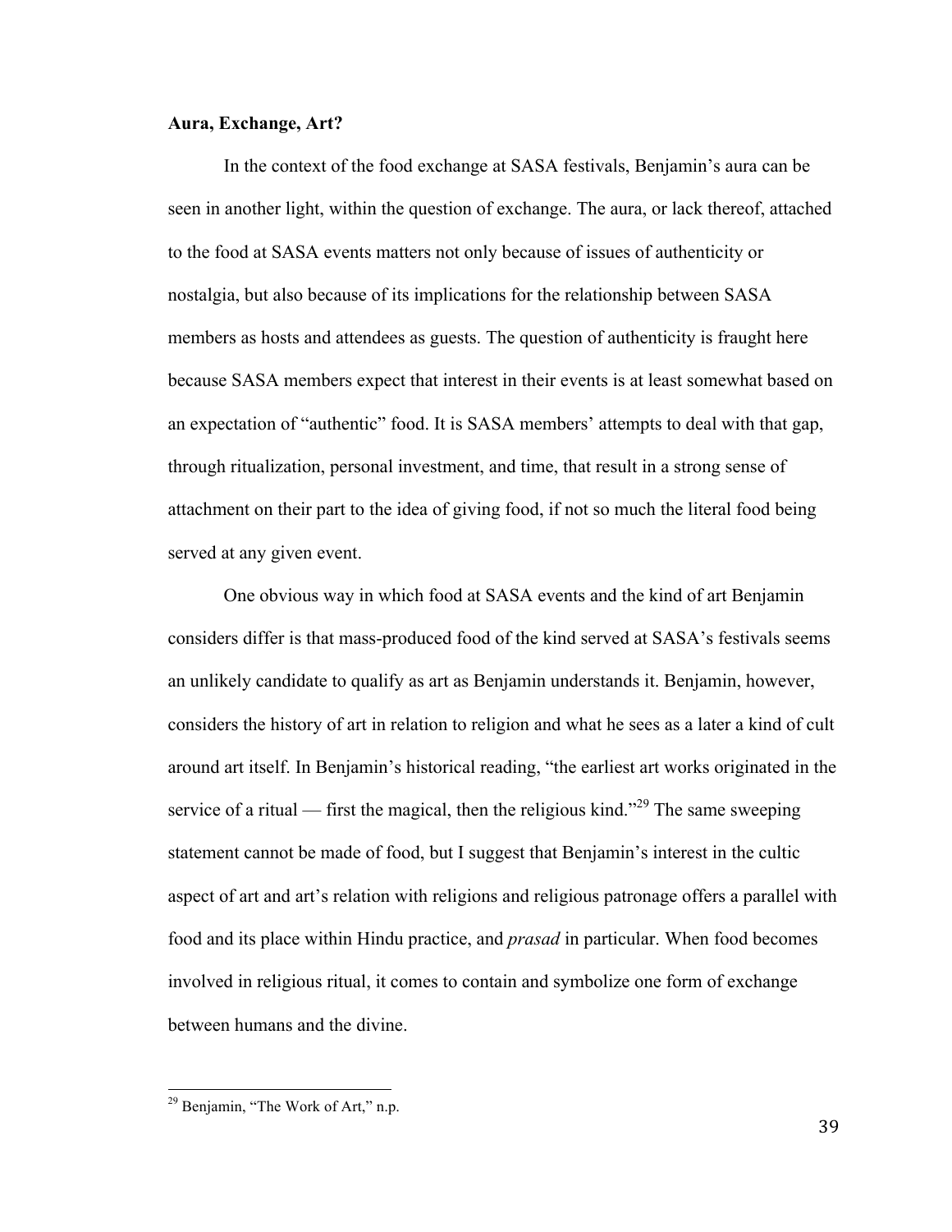**Aura, Exchange, Art?**

In the context of the food exchange at SASA festivals, Benjamin's aura can be seen in another light, within the question of exchange. The aura, or lack thereof, attached to the food at SASA events matters not only because of issues of authenticity or nostalgia, but also because of its implications for the relationship between SASA members as hosts and attendees as guests. The question of authenticity is fraught here because SASA members expect that interest in their events is at least somewhat based on an expectation of "authentic" food. It is SASA members' attempts to deal with that gap, through ritualization, personal investment, and time, that result in a strong sense of attachment on their part to the idea of giving food, if not so much the literal food being served at any given event.

One obvious way in which food at SASA events and the kind of art Benjamin considers differ is that mass-produced food of the kind served at SASA's festivals seems an unlikely candidate to qualify as art as Benjamin understands it. Benjamin, however, considers the history of art in relation to religion and what he sees as a later a kind of cult around art itself. In Benjamin's historical reading, "the earliest art works originated in the service of a ritual — first the magical, then the religious kind."[29] The same sweeping statement cannot be made of food, but I suggest that Benjamin's interest in the cultic aspect of art and art's relation with religions and religious patronage offers a parallel with food and its place within Hindu practice, and *prasad* in particular. When food becomes involved in religious ritual, it comes to contain and symbolize one form of exchange between humans and the divine.

---

[29] Benjamin, "The Work of Art," n.p.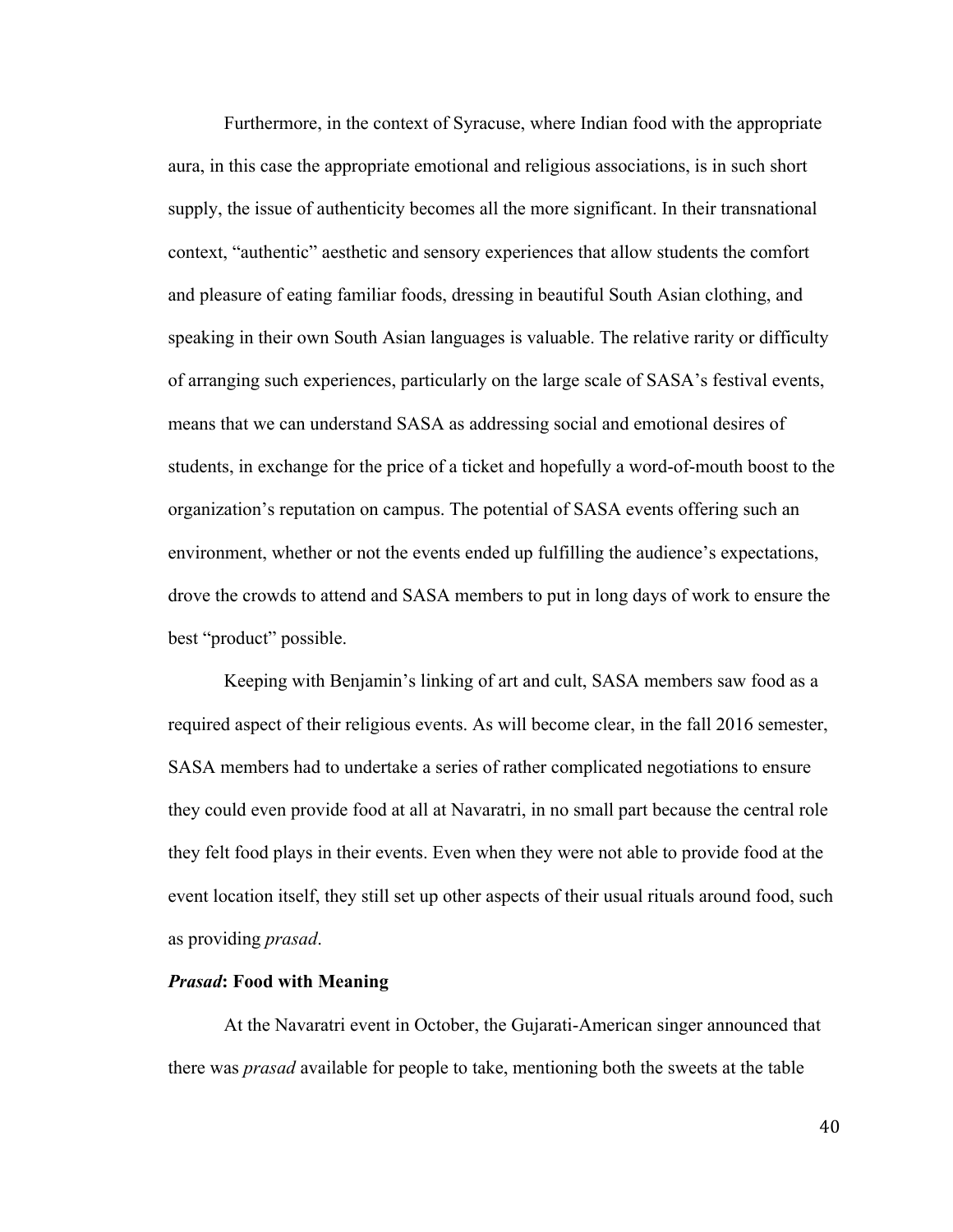Furthermore, in the context of Syracuse, where Indian food with the appropriate aura, in this case the appropriate emotional and religious associations, is in such short supply, the issue of authenticity becomes all the more significant. In their transnational context, "authentic" aesthetic and sensory experiences that allow students the comfort and pleasure of eating familiar foods, dressing in beautiful South Asian clothing, and speaking in their own South Asian languages is valuable. The relative rarity or difficulty of arranging such experiences, particularly on the large scale of SASA's festival events, means that we can understand SASA as addressing social and emotional desires of students, in exchange for the price of a ticket and hopefully a word-of-mouth boost to the organization's reputation on campus. The potential of SASA events offering such an environment, whether or not the events ended up fulfilling the audience's expectations, drove the crowds to attend and SASA members to put in long days of work to ensure the best "product" possible.

Keeping with Benjamin's linking of art and cult, SASA members saw food as a required aspect of their religious events. As will become clear, in the fall 2016 semester, SASA members had to undertake a series of rather complicated negotiations to ensure they could even provide food at all at Navaratri, in no small part because the central role they felt food plays in their events. Even when they were not able to provide food at the event location itself, they still set up other aspects of their usual rituals around food, such as providing *prasad*.

### ***Prasad*: Food with Meaning**

At the Navaratri event in October, the Gujarati-American singer announced that there was *prasad* available for people to take, mentioning both the sweets at the table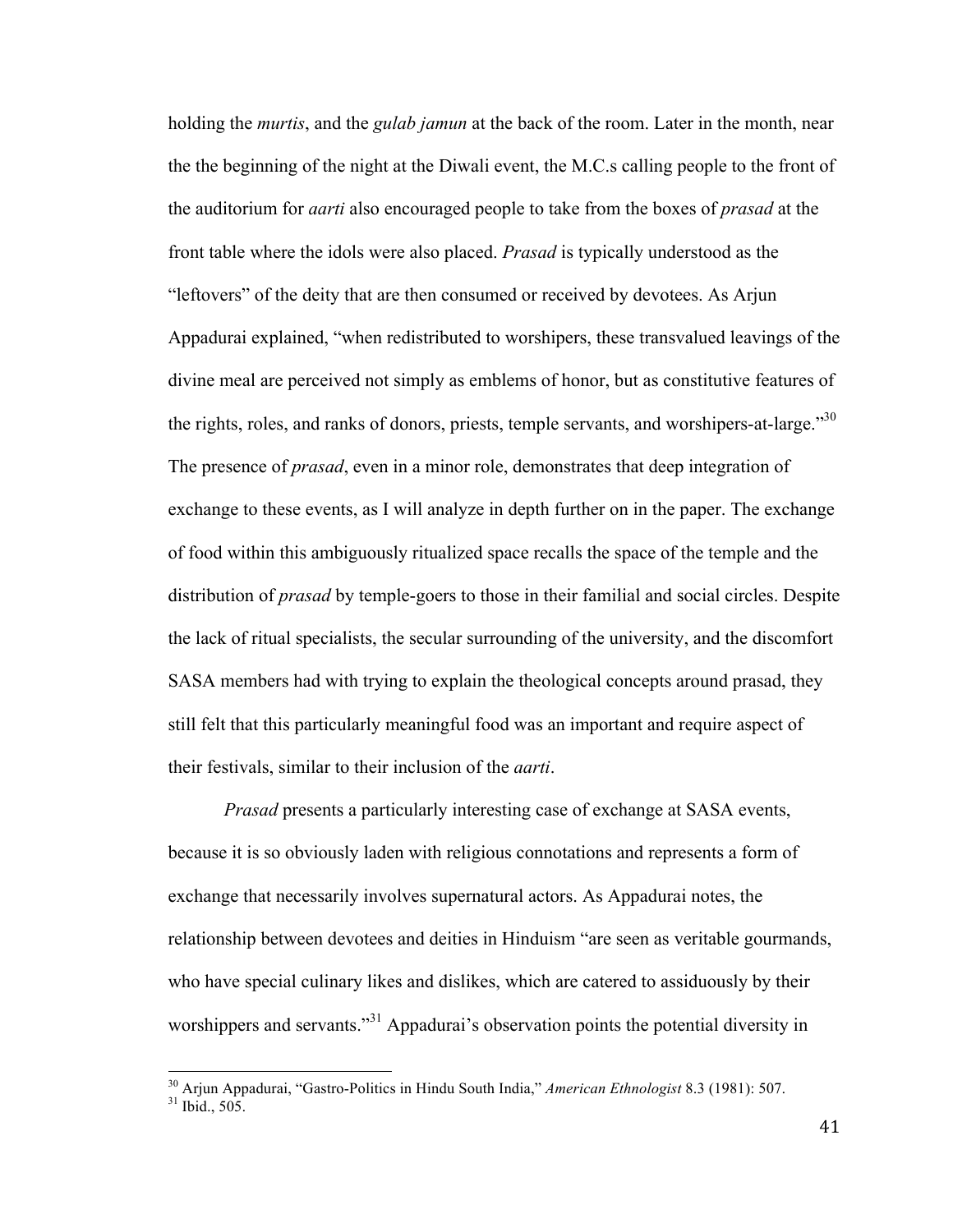holding the *murtis*, and the *gulab jamun* at the back of the room. Later in the month, near the the beginning of the night at the Diwali event, the M.C.s calling people to the front of the auditorium for *aarti* also encouraged people to take from the boxes of *prasad* at the front table where the idols were also placed. *Prasad* is typically understood as the "leftovers" of the deity that are then consumed or received by devotees. As Arjun Appadurai explained, "when redistributed to worshipers, these transvalued leavings of the divine meal are perceived not simply as emblems of honor, but as constitutive features of the rights, roles, and ranks of donors, priests, temple servants, and worshipers-at-large."[30] The presence of *prasad*, even in a minor role, demonstrates that deep integration of exchange to these events, as I will analyze in depth further on in the paper. The exchange of food within this ambiguously ritualized space recalls the space of the temple and the distribution of *prasad* by temple-goers to those in their familial and social circles. Despite the lack of ritual specialists, the secular surrounding of the university, and the discomfort SASA members had with trying to explain the theological concepts around prasad, they still felt that this particularly meaningful food was an important and require aspect of their festivals, similar to their inclusion of the *aarti*.

*Prasad* presents a particularly interesting case of exchange at SASA events, because it is so obviously laden with religious connotations and represents a form of exchange that necessarily involves supernatural actors. As Appadurai notes, the relationship between devotees and deities in Hinduism "are seen as veritable gourmands, who have special culinary likes and dislikes, which are catered to assiduously by their worshippers and servants."[31] Appadurai's observation points the potential diversity in

---

[30] Arjun Appadurai, "Gastro-Politics in Hindu South India," *American Ethnologist* 8.3 (1981): 507.
[31] Ibid., 505.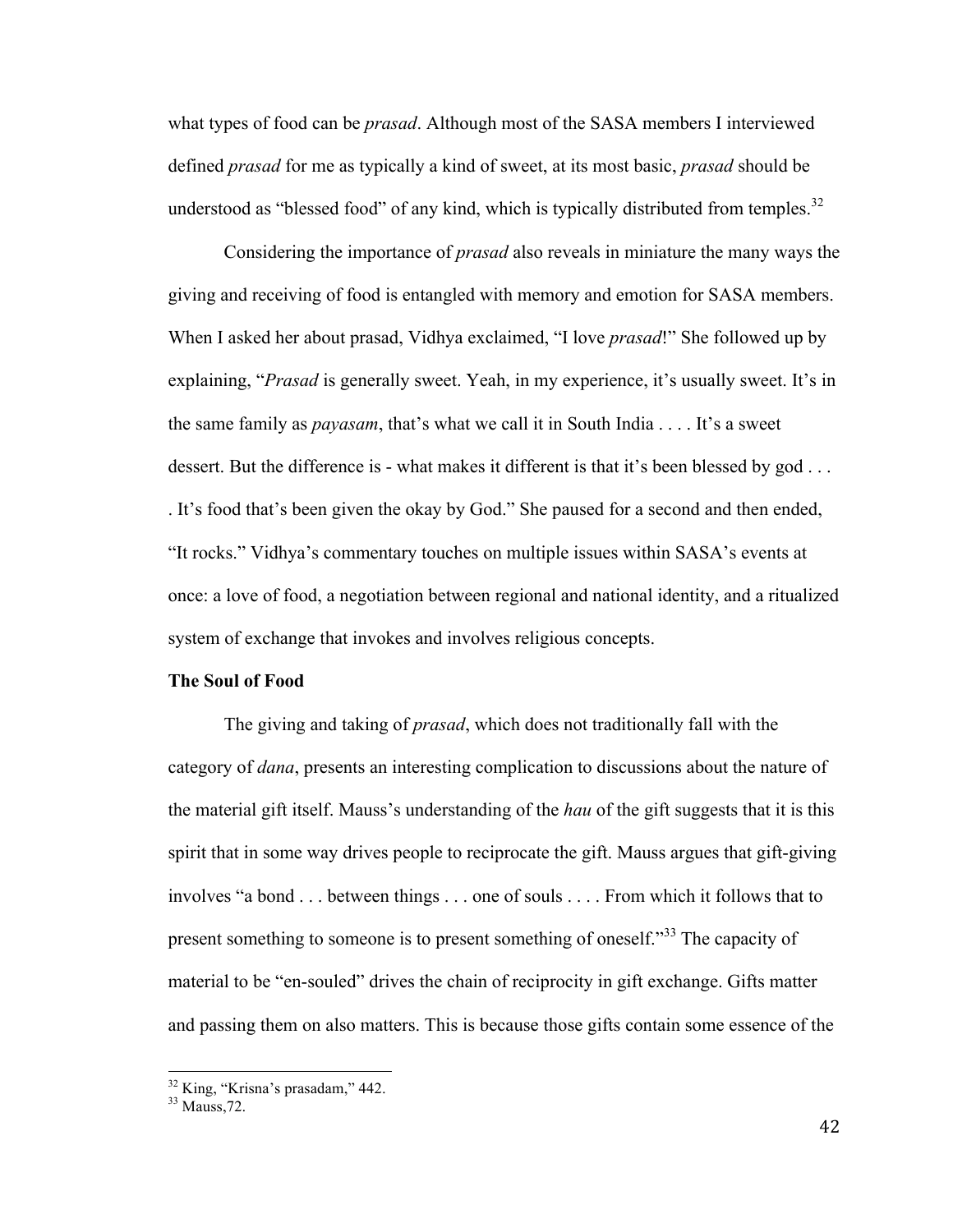what types of food can be *prasad*. Although most of the SASA members I interviewed defined *prasad* for me as typically a kind of sweet, at its most basic, *prasad* should be understood as "blessed food" of any kind, which is typically distributed from temples.[32]

Considering the importance of *prasad* also reveals in miniature the many ways the giving and receiving of food is entangled with memory and emotion for SASA members. When I asked her about prasad, Vidhya exclaimed, "I love *prasad*!" She followed up by explaining, "*Prasad* is generally sweet. Yeah, in my experience, it's usually sweet. It's in the same family as *payasam*, that's what we call it in South India . . . . It's a sweet dessert. But the difference is - what makes it different is that it's been blessed by god . . . . It's food that's been given the okay by God." She paused for a second and then ended, "It rocks." Vidhya's commentary touches on multiple issues within SASA's events at once: a love of food, a negotiation between regional and national identity, and a ritualized system of exchange that invokes and involves religious concepts.

**The Soul of Food**

The giving and taking of *prasad*, which does not traditionally fall with the category of *dana*, presents an interesting complication to discussions about the nature of the material gift itself. Mauss's understanding of the *hau* of the gift suggests that it is this spirit that in some way drives people to reciprocate the gift. Mauss argues that gift-giving involves "a bond . . . between things . . . one of souls . . . . From which it follows that to present something to someone is to present something of oneself."[33] The capacity of material to be "en-souled" drives the chain of reciprocity in gift exchange. Gifts matter and passing them on also matters. This is because those gifts contain some essence of the

---

[32] King, "Krisna's prasadam," 442.

[33] Mauss,72.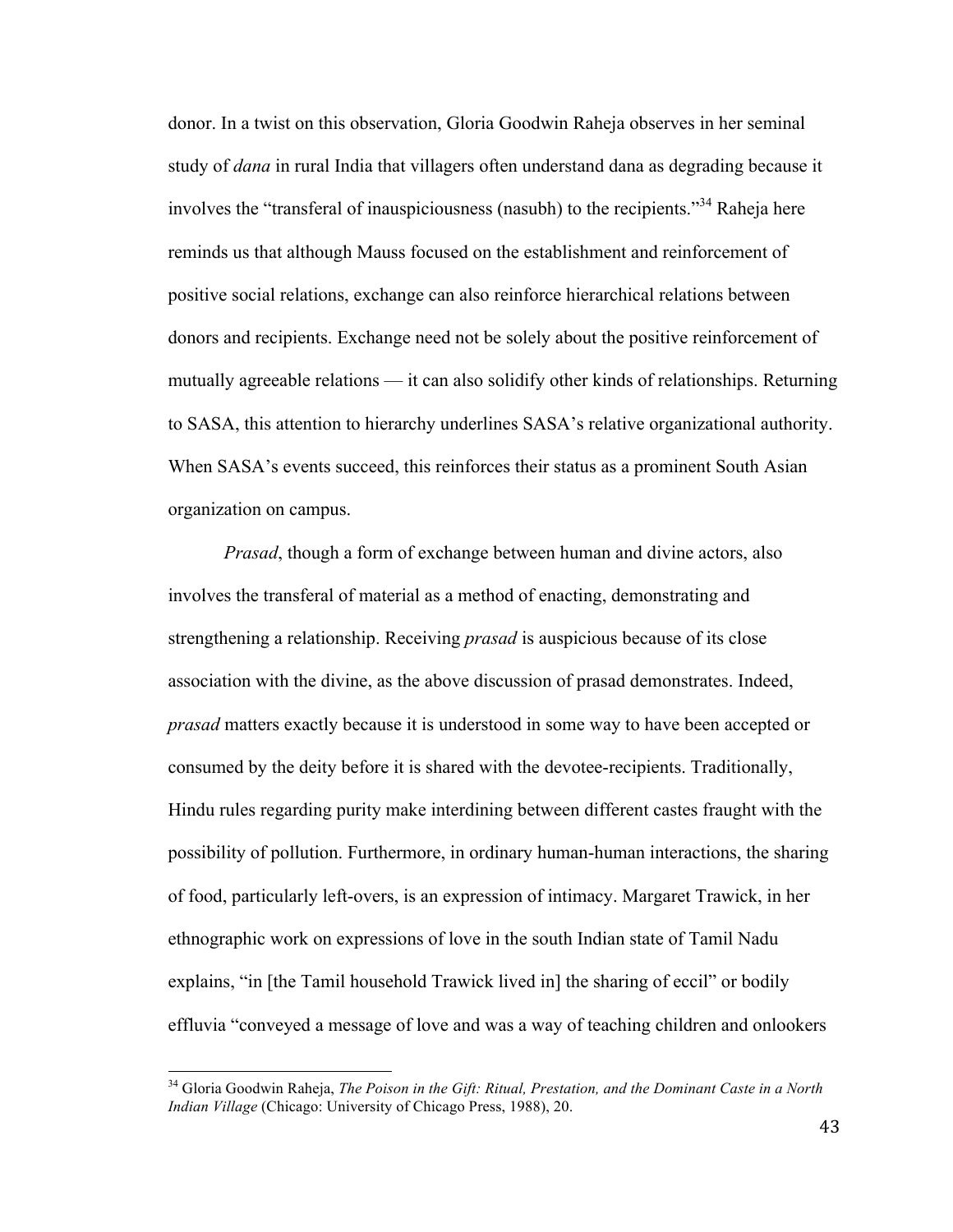donor. In a twist on this observation, Gloria Goodwin Raheja observes in her seminal study of *dana* in rural India that villagers often understand dana as degrading because it involves the "transferal of inauspiciousness (nasubh) to the recipients."[34] Raheja here reminds us that although Mauss focused on the establishment and reinforcement of positive social relations, exchange can also reinforce hierarchical relations between donors and recipients. Exchange need not be solely about the positive reinforcement of mutually agreeable relations — it can also solidify other kinds of relationships. Returning to SASA, this attention to hierarchy underlines SASA's relative organizational authority. When SASA's events succeed, this reinforces their status as a prominent South Asian organization on campus.

*Prasad*, though a form of exchange between human and divine actors, also involves the transferal of material as a method of enacting, demonstrating and strengthening a relationship. Receiving *prasad* is auspicious because of its close association with the divine, as the above discussion of prasad demonstrates. Indeed, *prasad* matters exactly because it is understood in some way to have been accepted or consumed by the deity before it is shared with the devotee-recipients. Traditionally, Hindu rules regarding purity make interdining between different castes fraught with the possibility of pollution. Furthermore, in ordinary human-human interactions, the sharing of food, particularly left-overs, is an expression of intimacy. Margaret Trawick, in her ethnographic work on expressions of love in the south Indian state of Tamil Nadu explains, "in [the Tamil household Trawick lived in] the sharing of eccil" or bodily effluvia "conveyed a message of love and was a way of teaching children and onlookers

---

[34] Gloria Goodwin Raheja, *The Poison in the Gift: Ritual, Prestation, and the Dominant Caste in a North Indian Village* (Chicago: University of Chicago Press, 1988), 20.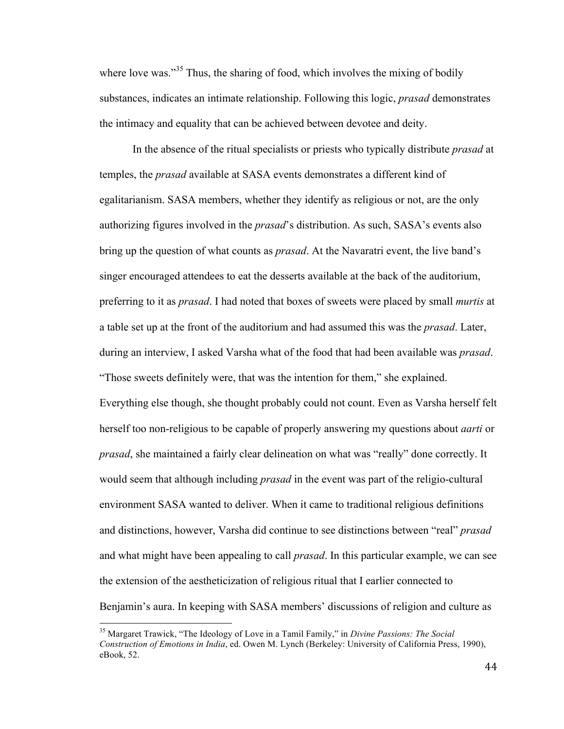where love was."[35] Thus, the sharing of food, which involves the mixing of bodily substances, indicates an intimate relationship. Following this logic, *prasad* demonstrates the intimacy and equality that can be achieved between devotee and deity.

In the absence of the ritual specialists or priests who typically distribute *prasad* at temples, the *prasad* available at SASA events demonstrates a different kind of egalitarianism. SASA members, whether they identify as religious or not, are the only authorizing figures involved in the *prasad*'s distribution. As such, SASA's events also bring up the question of what counts as *prasad*. At the Navaratri event, the live band's singer encouraged attendees to eat the desserts available at the back of the auditorium, preferring to it as *prasad*. I had noted that boxes of sweets were placed by small *murtis* at a table set up at the front of the auditorium and had assumed this was the *prasad*. Later, during an interview, I asked Varsha what of the food that had been available was *prasad*. "Those sweets definitely were, that was the intention for them," she explained. Everything else though, she thought probably could not count. Even as Varsha herself felt herself too non-religious to be capable of properly answering my questions about *aarti* or *prasad*, she maintained a fairly clear delineation on what was "really" done correctly. It would seem that although including *prasad* in the event was part of the religio-cultural environment SASA wanted to deliver. When it came to traditional religious definitions and distinctions, however, Varsha did continue to see distinctions between "real" *prasad* and what might have been appealing to call *prasad*. In this particular example, we can see the extension of the aestheticization of religious ritual that I earlier connected to Benjamin's aura. In keeping with SASA members' discussions of religion and culture as

---

[35] Margaret Trawick, "The Ideology of Love in a Tamil Family," in *Divine Passions: The Social Construction of Emotions in India*, ed. Owen M. Lynch (Berkeley: University of California Press, 1990), eBook, 52.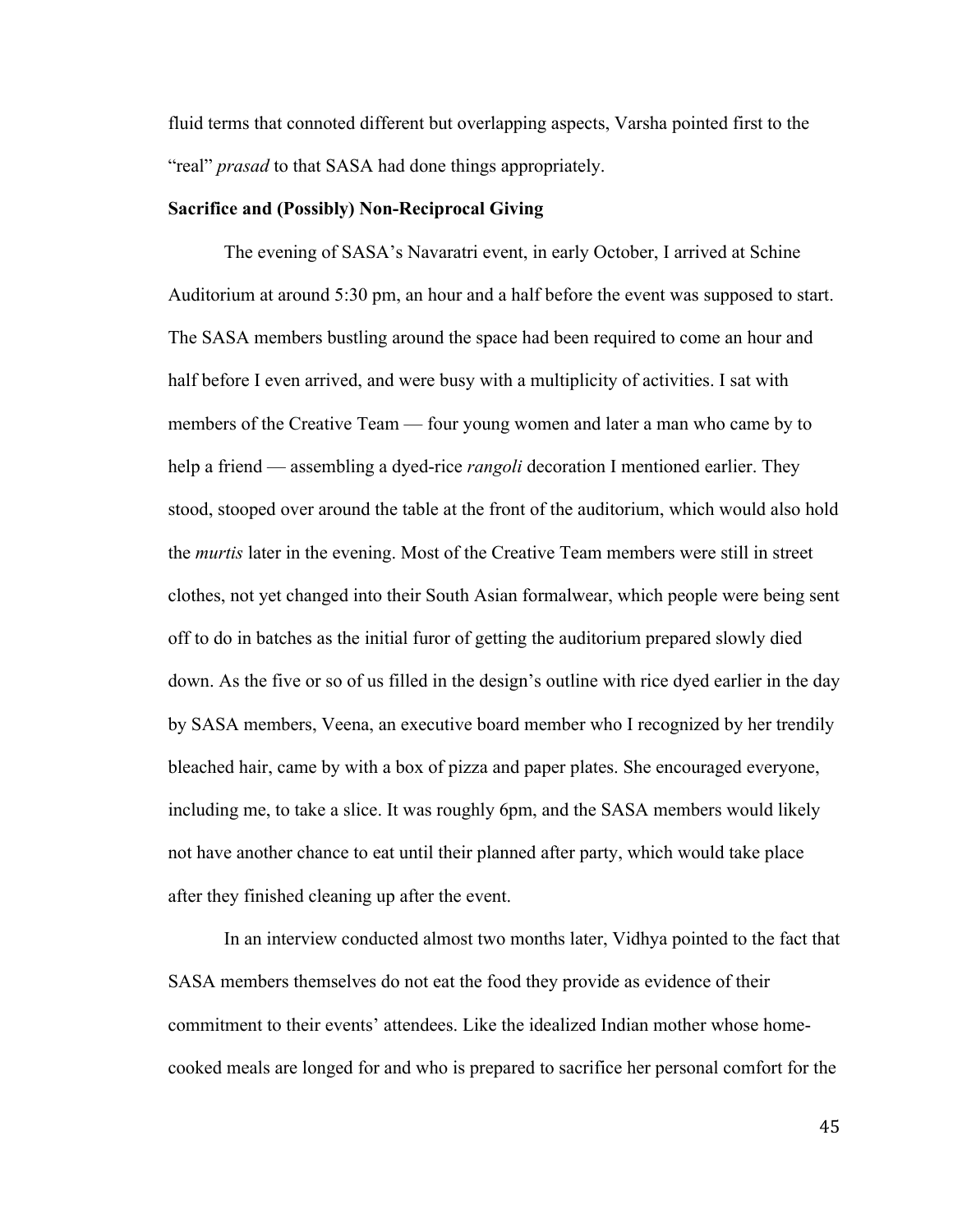fluid terms that connoted different but overlapping aspects, Varsha pointed first to the "real" *prasad* to that SASA had done things appropriately.

**Sacrifice and (Possibly) Non-Reciprocal Giving**

The evening of SASA's Navaratri event, in early October, I arrived at Schine Auditorium at around 5:30 pm, an hour and a half before the event was supposed to start. The SASA members bustling around the space had been required to come an hour and half before I even arrived, and were busy with a multiplicity of activities. I sat with members of the Creative Team — four young women and later a man who came by to help a friend — assembling a dyed-rice *rangoli* decoration I mentioned earlier. They stood, stooped over around the table at the front of the auditorium, which would also hold the *murtis* later in the evening. Most of the Creative Team members were still in street clothes, not yet changed into their South Asian formalwear, which people were being sent off to do in batches as the initial furor of getting the auditorium prepared slowly died down. As the five or so of us filled in the design's outline with rice dyed earlier in the day by SASA members, Veena, an executive board member who I recognized by her trendily bleached hair, came by with a box of pizza and paper plates. She encouraged everyone, including me, to take a slice. It was roughly 6pm, and the SASA members would likely not have another chance to eat until their planned after party, which would take place after they finished cleaning up after the event.

In an interview conducted almost two months later, Vidhya pointed to the fact that SASA members themselves do not eat the food they provide as evidence of their commitment to their events' attendees. Like the idealized Indian mother whose home-cooked meals are longed for and who is prepared to sacrifice her personal comfort for the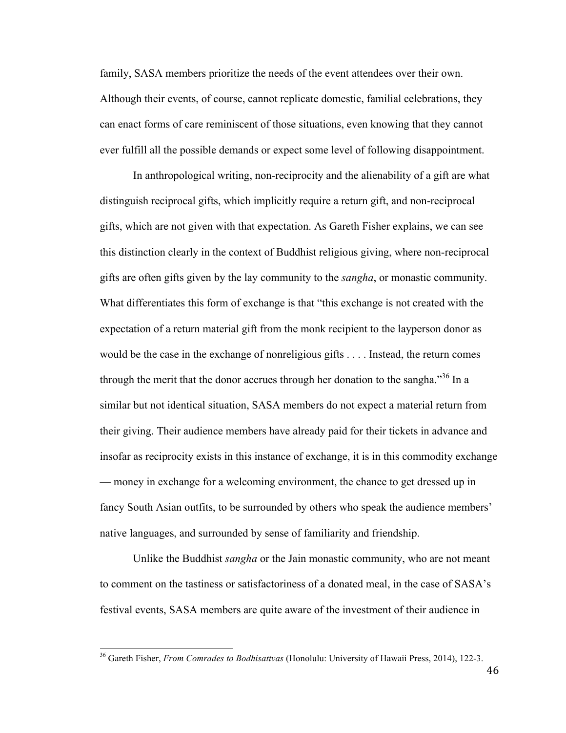family, SASA members prioritize the needs of the event attendees over their own. Although their events, of course, cannot replicate domestic, familial celebrations, they can enact forms of care reminiscent of those situations, even knowing that they cannot ever fulfill all the possible demands or expect some level of following disappointment.

In anthropological writing, non-reciprocity and the alienability of a gift are what distinguish reciprocal gifts, which implicitly require a return gift, and non-reciprocal gifts, which are not given with that expectation. As Gareth Fisher explains, we can see this distinction clearly in the context of Buddhist religious giving, where non-reciprocal gifts are often gifts given by the lay community to the *sangha*, or monastic community. What differentiates this form of exchange is that "this exchange is not created with the expectation of a return material gift from the monk recipient to the layperson donor as would be the case in the exchange of nonreligious gifts . . . . Instead, the return comes through the merit that the donor accrues through her donation to the sangha."[36] In a similar but not identical situation, SASA members do not expect a material return from their giving. Their audience members have already paid for their tickets in advance and insofar as reciprocity exists in this instance of exchange, it is in this commodity exchange — money in exchange for a welcoming environment, the chance to get dressed up in fancy South Asian outfits, to be surrounded by others who speak the audience members' native languages, and surrounded by sense of familiarity and friendship.

Unlike the Buddhist *sangha* or the Jain monastic community, who are not meant to comment on the tastiness or satisfactoriness of a donated meal, in the case of SASA's festival events, SASA members are quite aware of the investment of their audience in

[36] Gareth Fisher, *From Comrades to Bodhisattvas* (Honolulu: University of Hawaii Press, 2014), 122-3.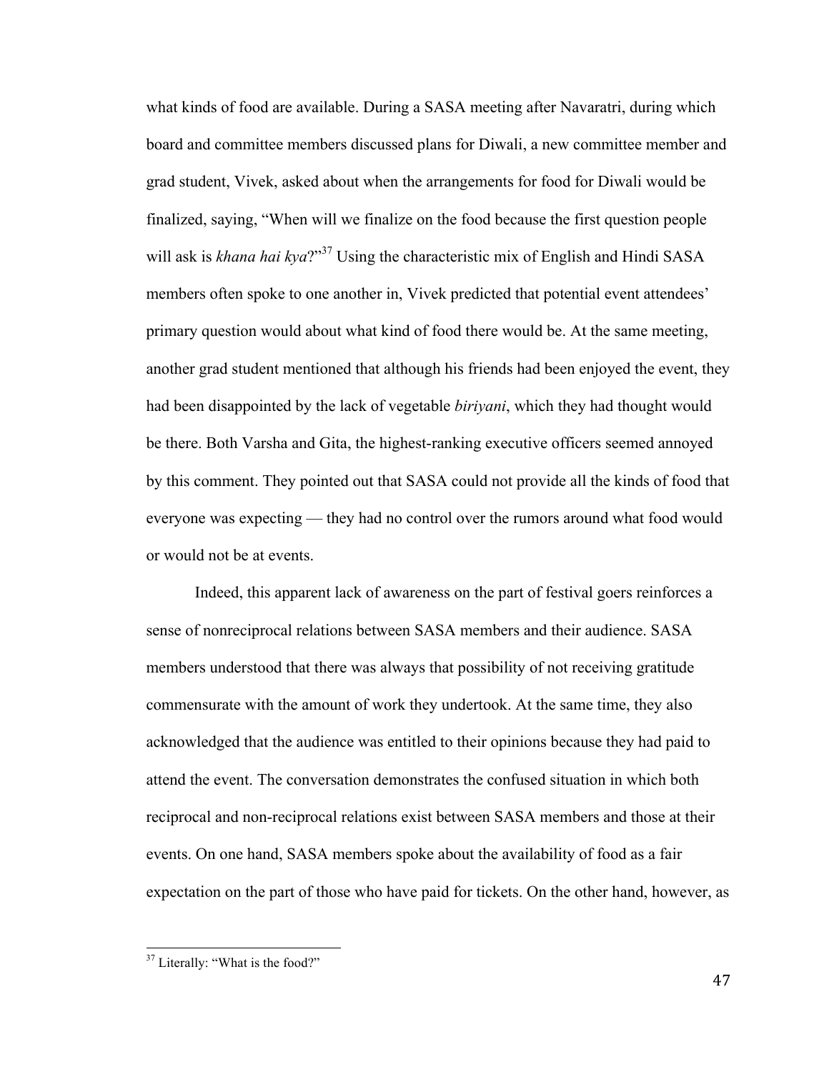what kinds of food are available. During a SASA meeting after Navaratri, during which board and committee members discussed plans for Diwali, a new committee member and grad student, Vivek, asked about when the arrangements for food for Diwali would be finalized, saying, "When will we finalize on the food because the first question people will ask is *khana hai kya*?"[37] Using the characteristic mix of English and Hindi SASA members often spoke to one another in, Vivek predicted that potential event attendees' primary question would about what kind of food there would be. At the same meeting, another grad student mentioned that although his friends had been enjoyed the event, they had been disappointed by the lack of vegetable *biriyani*, which they had thought would be there. Both Varsha and Gita, the highest-ranking executive officers seemed annoyed by this comment. They pointed out that SASA could not provide all the kinds of food that everyone was expecting — they had no control over the rumors around what food would or would not be at events.

Indeed, this apparent lack of awareness on the part of festival goers reinforces a sense of nonreciprocal relations between SASA members and their audience. SASA members understood that there was always that possibility of not receiving gratitude commensurate with the amount of work they undertook. At the same time, they also acknowledged that the audience was entitled to their opinions because they had paid to attend the event. The conversation demonstrates the confused situation in which both reciprocal and non-reciprocal relations exist between SASA members and those at their events. On one hand, SASA members spoke about the availability of food as a fair expectation on the part of those who have paid for tickets. On the other hand, however, as

[37] Literally: "What is the food?"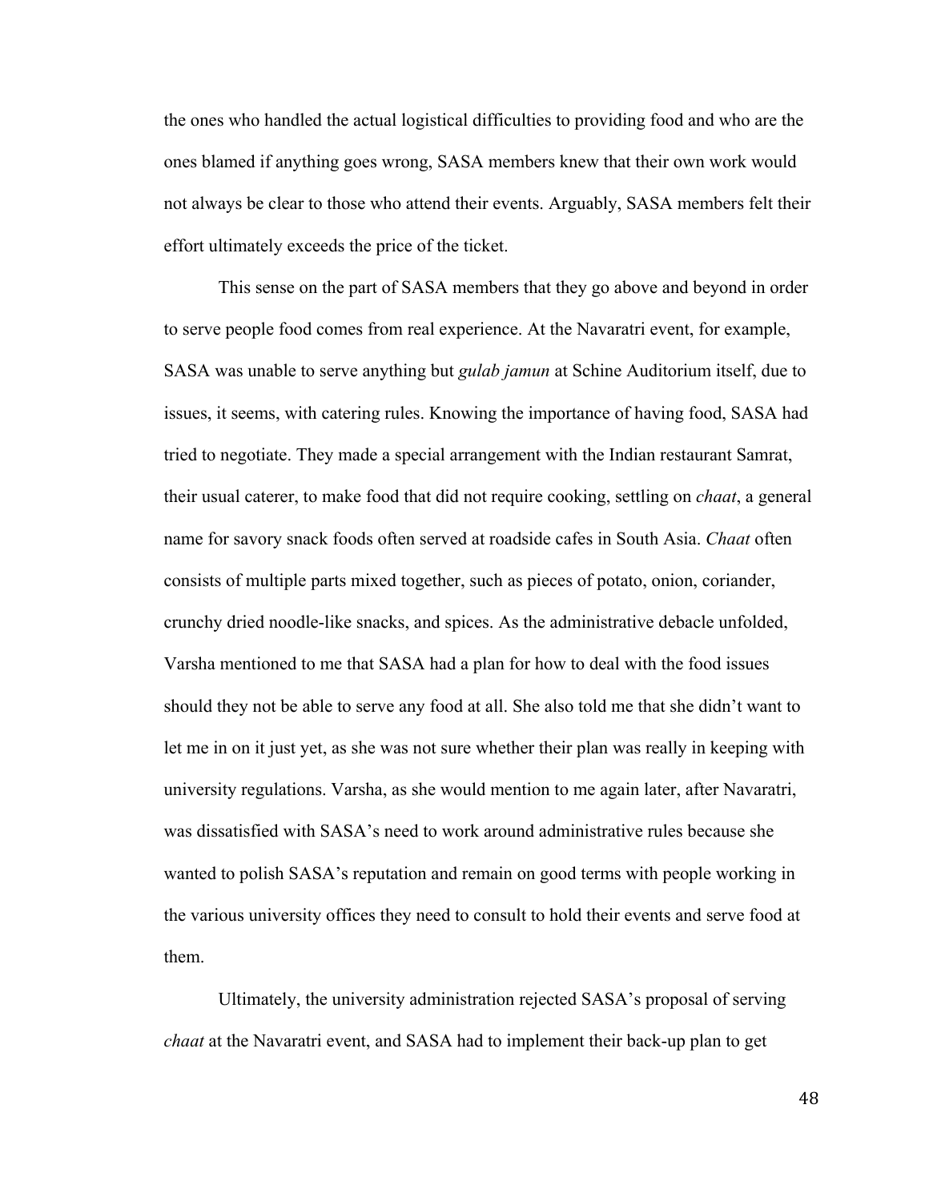the ones who handled the actual logistical difficulties to providing food and who are the ones blamed if anything goes wrong, SASA members knew that their own work would not always be clear to those who attend their events. Arguably, SASA members felt their effort ultimately exceeds the price of the ticket.

This sense on the part of SASA members that they go above and beyond in order to serve people food comes from real experience. At the Navaratri event, for example, SASA was unable to serve anything but *gulab jamun* at Schine Auditorium itself, due to issues, it seems, with catering rules. Knowing the importance of having food, SASA had tried to negotiate. They made a special arrangement with the Indian restaurant Samrat, their usual caterer, to make food that did not require cooking, settling on *chaat*, a general name for savory snack foods often served at roadside cafes in South Asia. *Chaat* often consists of multiple parts mixed together, such as pieces of potato, onion, coriander, crunchy dried noodle-like snacks, and spices. As the administrative debacle unfolded, Varsha mentioned to me that SASA had a plan for how to deal with the food issues should they not be able to serve any food at all. She also told me that she didn't want to let me in on it just yet, as she was not sure whether their plan was really in keeping with university regulations. Varsha, as she would mention to me again later, after Navaratri, was dissatisfied with SASA's need to work around administrative rules because she wanted to polish SASA's reputation and remain on good terms with people working in the various university offices they need to consult to hold their events and serve food at them.

Ultimately, the university administration rejected SASA's proposal of serving *chaat* at the Navaratri event, and SASA had to implement their back-up plan to get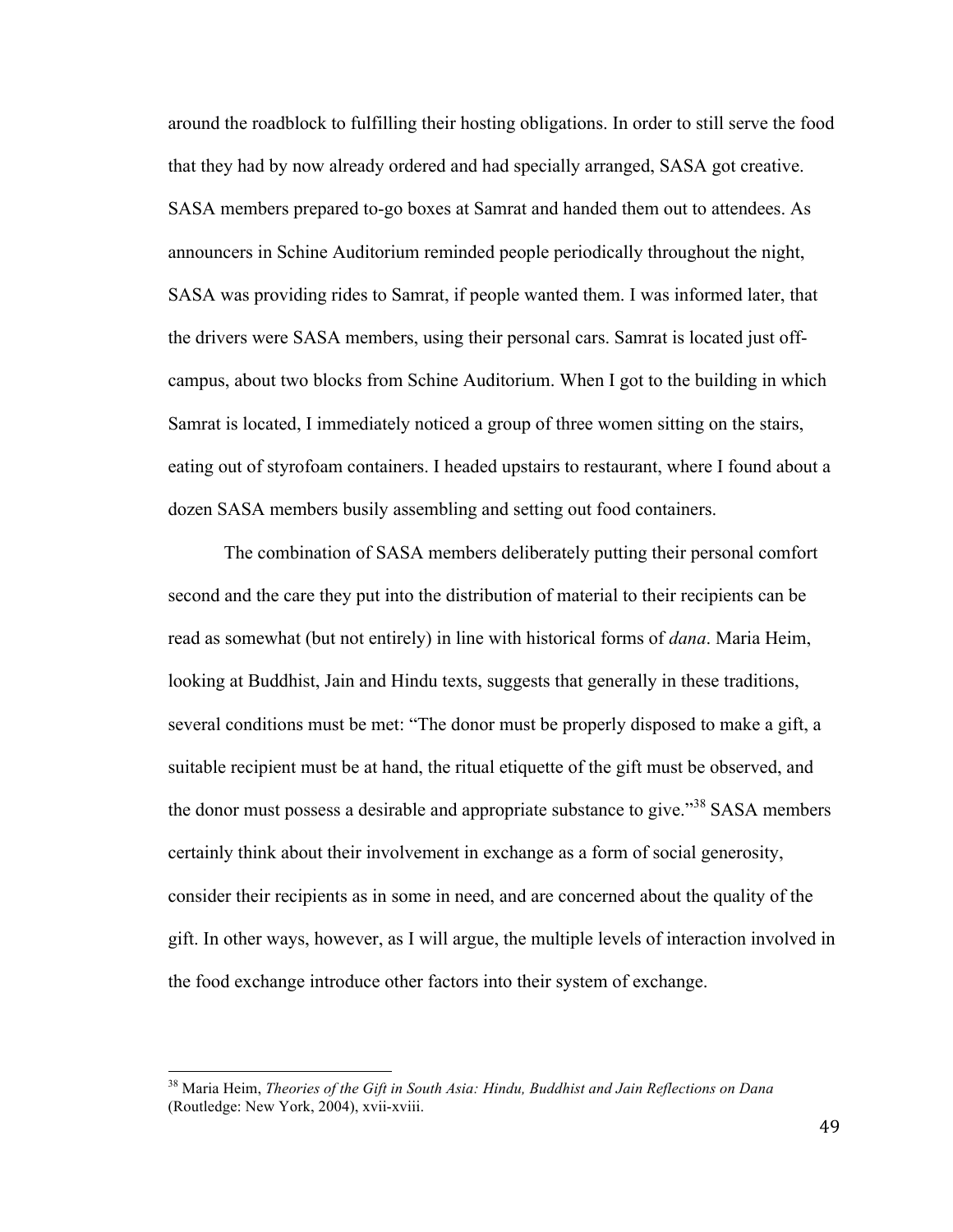around the roadblock to fulfilling their hosting obligations. In order to still serve the food that they had by now already ordered and had specially arranged, SASA got creative. SASA members prepared to-go boxes at Samrat and handed them out to attendees. As announcers in Schine Auditorium reminded people periodically throughout the night, SASA was providing rides to Samrat, if people wanted them. I was informed later, that the drivers were SASA members, using their personal cars. Samrat is located just off-campus, about two blocks from Schine Auditorium. When I got to the building in which Samrat is located, I immediately noticed a group of three women sitting on the stairs, eating out of styrofoam containers. I headed upstairs to restaurant, where I found about a dozen SASA members busily assembling and setting out food containers.

The combination of SASA members deliberately putting their personal comfort second and the care they put into the distribution of material to their recipients can be read as somewhat (but not entirely) in line with historical forms of *dana*. Maria Heim, looking at Buddhist, Jain and Hindu texts, suggests that generally in these traditions, several conditions must be met: "The donor must be properly disposed to make a gift, a suitable recipient must be at hand, the ritual etiquette of the gift must be observed, and the donor must possess a desirable and appropriate substance to give."[38] SASA members certainly think about their involvement in exchange as a form of social generosity, consider their recipients as in some in need, and are concerned about the quality of the gift. In other ways, however, as I will argue, the multiple levels of interaction involved in the food exchange introduce other factors into their system of exchange.

---

[38] Maria Heim, *Theories of the Gift in South Asia: Hindu, Buddhist and Jain Reflections on Dana* (Routledge: New York, 2004), xvii-xviii.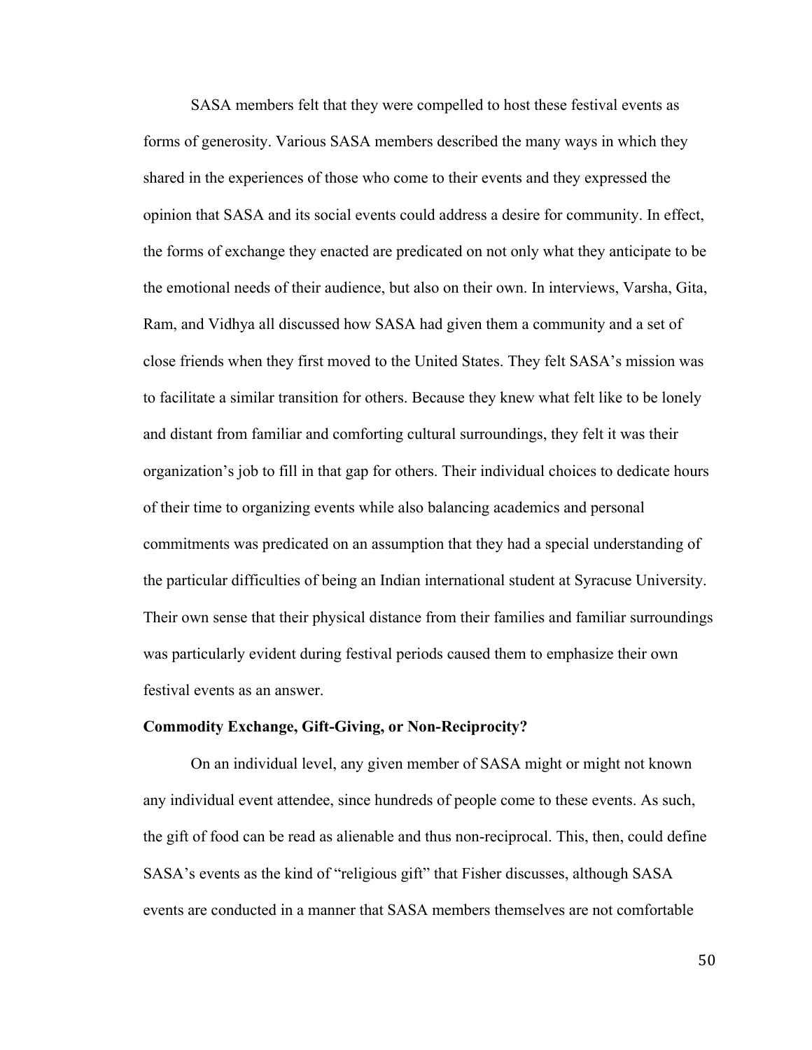SASA members felt that they were compelled to host these festival events as forms of generosity. Various SASA members described the many ways in which they shared in the experiences of those who come to their events and they expressed the opinion that SASA and its social events could address a desire for community. In effect, the forms of exchange they enacted are predicated on not only what they anticipate to be the emotional needs of their audience, but also on their own. In interviews, Varsha, Gita, Ram, and Vidhya all discussed how SASA had given them a community and a set of close friends when they first moved to the United States. They felt SASA's mission was to facilitate a similar transition for others. Because they knew what felt like to be lonely and distant from familiar and comforting cultural surroundings, they felt it was their organization's job to fill in that gap for others. Their individual choices to dedicate hours of their time to organizing events while also balancing academics and personal commitments was predicated on an assumption that they had a special understanding of the particular difficulties of being an Indian international student at Syracuse University. Their own sense that their physical distance from their families and familiar surroundings was particularly evident during festival periods caused them to emphasize their own festival events as an answer.

**Commodity Exchange, Gift-Giving, or Non-Reciprocity?**

On an individual level, any given member of SASA might or might not known any individual event attendee, since hundreds of people come to these events. As such, the gift of food can be read as alienable and thus non-reciprocal. This, then, could define SASA's events as the kind of "religious gift" that Fisher discusses, although SASA events are conducted in a manner that SASA members themselves are not comfortable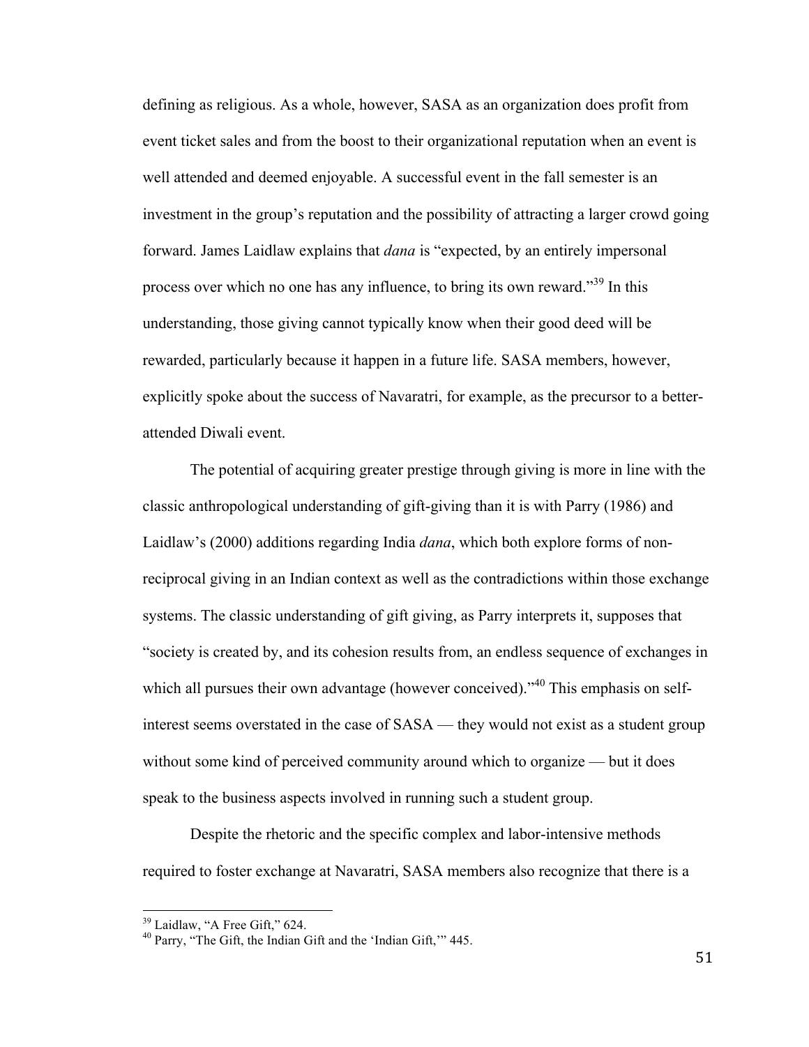defining as religious. As a whole, however, SASA as an organization does profit from event ticket sales and from the boost to their organizational reputation when an event is well attended and deemed enjoyable. A successful event in the fall semester is an investment in the group's reputation and the possibility of attracting a larger crowd going forward. James Laidlaw explains that *dana* is "expected, by an entirely impersonal process over which no one has any influence, to bring its own reward."[39] In this understanding, those giving cannot typically know when their good deed will be rewarded, particularly because it happen in a future life. SASA members, however, explicitly spoke about the success of Navaratri, for example, as the precursor to a better-attended Diwali event.

The potential of acquiring greater prestige through giving is more in line with the classic anthropological understanding of gift-giving than it is with Parry (1986) and Laidlaw's (2000) additions regarding India *dana*, which both explore forms of non-reciprocal giving in an Indian context as well as the contradictions within those exchange systems. The classic understanding of gift giving, as Parry interprets it, supposes that "society is created by, and its cohesion results from, an endless sequence of exchanges in which all pursues their own advantage (however conceived)."[40] This emphasis on self-interest seems overstated in the case of SASA — they would not exist as a student group without some kind of perceived community around which to organize — but it does speak to the business aspects involved in running such a student group.

Despite the rhetoric and the specific complex and labor-intensive methods required to foster exchange at Navaratri, SASA members also recognize that there is a

[39] Laidlaw, "A Free Gift," 624.
[40] Parry, "The Gift, the Indian Gift and the 'Indian Gift,'" 445.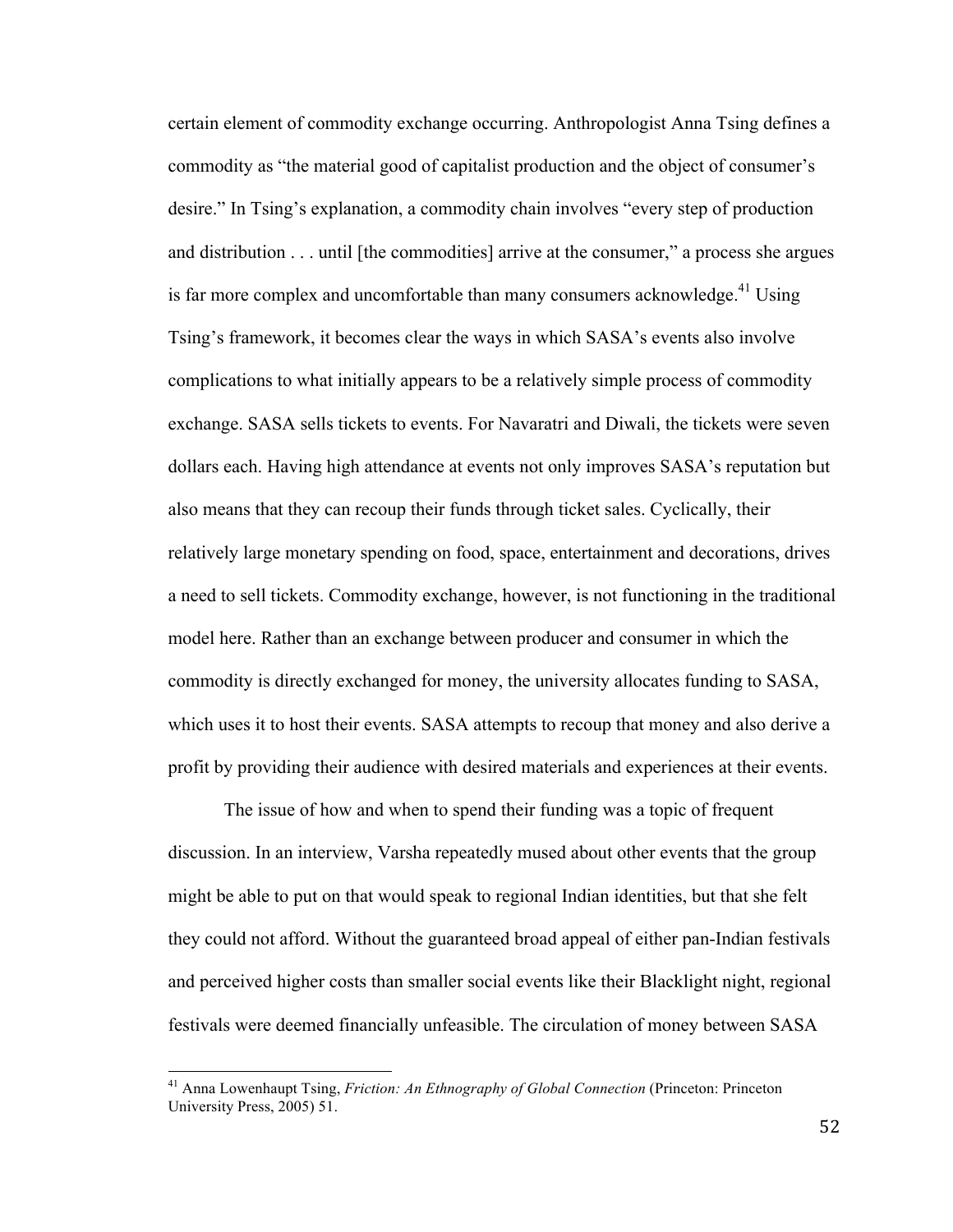certain element of commodity exchange occurring. Anthropologist Anna Tsing defines a commodity as “the material good of capitalist production and the object of consumer’s desire.” In Tsing’s explanation, a commodity chain involves “every step of production and distribution . . . until [the commodities] arrive at the consumer,” a process she argues is far more complex and uncomfortable than many consumers acknowledge.[41] Using Tsing’s framework, it becomes clear the ways in which SASA’s events also involve complications to what initially appears to be a relatively simple process of commodity exchange. SASA sells tickets to events. For Navaratri and Diwali, the tickets were seven dollars each. Having high attendance at events not only improves SASA’s reputation but also means that they can recoup their funds through ticket sales. Cyclically, their relatively large monetary spending on food, space, entertainment and decorations, drives a need to sell tickets. Commodity exchange, however, is not functioning in the traditional model here. Rather than an exchange between producer and consumer in which the commodity is directly exchanged for money, the university allocates funding to SASA, which uses it to host their events. SASA attempts to recoup that money and also derive a profit by providing their audience with desired materials and experiences at their events.

The issue of how and when to spend their funding was a topic of frequent discussion. In an interview, Varsha repeatedly mused about other events that the group might be able to put on that would speak to regional Indian identities, but that she felt they could not afford. Without the guaranteed broad appeal of either pan-Indian festivals and perceived higher costs than smaller social events like their Blacklight night, regional festivals were deemed financially unfeasible. The circulation of money between SASA

---

[41] Anna Lowenhaupt Tsing, *Friction: An Ethnography of Global Connection* (Princeton: Princeton University Press, 2005) 51.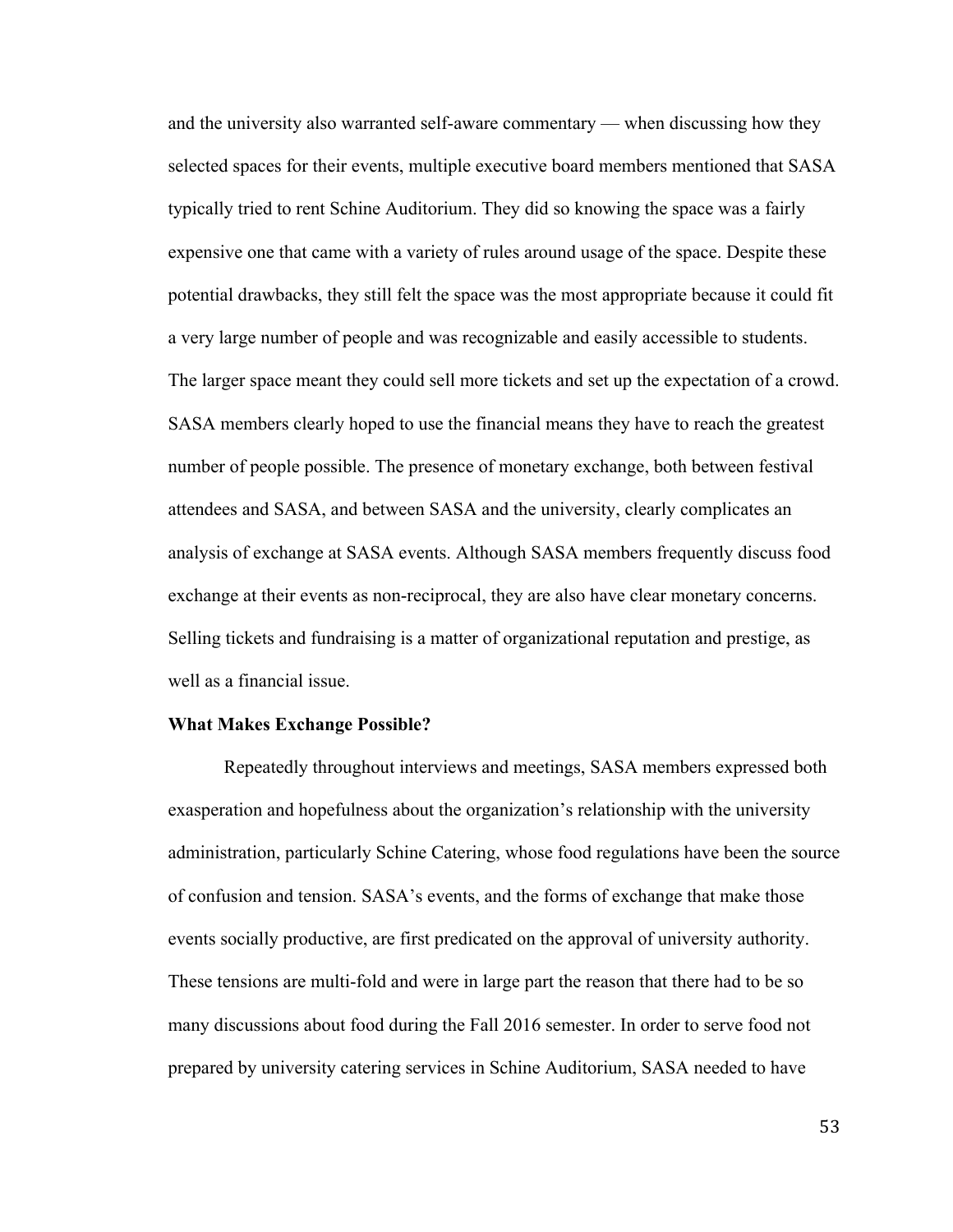and the university also warranted self-aware commentary — when discussing how they selected spaces for their events, multiple executive board members mentioned that SASA typically tried to rent Schine Auditorium. They did so knowing the space was a fairly expensive one that came with a variety of rules around usage of the space. Despite these potential drawbacks, they still felt the space was the most appropriate because it could fit a very large number of people and was recognizable and easily accessible to students. The larger space meant they could sell more tickets and set up the expectation of a crowd. SASA members clearly hoped to use the financial means they have to reach the greatest number of people possible. The presence of monetary exchange, both between festival attendees and SASA, and between SASA and the university, clearly complicates an analysis of exchange at SASA events. Although SASA members frequently discuss food exchange at their events as non-reciprocal, they are also have clear monetary concerns. Selling tickets and fundraising is a matter of organizational reputation and prestige, as well as a financial issue.

**What Makes Exchange Possible?**

Repeatedly throughout interviews and meetings, SASA members expressed both exasperation and hopefulness about the organization's relationship with the university administration, particularly Schine Catering, whose food regulations have been the source of confusion and tension. SASA's events, and the forms of exchange that make those events socially productive, are first predicated on the approval of university authority. These tensions are multi-fold and were in large part the reason that there had to be so many discussions about food during the Fall 2016 semester. In order to serve food not prepared by university catering services in Schine Auditorium, SASA needed to have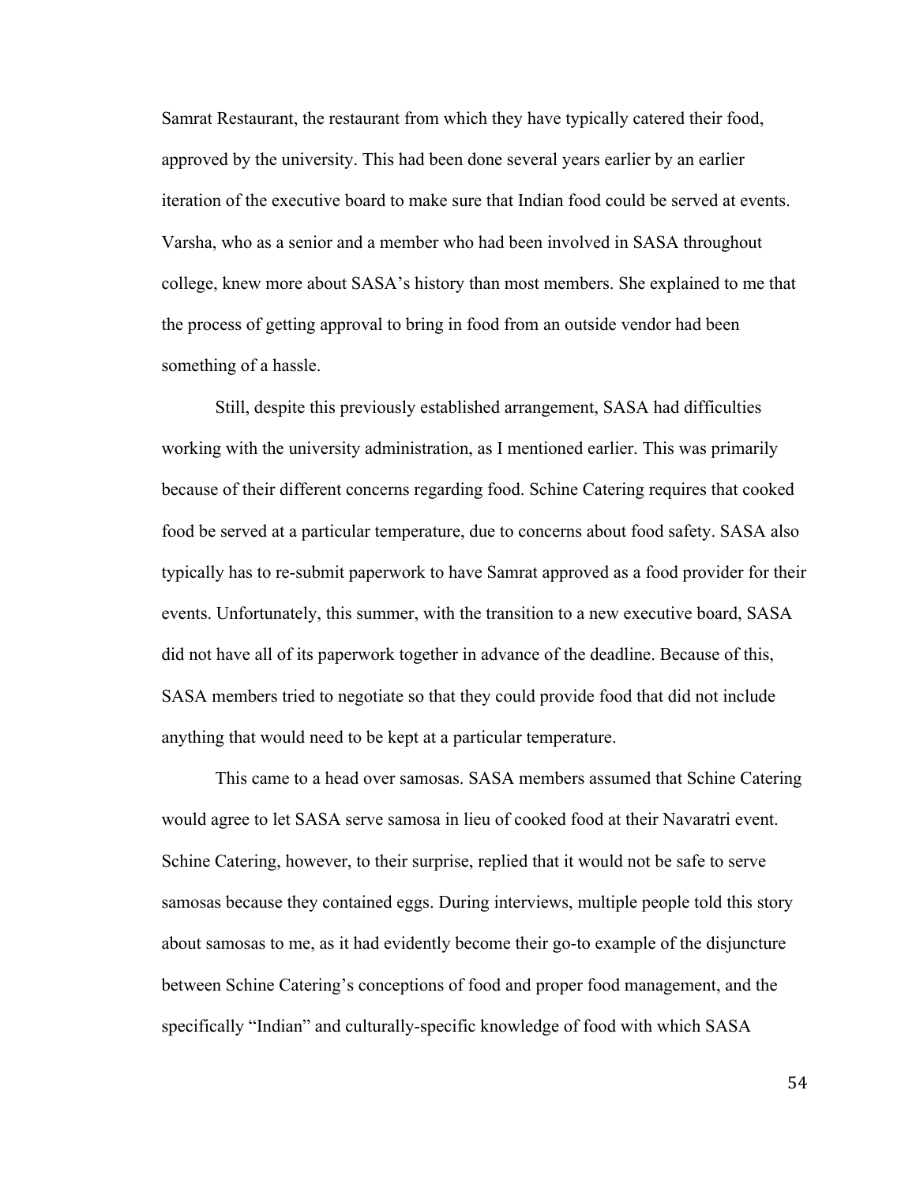Samrat Restaurant, the restaurant from which they have typically catered their food, approved by the university. This had been done several years earlier by an earlier iteration of the executive board to make sure that Indian food could be served at events. Varsha, who as a senior and a member who had been involved in SASA throughout college, knew more about SASA's history than most members. She explained to me that the process of getting approval to bring in food from an outside vendor had been something of a hassle.

Still, despite this previously established arrangement, SASA had difficulties working with the university administration, as I mentioned earlier. This was primarily because of their different concerns regarding food. Schine Catering requires that cooked food be served at a particular temperature, due to concerns about food safety. SASA also typically has to re-submit paperwork to have Samrat approved as a food provider for their events. Unfortunately, this summer, with the transition to a new executive board, SASA did not have all of its paperwork together in advance of the deadline. Because of this, SASA members tried to negotiate so that they could provide food that did not include anything that would need to be kept at a particular temperature.

This came to a head over samosas. SASA members assumed that Schine Catering would agree to let SASA serve samosa in lieu of cooked food at their Navaratri event. Schine Catering, however, to their surprise, replied that it would not be safe to serve samosas because they contained eggs. During interviews, multiple people told this story about samosas to me, as it had evidently become their go-to example of the disjuncture between Schine Catering's conceptions of food and proper food management, and the specifically "Indian" and culturally-specific knowledge of food with which SASA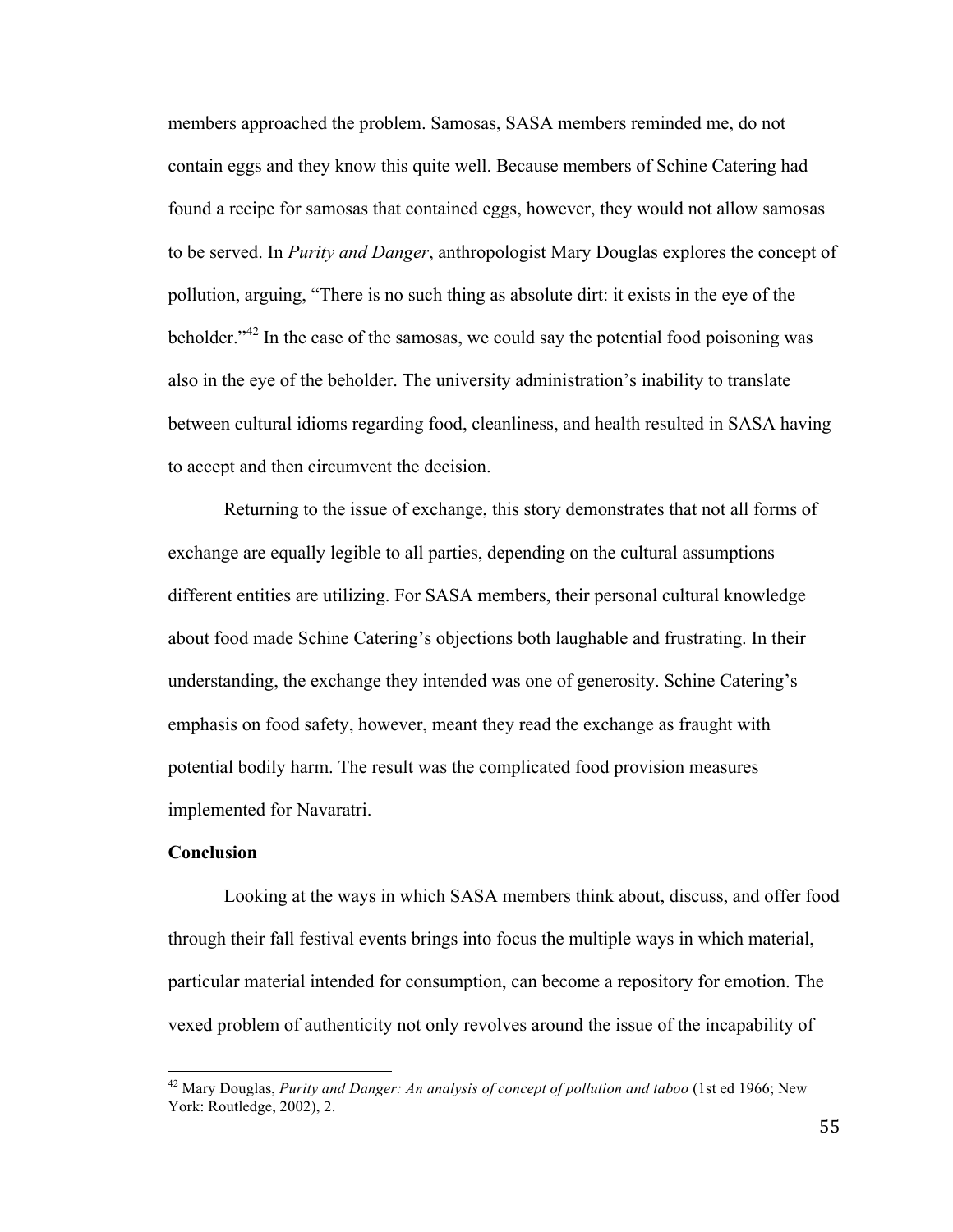members approached the problem. Samosas, SASA members reminded me, do not contain eggs and they know this quite well. Because members of Schine Catering had found a recipe for samosas that contained eggs, however, they would not allow samosas to be served. In *Purity and Danger*, anthropologist Mary Douglas explores the concept of pollution, arguing, "There is no such thing as absolute dirt: it exists in the eye of the beholder."[42] In the case of the samosas, we could say the potential food poisoning was also in the eye of the beholder. The university administration's inability to translate between cultural idioms regarding food, cleanliness, and health resulted in SASA having to accept and then circumvent the decision.

Returning to the issue of exchange, this story demonstrates that not all forms of exchange are equally legible to all parties, depending on the cultural assumptions different entities are utilizing. For SASA members, their personal cultural knowledge about food made Schine Catering's objections both laughable and frustrating. In their understanding, the exchange they intended was one of generosity. Schine Catering's emphasis on food safety, however, meant they read the exchange as fraught with potential bodily harm. The result was the complicated food provision measures implemented for Navaratri.

**Conclusion**

Looking at the ways in which SASA members think about, discuss, and offer food through their fall festival events brings into focus the multiple ways in which material, particular material intended for consumption, can become a repository for emotion. The vexed problem of authenticity not only revolves around the issue of the incapability of

---

[42] Mary Douglas, *Purity and Danger: An analysis of concept of pollution and taboo* (1st ed 1966; New York: Routledge, 2002), 2.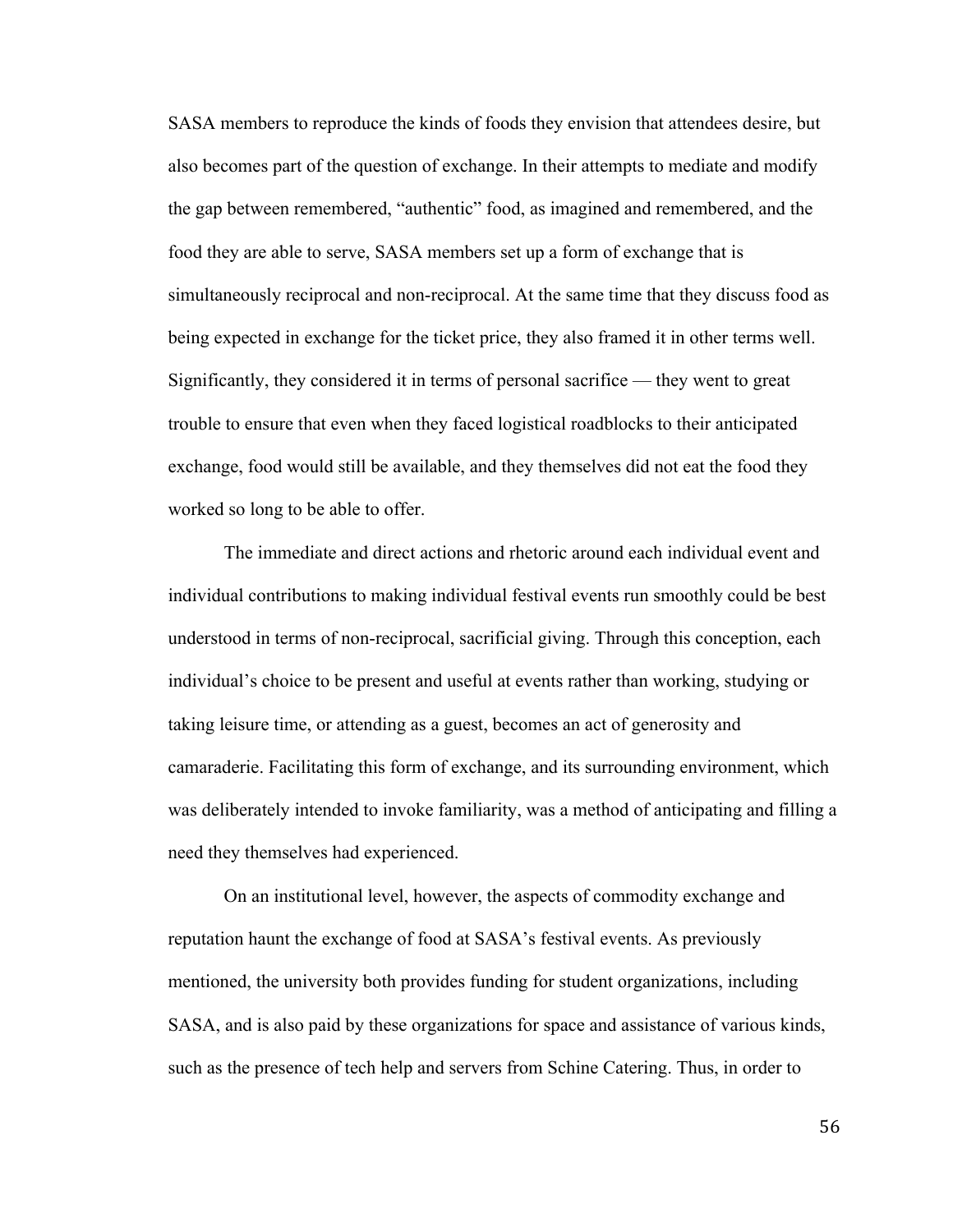SASA members to reproduce the kinds of foods they envision that attendees desire, but also becomes part of the question of exchange. In their attempts to mediate and modify the gap between remembered, "authentic" food, as imagined and remembered, and the food they are able to serve, SASA members set up a form of exchange that is simultaneously reciprocal and non-reciprocal. At the same time that they discuss food as being expected in exchange for the ticket price, they also framed it in other terms well. Significantly, they considered it in terms of personal sacrifice — they went to great trouble to ensure that even when they faced logistical roadblocks to their anticipated exchange, food would still be available, and they themselves did not eat the food they worked so long to be able to offer.

The immediate and direct actions and rhetoric around each individual event and individual contributions to making individual festival events run smoothly could be best understood in terms of non-reciprocal, sacrificial giving. Through this conception, each individual's choice to be present and useful at events rather than working, studying or taking leisure time, or attending as a guest, becomes an act of generosity and camaraderie. Facilitating this form of exchange, and its surrounding environment, which was deliberately intended to invoke familiarity, was a method of anticipating and filling a need they themselves had experienced.

On an institutional level, however, the aspects of commodity exchange and reputation haunt the exchange of food at SASA's festival events. As previously mentioned, the university both provides funding for student organizations, including SASA, and is also paid by these organizations for space and assistance of various kinds, such as the presence of tech help and servers from Schine Catering. Thus, in order to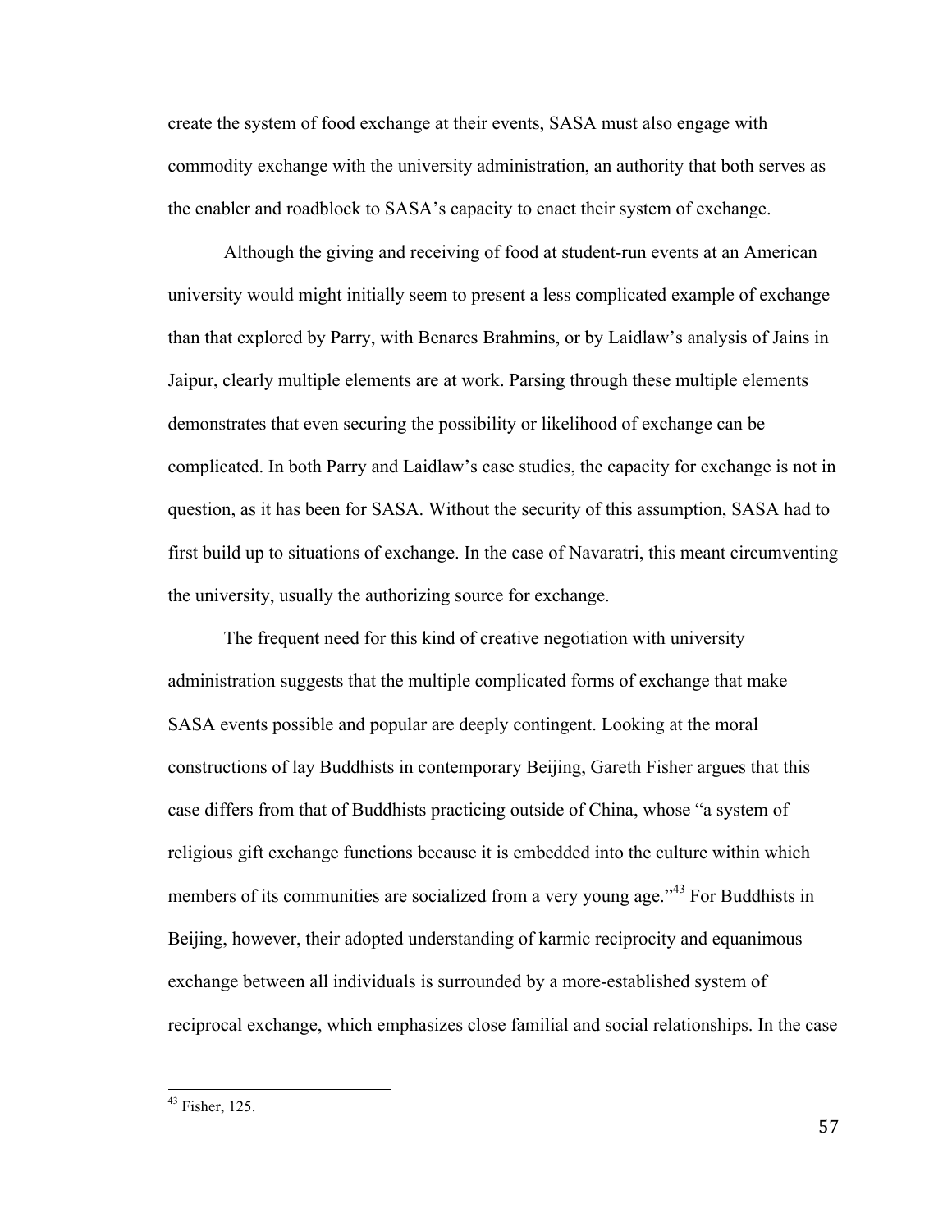create the system of food exchange at their events, SASA must also engage with commodity exchange with the university administration, an authority that both serves as the enabler and roadblock to SASA's capacity to enact their system of exchange.

Although the giving and receiving of food at student-run events at an American university would might initially seem to present a less complicated example of exchange than that explored by Parry, with Benares Brahmins, or by Laidlaw's analysis of Jains in Jaipur, clearly multiple elements are at work. Parsing through these multiple elements demonstrates that even securing the possibility or likelihood of exchange can be complicated. In both Parry and Laidlaw's case studies, the capacity for exchange is not in question, as it has been for SASA. Without the security of this assumption, SASA had to first build up to situations of exchange. In the case of Navaratri, this meant circumventing the university, usually the authorizing source for exchange.

The frequent need for this kind of creative negotiation with university administration suggests that the multiple complicated forms of exchange that make SASA events possible and popular are deeply contingent. Looking at the moral constructions of lay Buddhists in contemporary Beijing, Gareth Fisher argues that this case differs from that of Buddhists practicing outside of China, whose "a system of religious gift exchange functions because it is embedded into the culture within which members of its communities are socialized from a very young age."[43] For Buddhists in Beijing, however, their adopted understanding of karmic reciprocity and equanimous exchange between all individuals is surrounded by a more-established system of reciprocal exchange, which emphasizes close familial and social relationships. In the case

[43] Fisher, 125.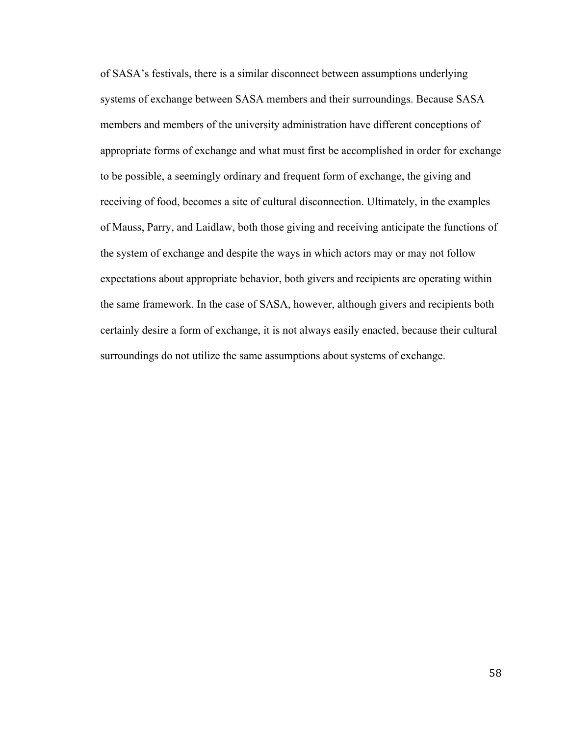of SASA's festivals, there is a similar disconnect between assumptions underlying systems of exchange between SASA members and their surroundings. Because SASA members and members of the university administration have different conceptions of appropriate forms of exchange and what must first be accomplished in order for exchange to be possible, a seemingly ordinary and frequent form of exchange, the giving and receiving of food, becomes a site of cultural disconnection. Ultimately, in the examples of Mauss, Parry, and Laidlaw, both those giving and receiving anticipate the functions of the system of exchange and despite the ways in which actors may or may not follow expectations about appropriate behavior, both givers and recipients are operating within the same framework. In the case of SASA, however, although givers and recipients both certainly desire a form of exchange, it is not always easily enacted, because their cultural surroundings do not utilize the same assumptions about systems of exchange.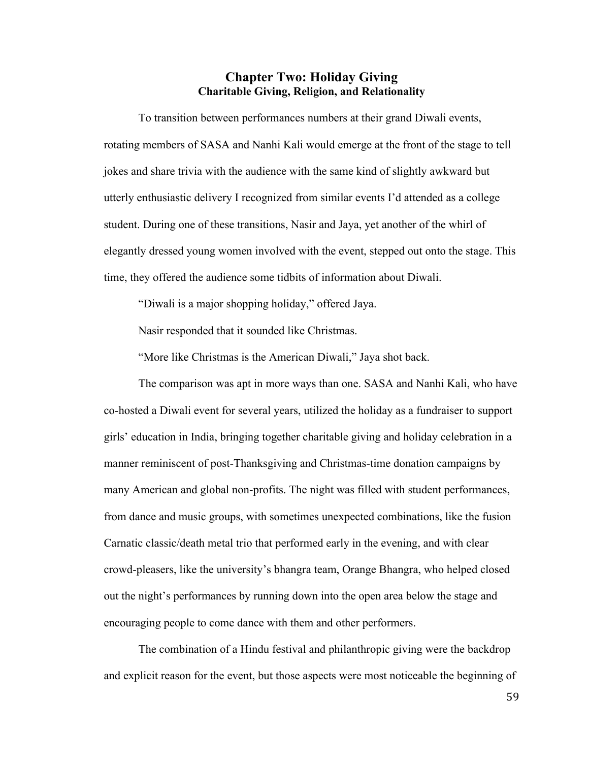# Chapter Two: Holiday Giving

## Charitable Giving, Religion, and Relationality

To transition between performances numbers at their grand Diwali events, rotating members of SASA and Nanhi Kali would emerge at the front of the stage to tell jokes and share trivia with the audience with the same kind of slightly awkward but utterly enthusiastic delivery I recognized from similar events I'd attended as a college student. During one of these transitions, Nasir and Jaya, yet another of the whirl of elegantly dressed young women involved with the event, stepped out onto the stage. This time, they offered the audience some tidbits of information about Diwali.

"Diwali is a major shopping holiday," offered Jaya.

Nasir responded that it sounded like Christmas.

"More like Christmas is the American Diwali," Jaya shot back.

The comparison was apt in more ways than one. SASA and Nanhi Kali, who have co-hosted a Diwali event for several years, utilized the holiday as a fundraiser to support girls' education in India, bringing together charitable giving and holiday celebration in a manner reminiscent of post-Thanksgiving and Christmas-time donation campaigns by many American and global non-profits. The night was filled with student performances, from dance and music groups, with sometimes unexpected combinations, like the fusion Carnatic classic/death metal trio that performed early in the evening, and with clear crowd-pleasers, like the university's bhangra team, Orange Bhangra, who helped closed out the night's performances by running down into the open area below the stage and encouraging people to come dance with them and other performers.

The combination of a Hindu festival and philanthropic giving were the backdrop and explicit reason for the event, but those aspects were most noticeable the beginning of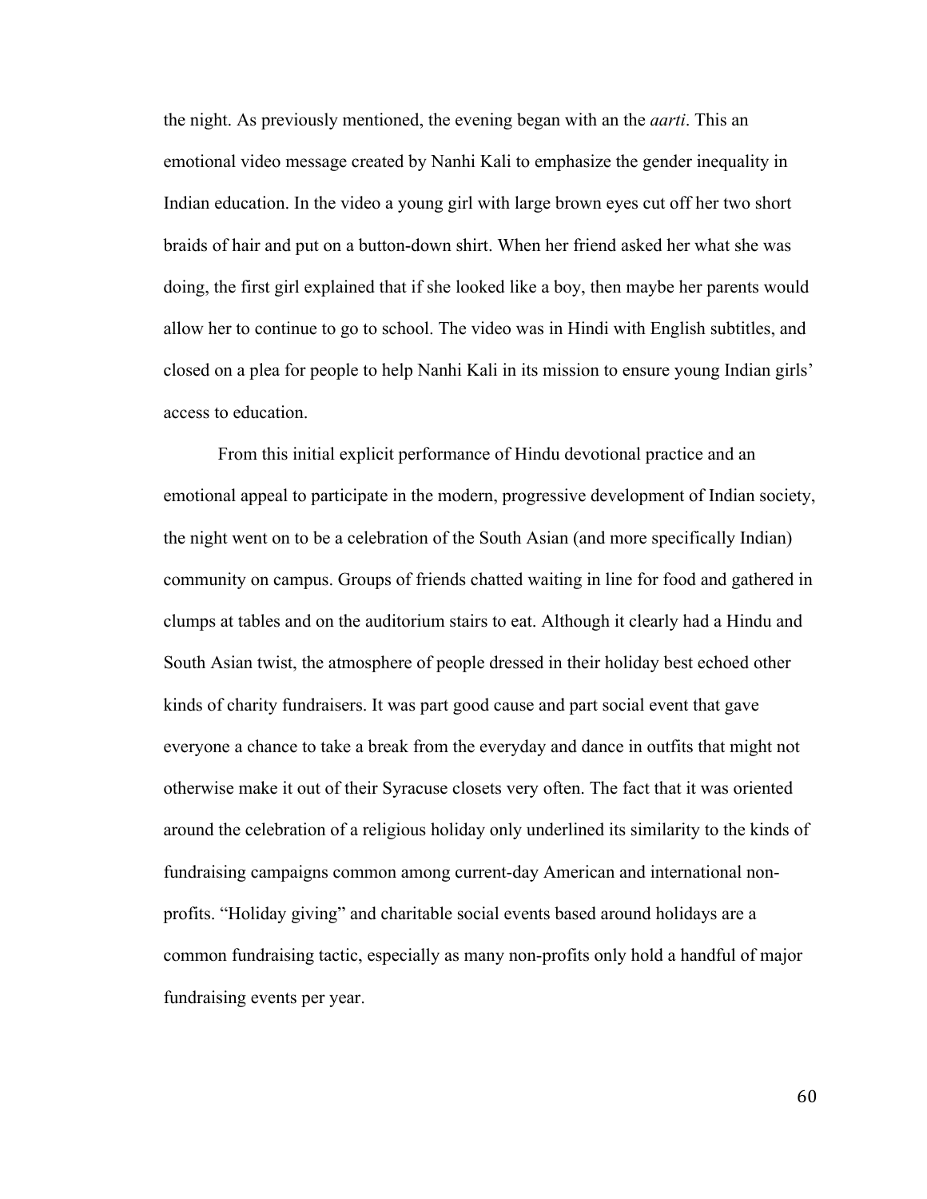the night. As previously mentioned, the evening began with an the *aarti*. This an emotional video message created by Nanhi Kali to emphasize the gender inequality in Indian education. In the video a young girl with large brown eyes cut off her two short braids of hair and put on a button-down shirt. When her friend asked her what she was doing, the first girl explained that if she looked like a boy, then maybe her parents would allow her to continue to go to school. The video was in Hindi with English subtitles, and closed on a plea for people to help Nanhi Kali in its mission to ensure young Indian girls' access to education.

From this initial explicit performance of Hindu devotional practice and an emotional appeal to participate in the modern, progressive development of Indian society, the night went on to be a celebration of the South Asian (and more specifically Indian) community on campus. Groups of friends chatted waiting in line for food and gathered in clumps at tables and on the auditorium stairs to eat. Although it clearly had a Hindu and South Asian twist, the atmosphere of people dressed in their holiday best echoed other kinds of charity fundraisers. It was part good cause and part social event that gave everyone a chance to take a break from the everyday and dance in outfits that might not otherwise make it out of their Syracuse closets very often. The fact that it was oriented around the celebration of a religious holiday only underlined its similarity to the kinds of fundraising campaigns common among current-day American and international non-profits. "Holiday giving" and charitable social events based around holidays are a common fundraising tactic, especially as many non-profits only hold a handful of major fundraising events per year.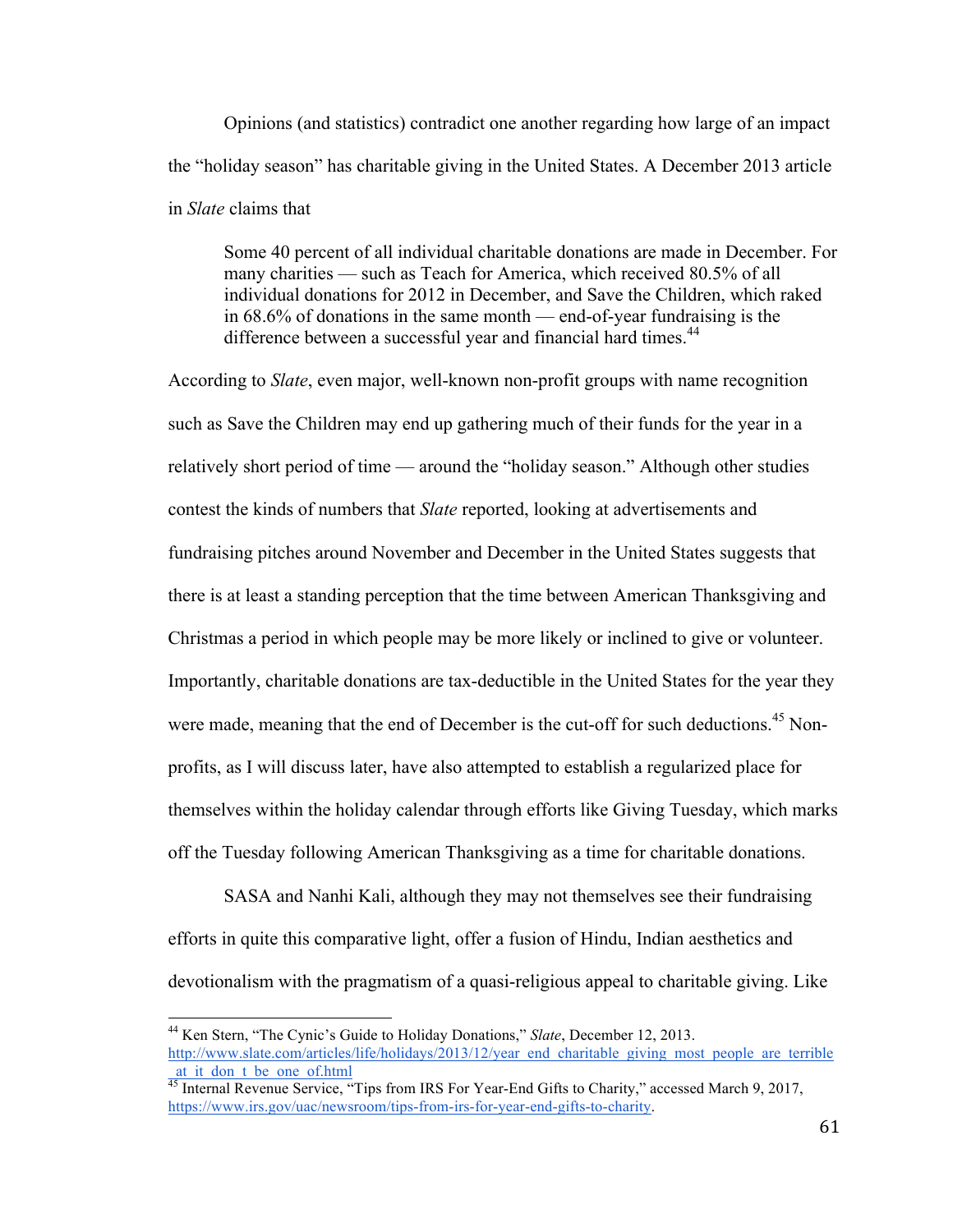Opinions (and statistics) contradict one another regarding how large of an impact the "holiday season" has charitable giving in the United States. A December 2013 article in *Slate* claims that

> Some 40 percent of all individual charitable donations are made in December. For many charities — such as Teach for America, which received 80.5% of all individual donations for 2012 in December, and Save the Children, which raked in 68.6% of donations in the same month — end-of-year fundraising is the difference between a successful year and financial hard times.[44]

According to *Slate*, even major, well-known non-profit groups with name recognition such as Save the Children may end up gathering much of their funds for the year in a relatively short period of time — around the "holiday season." Although other studies contest the kinds of numbers that *Slate* reported, looking at advertisements and fundraising pitches around November and December in the United States suggests that there is at least a standing perception that the time between American Thanksgiving and Christmas a period in which people may be more likely or inclined to give or volunteer. Importantly, charitable donations are tax-deductible in the United States for the year they were made, meaning that the end of December is the cut-off for such deductions.[45] Non-profits, as I will discuss later, have also attempted to establish a regularized place for themselves within the holiday calendar through efforts like Giving Tuesday, which marks off the Tuesday following American Thanksgiving as a time for charitable donations.

SASA and Nanhi Kali, although they may not themselves see their fundraising efforts in quite this comparative light, offer a fusion of Hindu, Indian aesthetics and devotionalism with the pragmatism of a quasi-religious appeal to charitable giving. Like

---

[44] Ken Stern, "The Cynic's Guide to Holiday Donations," *Slate*, December 12, 2013. http://www.slate.com/articles/life/holidays/2013/12/year_end_charitable_giving_most_people_are_terrible_at_it_don_t_be_one_of.html

[45] Internal Revenue Service, "Tips from IRS For Year-End Gifts to Charity," accessed March 9, 2017, https://www.irs.gov/uac/newsroom/tips-from-irs-for-year-end-gifts-to-charity.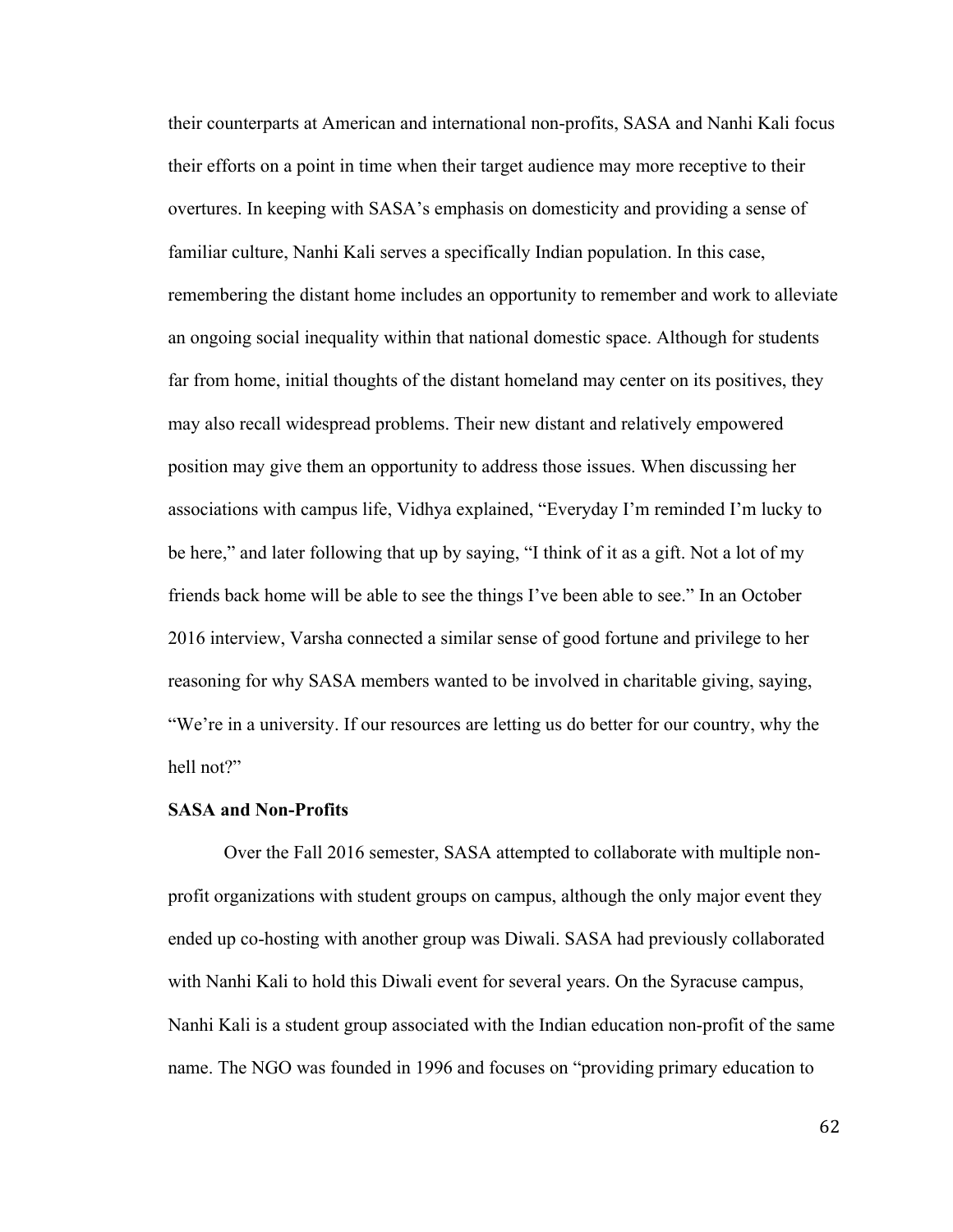their counterparts at American and international non-profits, SASA and Nanhi Kali focus their efforts on a point in time when their target audience may more receptive to their overtures. In keeping with SASA's emphasis on domesticity and providing a sense of familiar culture, Nanhi Kali serves a specifically Indian population. In this case, remembering the distant home includes an opportunity to remember and work to alleviate an ongoing social inequality within that national domestic space. Although for students far from home, initial thoughts of the distant homeland may center on its positives, they may also recall widespread problems. Their new distant and relatively empowered position may give them an opportunity to address those issues. When discussing her associations with campus life, Vidhya explained, "Everyday I'm reminded I'm lucky to be here," and later following that up by saying, "I think of it as a gift. Not a lot of my friends back home will be able to see the things I've been able to see." In an October 2016 interview, Varsha connected a similar sense of good fortune and privilege to her reasoning for why SASA members wanted to be involved in charitable giving, saying, "We're in a university. If our resources are letting us do better for our country, why the hell not?"

**SASA and Non-Profits**

Over the Fall 2016 semester, SASA attempted to collaborate with multiple non-profit organizations with student groups on campus, although the only major event they ended up co-hosting with another group was Diwali. SASA had previously collaborated with Nanhi Kali to hold this Diwali event for several years. On the Syracuse campus, Nanhi Kali is a student group associated with the Indian education non-profit of the same name. The NGO was founded in 1996 and focuses on "providing primary education to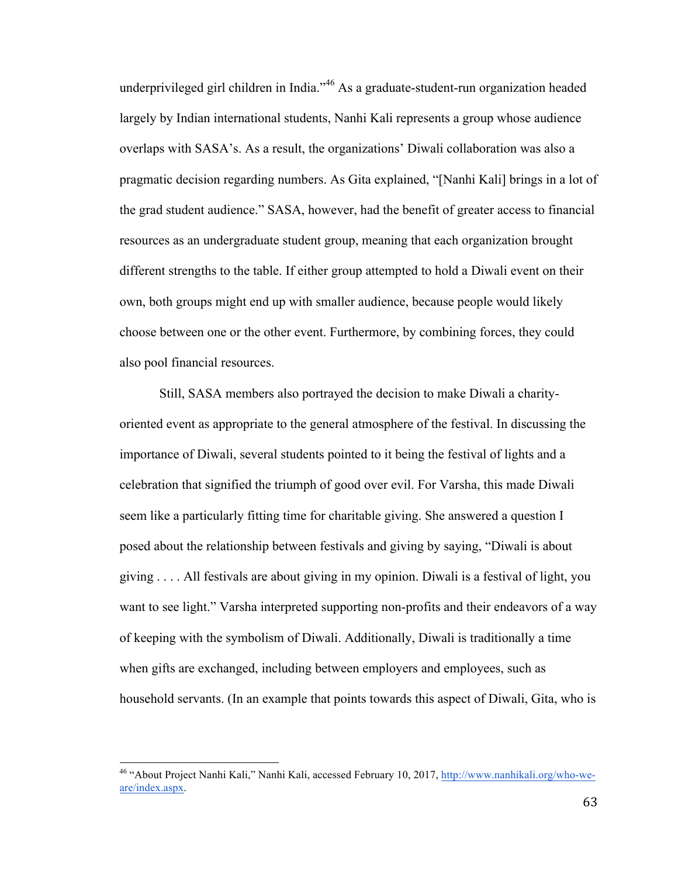underprivileged girl children in India."[46] As a graduate-student-run organization headed largely by Indian international students, Nanhi Kali represents a group whose audience overlaps with SASA's. As a result, the organizations' Diwali collaboration was also a pragmatic decision regarding numbers. As Gita explained, "[Nanhi Kali] brings in a lot of the grad student audience." SASA, however, had the benefit of greater access to financial resources as an undergraduate student group, meaning that each organization brought different strengths to the table. If either group attempted to hold a Diwali event on their own, both groups might end up with smaller audience, because people would likely choose between one or the other event. Furthermore, by combining forces, they could also pool financial resources.

Still, SASA members also portrayed the decision to make Diwali a charity-oriented event as appropriate to the general atmosphere of the festival. In discussing the importance of Diwali, several students pointed to it being the festival of lights and a celebration that signified the triumph of good over evil. For Varsha, this made Diwali seem like a particularly fitting time for charitable giving. She answered a question I posed about the relationship between festivals and giving by saying, "Diwali is about giving . . . . All festivals are about giving in my opinion. Diwali is a festival of light, you want to see light." Varsha interpreted supporting non-profits and their endeavors of a way of keeping with the symbolism of Diwali. Additionally, Diwali is traditionally a time when gifts are exchanged, including between employers and employees, such as household servants. (In an example that points towards this aspect of Diwali, Gita, who is

[46] "About Project Nanhi Kali," Nanhi Kali, accessed February 10, 2017, http://www.nanhikali.org/who-we-are/index.aspx.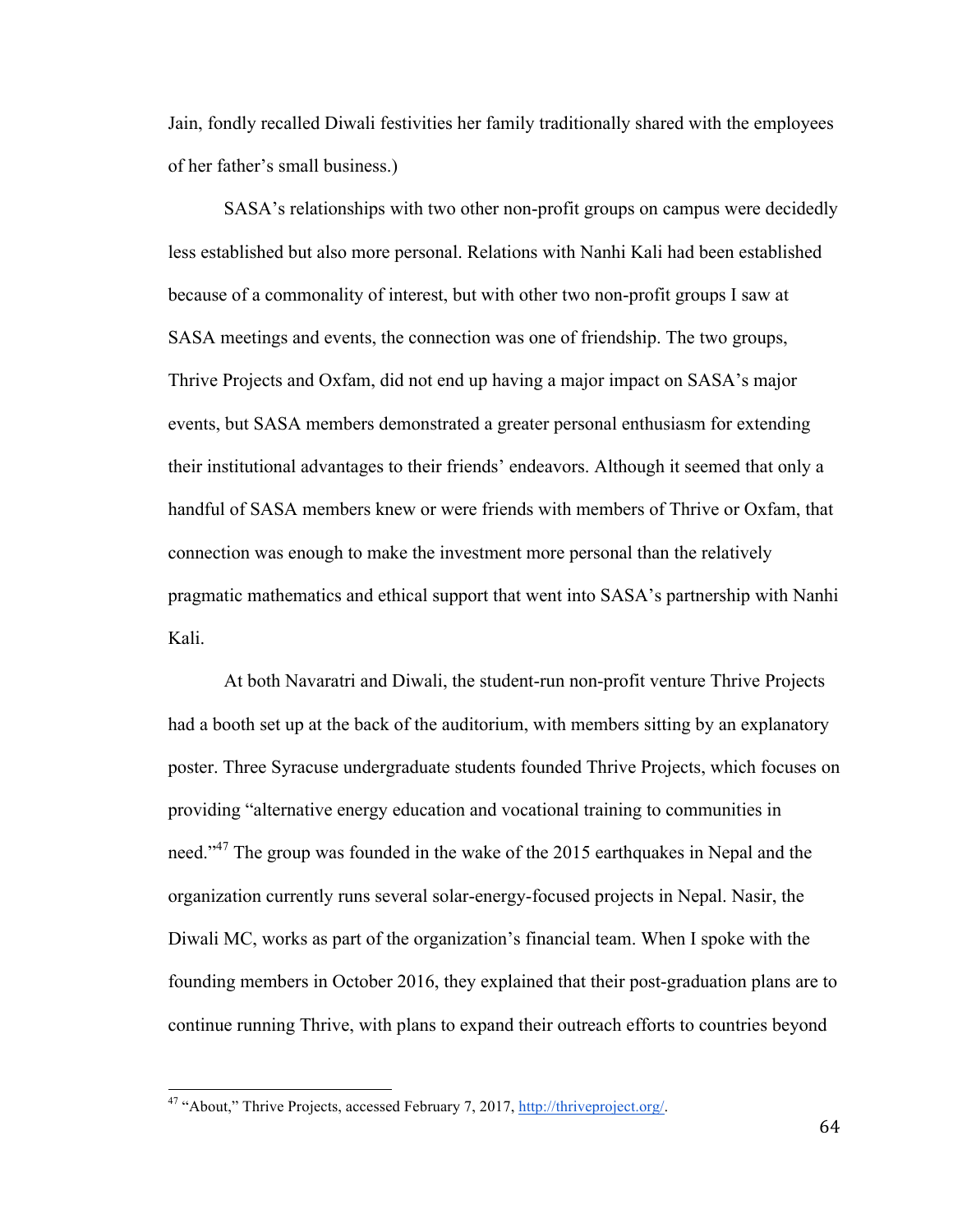Jain, fondly recalled Diwali festivities her family traditionally shared with the employees of her father's small business.)

SASA's relationships with two other non-profit groups on campus were decidedly less established but also more personal. Relations with Nanhi Kali had been established because of a commonality of interest, but with other two non-profit groups I saw at SASA meetings and events, the connection was one of friendship. The two groups, Thrive Projects and Oxfam, did not end up having a major impact on SASA's major events, but SASA members demonstrated a greater personal enthusiasm for extending their institutional advantages to their friends' endeavors. Although it seemed that only a handful of SASA members knew or were friends with members of Thrive or Oxfam, that connection was enough to make the investment more personal than the relatively pragmatic mathematics and ethical support that went into SASA's partnership with Nanhi Kali.

At both Navaratri and Diwali, the student-run non-profit venture Thrive Projects had a booth set up at the back of the auditorium, with members sitting by an explanatory poster. Three Syracuse undergraduate students founded Thrive Projects, which focuses on providing "alternative energy education and vocational training to communities in need."[47] The group was founded in the wake of the 2015 earthquakes in Nepal and the organization currently runs several solar-energy-focused projects in Nepal. Nasir, the Diwali MC, works as part of the organization's financial team. When I spoke with the founding members in October 2016, they explained that their post-graduation plans are to continue running Thrive, with plans to expand their outreach efforts to countries beyond

[47] "About," Thrive Projects, accessed February 7, 2017, http://thriveproject.org/.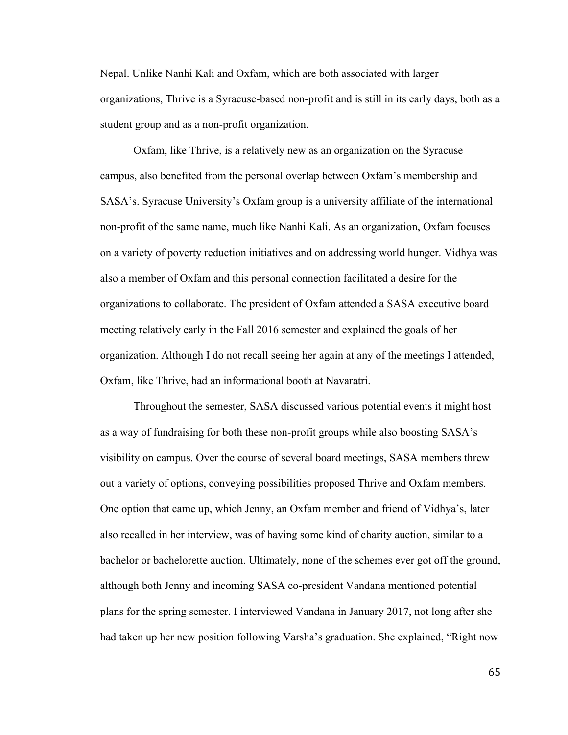Nepal. Unlike Nanhi Kali and Oxfam, which are both associated with larger organizations, Thrive is a Syracuse-based non-profit and is still in its early days, both as a student group and as a non-profit organization.

Oxfam, like Thrive, is a relatively new as an organization on the Syracuse campus, also benefited from the personal overlap between Oxfam's membership and SASA's. Syracuse University's Oxfam group is a university affiliate of the international non-profit of the same name, much like Nanhi Kali. As an organization, Oxfam focuses on a variety of poverty reduction initiatives and on addressing world hunger. Vidhya was also a member of Oxfam and this personal connection facilitated a desire for the organizations to collaborate. The president of Oxfam attended a SASA executive board meeting relatively early in the Fall 2016 semester and explained the goals of her organization. Although I do not recall seeing her again at any of the meetings I attended, Oxfam, like Thrive, had an informational booth at Navaratri.

Throughout the semester, SASA discussed various potential events it might host as a way of fundraising for both these non-profit groups while also boosting SASA's visibility on campus. Over the course of several board meetings, SASA members threw out a variety of options, conveying possibilities proposed Thrive and Oxfam members. One option that came up, which Jenny, an Oxfam member and friend of Vidhya's, later also recalled in her interview, was of having some kind of charity auction, similar to a bachelor or bachelorette auction. Ultimately, none of the schemes ever got off the ground, although both Jenny and incoming SASA co-president Vandana mentioned potential plans for the spring semester. I interviewed Vandana in January 2017, not long after she had taken up her new position following Varsha's graduation. She explained, "Right now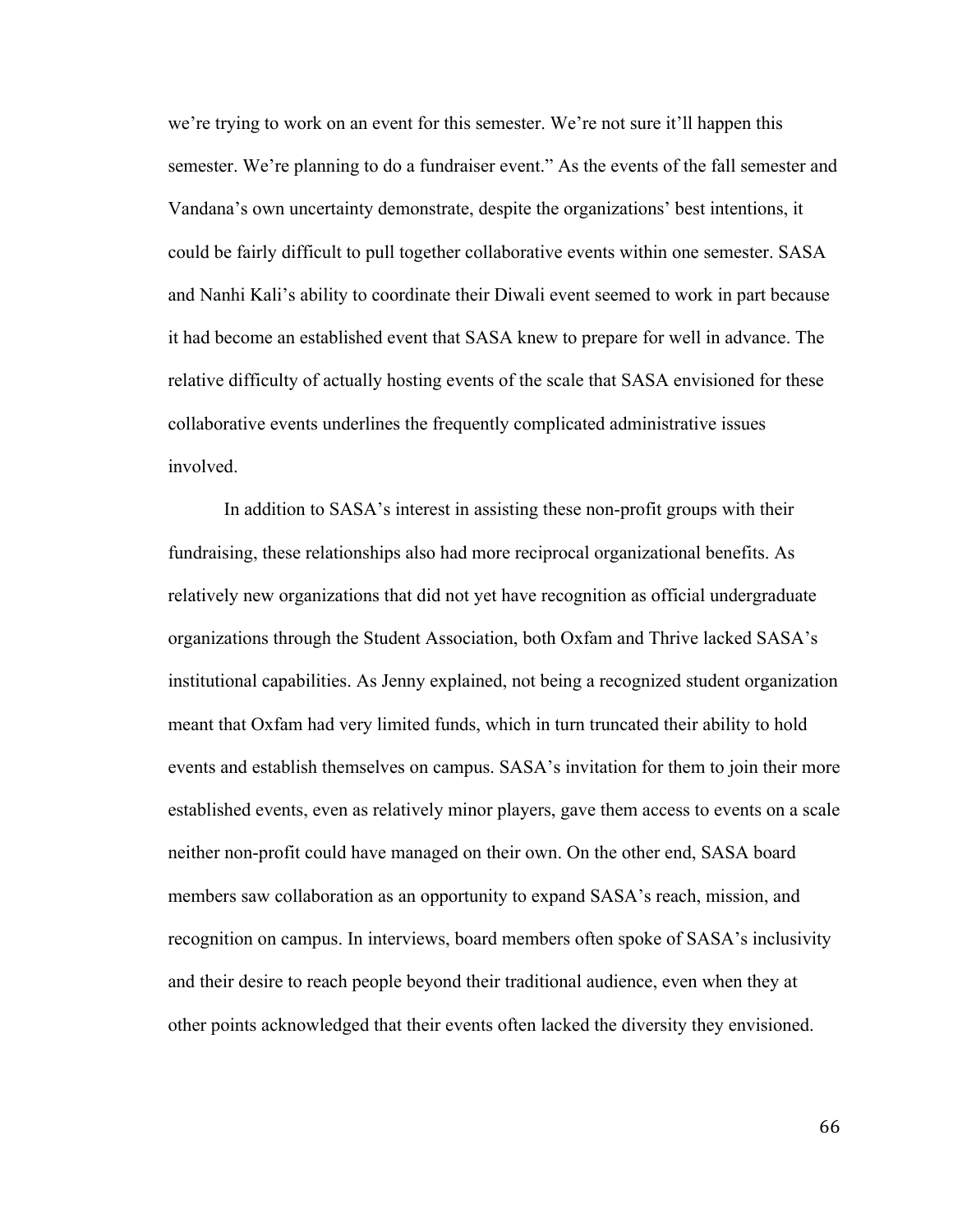we're trying to work on an event for this semester. We're not sure it'll happen this semester. We're planning to do a fundraiser event." As the events of the fall semester and Vandana's own uncertainty demonstrate, despite the organizations' best intentions, it could be fairly difficult to pull together collaborative events within one semester. SASA and Nanhi Kali's ability to coordinate their Diwali event seemed to work in part because it had become an established event that SASA knew to prepare for well in advance. The relative difficulty of actually hosting events of the scale that SASA envisioned for these collaborative events underlines the frequently complicated administrative issues involved.

In addition to SASA's interest in assisting these non-profit groups with their fundraising, these relationships also had more reciprocal organizational benefits. As relatively new organizations that did not yet have recognition as official undergraduate organizations through the Student Association, both Oxfam and Thrive lacked SASA's institutional capabilities. As Jenny explained, not being a recognized student organization meant that Oxfam had very limited funds, which in turn truncated their ability to hold events and establish themselves on campus. SASA's invitation for them to join their more established events, even as relatively minor players, gave them access to events on a scale neither non-profit could have managed on their own. On the other end, SASA board members saw collaboration as an opportunity to expand SASA's reach, mission, and recognition on campus. In interviews, board members often spoke of SASA's inclusivity and their desire to reach people beyond their traditional audience, even when they at other points acknowledged that their events often lacked the diversity they envisioned.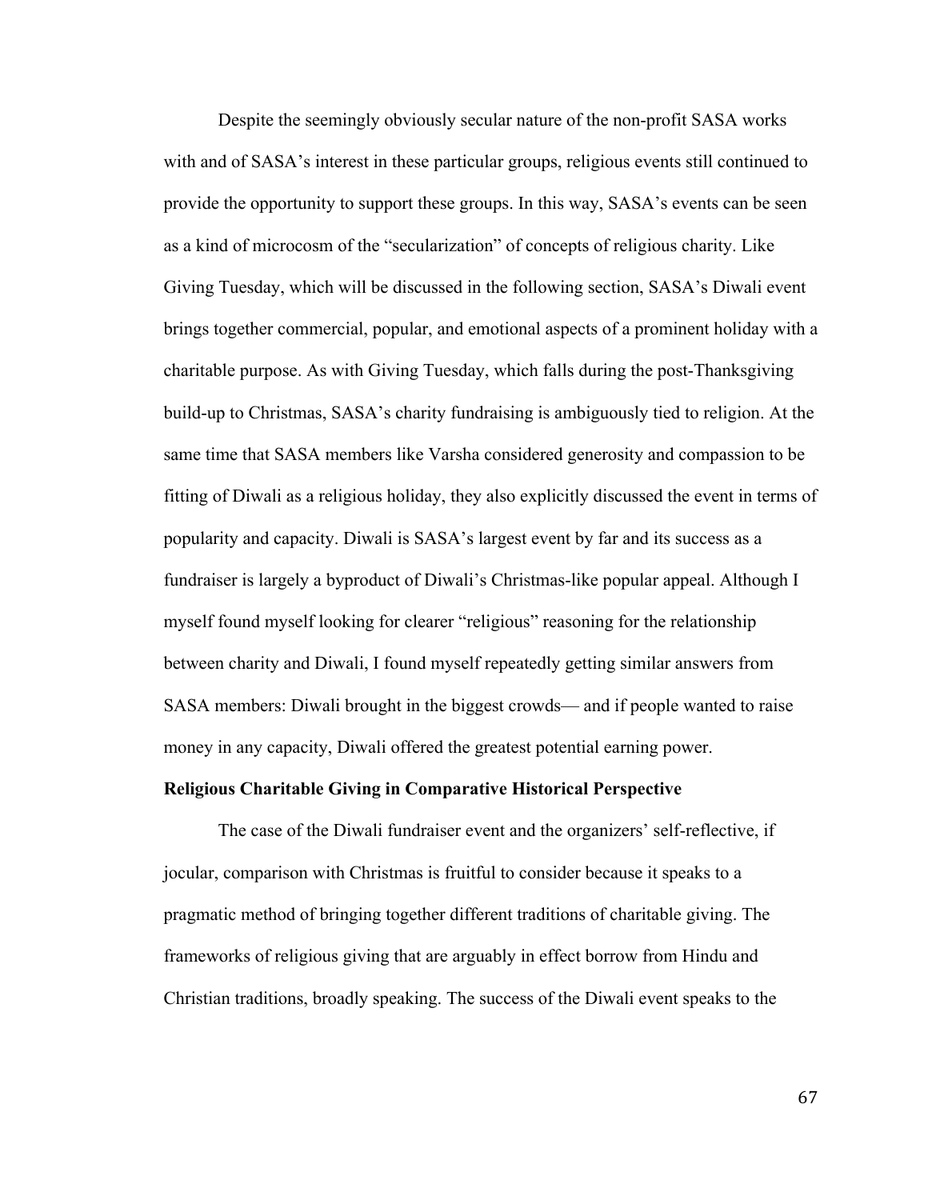Despite the seemingly obviously secular nature of the non-profit SASA works with and of SASA's interest in these particular groups, religious events still continued to provide the opportunity to support these groups. In this way, SASA's events can be seen as a kind of microcosm of the "secularization" of concepts of religious charity. Like Giving Tuesday, which will be discussed in the following section, SASA's Diwali event brings together commercial, popular, and emotional aspects of a prominent holiday with a charitable purpose. As with Giving Tuesday, which falls during the post-Thanksgiving build-up to Christmas, SASA's charity fundraising is ambiguously tied to religion. At the same time that SASA members like Varsha considered generosity and compassion to be fitting of Diwali as a religious holiday, they also explicitly discussed the event in terms of popularity and capacity. Diwali is SASA's largest event by far and its success as a fundraiser is largely a byproduct of Diwali's Christmas-like popular appeal. Although I myself found myself looking for clearer "religious" reasoning for the relationship between charity and Diwali, I found myself repeatedly getting similar answers from SASA members: Diwali brought in the biggest crowds— and if people wanted to raise money in any capacity, Diwali offered the greatest potential earning power.

**Religious Charitable Giving in Comparative Historical Perspective**

The case of the Diwali fundraiser event and the organizers' self-reflective, if jocular, comparison with Christmas is fruitful to consider because it speaks to a pragmatic method of bringing together different traditions of charitable giving. The frameworks of religious giving that are arguably in effect borrow from Hindu and Christian traditions, broadly speaking. The success of the Diwali event speaks to the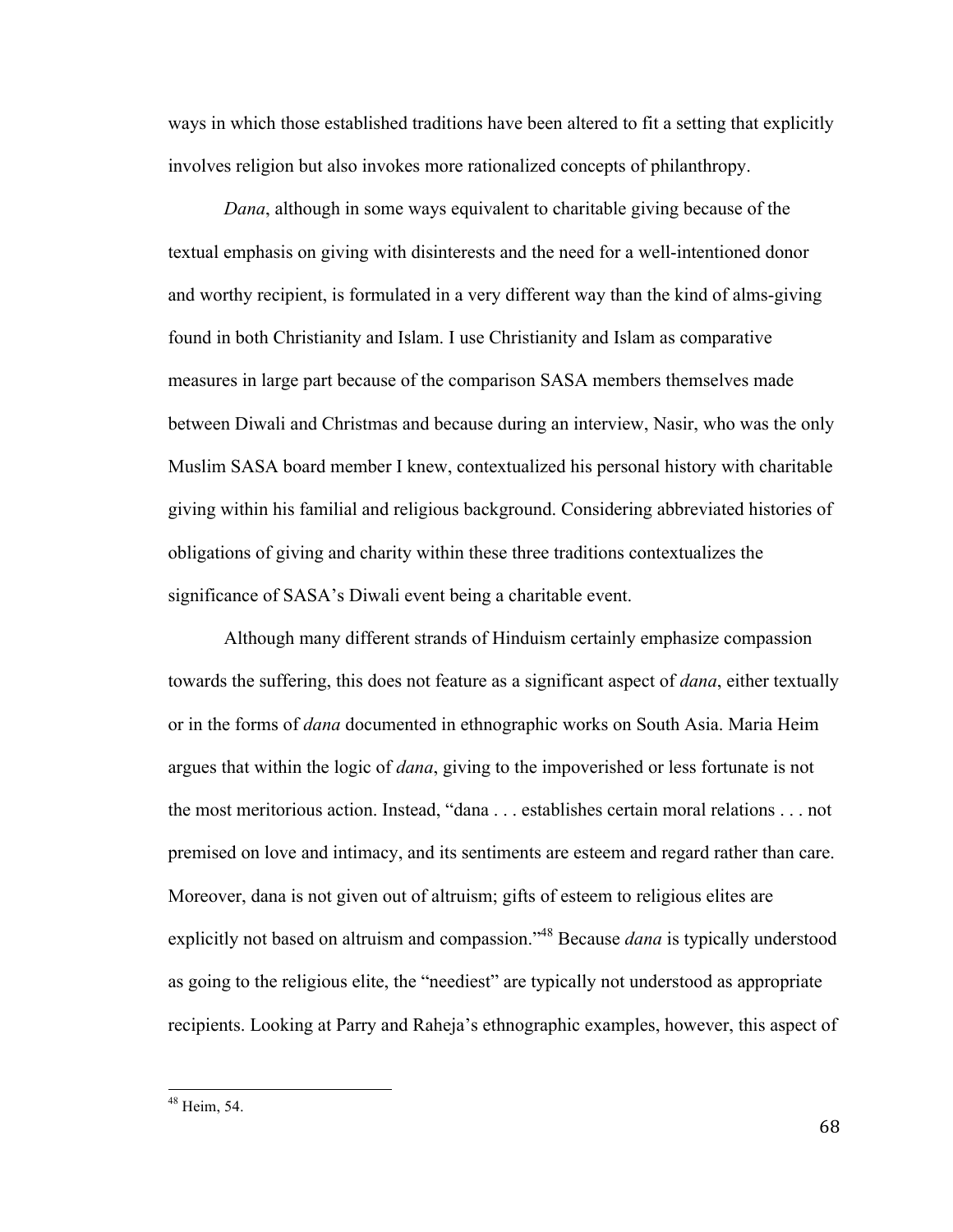ways in which those established traditions have been altered to fit a setting that explicitly involves religion but also invokes more rationalized concepts of philanthropy.

*Dana*, although in some ways equivalent to charitable giving because of the textual emphasis on giving with disinterests and the need for a well-intentioned donor and worthy recipient, is formulated in a very different way than the kind of alms-giving found in both Christianity and Islam. I use Christianity and Islam as comparative measures in large part because of the comparison SASA members themselves made between Diwali and Christmas and because during an interview, Nasir, who was the only Muslim SASA board member I knew, contextualized his personal history with charitable giving within his familial and religious background. Considering abbreviated histories of obligations of giving and charity within these three traditions contextualizes the significance of SASA's Diwali event being a charitable event.

Although many different strands of Hinduism certainly emphasize compassion towards the suffering, this does not feature as a significant aspect of *dana*, either textually or in the forms of *dana* documented in ethnographic works on South Asia. Maria Heim argues that within the logic of *dana*, giving to the impoverished or less fortunate is not the most meritorious action. Instead, "dana . . . establishes certain moral relations . . . not premised on love and intimacy, and its sentiments are esteem and regard rather than care. Moreover, dana is not given out of altruism; gifts of esteem to religious elites are explicitly not based on altruism and compassion."[48] Because *dana* is typically understood as going to the religious elite, the "neediest" are typically not understood as appropriate recipients. Looking at Parry and Raheja's ethnographic examples, however, this aspect of

[48] Heim, 54.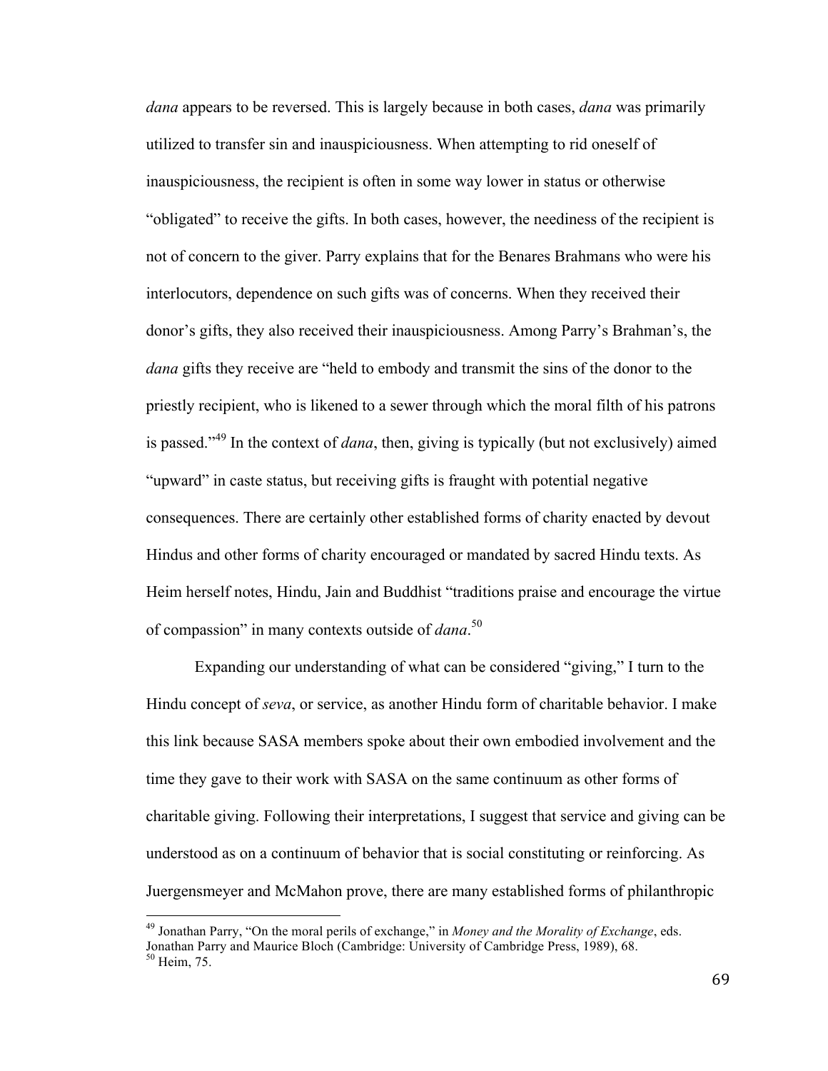*dana* appears to be reversed. This is largely because in both cases, *dana* was primarily utilized to transfer sin and inauspiciousness. When attempting to rid oneself of inauspiciousness, the recipient is often in some way lower in status or otherwise "obligated" to receive the gifts. In both cases, however, the neediness of the recipient is not of concern to the giver. Parry explains that for the Benares Brahmans who were his interlocutors, dependence on such gifts was of concerns. When they received their donor's gifts, they also received their inauspiciousness. Among Parry's Brahman's, the *dana* gifts they receive are "held to embody and transmit the sins of the donor to the priestly recipient, who is likened to a sewer through which the moral filth of his patrons is passed."[49] In the context of *dana*, then, giving is typically (but not exclusively) aimed "upward" in caste status, but receiving gifts is fraught with potential negative consequences. There are certainly other established forms of charity enacted by devout Hindus and other forms of charity encouraged or mandated by sacred Hindu texts. As Heim herself notes, Hindu, Jain and Buddhist "traditions praise and encourage the virtue of compassion" in many contexts outside of *dana*.[50]

Expanding our understanding of what can be considered "giving," I turn to the Hindu concept of *seva*, or service, as another Hindu form of charitable behavior. I make this link because SASA members spoke about their own embodied involvement and the time they gave to their work with SASA on the same continuum as other forms of charitable giving. Following their interpretations, I suggest that service and giving can be understood as on a continuum of behavior that is social constituting or reinforcing. As Juergensmeyer and McMahon prove, there are many established forms of philanthropic

---

[49] Jonathan Parry, "On the moral perils of exchange," in *Money and the Morality of Exchange*, eds. Jonathan Parry and Maurice Bloch (Cambridge: University of Cambridge Press, 1989), 68.
[50] Heim, 75.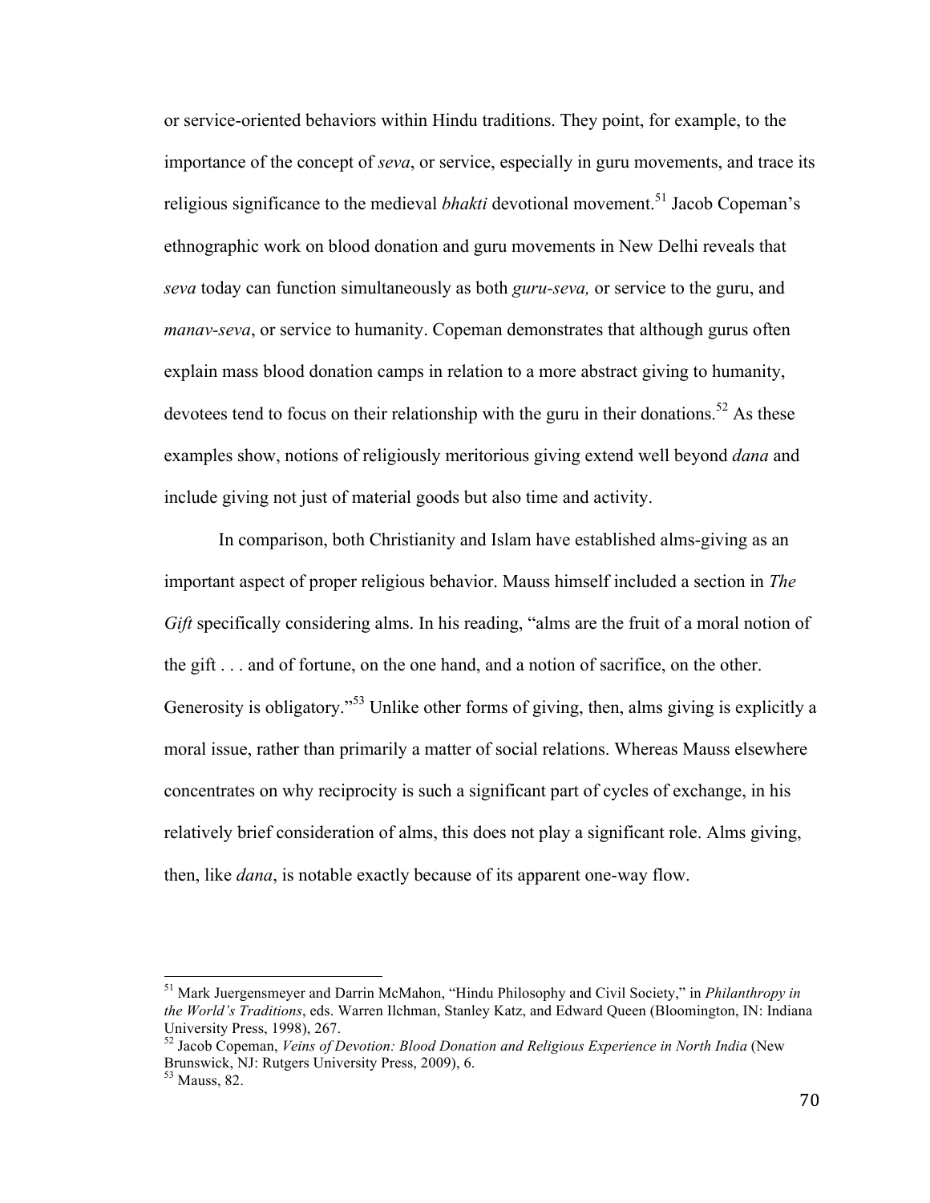or service-oriented behaviors within Hindu traditions. They point, for example, to the importance of the concept of *seva*, or service, especially in guru movements, and trace its religious significance to the medieval *bhakti* devotional movement.[51] Jacob Copeman's ethnographic work on blood donation and guru movements in New Delhi reveals that *seva* today can function simultaneously as both *guru-seva,* or service to the guru, and *manav-seva*, or service to humanity. Copeman demonstrates that although gurus often explain mass blood donation camps in relation to a more abstract giving to humanity, devotees tend to focus on their relationship with the guru in their donations.[52] As these examples show, notions of religiously meritorious giving extend well beyond *dana* and include giving not just of material goods but also time and activity.

In comparison, both Christianity and Islam have established alms-giving as an important aspect of proper religious behavior. Mauss himself included a section in *The Gift* specifically considering alms. In his reading, "alms are the fruit of a moral notion of the gift . . . and of fortune, on the one hand, and a notion of sacrifice, on the other. Generosity is obligatory."[53] Unlike other forms of giving, then, alms giving is explicitly a moral issue, rather than primarily a matter of social relations. Whereas Mauss elsewhere concentrates on why reciprocity is such a significant part of cycles of exchange, in his relatively brief consideration of alms, this does not play a significant role. Alms giving, then, like *dana*, is notable exactly because of its apparent one-way flow.

---

[51] Mark Juergensmeyer and Darrin McMahon, "Hindu Philosophy and Civil Society," in *Philanthropy in the World's Traditions*, eds. Warren Ilchman, Stanley Katz, and Edward Queen (Bloomington, IN: Indiana University Press, 1998), 267.

[52] Jacob Copeman, *Veins of Devotion: Blood Donation and Religious Experience in North India* (New Brunswick, NJ: Rutgers University Press, 2009), 6.

[53] Mauss, 82.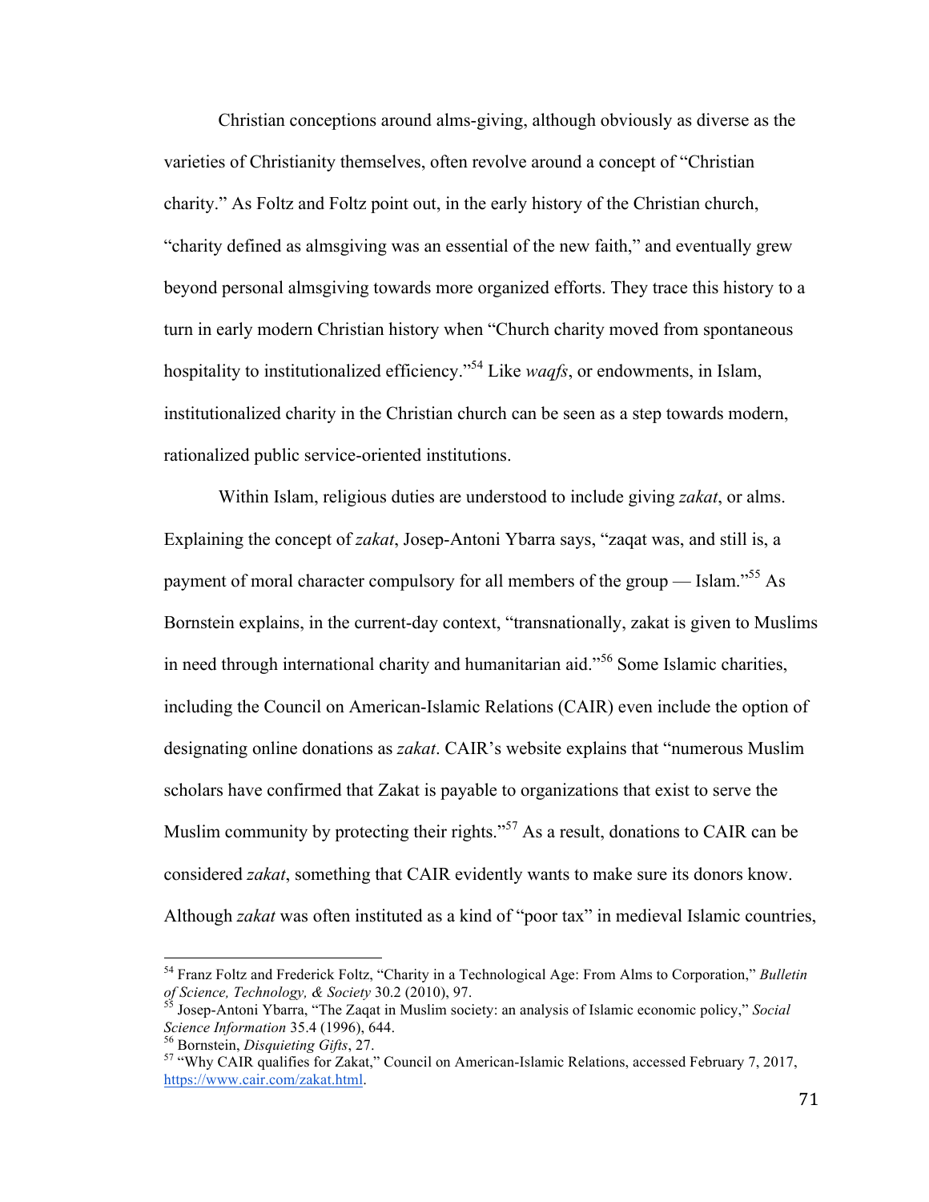Christian conceptions around alms-giving, although obviously as diverse as the varieties of Christianity themselves, often revolve around a concept of "Christian charity." As Foltz and Foltz point out, in the early history of the Christian church, "charity defined as almsgiving was an essential of the new faith," and eventually grew beyond personal almsgiving towards more organized efforts. They trace this history to a turn in early modern Christian history when "Church charity moved from spontaneous hospitality to institutionalized efficiency."[54] Like *waqfs*, or endowments, in Islam, institutionalized charity in the Christian church can be seen as a step towards modern, rationalized public service-oriented institutions.

Within Islam, religious duties are understood to include giving *zakat*, or alms. Explaining the concept of *zakat*, Josep-Antoni Ybarra says, "zaqat was, and still is, a payment of moral character compulsory for all members of the group — Islam."[55] As Bornstein explains, in the current-day context, "transnationally, zakat is given to Muslims in need through international charity and humanitarian aid."[56] Some Islamic charities, including the Council on American-Islamic Relations (CAIR) even include the option of designating online donations as *zakat*. CAIR's website explains that "numerous Muslim scholars have confirmed that Zakat is payable to organizations that exist to serve the Muslim community by protecting their rights."[57] As a result, donations to CAIR can be considered *zakat*, something that CAIR evidently wants to make sure its donors know. Although *zakat* was often instituted as a kind of "poor tax" in medieval Islamic countries,

---

[54] Franz Foltz and Frederick Foltz, "Charity in a Technological Age: From Alms to Corporation," *Bulletin of Science, Technology, & Society* 30.2 (2010), 97.

[55] Josep-Antoni Ybarra, "The Zaqat in Muslim society: an analysis of Islamic economic policy," *Social Science Information* 35.4 (1996), 644.

[56] Bornstein, *Disquieting Gifts*, 27.

[57] "Why CAIR qualifies for Zakat," Council on American-Islamic Relations, accessed February 7, 2017, https://www.cair.com/zakat.html.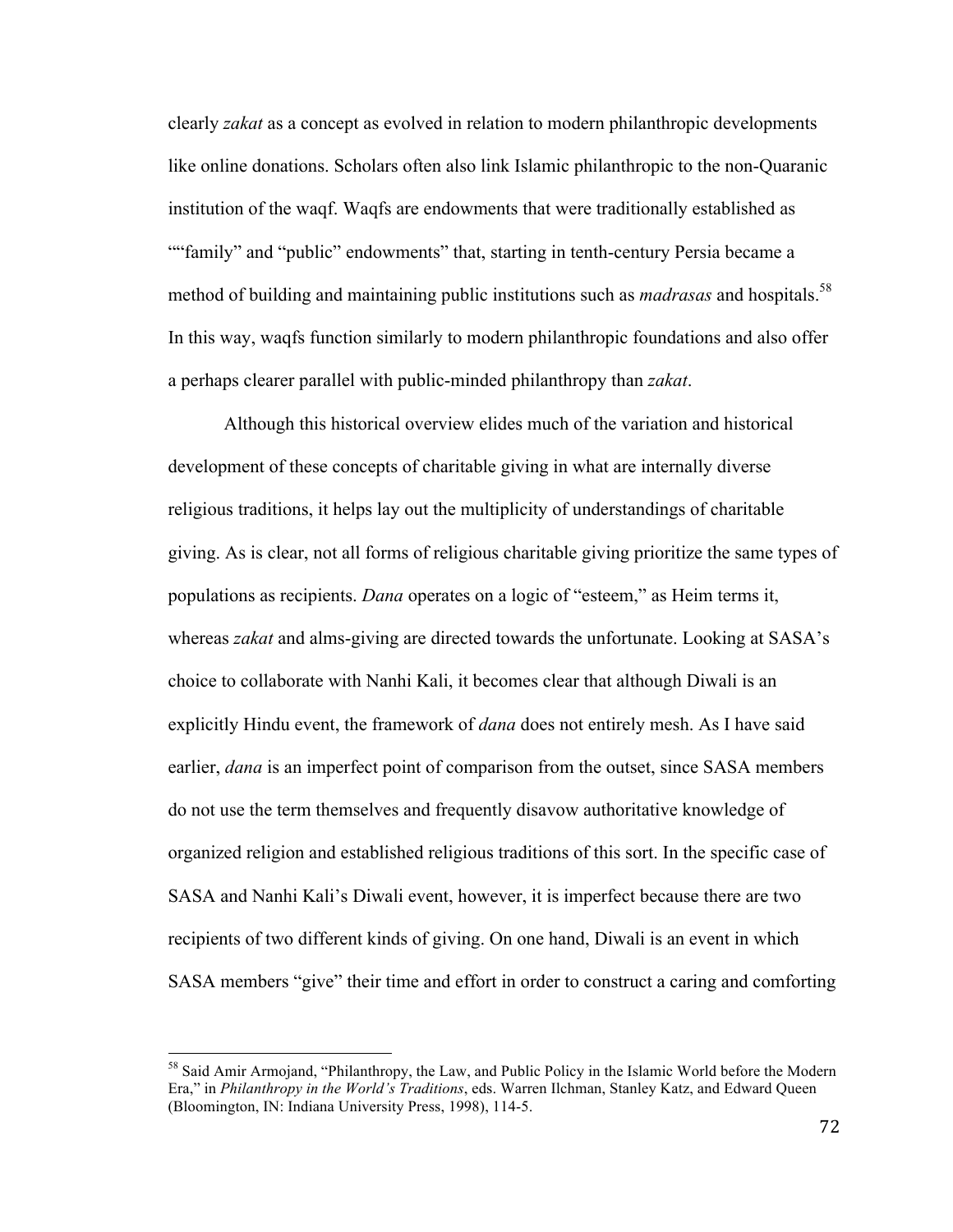clearly *zakat* as a concept as evolved in relation to modern philanthropic developments like online donations. Scholars often also link Islamic philanthropic to the non-Quaranic institution of the waqf. Waqfs are endowments that were traditionally established as "“family” and “public” endowments” that, starting in tenth-century Persia became a method of building and maintaining public institutions such as *madrasas* and hospitals.[58] In this way, waqfs function similarly to modern philanthropic foundations and also offer a perhaps clearer parallel with public-minded philanthropy than *zakat*.

Although this historical overview elides much of the variation and historical development of these concepts of charitable giving in what are internally diverse religious traditions, it helps lay out the multiplicity of understandings of charitable giving. As is clear, not all forms of religious charitable giving prioritize the same types of populations as recipients. *Dana* operates on a logic of "esteem," as Heim terms it, whereas *zakat* and alms-giving are directed towards the unfortunate. Looking at SASA's choice to collaborate with Nanhi Kali, it becomes clear that although Diwali is an explicitly Hindu event, the framework of *dana* does not entirely mesh. As I have said earlier, *dana* is an imperfect point of comparison from the outset, since SASA members do not use the term themselves and frequently disavow authoritative knowledge of organized religion and established religious traditions of this sort. In the specific case of SASA and Nanhi Kali's Diwali event, however, it is imperfect because there are two recipients of two different kinds of giving. On one hand, Diwali is an event in which SASA members "give" their time and effort in order to construct a caring and comforting

---

[58] Said Amir Armojand, "Philanthropy, the Law, and Public Policy in the Islamic World before the Modern Era," in *Philanthropy in the World's Traditions*, eds. Warren Ilchman, Stanley Katz, and Edward Queen (Bloomington, IN: Indiana University Press, 1998), 114-5.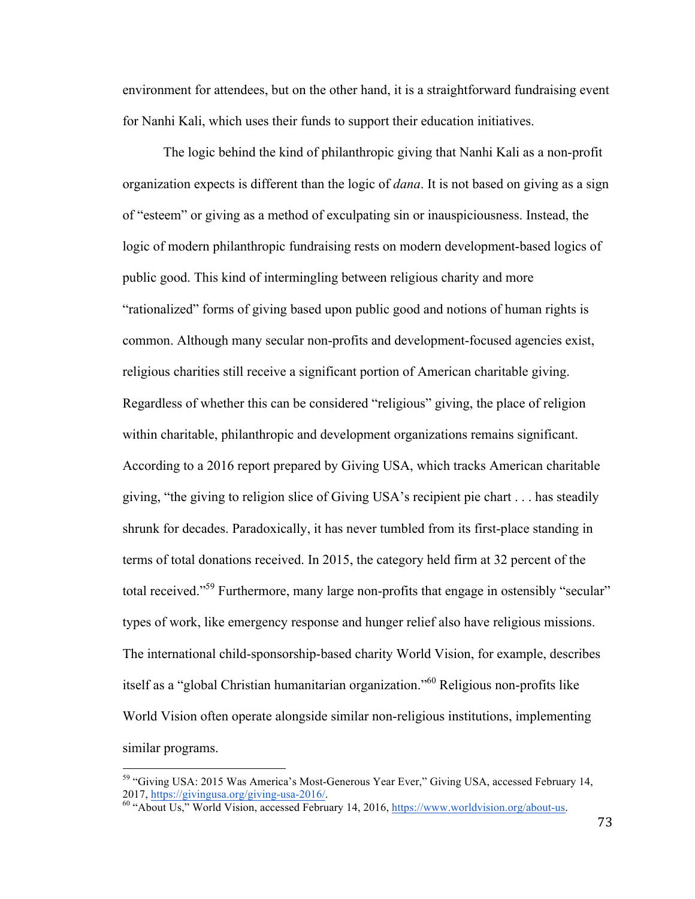environment for attendees, but on the other hand, it is a straightforward fundraising event for Nanhi Kali, which uses their funds to support their education initiatives.

The logic behind the kind of philanthropic giving that Nanhi Kali as a non-profit organization expects is different than the logic of *dana*. It is not based on giving as a sign of "esteem" or giving as a method of exculpating sin or inauspiciousness. Instead, the logic of modern philanthropic fundraising rests on modern development-based logics of public good. This kind of intermingling between religious charity and more "rationalized" forms of giving based upon public good and notions of human rights is common. Although many secular non-profits and development-focused agencies exist, religious charities still receive a significant portion of American charitable giving. Regardless of whether this can be considered "religious" giving, the place of religion within charitable, philanthropic and development organizations remains significant. According to a 2016 report prepared by Giving USA, which tracks American charitable giving, "the giving to religion slice of Giving USA's recipient pie chart . . . has steadily shrunk for decades. Paradoxically, it has never tumbled from its first-place standing in terms of total donations received. In 2015, the category held firm at 32 percent of the total received."[59] Furthermore, many large non-profits that engage in ostensibly "secular" types of work, like emergency response and hunger relief also have religious missions. The international child-sponsorship-based charity World Vision, for example, describes itself as a "global Christian humanitarian organization."[60] Religious non-profits like World Vision often operate alongside similar non-religious institutions, implementing similar programs.

---

[59] "Giving USA: 2015 Was America's Most-Generous Year Ever," Giving USA, accessed February 14, 2017, https://givingusa.org/giving-usa-2016/.

[60] "About Us," World Vision, accessed February 14, 2016, https://www.worldvision.org/about-us.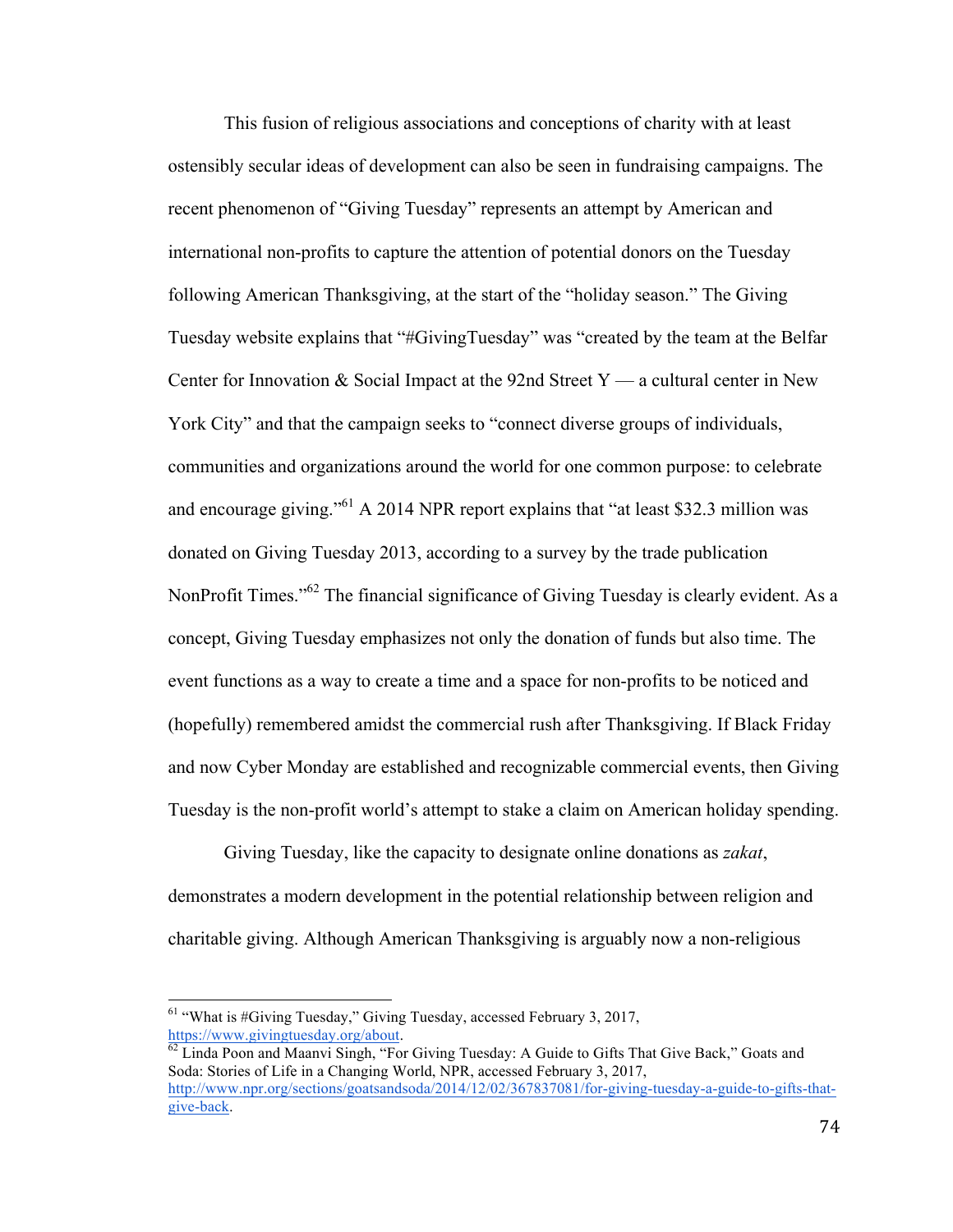This fusion of religious associations and conceptions of charity with at least ostensibly secular ideas of development can also be seen in fundraising campaigns. The recent phenomenon of "Giving Tuesday" represents an attempt by American and international non-profits to capture the attention of potential donors on the Tuesday following American Thanksgiving, at the start of the "holiday season." The Giving Tuesday website explains that "#GivingTuesday" was "created by the team at the Belfar Center for Innovation & Social Impact at the 92nd Street Y — a cultural center in New York City" and that the campaign seeks to "connect diverse groups of individuals, communities and organizations around the world for one common purpose: to celebrate and encourage giving."[61] A 2014 NPR report explains that "at least $32.3 million was donated on Giving Tuesday 2013, according to a survey by the trade publication NonProfit Times."[62] The financial significance of Giving Tuesday is clearly evident. As a concept, Giving Tuesday emphasizes not only the donation of funds but also time. The event functions as a way to create a time and a space for non-profits to be noticed and (hopefully) remembered amidst the commercial rush after Thanksgiving. If Black Friday and now Cyber Monday are established and recognizable commercial events, then Giving Tuesday is the non-profit world's attempt to stake a claim on American holiday spending.

Giving Tuesday, like the capacity to designate online donations as *zakat*, demonstrates a modern development in the potential relationship between religion and charitable giving. Although American Thanksgiving is arguably now a non-religious

---

[61] "What is #Giving Tuesday," Giving Tuesday, accessed February 3, 2017, https://www.givingtuesday.org/about.

[62] Linda Poon and Maanvi Singh, "For Giving Tuesday: A Guide to Gifts That Give Back," Goats and Soda: Stories of Life in a Changing World, NPR, accessed February 3, 2017, http://www.npr.org/sections/goatsandsoda/2014/12/02/367837081/for-giving-tuesday-a-guide-to-gifts-that-give-back.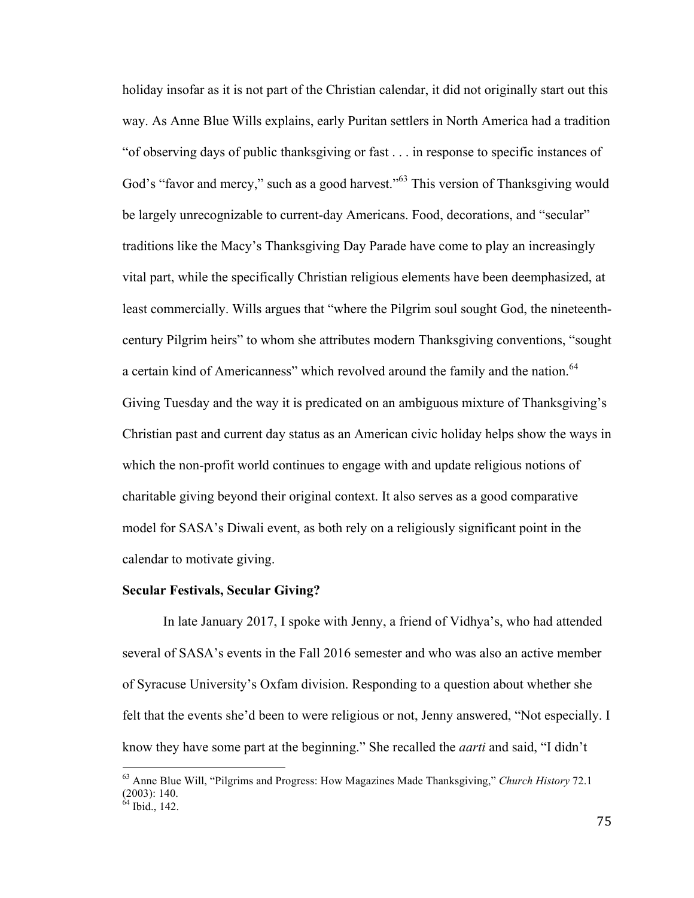holiday insofar as it is not part of the Christian calendar, it did not originally start out this way. As Anne Blue Wills explains, early Puritan settlers in North America had a tradition "of observing days of public thanksgiving or fast . . . in response to specific instances of God's "favor and mercy," such as a good harvest."[63] This version of Thanksgiving would be largely unrecognizable to current-day Americans. Food, decorations, and "secular" traditions like the Macy's Thanksgiving Day Parade have come to play an increasingly vital part, while the specifically Christian religious elements have been deemphasized, at least commercially. Wills argues that "where the Pilgrim soul sought God, the nineteenth-century Pilgrim heirs" to whom she attributes modern Thanksgiving conventions, "sought a certain kind of Americanness" which revolved around the family and the nation.[64] Giving Tuesday and the way it is predicated on an ambiguous mixture of Thanksgiving's Christian past and current day status as an American civic holiday helps show the ways in which the non-profit world continues to engage with and update religious notions of charitable giving beyond their original context. It also serves as a good comparative model for SASA's Diwali event, as both rely on a religiously significant point in the calendar to motivate giving.

**Secular Festivals, Secular Giving?**

In late January 2017, I spoke with Jenny, a friend of Vidhya's, who had attended several of SASA's events in the Fall 2016 semester and who was also an active member of Syracuse University's Oxfam division. Responding to a question about whether she felt that the events she'd been to were religious or not, Jenny answered, "Not especially. I know they have some part at the beginning." She recalled the *aarti* and said, "I didn't

---

[63] Anne Blue Will, "Pilgrims and Progress: How Magazines Made Thanksgiving," *Church History* 72.1 (2003): 140.

[64] Ibid., 142.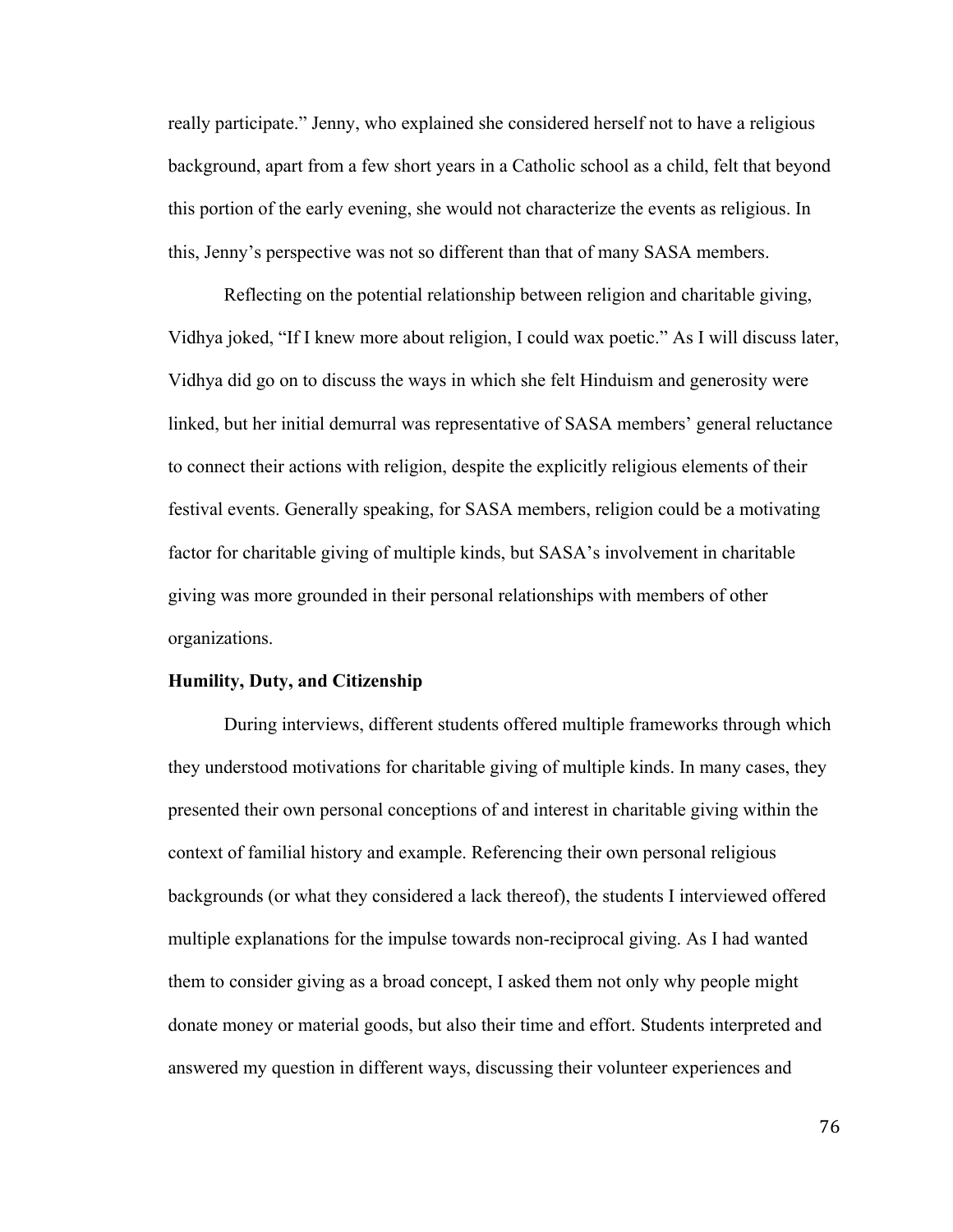really participate." Jenny, who explained she considered herself not to have a religious background, apart from a few short years in a Catholic school as a child, felt that beyond this portion of the early evening, she would not characterize the events as religious. In this, Jenny's perspective was not so different than that of many SASA members.

Reflecting on the potential relationship between religion and charitable giving, Vidhya joked, "If I knew more about religion, I could wax poetic." As I will discuss later, Vidhya did go on to discuss the ways in which she felt Hinduism and generosity were linked, but her initial demurral was representative of SASA members' general reluctance to connect their actions with religion, despite the explicitly religious elements of their festival events. Generally speaking, for SASA members, religion could be a motivating factor for charitable giving of multiple kinds, but SASA's involvement in charitable giving was more grounded in their personal relationships with members of other organizations.

**Humility, Duty, and Citizenship**

During interviews, different students offered multiple frameworks through which they understood motivations for charitable giving of multiple kinds. In many cases, they presented their own personal conceptions of and interest in charitable giving within the context of familial history and example. Referencing their own personal religious backgrounds (or what they considered a lack thereof), the students I interviewed offered multiple explanations for the impulse towards non-reciprocal giving. As I had wanted them to consider giving as a broad concept, I asked them not only why people might donate money or material goods, but also their time and effort. Students interpreted and answered my question in different ways, discussing their volunteer experiences and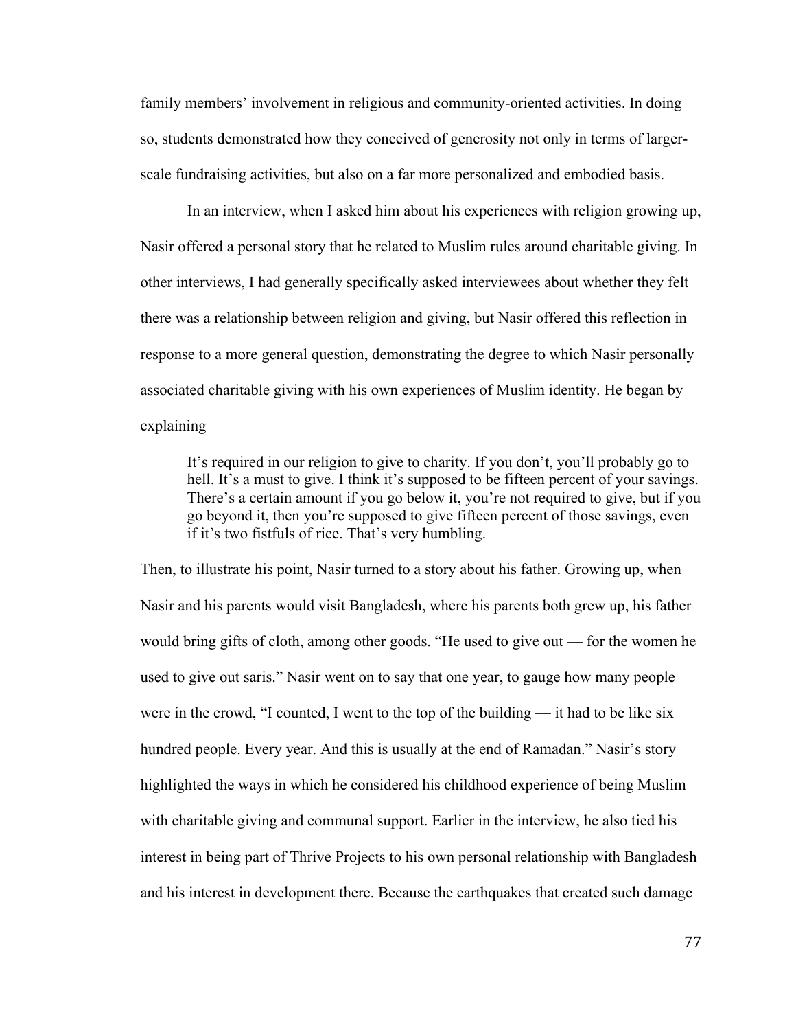family members' involvement in religious and community-oriented activities. In doing so, students demonstrated how they conceived of generosity not only in terms of larger-scale fundraising activities, but also on a far more personalized and embodied basis.

In an interview, when I asked him about his experiences with religion growing up, Nasir offered a personal story that he related to Muslim rules around charitable giving. In other interviews, I had generally specifically asked interviewees about whether they felt there was a relationship between religion and giving, but Nasir offered this reflection in response to a more general question, demonstrating the degree to which Nasir personally associated charitable giving with his own experiences of Muslim identity. He began by explaining

> It's required in our religion to give to charity. If you don't, you'll probably go to hell. It's a must to give. I think it's supposed to be fifteen percent of your savings. There's a certain amount if you go below it, you're not required to give, but if you go beyond it, then you're supposed to give fifteen percent of those savings, even if it's two fistfuls of rice. That's very humbling.

Then, to illustrate his point, Nasir turned to a story about his father. Growing up, when Nasir and his parents would visit Bangladesh, where his parents both grew up, his father would bring gifts of cloth, among other goods. "He used to give out — for the women he used to give out saris." Nasir went on to say that one year, to gauge how many people were in the crowd, "I counted, I went to the top of the building — it had to be like six hundred people. Every year. And this is usually at the end of Ramadan." Nasir's story highlighted the ways in which he considered his childhood experience of being Muslim with charitable giving and communal support. Earlier in the interview, he also tied his interest in being part of Thrive Projects to his own personal relationship with Bangladesh and his interest in development there. Because the earthquakes that created such damage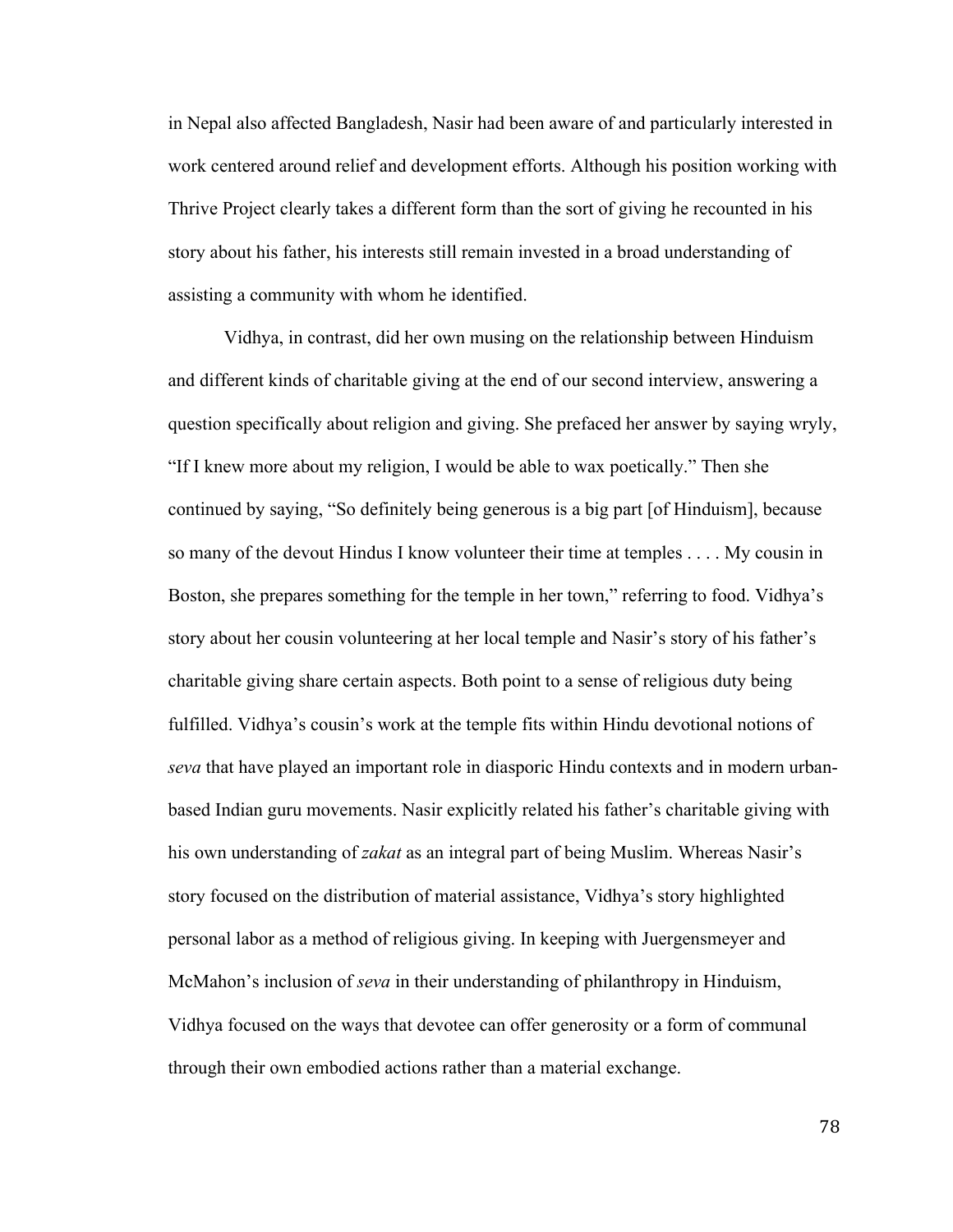in Nepal also affected Bangladesh, Nasir had been aware of and particularly interested in work centered around relief and development efforts. Although his position working with Thrive Project clearly takes a different form than the sort of giving he recounted in his story about his father, his interests still remain invested in a broad understanding of assisting a community with whom he identified.

Vidhya, in contrast, did her own musing on the relationship between Hinduism and different kinds of charitable giving at the end of our second interview, answering a question specifically about religion and giving. She prefaced her answer by saying wryly, "If I knew more about my religion, I would be able to wax poetically." Then she continued by saying, "So definitely being generous is a big part [of Hinduism], because so many of the devout Hindus I know volunteer their time at temples . . . . My cousin in Boston, she prepares something for the temple in her town," referring to food. Vidhya's story about her cousin volunteering at her local temple and Nasir's story of his father's charitable giving share certain aspects. Both point to a sense of religious duty being fulfilled. Vidhya's cousin's work at the temple fits within Hindu devotional notions of *seva* that have played an important role in diasporic Hindu contexts and in modern urban-based Indian guru movements. Nasir explicitly related his father's charitable giving with his own understanding of *zakat* as an integral part of being Muslim. Whereas Nasir's story focused on the distribution of material assistance, Vidhya's story highlighted personal labor as a method of religious giving. In keeping with Juergensmeyer and McMahon's inclusion of *seva* in their understanding of philanthropy in Hinduism, Vidhya focused on the ways that devotee can offer generosity or a form of communal through their own embodied actions rather than a material exchange.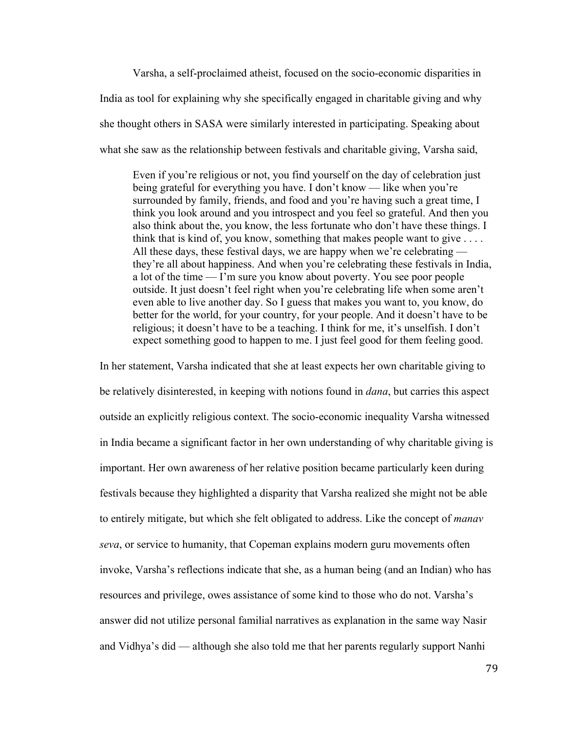Varsha, a self-proclaimed atheist, focused on the socio-economic disparities in India as tool for explaining why she specifically engaged in charitable giving and why she thought others in SASA were similarly interested in participating. Speaking about what she saw as the relationship between festivals and charitable giving, Varsha said,

> Even if you're religious or not, you find yourself on the day of celebration just being grateful for everything you have. I don't know — like when you're surrounded by family, friends, and food and you're having such a great time, I think you look around and you introspect and you feel so grateful. And then you also think about the, you know, the less fortunate who don't have these things. I think that is kind of, you know, something that makes people want to give . . . . All these days, these festival days, we are happy when we're celebrating — they're all about happiness. And when you're celebrating these festivals in India, a lot of the time — I'm sure you know about poverty. You see poor people outside. It just doesn't feel right when you're celebrating life when some aren't even able to live another day. So I guess that makes you want to, you know, do better for the world, for your country, for your people. And it doesn't have to be religious; it doesn't have to be a teaching. I think for me, it's unselfish. I don't expect something good to happen to me. I just feel good for them feeling good.

In her statement, Varsha indicated that she at least expects her own charitable giving to be relatively disinterested, in keeping with notions found in *dana*, but carries this aspect outside an explicitly religious context. The socio-economic inequality Varsha witnessed in India became a significant factor in her own understanding of why charitable giving is important. Her own awareness of her relative position became particularly keen during festivals because they highlighted a disparity that Varsha realized she might not be able to entirely mitigate, but which she felt obligated to address. Like the concept of *manav seva*, or service to humanity, that Copeman explains modern guru movements often invoke, Varsha's reflections indicate that she, as a human being (and an Indian) who has resources and privilege, owes assistance of some kind to those who do not. Varsha's answer did not utilize personal familial narratives as explanation in the same way Nasir and Vidhya's did — although she also told me that her parents regularly support Nanhi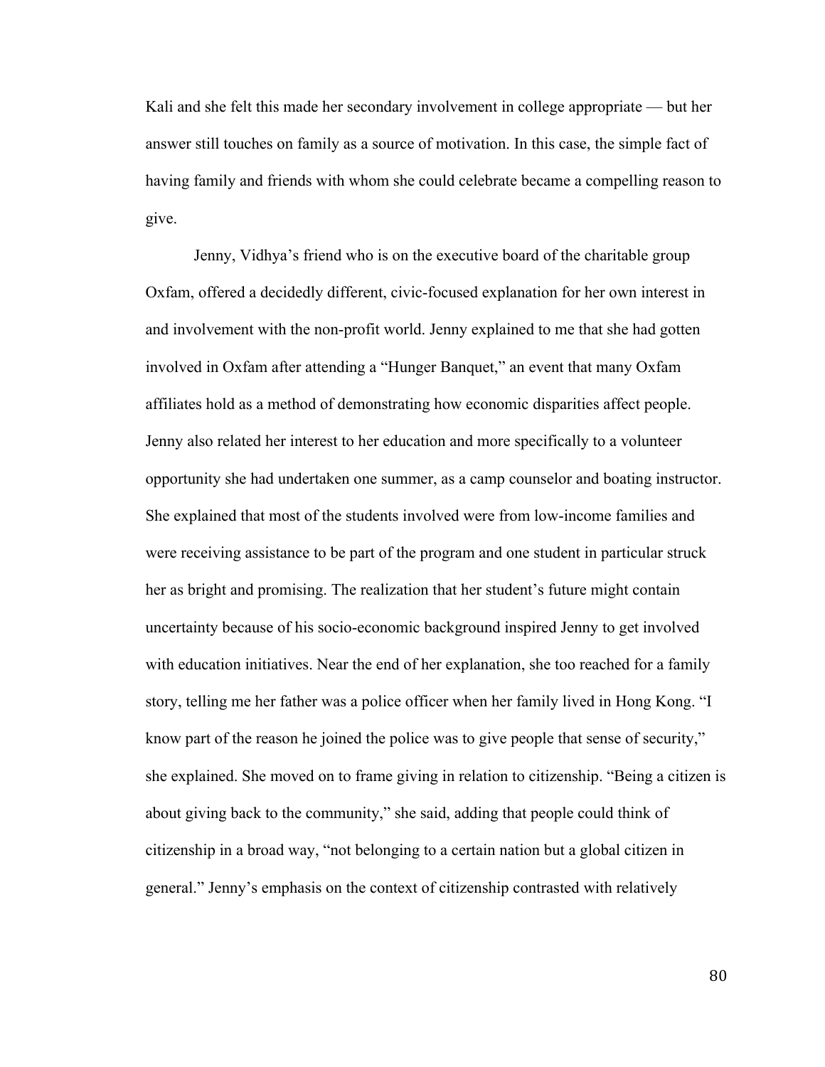Kali and she felt this made her secondary involvement in college appropriate — but her answer still touches on family as a source of motivation. In this case, the simple fact of having family and friends with whom she could celebrate became a compelling reason to give.

Jenny, Vidhya's friend who is on the executive board of the charitable group Oxfam, offered a decidedly different, civic-focused explanation for her own interest in and involvement with the non-profit world. Jenny explained to me that she had gotten involved in Oxfam after attending a "Hunger Banquet," an event that many Oxfam affiliates hold as a method of demonstrating how economic disparities affect people. Jenny also related her interest to her education and more specifically to a volunteer opportunity she had undertaken one summer, as a camp counselor and boating instructor. She explained that most of the students involved were from low-income families and were receiving assistance to be part of the program and one student in particular struck her as bright and promising. The realization that her student's future might contain uncertainty because of his socio-economic background inspired Jenny to get involved with education initiatives. Near the end of her explanation, she too reached for a family story, telling me her father was a police officer when her family lived in Hong Kong. "I know part of the reason he joined the police was to give people that sense of security," she explained. She moved on to frame giving in relation to citizenship. "Being a citizen is about giving back to the community," she said, adding that people could think of citizenship in a broad way, "not belonging to a certain nation but a global citizen in general." Jenny's emphasis on the context of citizenship contrasted with relatively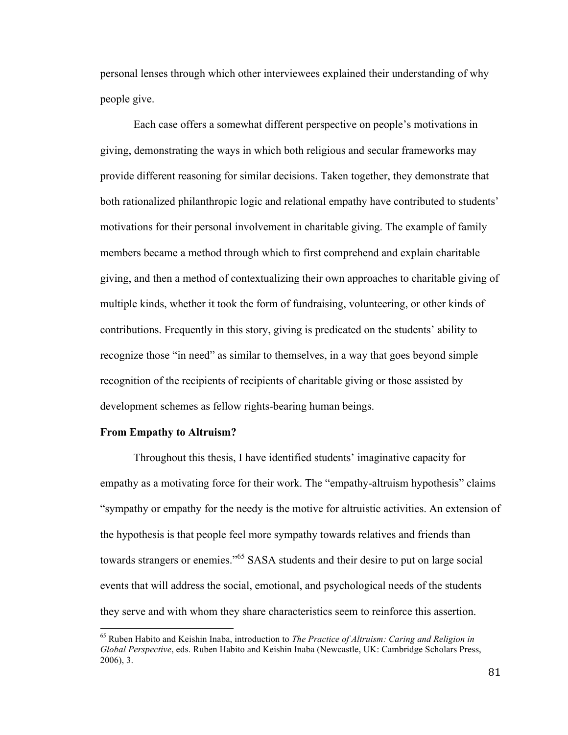personal lenses through which other interviewees explained their understanding of why people give.

Each case offers a somewhat different perspective on people's motivations in giving, demonstrating the ways in which both religious and secular frameworks may provide different reasoning for similar decisions. Taken together, they demonstrate that both rationalized philanthropic logic and relational empathy have contributed to students' motivations for their personal involvement in charitable giving. The example of family members became a method through which to first comprehend and explain charitable giving, and then a method of contextualizing their own approaches to charitable giving of multiple kinds, whether it took the form of fundraising, volunteering, or other kinds of contributions. Frequently in this story, giving is predicated on the students' ability to recognize those "in need" as similar to themselves, in a way that goes beyond simple recognition of the recipients of recipients of charitable giving or those assisted by development schemes as fellow rights-bearing human beings.

**From Empathy to Altruism?**

Throughout this thesis, I have identified students' imaginative capacity for empathy as a motivating force for their work. The "empathy-altruism hypothesis" claims "sympathy or empathy for the needy is the motive for altruistic activities. An extension of the hypothesis is that people feel more sympathy towards relatives and friends than towards strangers or enemies."[65] SASA students and their desire to put on large social events that will address the social, emotional, and psychological needs of the students they serve and with whom they share characteristics seem to reinforce this assertion.

[65] Ruben Habito and Keishin Inaba, introduction to *The Practice of Altruism: Caring and Religion in Global Perspective*, eds. Ruben Habito and Keishin Inaba (Newcastle, UK: Cambridge Scholars Press, 2006), 3.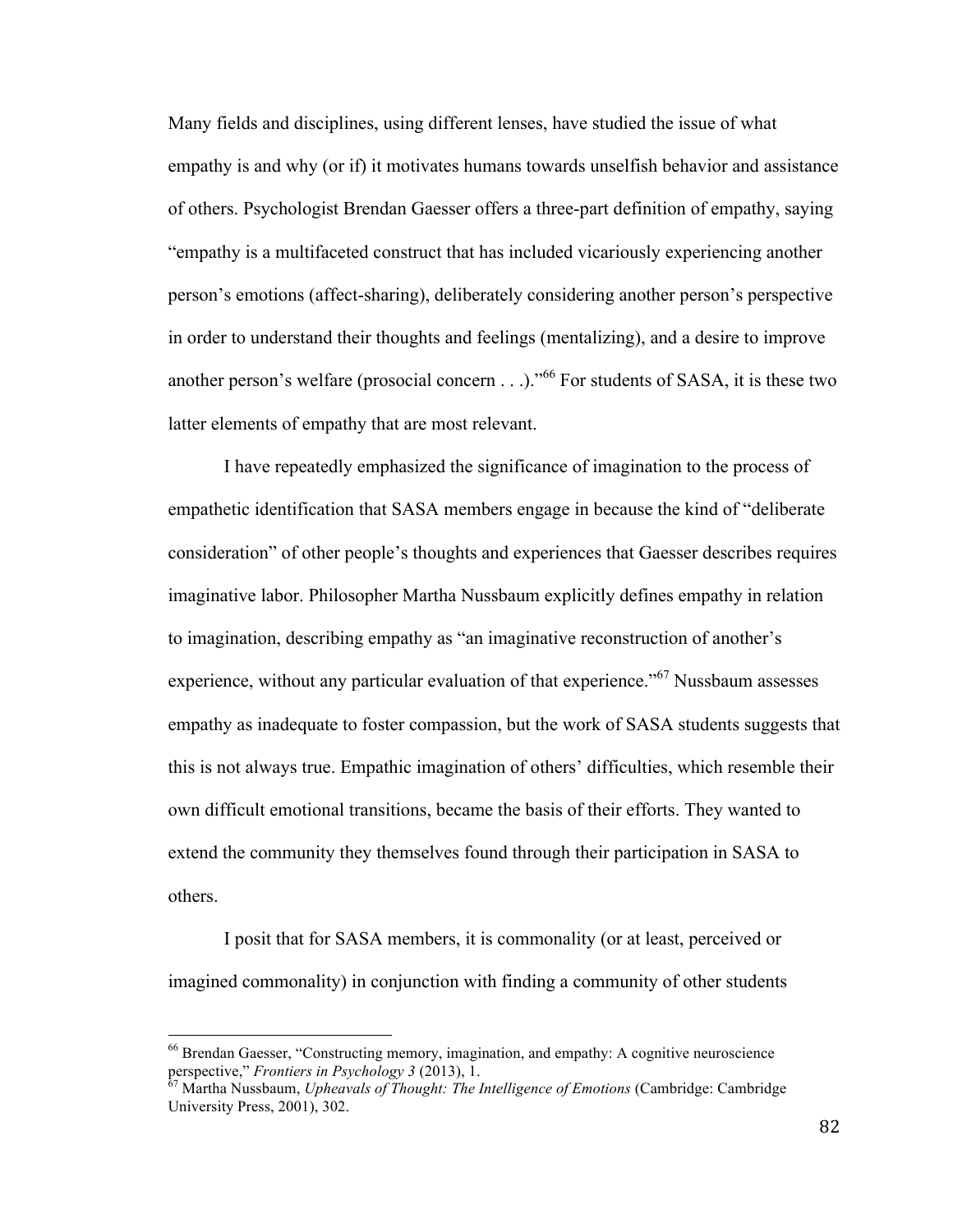Many fields and disciplines, using different lenses, have studied the issue of what empathy is and why (or if) it motivates humans towards unselfish behavior and assistance of others. Psychologist Brendan Gaesser offers a three-part definition of empathy, saying "empathy is a multifaceted construct that has included vicariously experiencing another person's emotions (affect-sharing), deliberately considering another person's perspective in order to understand their thoughts and feelings (mentalizing), and a desire to improve another person's welfare (prosocial concern . . .)."[66] For students of SASA, it is these two latter elements of empathy that are most relevant.

I have repeatedly emphasized the significance of imagination to the process of empathetic identification that SASA members engage in because the kind of "deliberate consideration" of other people's thoughts and experiences that Gaesser describes requires imaginative labor. Philosopher Martha Nussbaum explicitly defines empathy in relation to imagination, describing empathy as "an imaginative reconstruction of another's experience, without any particular evaluation of that experience."[67] Nussbaum assesses empathy as inadequate to foster compassion, but the work of SASA students suggests that this is not always true. Empathic imagination of others' difficulties, which resemble their own difficult emotional transitions, became the basis of their efforts. They wanted to extend the community they themselves found through their participation in SASA to others.

I posit that for SASA members, it is commonality (or at least, perceived or imagined commonality) in conjunction with finding a community of other students

[66] Brendan Gaesser, "Constructing memory, imagination, and empathy: A cognitive neuroscience perspective," *Frontiers in Psychology 3* (2013), 1.

[67] Martha Nussbaum, *Upheavals of Thought: The Intelligence of Emotions* (Cambridge: Cambridge University Press, 2001), 302.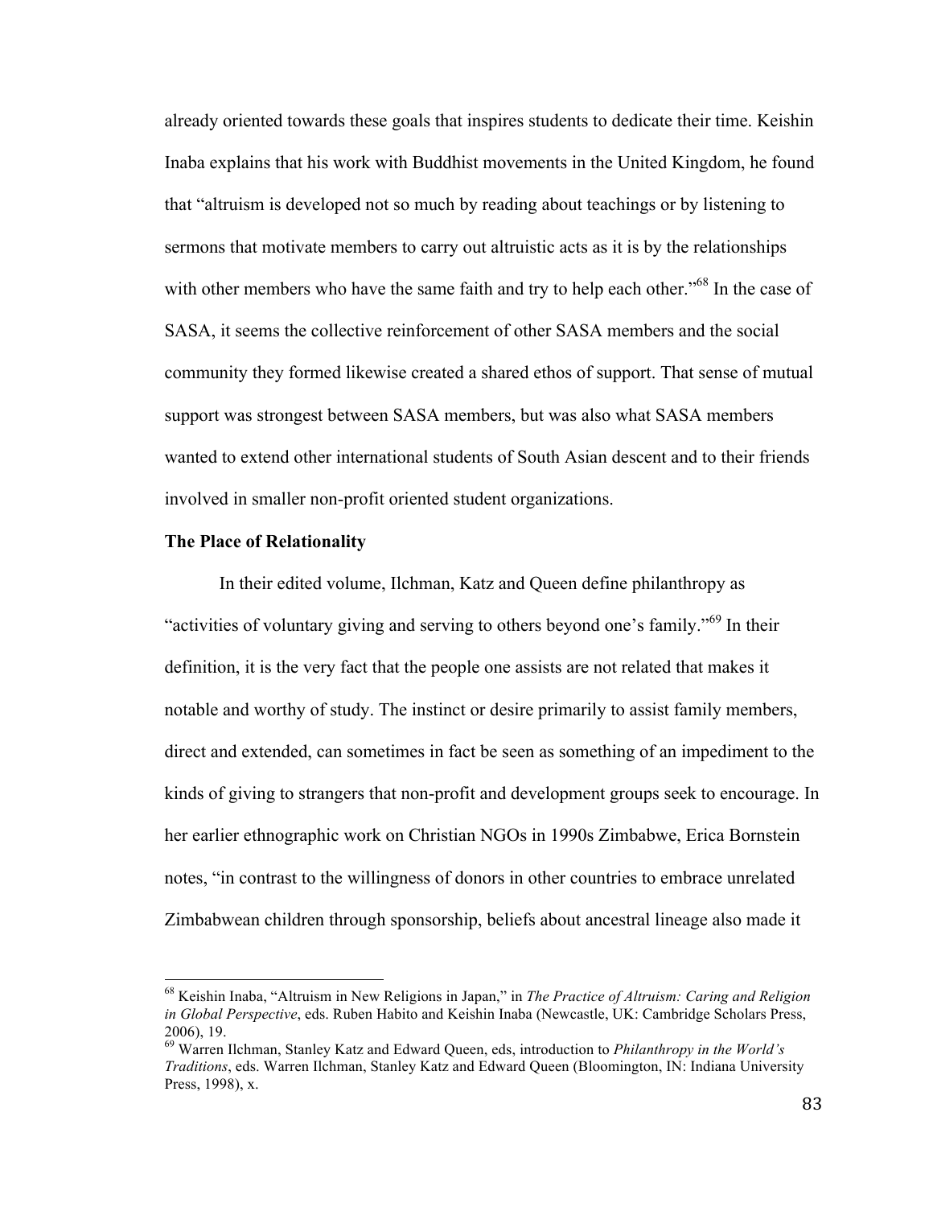already oriented towards these goals that inspires students to dedicate their time. Keishin Inaba explains that his work with Buddhist movements in the United Kingdom, he found that "altruism is developed not so much by reading about teachings or by listening to sermons that motivate members to carry out altruistic acts as it is by the relationships with other members who have the same faith and try to help each other."[68] In the case of SASA, it seems the collective reinforcement of other SASA members and the social community they formed likewise created a shared ethos of support. That sense of mutual support was strongest between SASA members, but was also what SASA members wanted to extend other international students of South Asian descent and to their friends involved in smaller non-profit oriented student organizations.

**The Place of Relationality**

In their edited volume, Ilchman, Katz and Queen define philanthropy as "activities of voluntary giving and serving to others beyond one's family."[69] In their definition, it is the very fact that the people one assists are not related that makes it notable and worthy of study. The instinct or desire primarily to assist family members, direct and extended, can sometimes in fact be seen as something of an impediment to the kinds of giving to strangers that non-profit and development groups seek to encourage. In her earlier ethnographic work on Christian NGOs in 1990s Zimbabwe, Erica Bornstein notes, "in contrast to the willingness of donors in other countries to embrace unrelated Zimbabwean children through sponsorship, beliefs about ancestral lineage also made it

---

[68] Keishin Inaba, "Altruism in New Religions in Japan," in *The Practice of Altruism: Caring and Religion in Global Perspective*, eds. Ruben Habito and Keishin Inaba (Newcastle, UK: Cambridge Scholars Press, 2006), 19.

[69] Warren Ilchman, Stanley Katz and Edward Queen, eds, introduction to *Philanthropy in the World's Traditions*, eds. Warren Ilchman, Stanley Katz and Edward Queen (Bloomington, IN: Indiana University Press, 1998), x.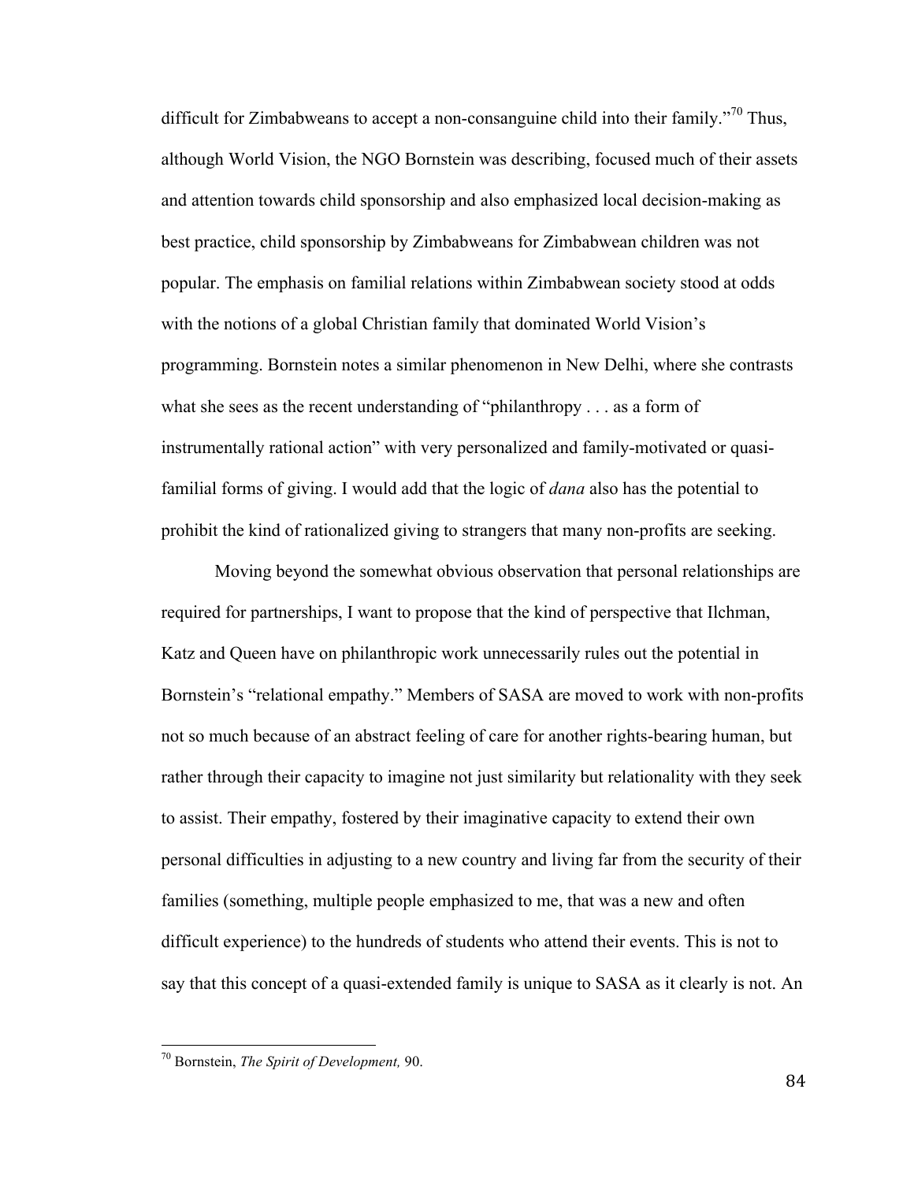difficult for Zimbabweans to accept a non-consanguine child into their family."[70] Thus, although World Vision, the NGO Bornstein was describing, focused much of their assets and attention towards child sponsorship and also emphasized local decision-making as best practice, child sponsorship by Zimbabweans for Zimbabwean children was not popular. The emphasis on familial relations within Zimbabwean society stood at odds with the notions of a global Christian family that dominated World Vision's programming. Bornstein notes a similar phenomenon in New Delhi, where she contrasts what she sees as the recent understanding of "philanthropy . . . as a form of instrumentally rational action" with very personalized and family-motivated or quasi-familial forms of giving. I would add that the logic of *dana* also has the potential to prohibit the kind of rationalized giving to strangers that many non-profits are seeking.

Moving beyond the somewhat obvious observation that personal relationships are required for partnerships, I want to propose that the kind of perspective that Ilchman, Katz and Queen have on philanthropic work unnecessarily rules out the potential in Bornstein's "relational empathy." Members of SASA are moved to work with non-profits not so much because of an abstract feeling of care for another rights-bearing human, but rather through their capacity to imagine not just similarity but relationality with they seek to assist. Their empathy, fostered by their imaginative capacity to extend their own personal difficulties in adjusting to a new country and living far from the security of their families (something, multiple people emphasized to me, that was a new and often difficult experience) to the hundreds of students who attend their events. This is not to say that this concept of a quasi-extended family is unique to SASA as it clearly is not. An

---

[70] Bornstein, *The Spirit of Development,* 90.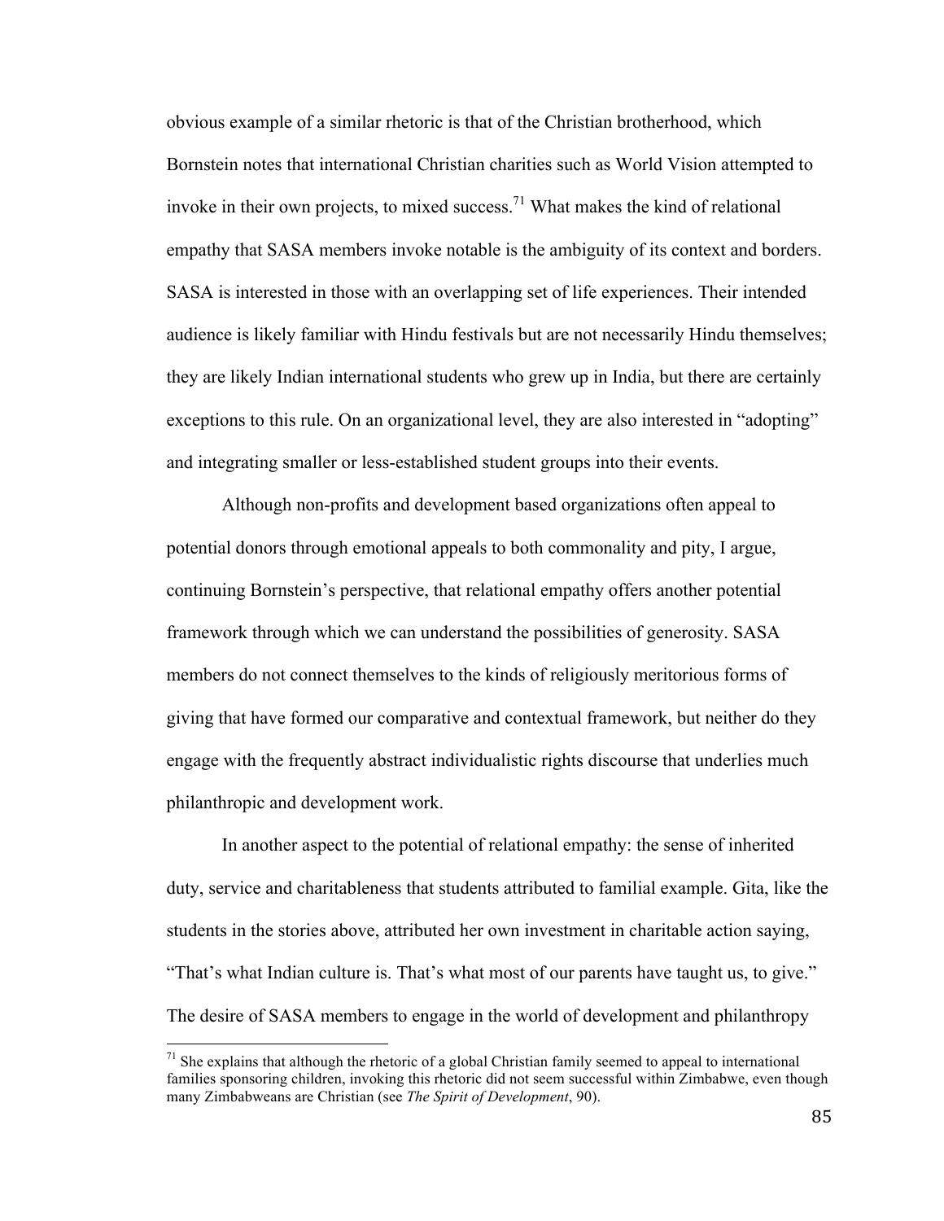obvious example of a similar rhetoric is that of the Christian brotherhood, which Bornstein notes that international Christian charities such as World Vision attempted to invoke in their own projects, to mixed success.[71] What makes the kind of relational empathy that SASA members invoke notable is the ambiguity of its context and borders. SASA is interested in those with an overlapping set of life experiences. Their intended audience is likely familiar with Hindu festivals but are not necessarily Hindu themselves; they are likely Indian international students who grew up in India, but there are certainly exceptions to this rule. On an organizational level, they are also interested in "adopting" and integrating smaller or less-established student groups into their events.

Although non-profits and development based organizations often appeal to potential donors through emotional appeals to both commonality and pity, I argue, continuing Bornstein's perspective, that relational empathy offers another potential framework through which we can understand the possibilities of generosity. SASA members do not connect themselves to the kinds of religiously meritorious forms of giving that have formed our comparative and contextual framework, but neither do they engage with the frequently abstract individualistic rights discourse that underlies much philanthropic and development work.

In another aspect to the potential of relational empathy: the sense of inherited duty, service and charitableness that students attributed to familial example. Gita, like the students in the stories above, attributed her own investment in charitable action saying, "That's what Indian culture is. That's what most of our parents have taught us, to give." The desire of SASA members to engage in the world of development and philanthropy

[71] She explains that although the rhetoric of a global Christian family seemed to appeal to international families sponsoring children, invoking this rhetoric did not seem successful within Zimbabwe, even though many Zimbabweans are Christian (see *The Spirit of Development*, 90).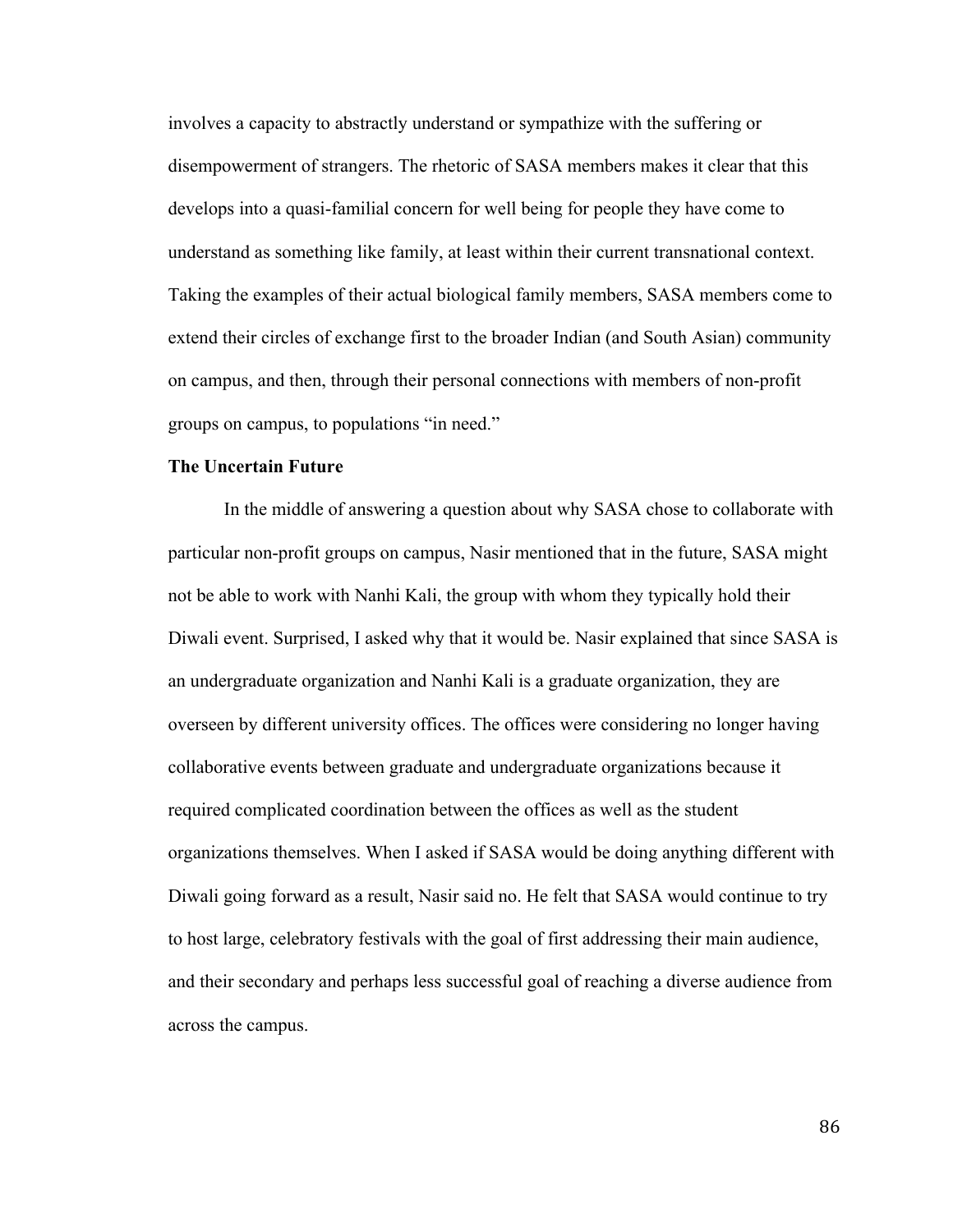involves a capacity to abstractly understand or sympathize with the suffering or disempowerment of strangers. The rhetoric of SASA members makes it clear that this develops into a quasi-familial concern for well being for people they have come to understand as something like family, at least within their current transnational context. Taking the examples of their actual biological family members, SASA members come to extend their circles of exchange first to the broader Indian (and South Asian) community on campus, and then, through their personal connections with members of non-profit groups on campus, to populations "in need."

**The Uncertain Future**

In the middle of answering a question about why SASA chose to collaborate with particular non-profit groups on campus, Nasir mentioned that in the future, SASA might not be able to work with Nanhi Kali, the group with whom they typically hold their Diwali event. Surprised, I asked why that it would be. Nasir explained that since SASA is an undergraduate organization and Nanhi Kali is a graduate organization, they are overseen by different university offices. The offices were considering no longer having collaborative events between graduate and undergraduate organizations because it required complicated coordination between the offices as well as the student organizations themselves. When I asked if SASA would be doing anything different with Diwali going forward as a result, Nasir said no. He felt that SASA would continue to try to host large, celebratory festivals with the goal of first addressing their main audience, and their secondary and perhaps less successful goal of reaching a diverse audience from across the campus.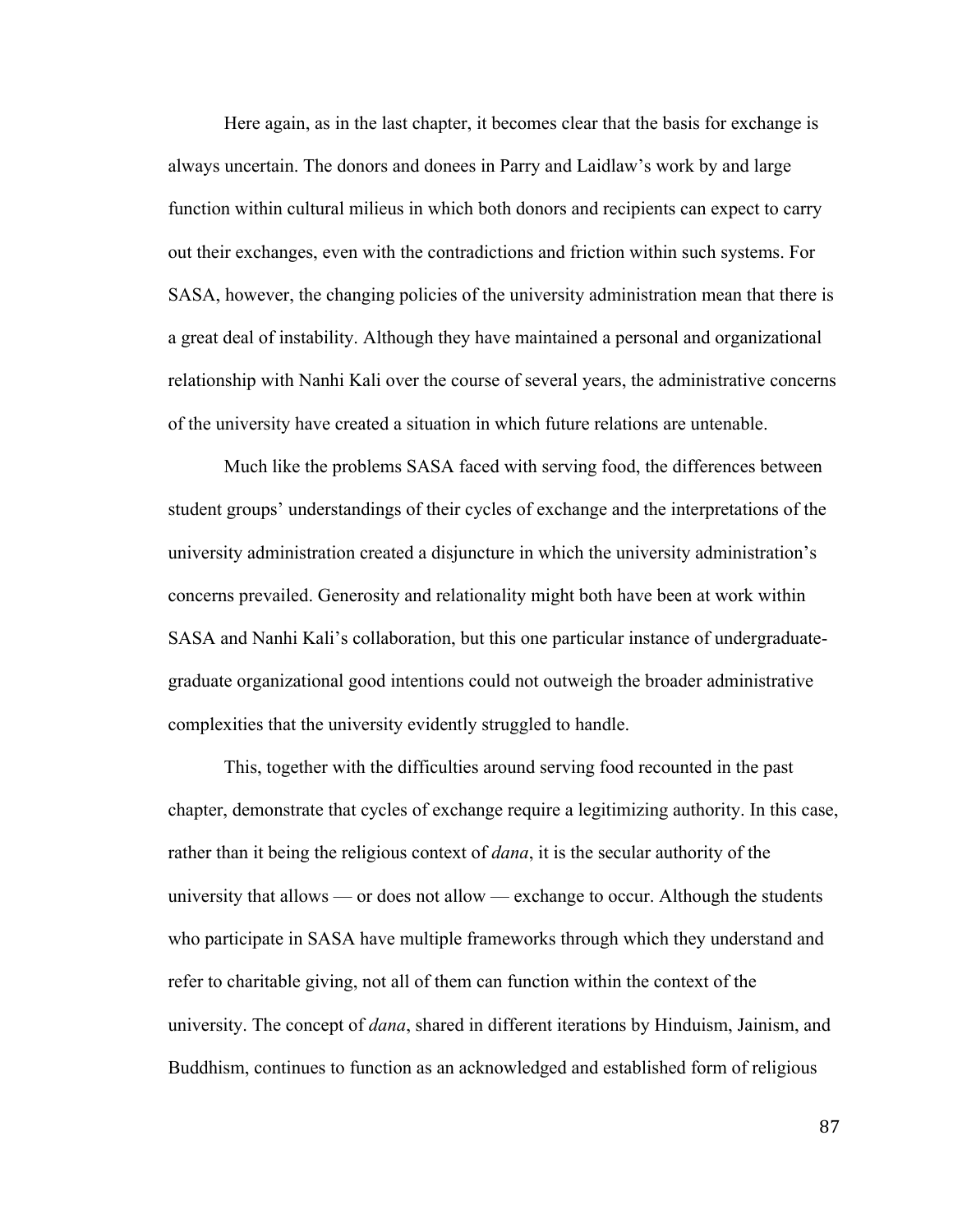Here again, as in the last chapter, it becomes clear that the basis for exchange is always uncertain. The donors and donees in Parry and Laidlaw's work by and large function within cultural milieus in which both donors and recipients can expect to carry out their exchanges, even with the contradictions and friction within such systems. For SASA, however, the changing policies of the university administration mean that there is a great deal of instability. Although they have maintained a personal and organizational relationship with Nanhi Kali over the course of several years, the administrative concerns of the university have created a situation in which future relations are untenable.

Much like the problems SASA faced with serving food, the differences between student groups' understandings of their cycles of exchange and the interpretations of the university administration created a disjuncture in which the university administration's concerns prevailed. Generosity and relationality might both have been at work within SASA and Nanhi Kali's collaboration, but this one particular instance of undergraduate-graduate organizational good intentions could not outweigh the broader administrative complexities that the university evidently struggled to handle.

This, together with the difficulties around serving food recounted in the past chapter, demonstrate that cycles of exchange require a legitimizing authority. In this case, rather than it being the religious context of *dana*, it is the secular authority of the university that allows — or does not allow — exchange to occur. Although the students who participate in SASA have multiple frameworks through which they understand and refer to charitable giving, not all of them can function within the context of the university. The concept of *dana*, shared in different iterations by Hinduism, Jainism, and Buddhism, continues to function as an acknowledged and established form of religious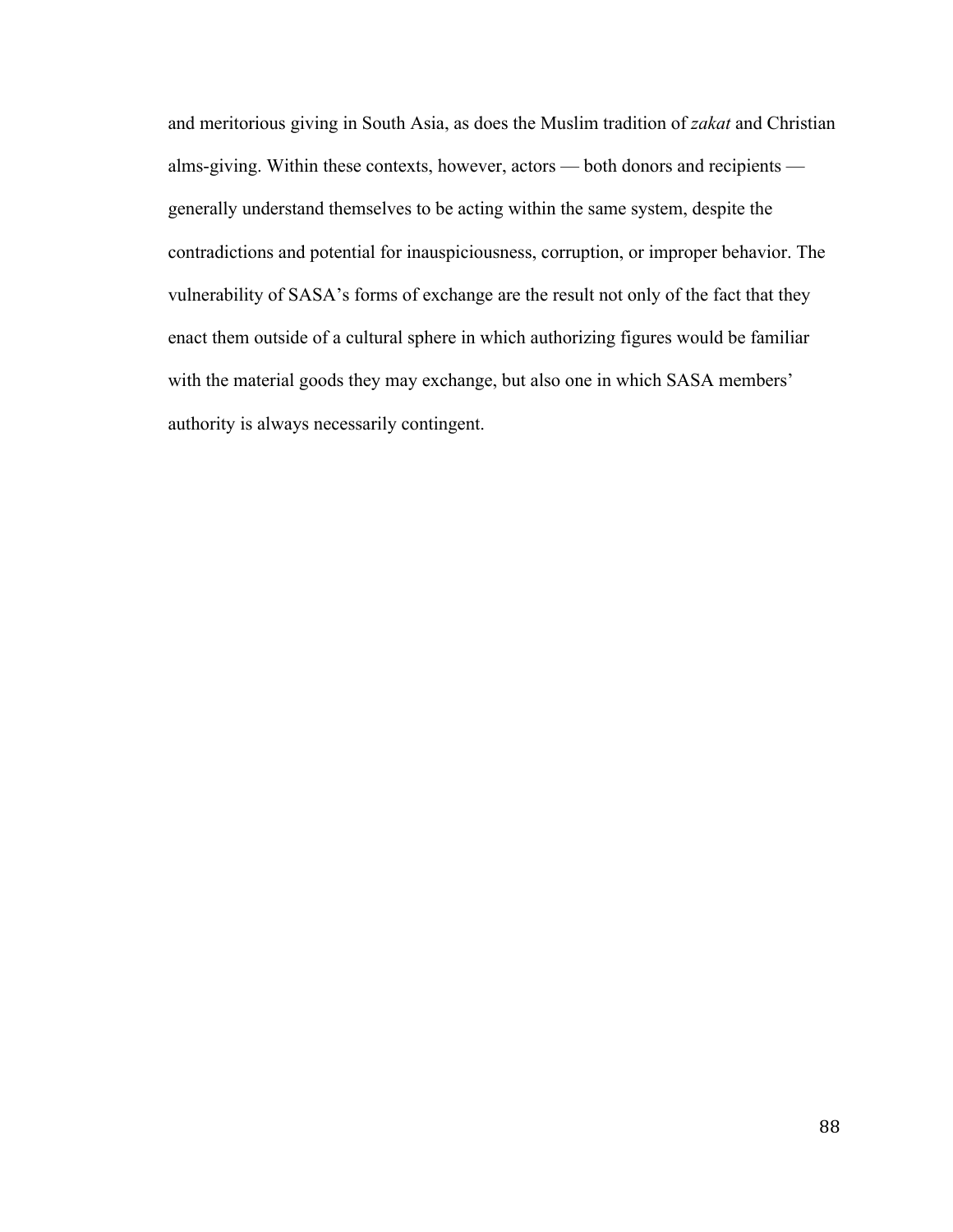and meritorious giving in South Asia, as does the Muslim tradition of *zakat* and Christian alms-giving. Within these contexts, however, actors — both donors and recipients — generally understand themselves to be acting within the same system, despite the contradictions and potential for inauspiciousness, corruption, or improper behavior. The vulnerability of SASA's forms of exchange are the result not only of the fact that they enact them outside of a cultural sphere in which authorizing figures would be familiar with the material goods they may exchange, but also one in which SASA members' authority is always necessarily contingent.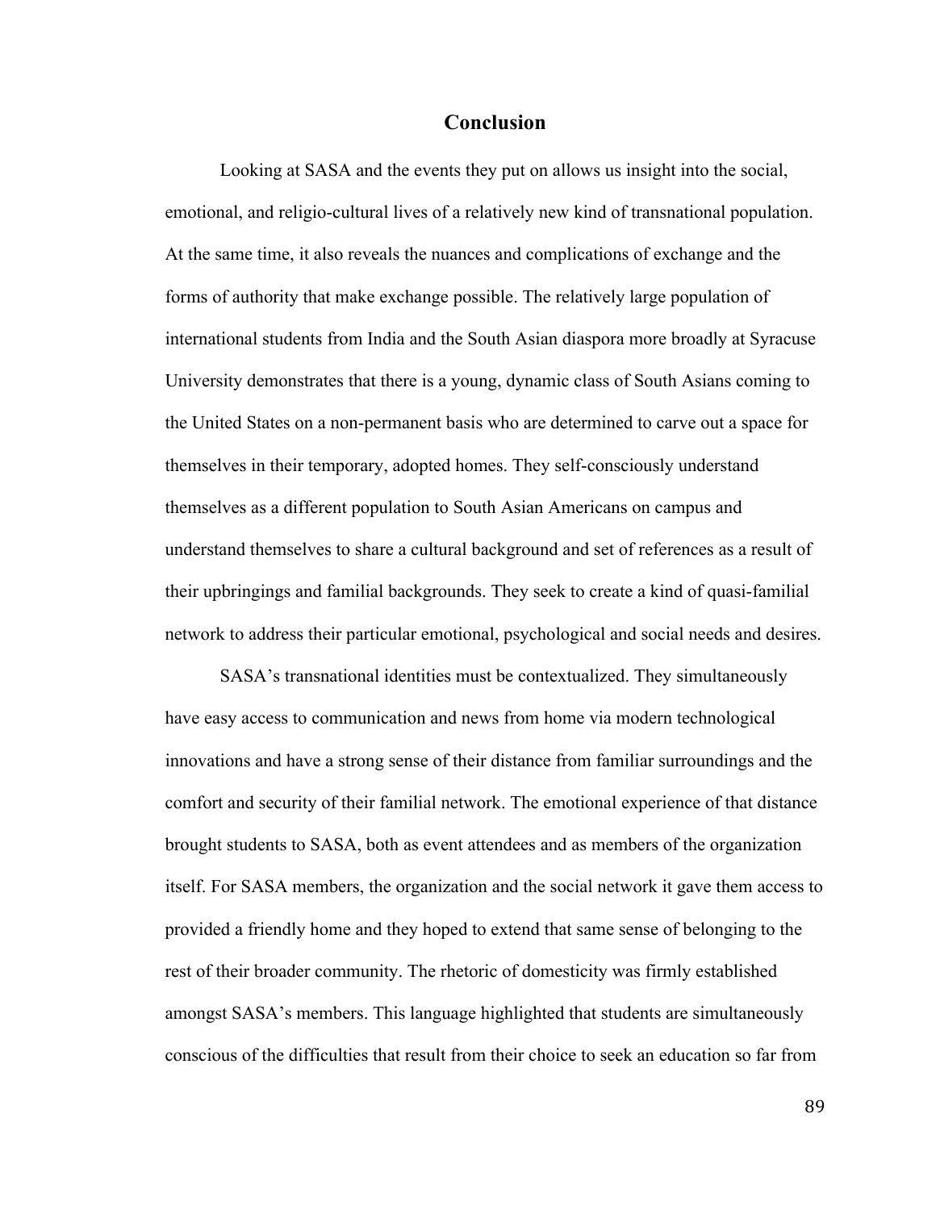# Conclusion

Looking at SASA and the events they put on allows us insight into the social, emotional, and religio-cultural lives of a relatively new kind of transnational population. At the same time, it also reveals the nuances and complications of exchange and the forms of authority that make exchange possible. The relatively large population of international students from India and the South Asian diaspora more broadly at Syracuse University demonstrates that there is a young, dynamic class of South Asians coming to the United States on a non-permanent basis who are determined to carve out a space for themselves in their temporary, adopted homes. They self-consciously understand themselves as a different population to South Asian Americans on campus and understand themselves to share a cultural background and set of references as a result of their upbringings and familial backgrounds. They seek to create a kind of quasi-familial network to address their particular emotional, psychological and social needs and desires.

SASA's transnational identities must be contextualized. They simultaneously have easy access to communication and news from home via modern technological innovations and have a strong sense of their distance from familiar surroundings and the comfort and security of their familial network. The emotional experience of that distance brought students to SASA, both as event attendees and as members of the organization itself. For SASA members, the organization and the social network it gave them access to provided a friendly home and they hoped to extend that same sense of belonging to the rest of their broader community. The rhetoric of domesticity was firmly established amongst SASA's members. This language highlighted that students are simultaneously conscious of the difficulties that result from their choice to seek an education so far from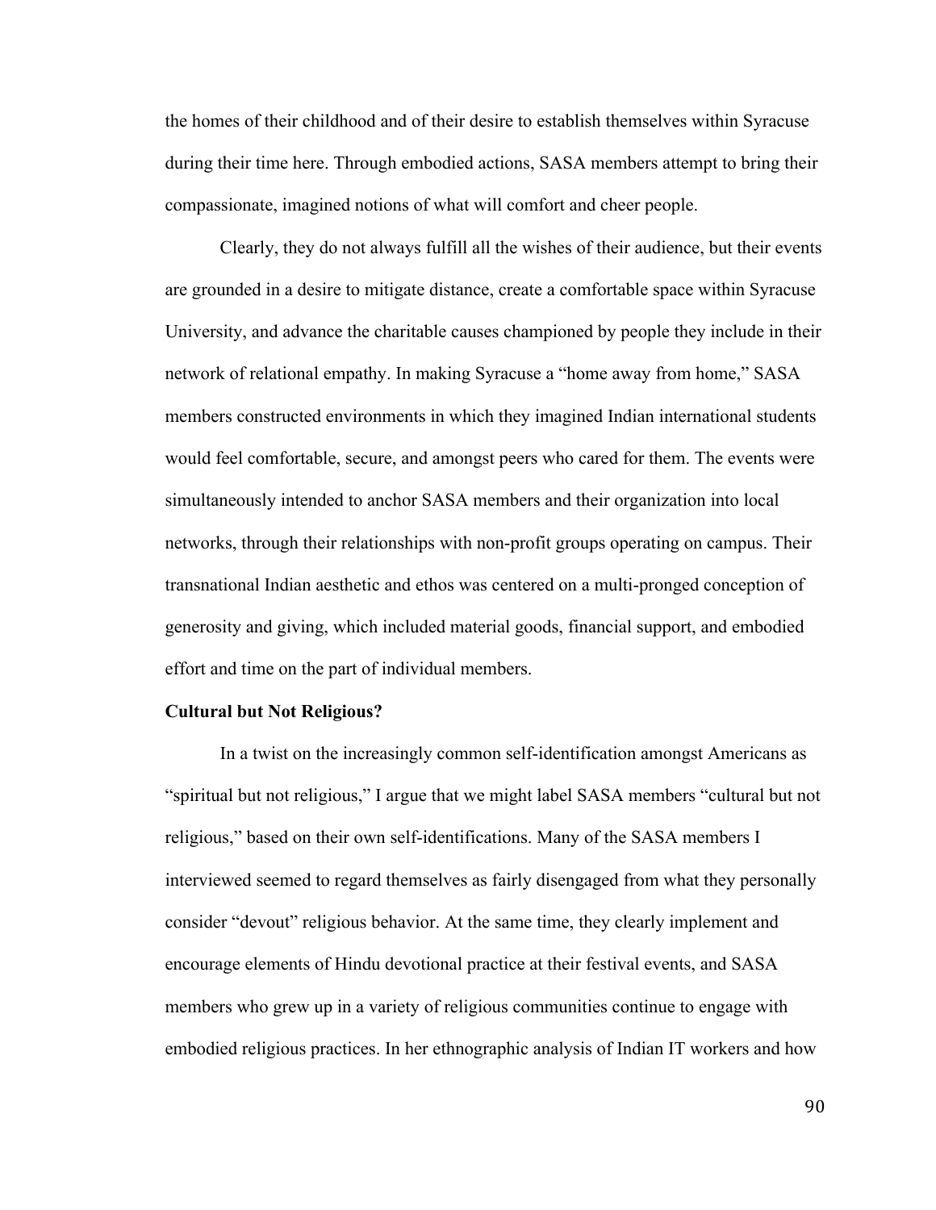the homes of their childhood and of their desire to establish themselves within Syracuse during their time here. Through embodied actions, SASA members attempt to bring their compassionate, imagined notions of what will comfort and cheer people.

Clearly, they do not always fulfill all the wishes of their audience, but their events are grounded in a desire to mitigate distance, create a comfortable space within Syracuse University, and advance the charitable causes championed by people they include in their network of relational empathy. In making Syracuse a "home away from home," SASA members constructed environments in which they imagined Indian international students would feel comfortable, secure, and amongst peers who cared for them. The events were simultaneously intended to anchor SASA members and their organization into local networks, through their relationships with non-profit groups operating on campus. Their transnational Indian aesthetic and ethos was centered on a multi-pronged conception of generosity and giving, which included material goods, financial support, and embodied effort and time on the part of individual members.

**Cultural but Not Religious?**

In a twist on the increasingly common self-identification amongst Americans as "spiritual but not religious," I argue that we might label SASA members "cultural but not religious," based on their own self-identifications. Many of the SASA members I interviewed seemed to regard themselves as fairly disengaged from what they personally consider "devout" religious behavior. At the same time, they clearly implement and encourage elements of Hindu devotional practice at their festival events, and SASA members who grew up in a variety of religious communities continue to engage with embodied religious practices. In her ethnographic analysis of Indian IT workers and how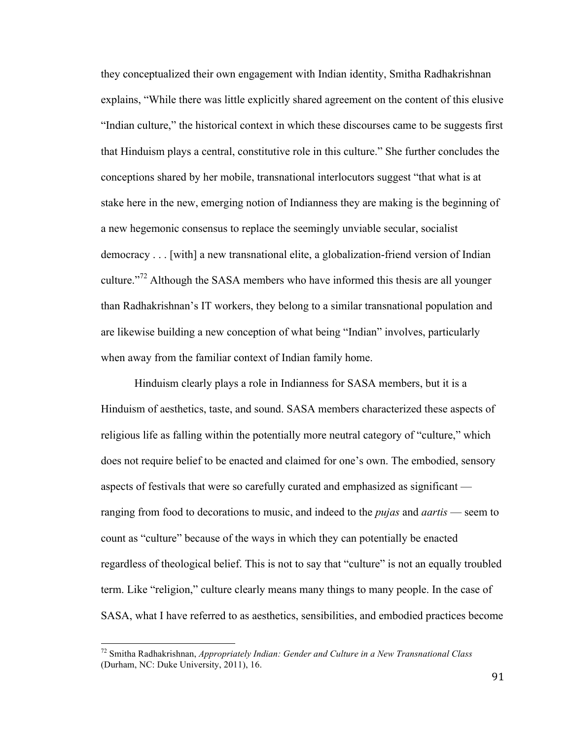they conceptualized their own engagement with Indian identity, Smitha Radhakrishnan explains, "While there was little explicitly shared agreement on the content of this elusive "Indian culture," the historical context in which these discourses came to be suggests first that Hinduism plays a central, constitutive role in this culture." She further concludes the conceptions shared by her mobile, transnational interlocutors suggest "that what is at stake here in the new, emerging notion of Indianness they are making is the beginning of a new hegemonic consensus to replace the seemingly unviable secular, socialist democracy . . . [with] a new transnational elite, a globalization-friend version of Indian culture."[72] Although the SASA members who have informed this thesis are all younger than Radhakrishnan's IT workers, they belong to a similar transnational population and are likewise building a new conception of what being "Indian" involves, particularly when away from the familiar context of Indian family home.

Hinduism clearly plays a role in Indianness for SASA members, but it is a Hinduism of aesthetics, taste, and sound. SASA members characterized these aspects of religious life as falling within the potentially more neutral category of "culture," which does not require belief to be enacted and claimed for one's own. The embodied, sensory aspects of festivals that were so carefully curated and emphasized as significant — ranging from food to decorations to music, and indeed to the *pujas* and *aartis* — seem to count as "culture" because of the ways in which they can potentially be enacted regardless of theological belief. This is not to say that "culture" is not an equally troubled term. Like "religion," culture clearly means many things to many people. In the case of SASA, what I have referred to as aesthetics, sensibilities, and embodied practices become

---

[72] Smitha Radhakrishnan, *Appropriately Indian: Gender and Culture in a New Transnational Class* (Durham, NC: Duke University, 2011), 16.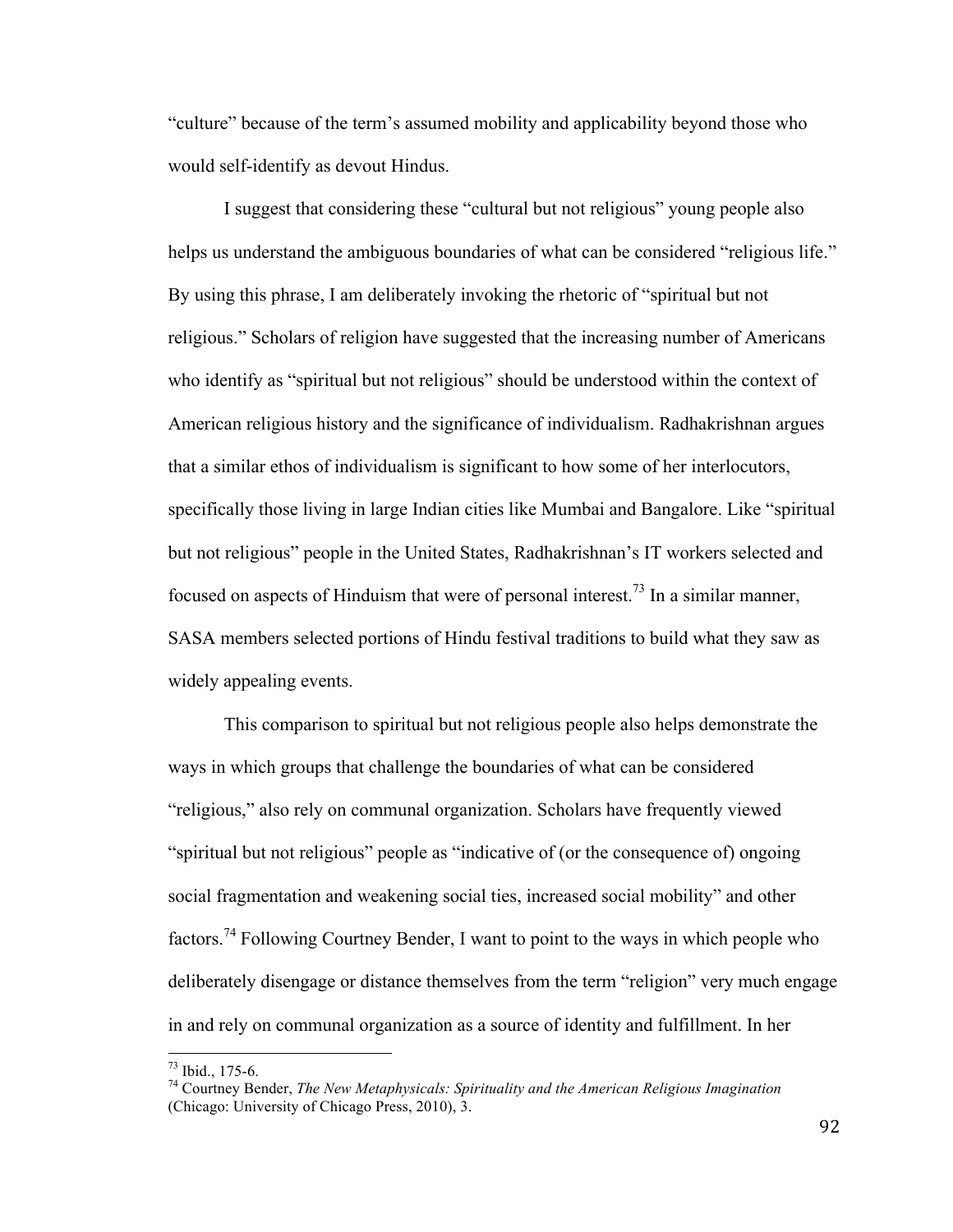"culture" because of the term's assumed mobility and applicability beyond those who would self-identify as devout Hindus.

I suggest that considering these "cultural but not religious" young people also helps us understand the ambiguous boundaries of what can be considered "religious life." By using this phrase, I am deliberately invoking the rhetoric of "spiritual but not religious." Scholars of religion have suggested that the increasing number of Americans who identify as "spiritual but not religious" should be understood within the context of American religious history and the significance of individualism. Radhakrishnan argues that a similar ethos of individualism is significant to how some of her interlocutors, specifically those living in large Indian cities like Mumbai and Bangalore. Like "spiritual but not religious" people in the United States, Radhakrishnan's IT workers selected and focused on aspects of Hinduism that were of personal interest.[73] In a similar manner, SASA members selected portions of Hindu festival traditions to build what they saw as widely appealing events.

This comparison to spiritual but not religious people also helps demonstrate the ways in which groups that challenge the boundaries of what can be considered "religious," also rely on communal organization. Scholars have frequently viewed "spiritual but not religious" people as "indicative of (or the consequence of) ongoing social fragmentation and weakening social ties, increased social mobility" and other factors.[74] Following Courtney Bender, I want to point to the ways in which people who deliberately disengage or distance themselves from the term "religion" very much engage in and rely on communal organization as a source of identity and fulfillment. In her

---

[73] Ibid., 175-6.

[74] Courtney Bender, *The New Metaphysicals: Spirituality and the American Religious Imagination* (Chicago: University of Chicago Press, 2010), 3.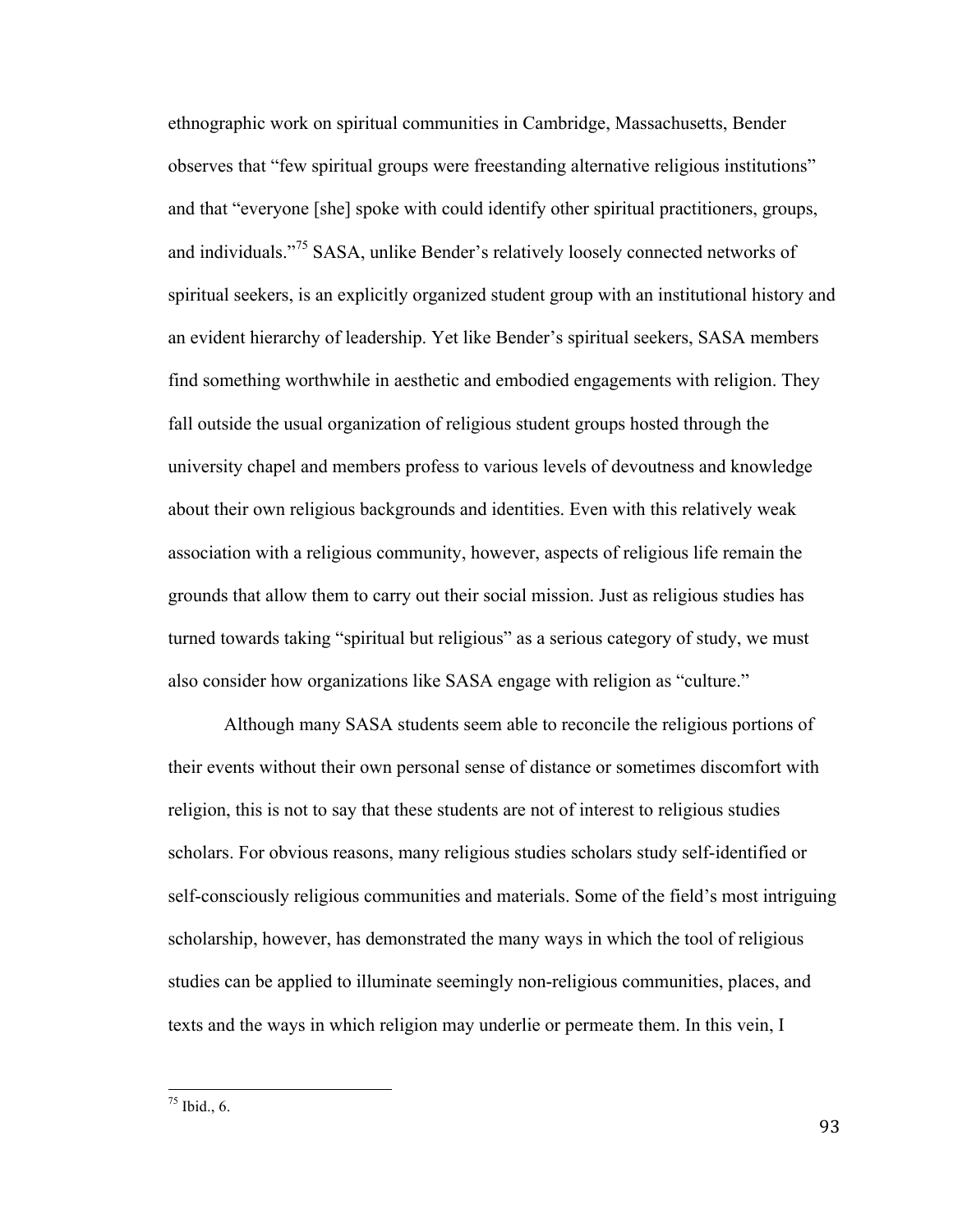ethnographic work on spiritual communities in Cambridge, Massachusetts, Bender observes that "few spiritual groups were freestanding alternative religious institutions" and that "everyone [she] spoke with could identify other spiritual practitioners, groups, and individuals."[75] SASA, unlike Bender's relatively loosely connected networks of spiritual seekers, is an explicitly organized student group with an institutional history and an evident hierarchy of leadership. Yet like Bender's spiritual seekers, SASA members find something worthwhile in aesthetic and embodied engagements with religion. They fall outside the usual organization of religious student groups hosted through the university chapel and members profess to various levels of devoutness and knowledge about their own religious backgrounds and identities. Even with this relatively weak association with a religious community, however, aspects of religious life remain the grounds that allow them to carry out their social mission. Just as religious studies has turned towards taking "spiritual but religious" as a serious category of study, we must also consider how organizations like SASA engage with religion as "culture."

Although many SASA students seem able to reconcile the religious portions of their events without their own personal sense of distance or sometimes discomfort with religion, this is not to say that these students are not of interest to religious studies scholars. For obvious reasons, many religious studies scholars study self-identified or self-consciously religious communities and materials. Some of the field's most intriguing scholarship, however, has demonstrated the many ways in which the tool of religious studies can be applied to illuminate seemingly non-religious communities, places, and texts and the ways in which religion may underlie or permeate them. In this vein, I

[75] Ibid., 6.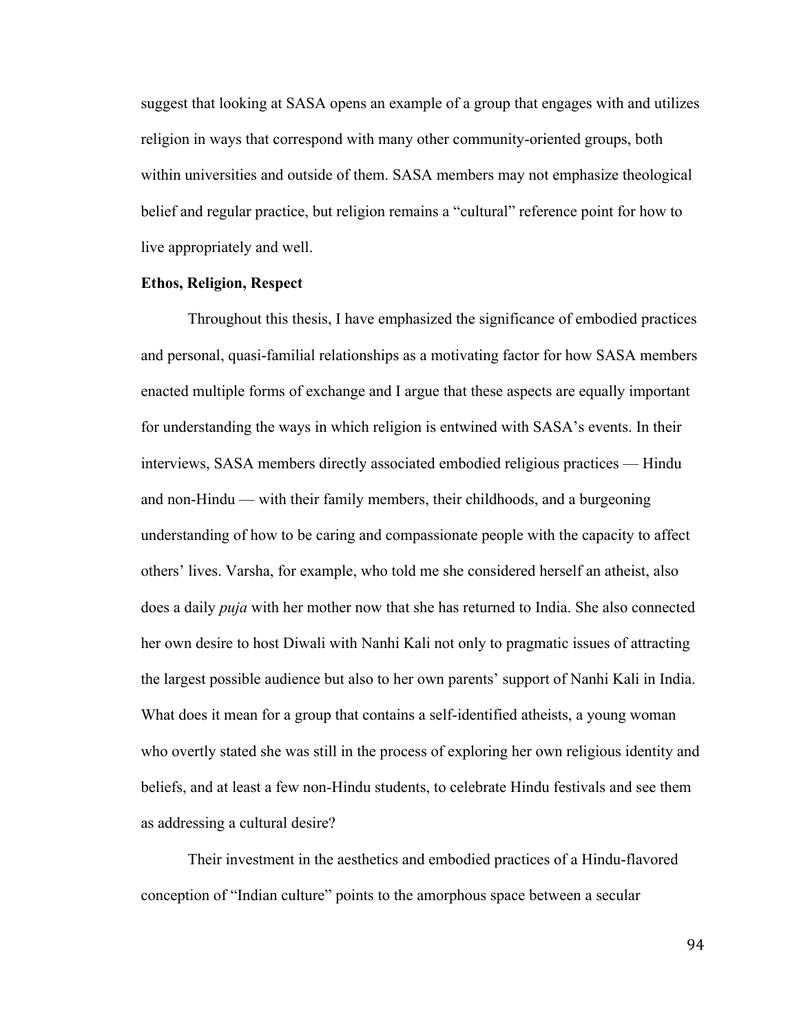suggest that looking at SASA opens an example of a group that engages with and utilizes religion in ways that correspond with many other community-oriented groups, both within universities and outside of them. SASA members may not emphasize theological belief and regular practice, but religion remains a "cultural" reference point for how to live appropriately and well.

**Ethos, Religion, Respect**

Throughout this thesis, I have emphasized the significance of embodied practices and personal, quasi-familial relationships as a motivating factor for how SASA members enacted multiple forms of exchange and I argue that these aspects are equally important for understanding the ways in which religion is entwined with SASA's events. In their interviews, SASA members directly associated embodied religious practices — Hindu and non-Hindu — with their family members, their childhoods, and a burgeoning understanding of how to be caring and compassionate people with the capacity to affect others' lives. Varsha, for example, who told me she considered herself an atheist, also does a daily *puja* with her mother now that she has returned to India. She also connected her own desire to host Diwali with Nanhi Kali not only to pragmatic issues of attracting the largest possible audience but also to her own parents' support of Nanhi Kali in India. What does it mean for a group that contains a self-identified atheists, a young woman who overtly stated she was still in the process of exploring her own religious identity and beliefs, and at least a few non-Hindu students, to celebrate Hindu festivals and see them as addressing a cultural desire?

Their investment in the aesthetics and embodied practices of a Hindu-flavored conception of "Indian culture" points to the amorphous space between a secular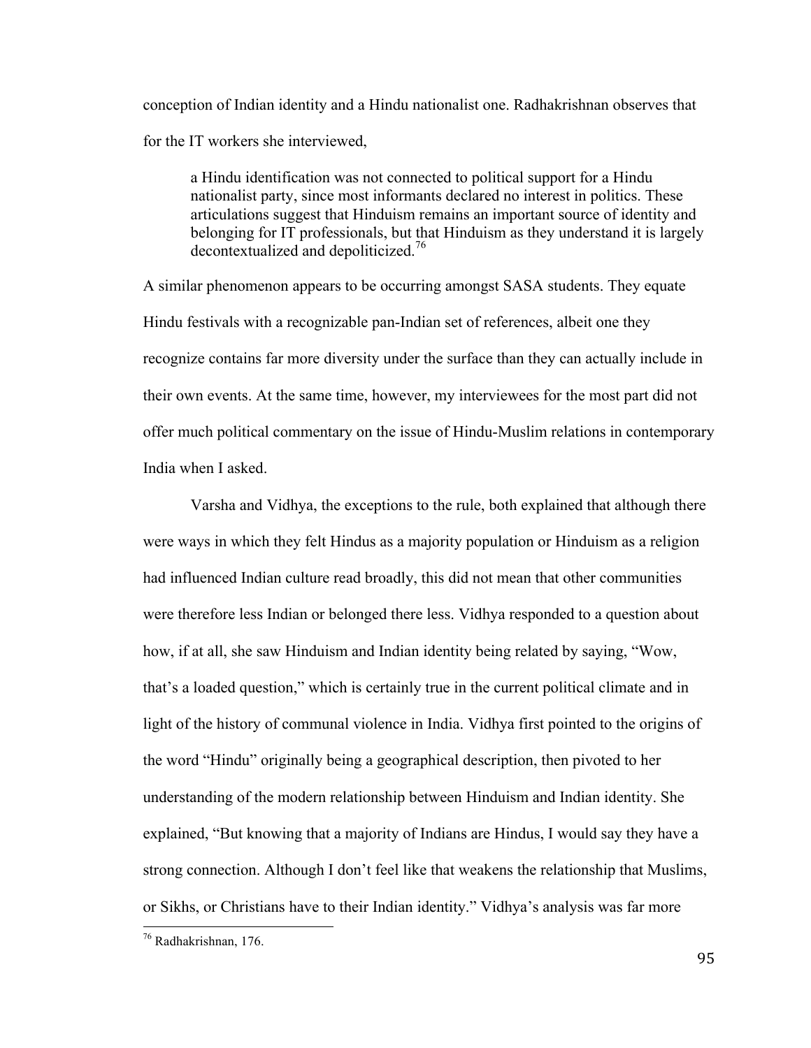conception of Indian identity and a Hindu nationalist one. Radhakrishnan observes that for the IT workers she interviewed,

> a Hindu identification was not connected to political support for a Hindu nationalist party, since most informants declared no interest in politics. These articulations suggest that Hinduism remains an important source of identity and belonging for IT professionals, but that Hinduism as they understand it is largely decontextualized and depoliticized.[76]

A similar phenomenon appears to be occurring amongst SASA students. They equate Hindu festivals with a recognizable pan-Indian set of references, albeit one they recognize contains far more diversity under the surface than they can actually include in their own events. At the same time, however, my interviewees for the most part did not offer much political commentary on the issue of Hindu-Muslim relations in contemporary India when I asked.

Varsha and Vidhya, the exceptions to the rule, both explained that although there were ways in which they felt Hindus as a majority population or Hinduism as a religion had influenced Indian culture read broadly, this did not mean that other communities were therefore less Indian or belonged there less. Vidhya responded to a question about how, if at all, she saw Hinduism and Indian identity being related by saying, "Wow, that's a loaded question," which is certainly true in the current political climate and in light of the history of communal violence in India. Vidhya first pointed to the origins of the word "Hindu" originally being a geographical description, then pivoted to her understanding of the modern relationship between Hinduism and Indian identity. She explained, "But knowing that a majority of Indians are Hindus, I would say they have a strong connection. Although I don't feel like that weakens the relationship that Muslims, or Sikhs, or Christians have to their Indian identity." Vidhya's analysis was far more

[76] Radhakrishnan, 176.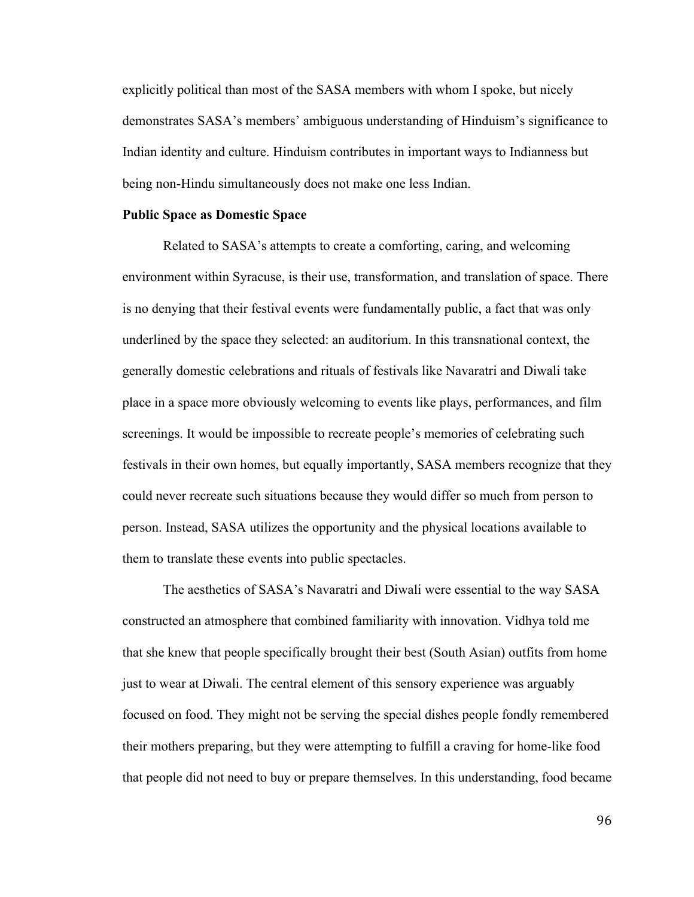explicitly political than most of the SASA members with whom I spoke, but nicely demonstrates SASA's members' ambiguous understanding of Hinduism's significance to Indian identity and culture. Hinduism contributes in important ways to Indianness but being non-Hindu simultaneously does not make one less Indian.

**Public Space as Domestic Space**

Related to SASA's attempts to create a comforting, caring, and welcoming environment within Syracuse, is their use, transformation, and translation of space. There is no denying that their festival events were fundamentally public, a fact that was only underlined by the space they selected: an auditorium. In this transnational context, the generally domestic celebrations and rituals of festivals like Navaratri and Diwali take place in a space more obviously welcoming to events like plays, performances, and film screenings. It would be impossible to recreate people's memories of celebrating such festivals in their own homes, but equally importantly, SASA members recognize that they could never recreate such situations because they would differ so much from person to person. Instead, SASA utilizes the opportunity and the physical locations available to them to translate these events into public spectacles.

The aesthetics of SASA's Navaratri and Diwali were essential to the way SASA constructed an atmosphere that combined familiarity with innovation. Vidhya told me that she knew that people specifically brought their best (South Asian) outfits from home just to wear at Diwali. The central element of this sensory experience was arguably focused on food. They might not be serving the special dishes people fondly remembered their mothers preparing, but they were attempting to fulfill a craving for home-like food that people did not need to buy or prepare themselves. In this understanding, food became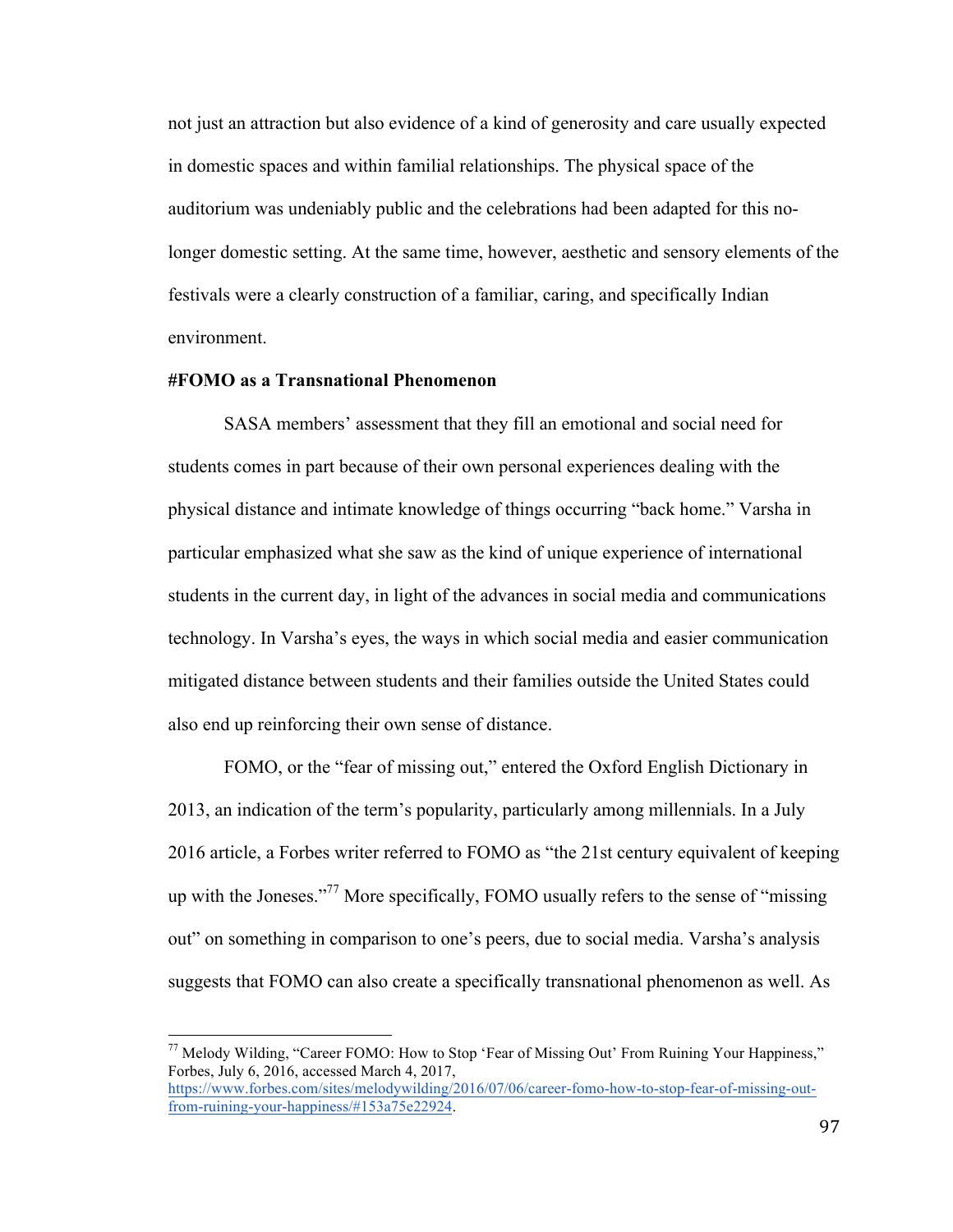not just an attraction but also evidence of a kind of generosity and care usually expected in domestic spaces and within familial relationships. The physical space of the auditorium was undeniably public and the celebrations had been adapted for this no-longer domestic setting. At the same time, however, aesthetic and sensory elements of the festivals were a clearly construction of a familiar, caring, and specifically Indian environment.

**#FOMO as a Transnational Phenomenon**

SASA members' assessment that they fill an emotional and social need for students comes in part because of their own personal experiences dealing with the physical distance and intimate knowledge of things occurring "back home." Varsha in particular emphasized what she saw as the kind of unique experience of international students in the current day, in light of the advances in social media and communications technology. In Varsha's eyes, the ways in which social media and easier communication mitigated distance between students and their families outside the United States could also end up reinforcing their own sense of distance.

FOMO, or the "fear of missing out," entered the Oxford English Dictionary in 2013, an indication of the term's popularity, particularly among millennials. In a July 2016 article, a Forbes writer referred to FOMO as "the 21st century equivalent of keeping up with the Joneses."[77] More specifically, FOMO usually refers to the sense of "missing out" on something in comparison to one's peers, due to social media. Varsha's analysis suggests that FOMO can also create a specifically transnational phenomenon as well. As

---

[77] Melody Wilding, "Career FOMO: How to Stop 'Fear of Missing Out' From Ruining Your Happiness," Forbes, July 6, 2016, accessed March 4, 2017, https://www.forbes.com/sites/melodywilding/2016/07/06/career-fomo-how-to-stop-fear-of-missing-out-from-ruining-your-happiness/#153a75e22924.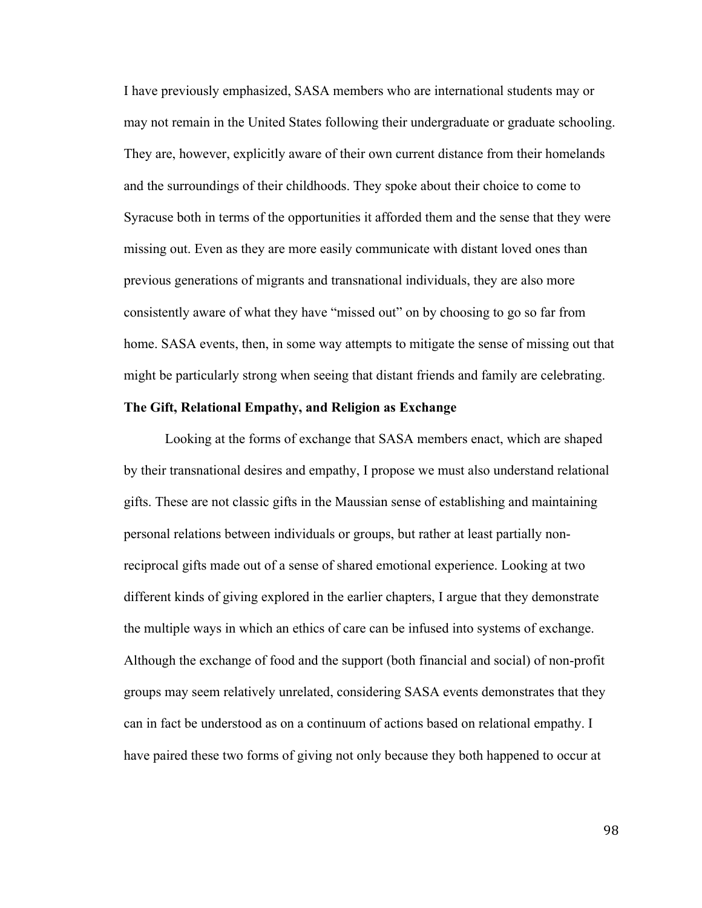I have previously emphasized, SASA members who are international students may or may not remain in the United States following their undergraduate or graduate schooling. They are, however, explicitly aware of their own current distance from their homelands and the surroundings of their childhoods. They spoke about their choice to come to Syracuse both in terms of the opportunities it afforded them and the sense that they were missing out. Even as they are more easily communicate with distant loved ones than previous generations of migrants and transnational individuals, they are also more consistently aware of what they have "missed out" on by choosing to go so far from home. SASA events, then, in some way attempts to mitigate the sense of missing out that might be particularly strong when seeing that distant friends and family are celebrating.

**The Gift, Relational Empathy, and Religion as Exchange**

Looking at the forms of exchange that SASA members enact, which are shaped by their transnational desires and empathy, I propose we must also understand relational gifts. These are not classic gifts in the Maussian sense of establishing and maintaining personal relations between individuals or groups, but rather at least partially non-reciprocal gifts made out of a sense of shared emotional experience. Looking at two different kinds of giving explored in the earlier chapters, I argue that they demonstrate the multiple ways in which an ethics of care can be infused into systems of exchange. Although the exchange of food and the support (both financial and social) of non-profit groups may seem relatively unrelated, considering SASA events demonstrates that they can in fact be understood as on a continuum of actions based on relational empathy. I have paired these two forms of giving not only because they both happened to occur at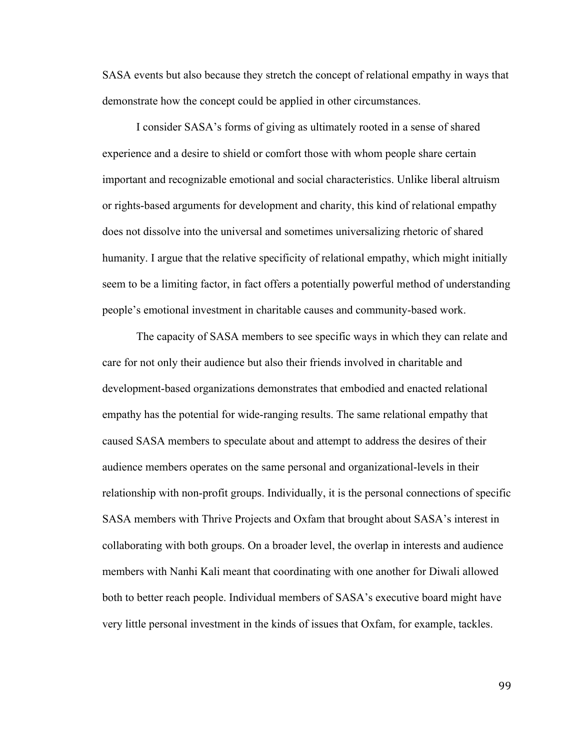SASA events but also because they stretch the concept of relational empathy in ways that demonstrate how the concept could be applied in other circumstances.

I consider SASA's forms of giving as ultimately rooted in a sense of shared experience and a desire to shield or comfort those with whom people share certain important and recognizable emotional and social characteristics. Unlike liberal altruism or rights-based arguments for development and charity, this kind of relational empathy does not dissolve into the universal and sometimes universalizing rhetoric of shared humanity. I argue that the relative specificity of relational empathy, which might initially seem to be a limiting factor, in fact offers a potentially powerful method of understanding people's emotional investment in charitable causes and community-based work.

The capacity of SASA members to see specific ways in which they can relate and care for not only their audience but also their friends involved in charitable and development-based organizations demonstrates that embodied and enacted relational empathy has the potential for wide-ranging results. The same relational empathy that caused SASA members to speculate about and attempt to address the desires of their audience members operates on the same personal and organizational-levels in their relationship with non-profit groups. Individually, it is the personal connections of specific SASA members with Thrive Projects and Oxfam that brought about SASA's interest in collaborating with both groups. On a broader level, the overlap in interests and audience members with Nanhi Kali meant that coordinating with one another for Diwali allowed both to better reach people. Individual members of SASA's executive board might have very little personal investment in the kinds of issues that Oxfam, for example, tackles.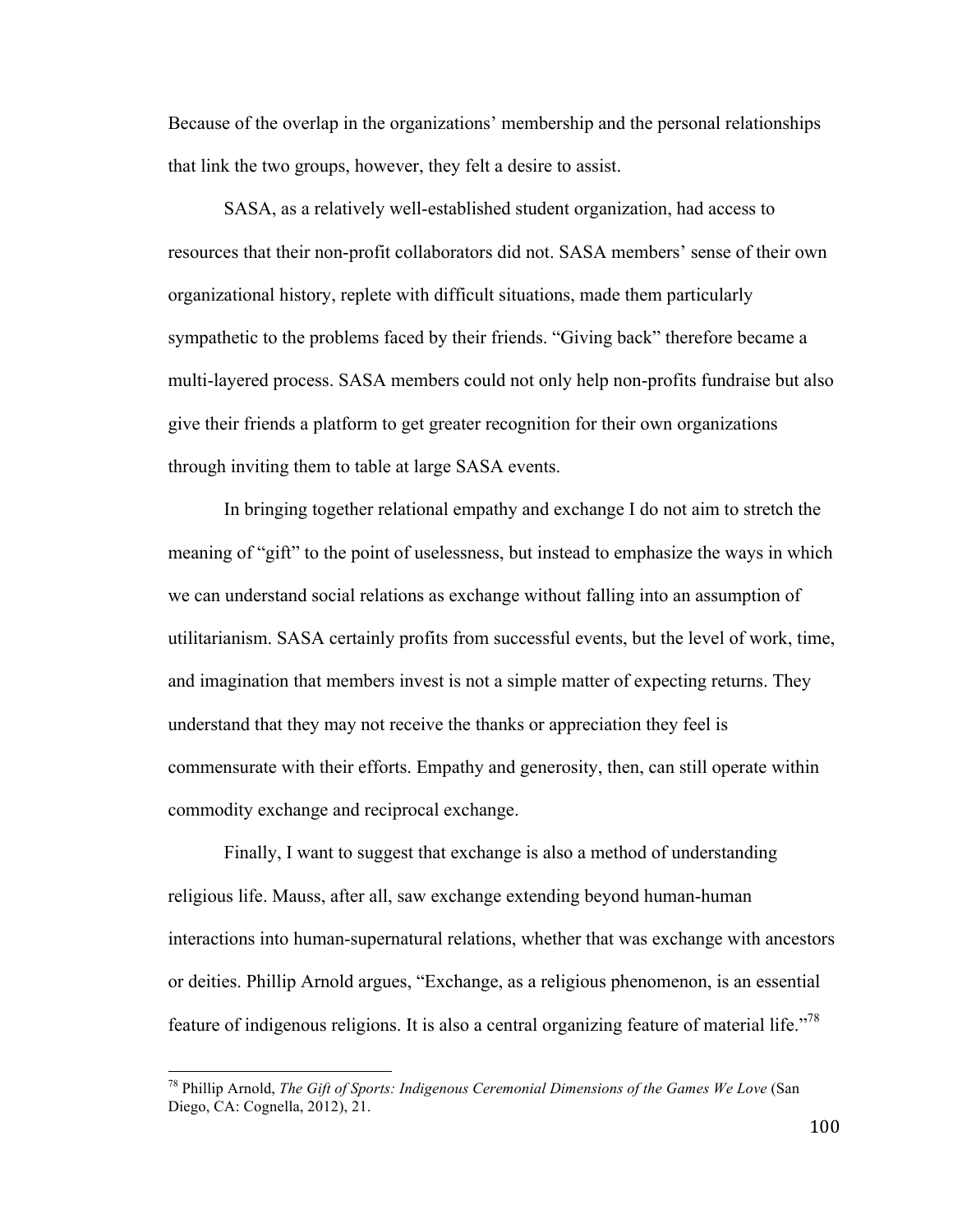Because of the overlap in the organizations' membership and the personal relationships that link the two groups, however, they felt a desire to assist.

SASA, as a relatively well-established student organization, had access to resources that their non-profit collaborators did not. SASA members' sense of their own organizational history, replete with difficult situations, made them particularly sympathetic to the problems faced by their friends. "Giving back" therefore became a multi-layered process. SASA members could not only help non-profits fundraise but also give their friends a platform to get greater recognition for their own organizations through inviting them to table at large SASA events.

In bringing together relational empathy and exchange I do not aim to stretch the meaning of "gift" to the point of uselessness, but instead to emphasize the ways in which we can understand social relations as exchange without falling into an assumption of utilitarianism. SASA certainly profits from successful events, but the level of work, time, and imagination that members invest is not a simple matter of expecting returns. They understand that they may not receive the thanks or appreciation they feel is commensurate with their efforts. Empathy and generosity, then, can still operate within commodity exchange and reciprocal exchange.

Finally, I want to suggest that exchange is also a method of understanding religious life. Mauss, after all, saw exchange extending beyond human-human interactions into human-supernatural relations, whether that was exchange with ancestors or deities. Phillip Arnold argues, "Exchange, as a religious phenomenon, is an essential feature of indigenous religions. It is also a central organizing feature of material life."[78]

---

[78] Phillip Arnold, *The Gift of Sports: Indigenous Ceremonial Dimensions of the Games We Love* (San Diego, CA: Cognella, 2012), 21.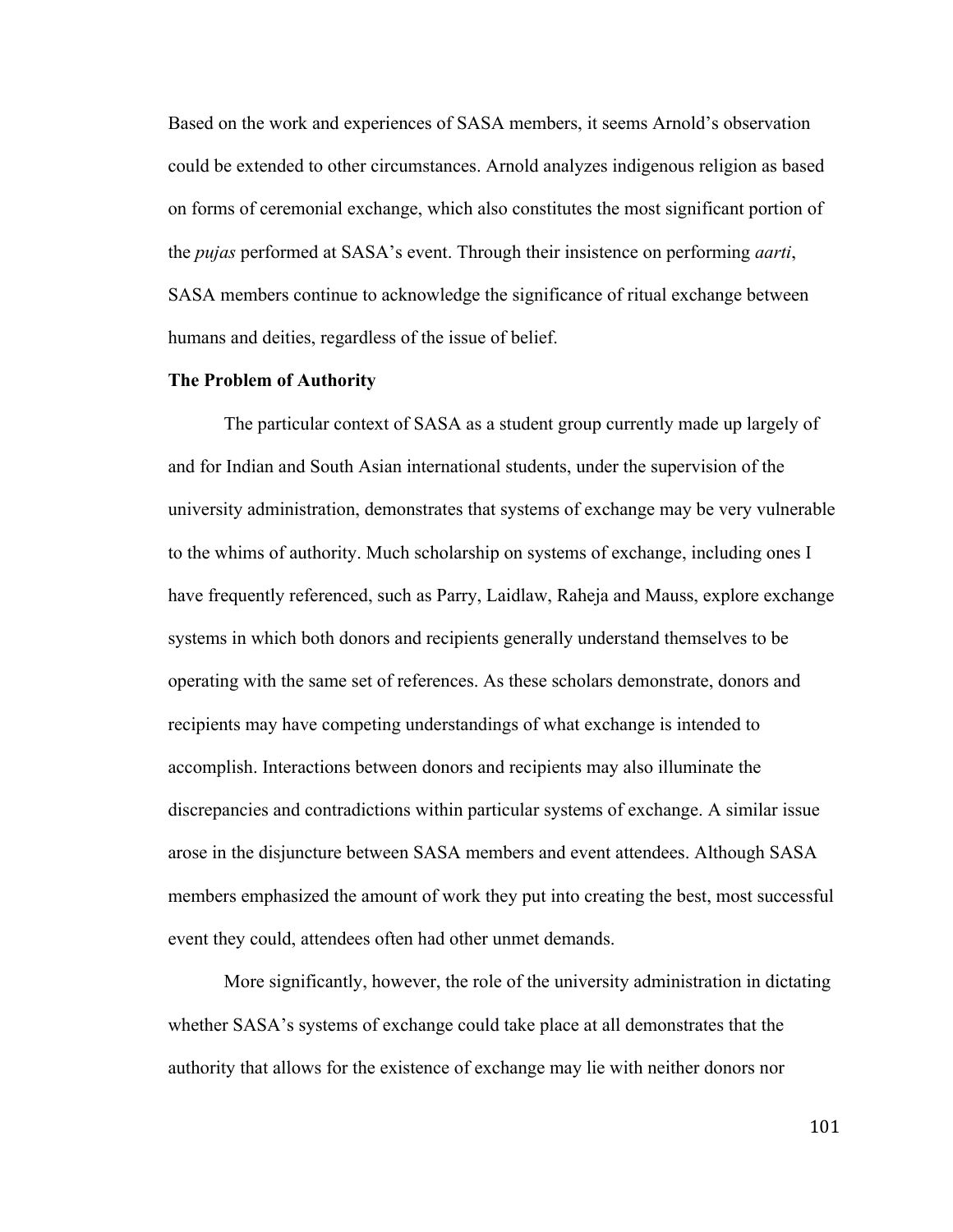Based on the work and experiences of SASA members, it seems Arnold's observation could be extended to other circumstances. Arnold analyzes indigenous religion as based on forms of ceremonial exchange, which also constitutes the most significant portion of the *pujas* performed at SASA's event. Through their insistence on performing *aarti*, SASA members continue to acknowledge the significance of ritual exchange between humans and deities, regardless of the issue of belief.

**The Problem of Authority**

The particular context of SASA as a student group currently made up largely of and for Indian and South Asian international students, under the supervision of the university administration, demonstrates that systems of exchange may be very vulnerable to the whims of authority. Much scholarship on systems of exchange, including ones I have frequently referenced, such as Parry, Laidlaw, Raheja and Mauss, explore exchange systems in which both donors and recipients generally understand themselves to be operating with the same set of references. As these scholars demonstrate, donors and recipients may have competing understandings of what exchange is intended to accomplish. Interactions between donors and recipients may also illuminate the discrepancies and contradictions within particular systems of exchange. A similar issue arose in the disjuncture between SASA members and event attendees. Although SASA members emphasized the amount of work they put into creating the best, most successful event they could, attendees often had other unmet demands.

More significantly, however, the role of the university administration in dictating whether SASA's systems of exchange could take place at all demonstrates that the authority that allows for the existence of exchange may lie with neither donors nor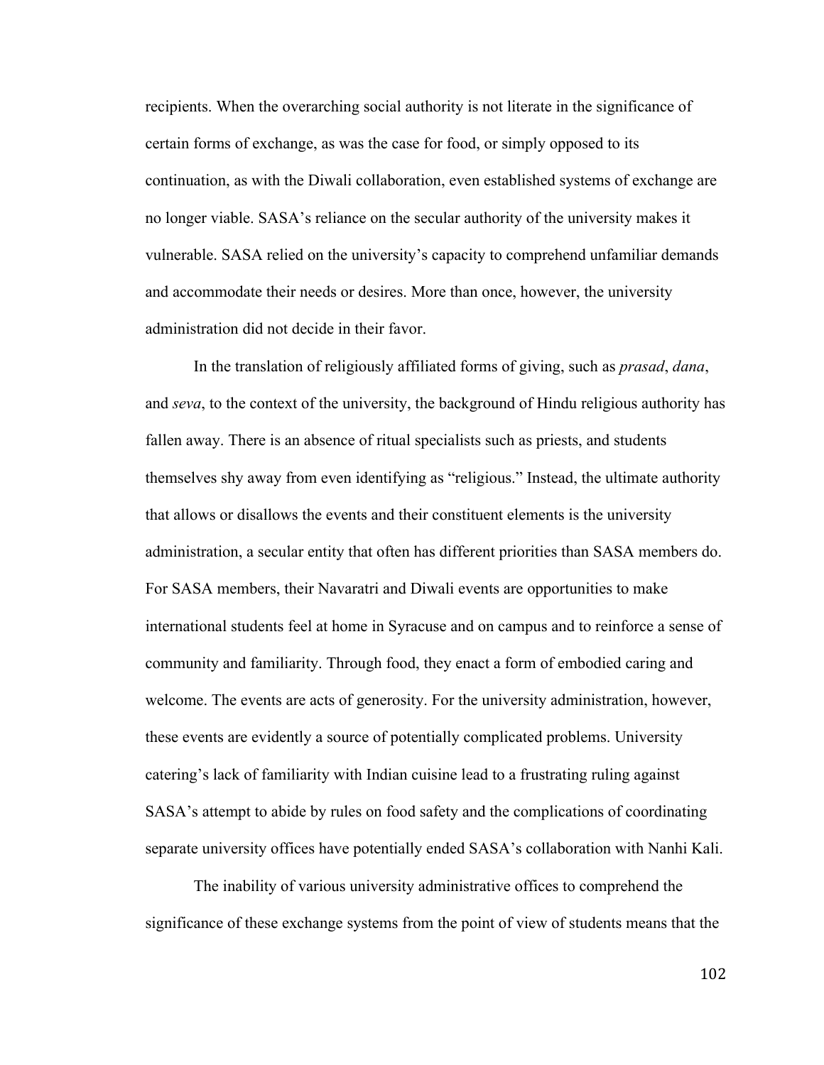recipients. When the overarching social authority is not literate in the significance of certain forms of exchange, as was the case for food, or simply opposed to its continuation, as with the Diwali collaboration, even established systems of exchange are no longer viable. SASA's reliance on the secular authority of the university makes it vulnerable. SASA relied on the university's capacity to comprehend unfamiliar demands and accommodate their needs or desires. More than once, however, the university administration did not decide in their favor.

In the translation of religiously affiliated forms of giving, such as *prasad*, *dana*, and *seva*, to the context of the university, the background of Hindu religious authority has fallen away. There is an absence of ritual specialists such as priests, and students themselves shy away from even identifying as "religious." Instead, the ultimate authority that allows or disallows the events and their constituent elements is the university administration, a secular entity that often has different priorities than SASA members do. For SASA members, their Navaratri and Diwali events are opportunities to make international students feel at home in Syracuse and on campus and to reinforce a sense of community and familiarity. Through food, they enact a form of embodied caring and welcome. The events are acts of generosity. For the university administration, however, these events are evidently a source of potentially complicated problems. University catering's lack of familiarity with Indian cuisine lead to a frustrating ruling against SASA's attempt to abide by rules on food safety and the complications of coordinating separate university offices have potentially ended SASA's collaboration with Nanhi Kali.

The inability of various university administrative offices to comprehend the significance of these exchange systems from the point of view of students means that the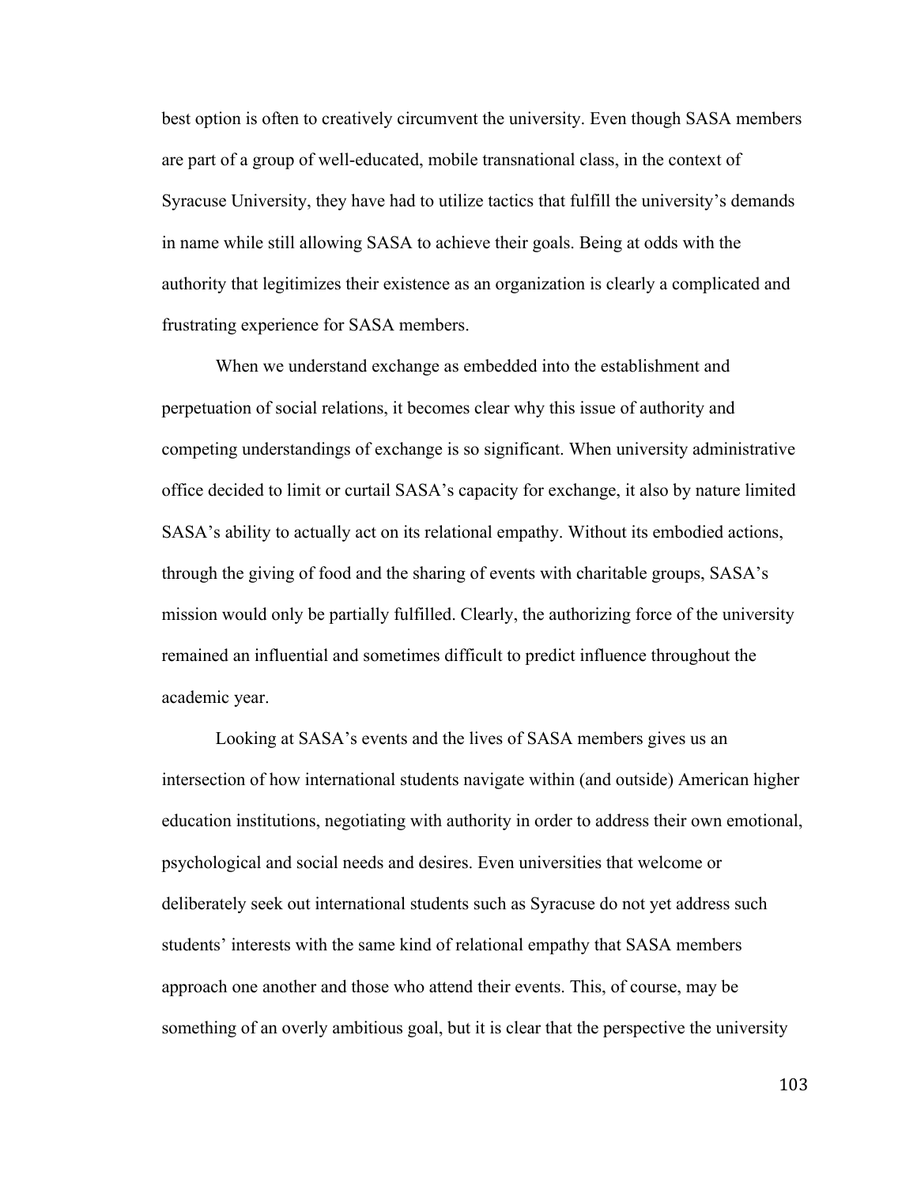best option is often to creatively circumvent the university. Even though SASA members are part of a group of well-educated, mobile transnational class, in the context of Syracuse University, they have had to utilize tactics that fulfill the university's demands in name while still allowing SASA to achieve their goals. Being at odds with the authority that legitimizes their existence as an organization is clearly a complicated and frustrating experience for SASA members.

When we understand exchange as embedded into the establishment and perpetuation of social relations, it becomes clear why this issue of authority and competing understandings of exchange is so significant. When university administrative office decided to limit or curtail SASA's capacity for exchange, it also by nature limited SASA's ability to actually act on its relational empathy. Without its embodied actions, through the giving of food and the sharing of events with charitable groups, SASA's mission would only be partially fulfilled. Clearly, the authorizing force of the university remained an influential and sometimes difficult to predict influence throughout the academic year.

Looking at SASA's events and the lives of SASA members gives us an intersection of how international students navigate within (and outside) American higher education institutions, negotiating with authority in order to address their own emotional, psychological and social needs and desires. Even universities that welcome or deliberately seek out international students such as Syracuse do not yet address such students' interests with the same kind of relational empathy that SASA members approach one another and those who attend their events. This, of course, may be something of an overly ambitious goal, but it is clear that the perspective the university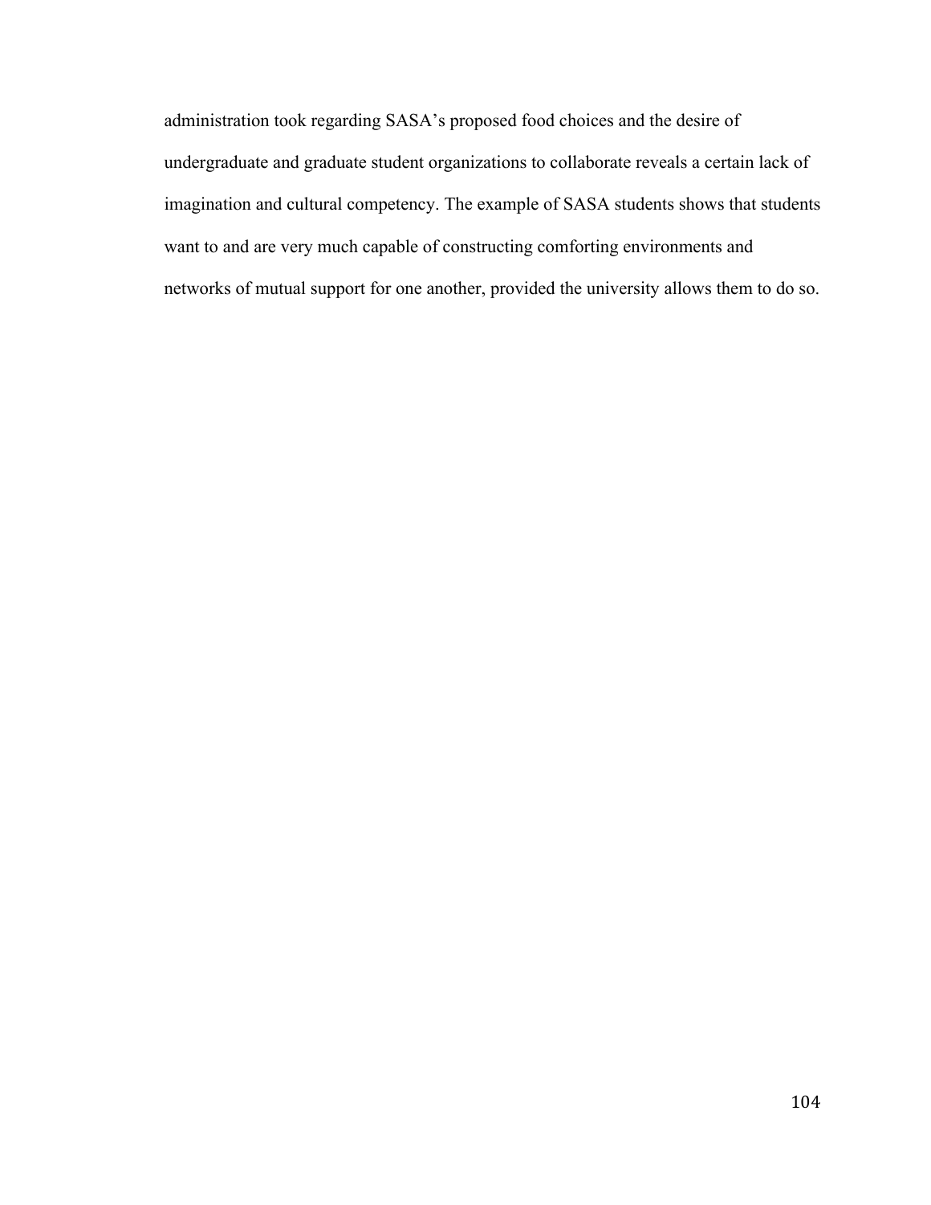administration took regarding SASA's proposed food choices and the desire of undergraduate and graduate student organizations to collaborate reveals a certain lack of imagination and cultural competency. The example of SASA students shows that students want to and are very much capable of constructing comforting environments and networks of mutual support for one another, provided the university allows them to do so.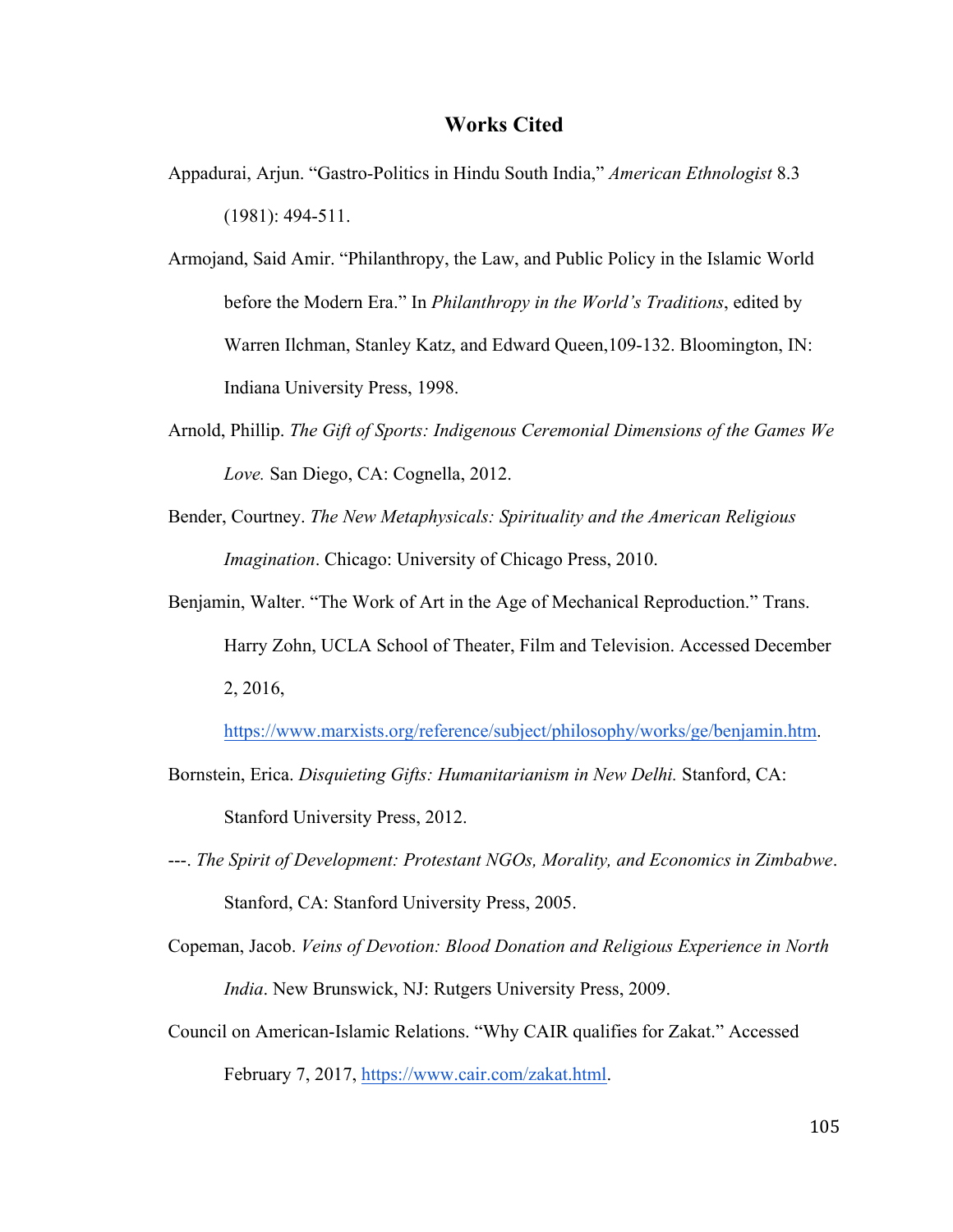# Works Cited

Appadurai, Arjun. "Gastro-Politics in Hindu South India," *American Ethnologist* 8.3 (1981): 494-511.

Armojand, Said Amir. "Philanthropy, the Law, and Public Policy in the Islamic World before the Modern Era." In *Philanthropy in the World's Traditions*, edited by Warren Ilchman, Stanley Katz, and Edward Queen,109-132. Bloomington, IN: Indiana University Press, 1998.

Arnold, Phillip. *The Gift of Sports: Indigenous Ceremonial Dimensions of the Games We Love.* San Diego, CA: Cognella, 2012.

Bender, Courtney. *The New Metaphysicals: Spirituality and the American Religious Imagination*. Chicago: University of Chicago Press, 2010.

Benjamin, Walter. "The Work of Art in the Age of Mechanical Reproduction." Trans. Harry Zohn, UCLA School of Theater, Film and Television. Accessed December 2, 2016, https://www.marxists.org/reference/subject/philosophy/works/ge/benjamin.htm.

Bornstein, Erica. *Disquieting Gifts: Humanitarianism in New Delhi.* Stanford, CA: Stanford University Press, 2012.

---. *The Spirit of Development: Protestant NGOs, Morality, and Economics in Zimbabwe*. Stanford, CA: Stanford University Press, 2005.

Copeman, Jacob. *Veins of Devotion: Blood Donation and Religious Experience in North India*. New Brunswick, NJ: Rutgers University Press, 2009.

Council on American-Islamic Relations. "Why CAIR qualifies for Zakat." Accessed February 7, 2017, https://www.cair.com/zakat.html.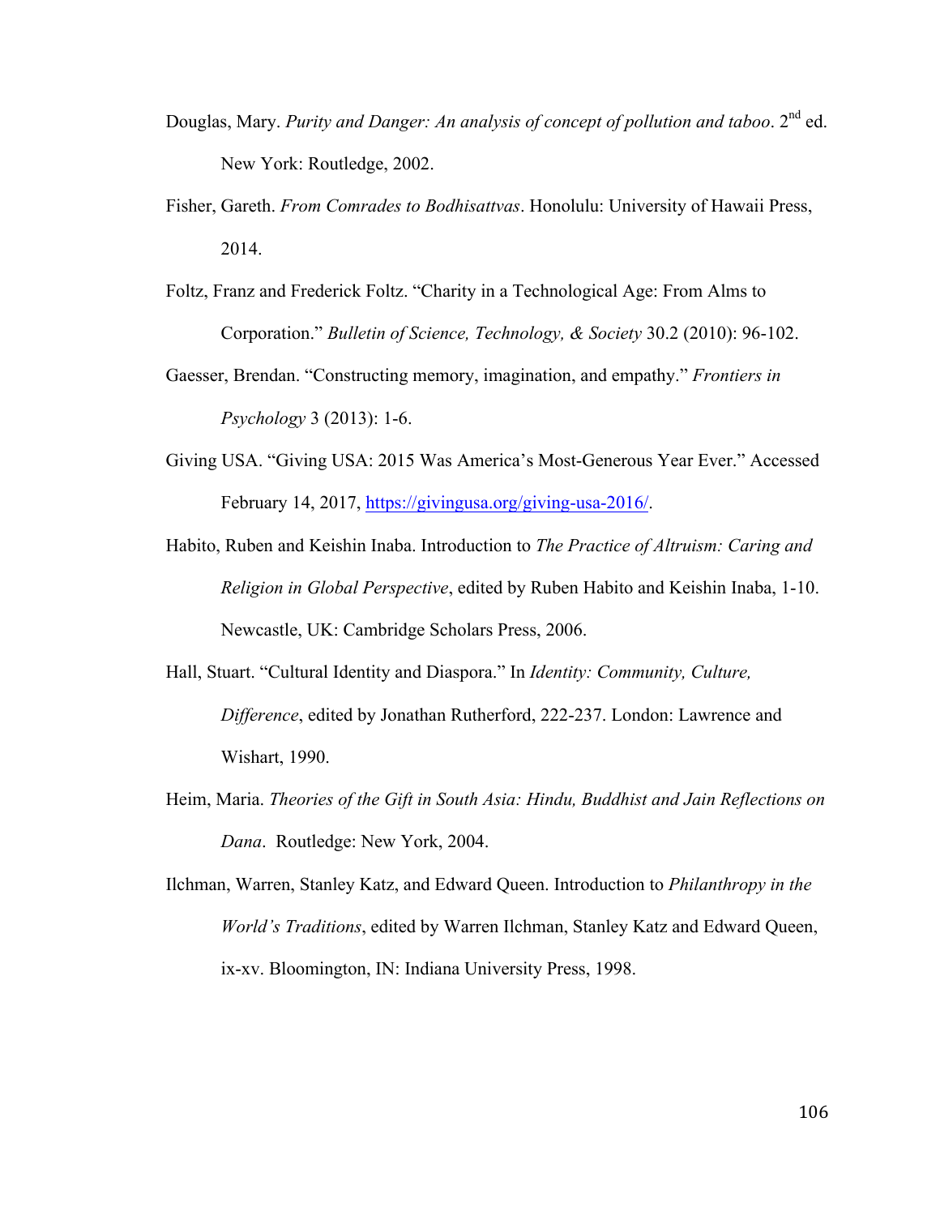Douglas, Mary. *Purity and Danger: An analysis of concept of pollution and taboo*. 2nd ed. New York: Routledge, 2002.

Fisher, Gareth. *From Comrades to Bodhisattvas*. Honolulu: University of Hawaii Press, 2014.

Foltz, Franz and Frederick Foltz. "Charity in a Technological Age: From Alms to Corporation." *Bulletin of Science, Technology, & Society* 30.2 (2010): 96-102.

Gaesser, Brendan. "Constructing memory, imagination, and empathy." *Frontiers in Psychology* 3 (2013): 1-6.

Giving USA. "Giving USA: 2015 Was America's Most-Generous Year Ever." Accessed February 14, 2017, https://givingusa.org/giving-usa-2016/.

Habito, Ruben and Keishin Inaba. Introduction to *The Practice of Altruism: Caring and Religion in Global Perspective*, edited by Ruben Habito and Keishin Inaba, 1-10. Newcastle, UK: Cambridge Scholars Press, 2006.

Hall, Stuart. "Cultural Identity and Diaspora." In *Identity: Community, Culture, Difference*, edited by Jonathan Rutherford, 222-237. London: Lawrence and Wishart, 1990.

Heim, Maria. *Theories of the Gift in South Asia: Hindu, Buddhist and Jain Reflections on Dana*. Routledge: New York, 2004.

Ilchman, Warren, Stanley Katz, and Edward Queen. Introduction to *Philanthropy in the World's Traditions*, edited by Warren Ilchman, Stanley Katz and Edward Queen, ix-xv. Bloomington, IN: Indiana University Press, 1998.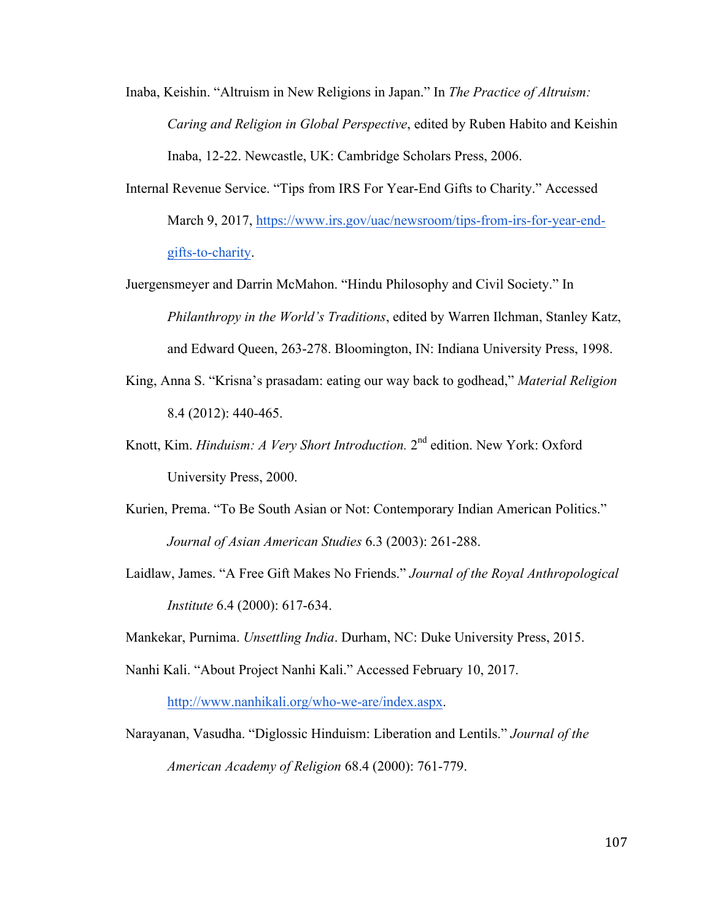Inaba, Keishin. "Altruism in New Religions in Japan." In *The Practice of Altruism: Caring and Religion in Global Perspective*, edited by Ruben Habito and Keishin Inaba, 12-22. Newcastle, UK: Cambridge Scholars Press, 2006.

Internal Revenue Service. "Tips from IRS For Year-End Gifts to Charity." Accessed March 9, 2017, https://www.irs.gov/uac/newsroom/tips-from-irs-for-year-end-gifts-to-charity.

Juergensmeyer and Darrin McMahon. "Hindu Philosophy and Civil Society." In *Philanthropy in the World's Traditions*, edited by Warren Ilchman, Stanley Katz, and Edward Queen, 263-278. Bloomington, IN: Indiana University Press, 1998.

King, Anna S. "Krisna's prasadam: eating our way back to godhead," *Material Religion* 8.4 (2012): 440-465.

Knott, Kim. *Hinduism: A Very Short Introduction.* 2nd edition. New York: Oxford University Press, 2000.

Kurien, Prema. "To Be South Asian or Not: Contemporary Indian American Politics." *Journal of Asian American Studies* 6.3 (2003): 261-288.

Laidlaw, James. "A Free Gift Makes No Friends." *Journal of the Royal Anthropological Institute* 6.4 (2000): 617-634.

Mankekar, Purnima. *Unsettling India*. Durham, NC: Duke University Press, 2015.

Nanhi Kali. "About Project Nanhi Kali." Accessed February 10, 2017. http://www.nanhikali.org/who-we-are/index.aspx.

Narayanan, Vasudha. "Diglossic Hinduism: Liberation and Lentils." *Journal of the American Academy of Religion* 68.4 (2000): 761-779.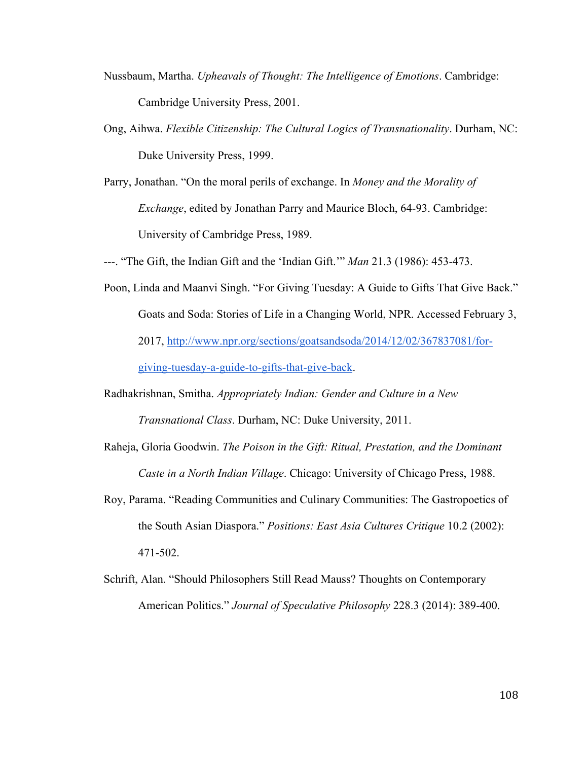Nussbaum, Martha. *Upheavals of Thought: The Intelligence of Emotions*. Cambridge: Cambridge University Press, 2001.

Ong, Aihwa. *Flexible Citizenship: The Cultural Logics of Transnationality*. Durham, NC: Duke University Press, 1999.

Parry, Jonathan. "On the moral perils of exchange. In *Money and the Morality of Exchange*, edited by Jonathan Parry and Maurice Bloch, 64-93. Cambridge: University of Cambridge Press, 1989.

---. "The Gift, the Indian Gift and the 'Indian Gift.'" *Man* 21.3 (1986): 453-473.

Poon, Linda and Maanvi Singh. "For Giving Tuesday: A Guide to Gifts That Give Back." Goats and Soda: Stories of Life in a Changing World, NPR. Accessed February 3, 2017, http://www.npr.org/sections/goatsandsoda/2014/12/02/367837081/for-giving-tuesday-a-guide-to-gifts-that-give-back.

Radhakrishnan, Smitha. *Appropriately Indian: Gender and Culture in a New Transnational Class*. Durham, NC: Duke University, 2011.

Raheja, Gloria Goodwin. *The Poison in the Gift: Ritual, Prestation, and the Dominant Caste in a North Indian Village*. Chicago: University of Chicago Press, 1988.

Roy, Parama. "Reading Communities and Culinary Communities: The Gastropoetics of the South Asian Diaspora." *Positions: East Asia Cultures Critique* 10.2 (2002): 471-502.

Schrift, Alan. "Should Philosophers Still Read Mauss? Thoughts on Contemporary American Politics." *Journal of Speculative Philosophy* 228.3 (2014): 389-400.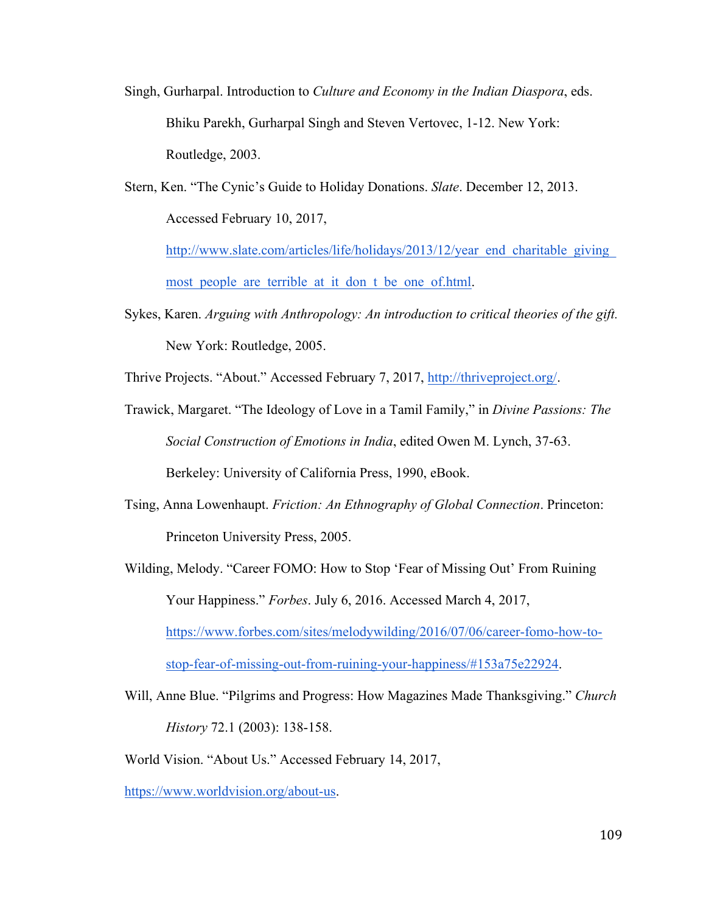Singh, Gurharpal. Introduction to *Culture and Economy in the Indian Diaspora*, eds. Bhiku Parekh, Gurharpal Singh and Steven Vertovec, 1-12. New York: Routledge, 2003.

Stern, Ken. "The Cynic's Guide to Holiday Donations. *Slate*. December 12, 2013. Accessed February 10, 2017, http://www.slate.com/articles/life/holidays/2013/12/year_end_charitable_giving_most_people_are_terrible_at_it_don_t_be_one_of.html.

Sykes, Karen. *Arguing with Anthropology: An introduction to critical theories of the gift.* New York: Routledge, 2005.

Thrive Projects. "About." Accessed February 7, 2017, http://thriveproject.org/.

Trawick, Margaret. "The Ideology of Love in a Tamil Family," in *Divine Passions: The Social Construction of Emotions in India*, edited Owen M. Lynch, 37-63. Berkeley: University of California Press, 1990, eBook.

Tsing, Anna Lowenhaupt. *Friction: An Ethnography of Global Connection*. Princeton: Princeton University Press, 2005.

Wilding, Melody. "Career FOMO: How to Stop 'Fear of Missing Out' From Ruining Your Happiness." *Forbes*. July 6, 2016. Accessed March 4, 2017, https://www.forbes.com/sites/melodywilding/2016/07/06/career-fomo-how-to-stop-fear-of-missing-out-from-ruining-your-happiness/#153a75e22924.

Will, Anne Blue. "Pilgrims and Progress: How Magazines Made Thanksgiving." *Church History* 72.1 (2003): 138-158.

World Vision. "About Us." Accessed February 14, 2017, https://www.worldvision.org/about-us.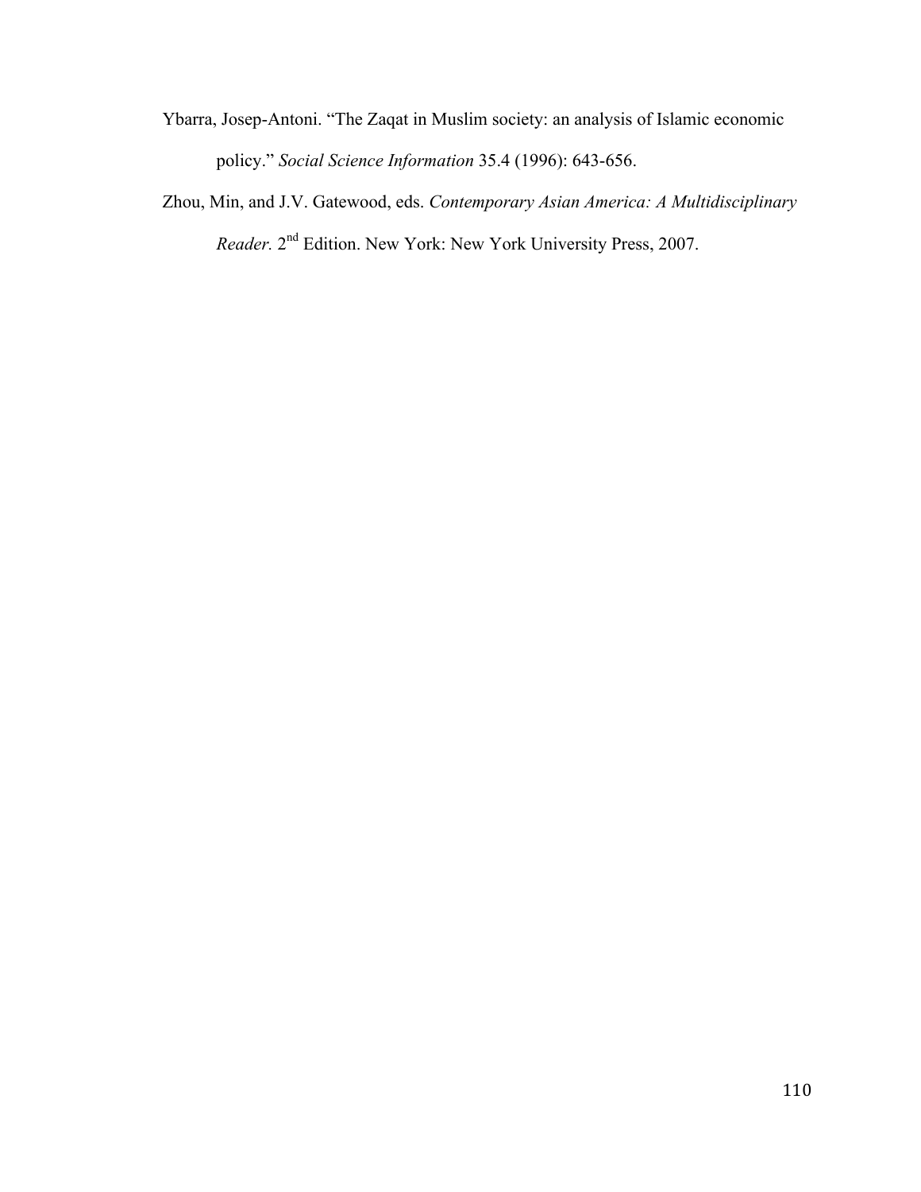Ybarra, Josep-Antoni. "The Zaqat in Muslim society: an analysis of Islamic economic policy." *Social Science Information* 35.4 (1996): 643-656.

Zhou, Min, and J.V. Gatewood, eds. *Contemporary Asian America: A Multidisciplinary Reader.* 2nd Edition. New York: New York University Press, 2007.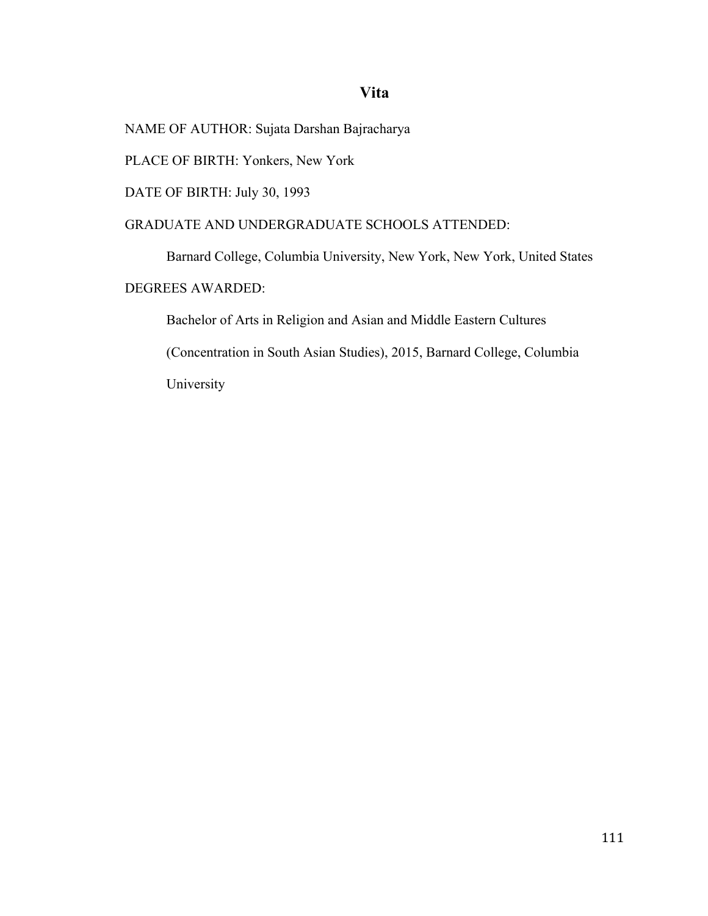# Vita

NAME OF AUTHOR: Sujata Darshan Bajracharya

PLACE OF BIRTH: Yonkers, New York

DATE OF BIRTH: July 30, 1993

GRADUATE AND UNDERGRADUATE SCHOOLS ATTENDED:

Barnard College, Columbia University, New York, New York, United States

DEGREES AWARDED:

Bachelor of Arts in Religion and Asian and Middle Eastern Cultures (Concentration in South Asian Studies), 2015, Barnard College, Columbia University